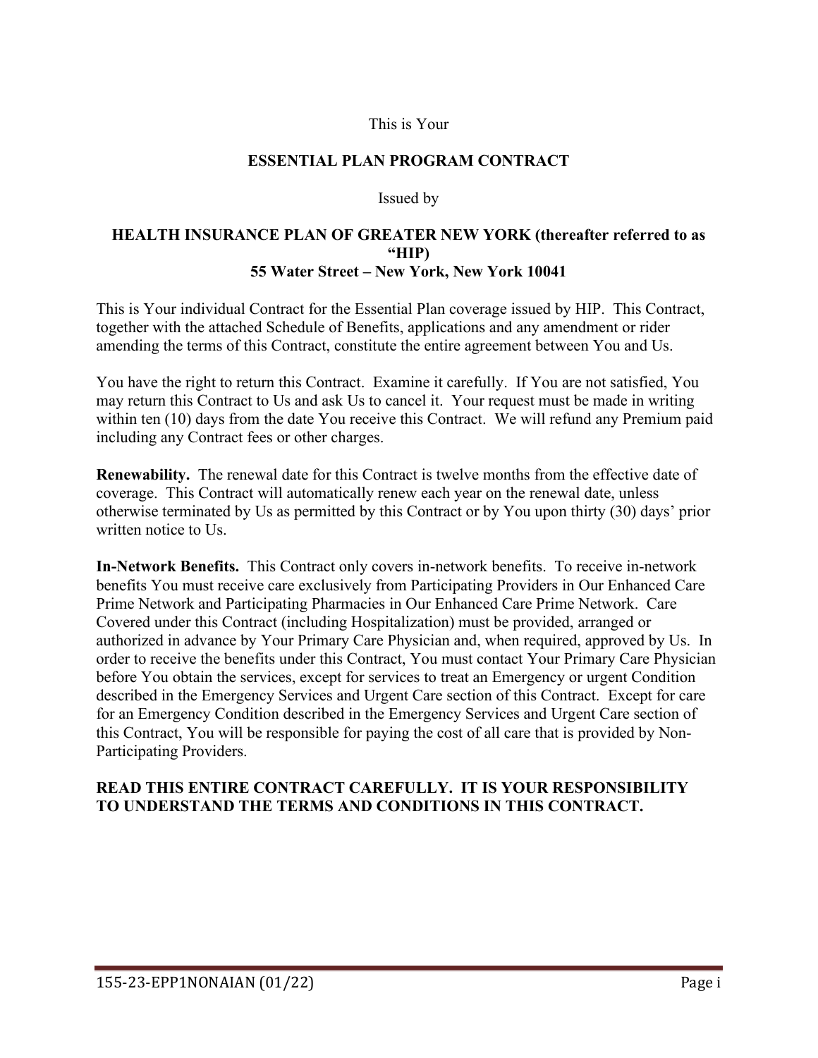This is Your

# ESSENTIAL PLAN PROGRAM CONTRACT

Issued by

## HEALTH INSURANCE PLAN OF GREATER NEW YORK (thereafter referred to as "HIP)
## 55 Water Street – New York, New York 10041

This is Your individual Contract for the Essential Plan coverage issued by HIP. This Contract, together with the attached Schedule of Benefits, applications and any amendment or rider amending the terms of this Contract, constitute the entire agreement between You and Us.

You have the right to return this Contract. Examine it carefully. If You are not satisfied, You may return this Contract to Us and ask Us to cancel it. Your request must be made in writing within ten (10) days from the date You receive this Contract. We will refund any Premium paid including any Contract fees or other charges.

**Renewability.** The renewal date for this Contract is twelve months from the effective date of coverage. This Contract will automatically renew each year on the renewal date, unless otherwise terminated by Us as permitted by this Contract or by You upon thirty (30) days' prior written notice to Us.

**In-Network Benefits.** This Contract only covers in-network benefits. To receive in-network benefits You must receive care exclusively from Participating Providers in Our Enhanced Care Prime Network and Participating Pharmacies in Our Enhanced Care Prime Network. Care Covered under this Contract (including Hospitalization) must be provided, arranged or authorized in advance by Your Primary Care Physician and, when required, approved by Us. In order to receive the benefits under this Contract, You must contact Your Primary Care Physician before You obtain the services, except for services to treat an Emergency or urgent Condition described in the Emergency Services and Urgent Care section of this Contract. Except for care for an Emergency Condition described in the Emergency Services and Urgent Care section of this Contract, You will be responsible for paying the cost of all care that is provided by Non-Participating Providers.

**READ THIS ENTIRE CONTRACT CAREFULLY. IT IS YOUR RESPONSIBILITY TO UNDERSTAND THE TERMS AND CONDITIONS IN THIS CONTRACT.**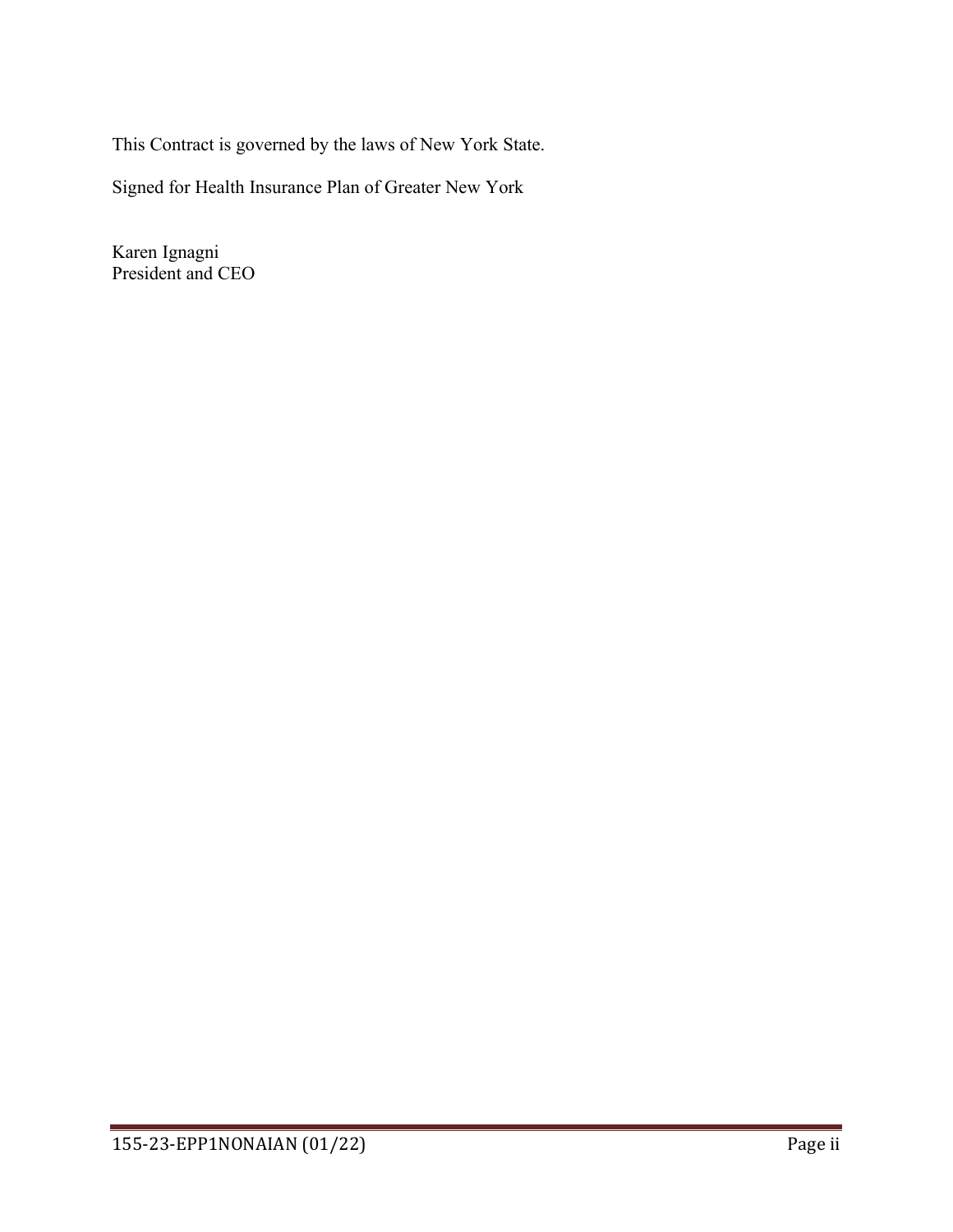This Contract is governed by the laws of New York State.

Signed for Health Insurance Plan of Greater New York

Karen Ignagni
President and CEO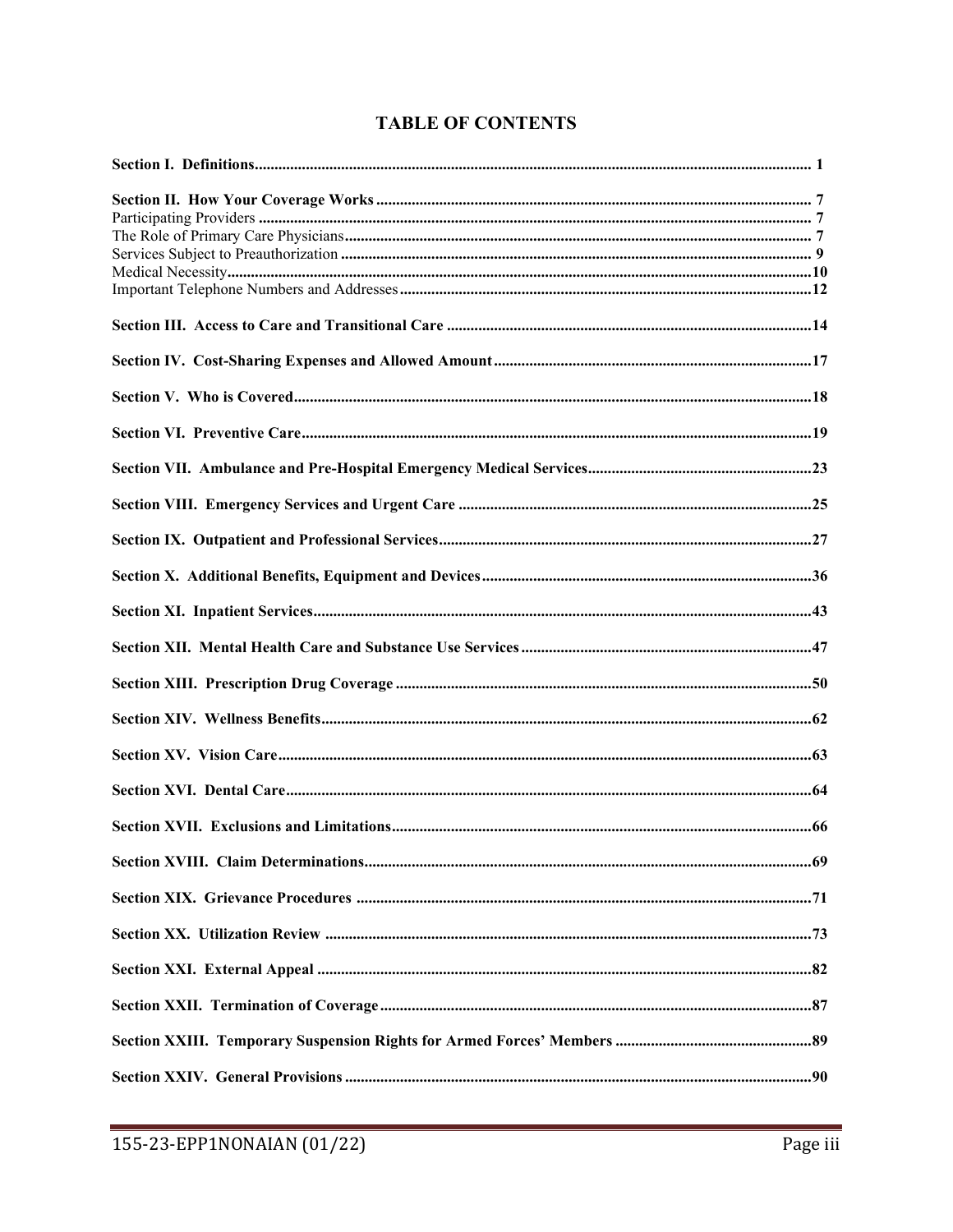# TABLE OF CONTENTS

**Section I. Definitions** ........................................................................................................ 1

**Section II. How Your Coverage Works** ........................................................................................................ 7
Participating Providers ........................................................................................................ 7
The Role of Primary Care Physicians ........................................................................................................ 7
Services Subject to Preauthorization ........................................................................................................ 9
Medical Necessity ........................................................................................................ 10
Important Telephone Numbers and Addresses ........................................................................................................ 12

**Section III. Access to Care and Transitional Care** ........................................................................................................ 14

**Section IV. Cost-Sharing Expenses and Allowed Amount** ........................................................................................................ 17

**Section V. Who is Covered** ........................................................................................................ 18

**Section VI. Preventive Care** ........................................................................................................ 19

**Section VII. Ambulance and Pre-Hospital Emergency Medical Services** ........................................................................................................ 23

**Section VIII. Emergency Services and Urgent Care** ........................................................................................................ 25

**Section IX. Outpatient and Professional Services** ........................................................................................................ 27

**Section X. Additional Benefits, Equipment and Devices** ........................................................................................................ 36

**Section XI. Inpatient Services** ........................................................................................................ 43

**Section XII. Mental Health Care and Substance Use Services** ........................................................................................................ 47

**Section XIII. Prescription Drug Coverage** ........................................................................................................ 50

**Section XIV. Wellness Benefits** ........................................................................................................ 62

**Section XV. Vision Care** ........................................................................................................ 63

**Section XVI. Dental Care** ........................................................................................................ 64

**Section XVII. Exclusions and Limitations** ........................................................................................................ 66

**Section XVIII. Claim Determinations** ........................................................................................................ 69

**Section XIX. Grievance Procedures** ........................................................................................................ 71

**Section XX. Utilization Review** ........................................................................................................ 73

**Section XXI. External Appeal** ........................................................................................................ 82

**Section XXII. Termination of Coverage** ........................................................................................................ 87

**Section XXIII. Temporary Suspension Rights for Armed Forces' Members** ........................................................................................................ 89

**Section XXIV. General Provisions** ........................................................................................................ 90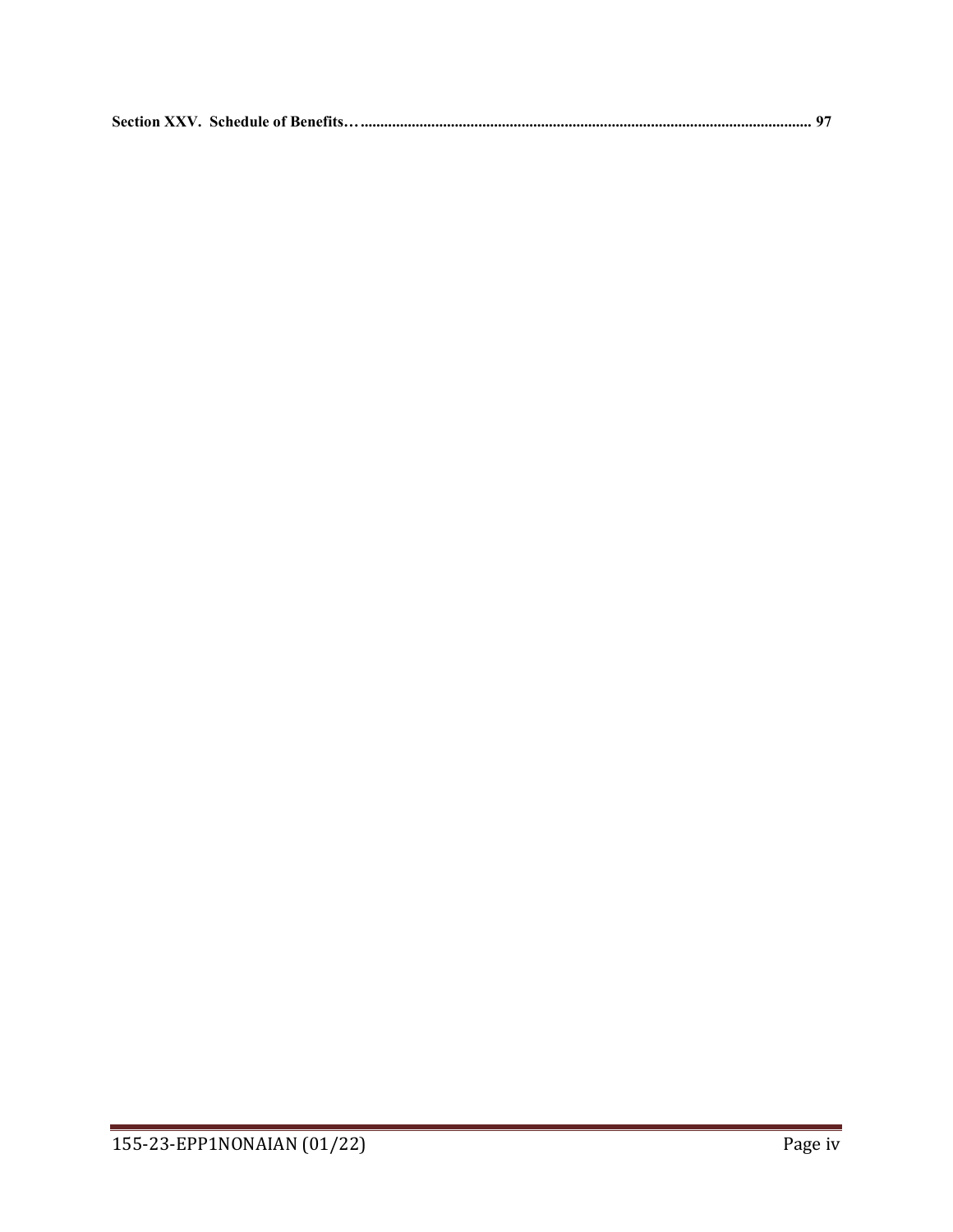**Section XXV. Schedule of Benefits…** .................................................................................................................. **97**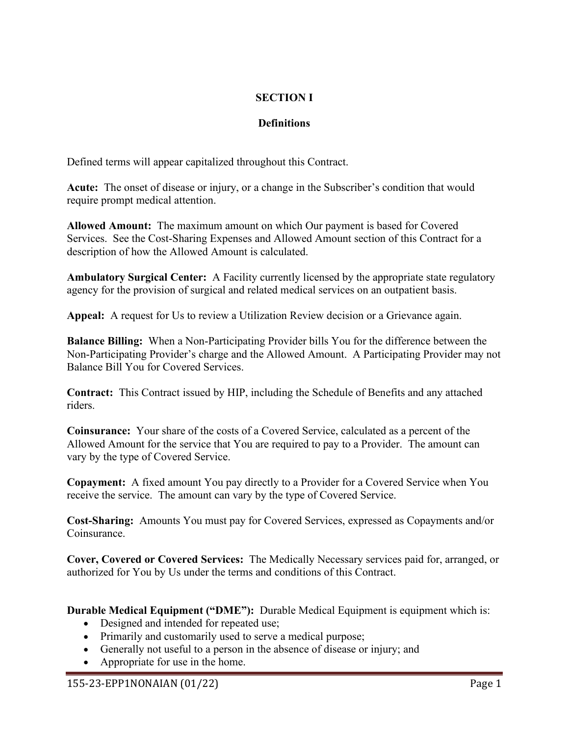# SECTION I

## Definitions

Defined terms will appear capitalized throughout this Contract.

**Acute:** The onset of disease or injury, or a change in the Subscriber's condition that would require prompt medical attention.

**Allowed Amount:** The maximum amount on which Our payment is based for Covered Services. See the Cost-Sharing Expenses and Allowed Amount section of this Contract for a description of how the Allowed Amount is calculated.

**Ambulatory Surgical Center:** A Facility currently licensed by the appropriate state regulatory agency for the provision of surgical and related medical services on an outpatient basis.

**Appeal:** A request for Us to review a Utilization Review decision or a Grievance again.

**Balance Billing:** When a Non-Participating Provider bills You for the difference between the Non-Participating Provider's charge and the Allowed Amount. A Participating Provider may not Balance Bill You for Covered Services.

**Contract:** This Contract issued by HIP, including the Schedule of Benefits and any attached riders.

**Coinsurance:** Your share of the costs of a Covered Service, calculated as a percent of the Allowed Amount for the service that You are required to pay to a Provider. The amount can vary by the type of Covered Service.

**Copayment:** A fixed amount You pay directly to a Provider for a Covered Service when You receive the service. The amount can vary by the type of Covered Service.

**Cost-Sharing:** Amounts You must pay for Covered Services, expressed as Copayments and/or Coinsurance.

**Cover, Covered or Covered Services:** The Medically Necessary services paid for, arranged, or authorized for You by Us under the terms and conditions of this Contract.

**Durable Medical Equipment ("DME"):** Durable Medical Equipment is equipment which is:

- Designed and intended for repeated use;
- Primarily and customarily used to serve a medical purpose;
- Generally not useful to a person in the absence of disease or injury; and
- Appropriate for use in the home.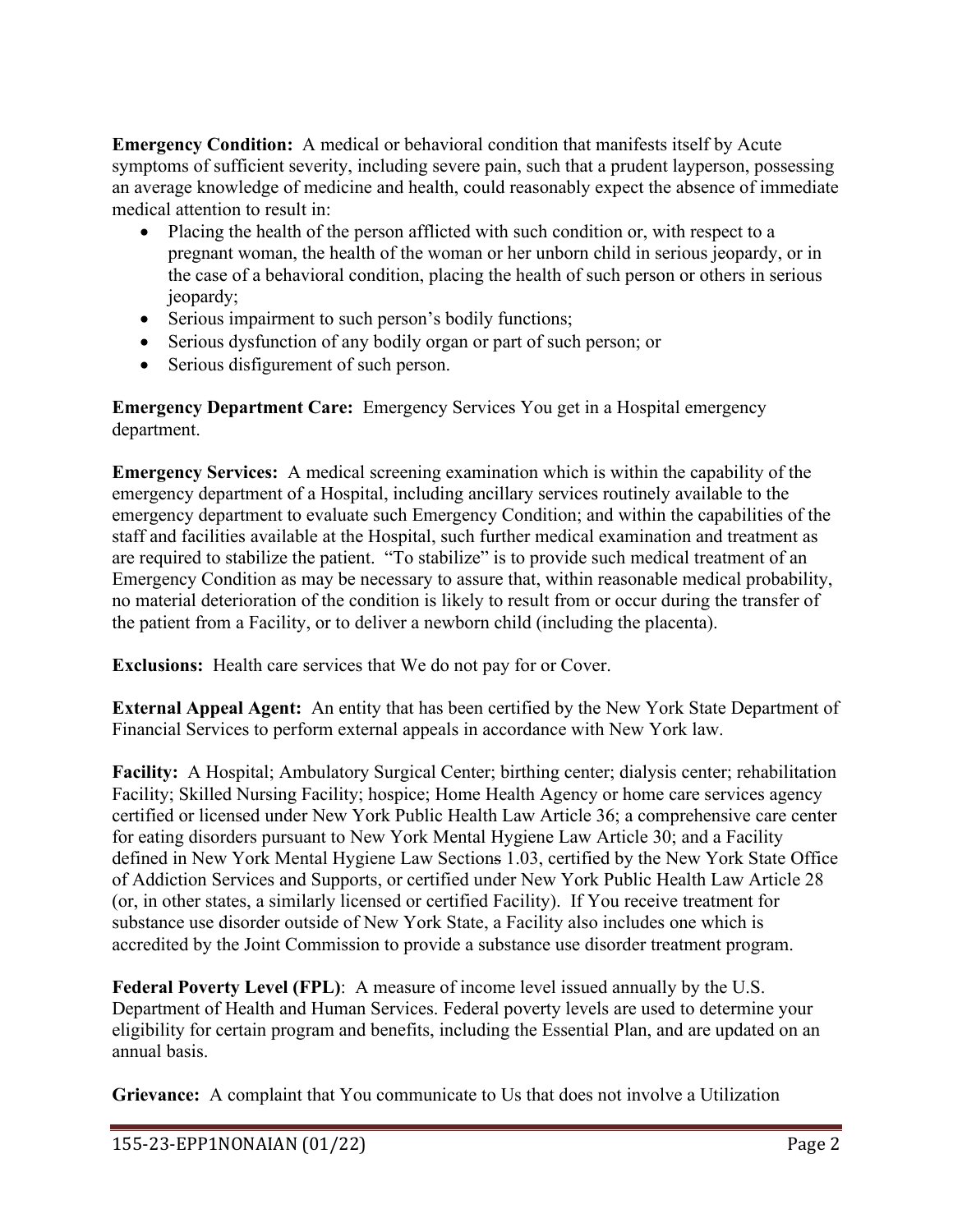**Emergency Condition:** A medical or behavioral condition that manifests itself by Acute symptoms of sufficient severity, including severe pain, such that a prudent layperson, possessing an average knowledge of medicine and health, could reasonably expect the absence of immediate medical attention to result in:

- Placing the health of the person afflicted with such condition or, with respect to a pregnant woman, the health of the woman or her unborn child in serious jeopardy, or in the case of a behavioral condition, placing the health of such person or others in serious jeopardy;
- Serious impairment to such person's bodily functions;
- Serious dysfunction of any bodily organ or part of such person; or
- Serious disfigurement of such person.

**Emergency Department Care:** Emergency Services You get in a Hospital emergency department.

**Emergency Services:** A medical screening examination which is within the capability of the emergency department of a Hospital, including ancillary services routinely available to the emergency department to evaluate such Emergency Condition; and within the capabilities of the staff and facilities available at the Hospital, such further medical examination and treatment as are required to stabilize the patient. "To stabilize" is to provide such medical treatment of an Emergency Condition as may be necessary to assure that, within reasonable medical probability, no material deterioration of the condition is likely to result from or occur during the transfer of the patient from a Facility, or to deliver a newborn child (including the placenta).

**Exclusions:** Health care services that We do not pay for or Cover.

**External Appeal Agent:** An entity that has been certified by the New York State Department of Financial Services to perform external appeals in accordance with New York law.

**Facility:** A Hospital; Ambulatory Surgical Center; birthing center; dialysis center; rehabilitation Facility; Skilled Nursing Facility; hospice; Home Health Agency or home care services agency certified or licensed under New York Public Health Law Article 36; a comprehensive care center for eating disorders pursuant to New York Mental Hygiene Law Article 30; and a Facility defined in New York Mental Hygiene Law Sections 1.03, certified by the New York State Office of Addiction Services and Supports, or certified under New York Public Health Law Article 28 (or, in other states, a similarly licensed or certified Facility). If You receive treatment for substance use disorder outside of New York State, a Facility also includes one which is accredited by the Joint Commission to provide a substance use disorder treatment program.

**Federal Poverty Level (FPL)**: A measure of income level issued annually by the U.S. Department of Health and Human Services. Federal poverty levels are used to determine your eligibility for certain program and benefits, including the Essential Plan, and are updated on an annual basis.

**Grievance:** A complaint that You communicate to Us that does not involve a Utilization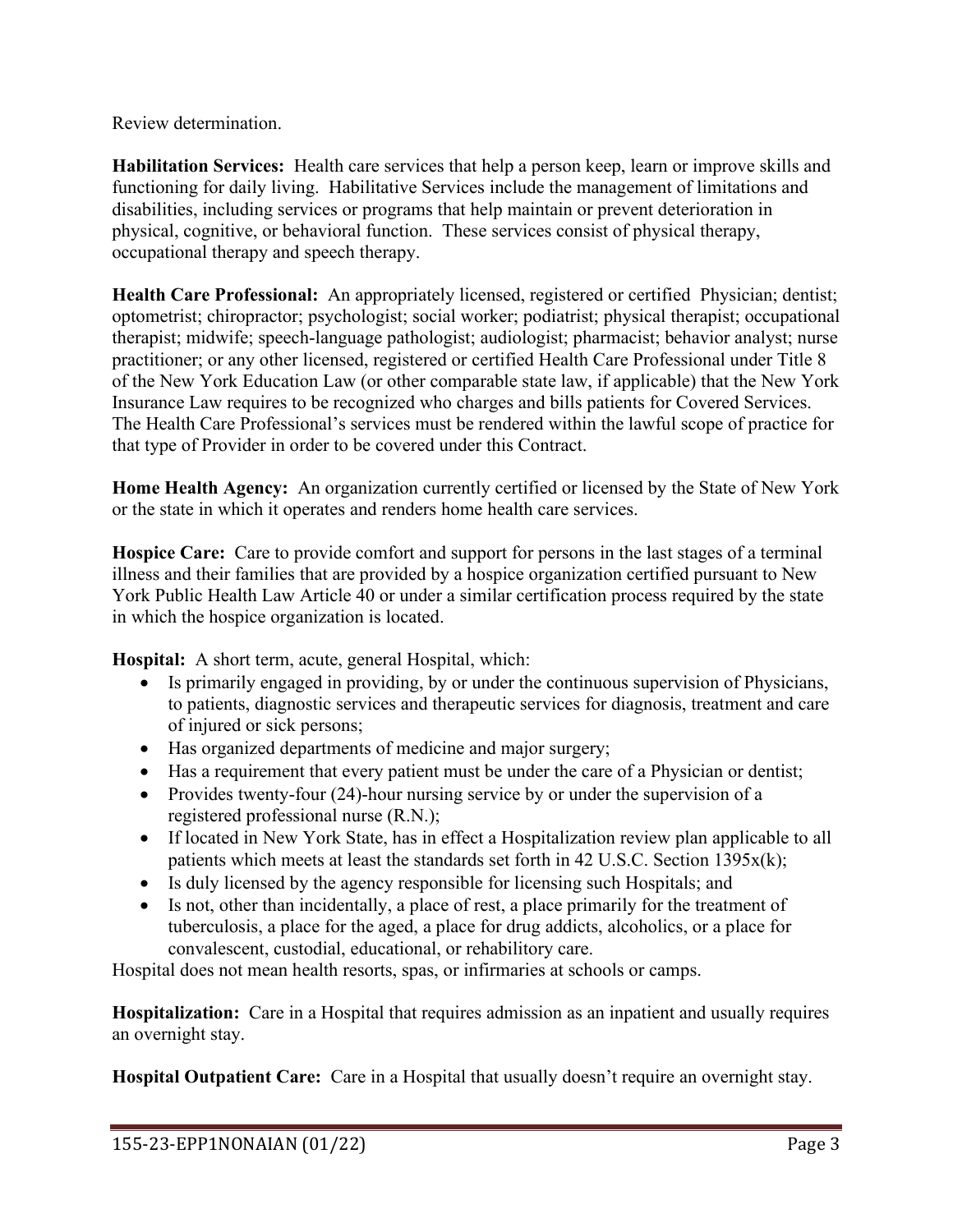Review determination.

**Habilitation Services:** Health care services that help a person keep, learn or improve skills and functioning for daily living. Habilitative Services include the management of limitations and disabilities, including services or programs that help maintain or prevent deterioration in physical, cognitive, or behavioral function. These services consist of physical therapy, occupational therapy and speech therapy.

**Health Care Professional:** An appropriately licensed, registered or certified Physician; dentist; optometrist; chiropractor; psychologist; social worker; podiatrist; physical therapist; occupational therapist; midwife; speech-language pathologist; audiologist; pharmacist; behavior analyst; nurse practitioner; or any other licensed, registered or certified Health Care Professional under Title 8 of the New York Education Law (or other comparable state law, if applicable) that the New York Insurance Law requires to be recognized who charges and bills patients for Covered Services. The Health Care Professional's services must be rendered within the lawful scope of practice for that type of Provider in order to be covered under this Contract.

**Home Health Agency:** An organization currently certified or licensed by the State of New York or the state in which it operates and renders home health care services.

**Hospice Care:** Care to provide comfort and support for persons in the last stages of a terminal illness and their families that are provided by a hospice organization certified pursuant to New York Public Health Law Article 40 or under a similar certification process required by the state in which the hospice organization is located.

**Hospital:** A short term, acute, general Hospital, which:

- Is primarily engaged in providing, by or under the continuous supervision of Physicians, to patients, diagnostic services and therapeutic services for diagnosis, treatment and care of injured or sick persons;
- Has organized departments of medicine and major surgery;
- Has a requirement that every patient must be under the care of a Physician or dentist;
- Provides twenty-four (24)-hour nursing service by or under the supervision of a registered professional nurse (R.N.);
- If located in New York State, has in effect a Hospitalization review plan applicable to all patients which meets at least the standards set forth in 42 U.S.C. Section 1395x(k);
- Is duly licensed by the agency responsible for licensing such Hospitals; and
- Is not, other than incidentally, a place of rest, a place primarily for the treatment of tuberculosis, a place for the aged, a place for drug addicts, alcoholics, or a place for convalescent, custodial, educational, or rehabilitory care.

Hospital does not mean health resorts, spas, or infirmaries at schools or camps.

**Hospitalization:** Care in a Hospital that requires admission as an inpatient and usually requires an overnight stay.

**Hospital Outpatient Care:** Care in a Hospital that usually doesn't require an overnight stay.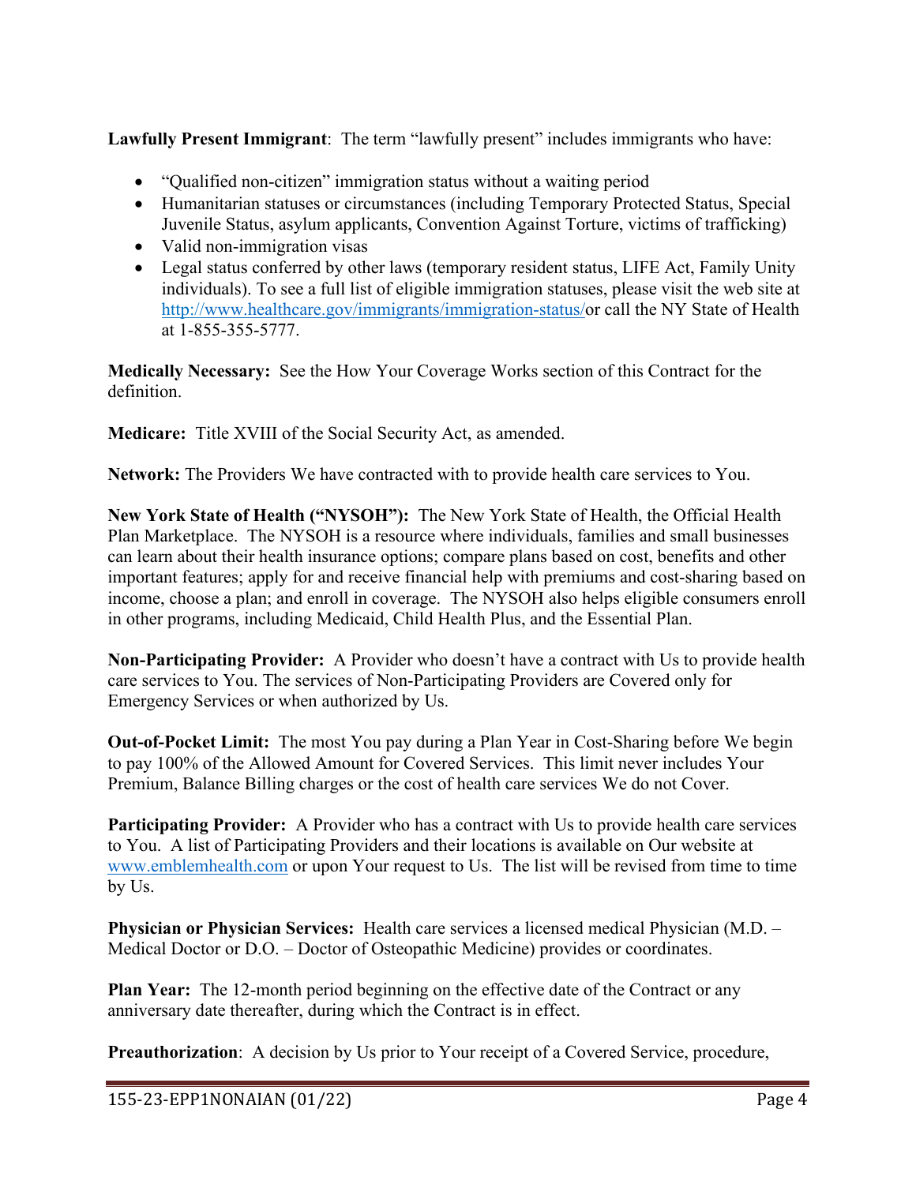**Lawfully Present Immigrant**: The term "lawfully present" includes immigrants who have:

- "Qualified non-citizen" immigration status without a waiting period
- Humanitarian statuses or circumstances (including Temporary Protected Status, Special Juvenile Status, asylum applicants, Convention Against Torture, victims of trafficking)
- Valid non-immigration visas
- Legal status conferred by other laws (temporary resident status, LIFE Act, Family Unity individuals). To see a full list of eligible immigration statuses, please visit the web site at http://www.healthcare.gov/immigrants/immigration-status/or call the NY State of Health at 1-855-355-5777.

**Medically Necessary:** See the How Your Coverage Works section of this Contract for the definition.

**Medicare:** Title XVIII of the Social Security Act, as amended.

**Network:** The Providers We have contracted with to provide health care services to You.

**New York State of Health ("NYSOH"):** The New York State of Health, the Official Health Plan Marketplace. The NYSOH is a resource where individuals, families and small businesses can learn about their health insurance options; compare plans based on cost, benefits and other important features; apply for and receive financial help with premiums and cost-sharing based on income, choose a plan; and enroll in coverage. The NYSOH also helps eligible consumers enroll in other programs, including Medicaid, Child Health Plus, and the Essential Plan.

**Non-Participating Provider:** A Provider who doesn't have a contract with Us to provide health care services to You. The services of Non-Participating Providers are Covered only for Emergency Services or when authorized by Us.

**Out-of-Pocket Limit:** The most You pay during a Plan Year in Cost-Sharing before We begin to pay 100% of the Allowed Amount for Covered Services. This limit never includes Your Premium, Balance Billing charges or the cost of health care services We do not Cover.

**Participating Provider:** A Provider who has a contract with Us to provide health care services to You. A list of Participating Providers and their locations is available on Our website at www.emblemhealth.com or upon Your request to Us. The list will be revised from time to time by Us.

**Physician or Physician Services:** Health care services a licensed medical Physician (M.D. – Medical Doctor or D.O. – Doctor of Osteopathic Medicine) provides or coordinates.

**Plan Year:** The 12-month period beginning on the effective date of the Contract or any anniversary date thereafter, during which the Contract is in effect.

**Preauthorization**: A decision by Us prior to Your receipt of a Covered Service, procedure,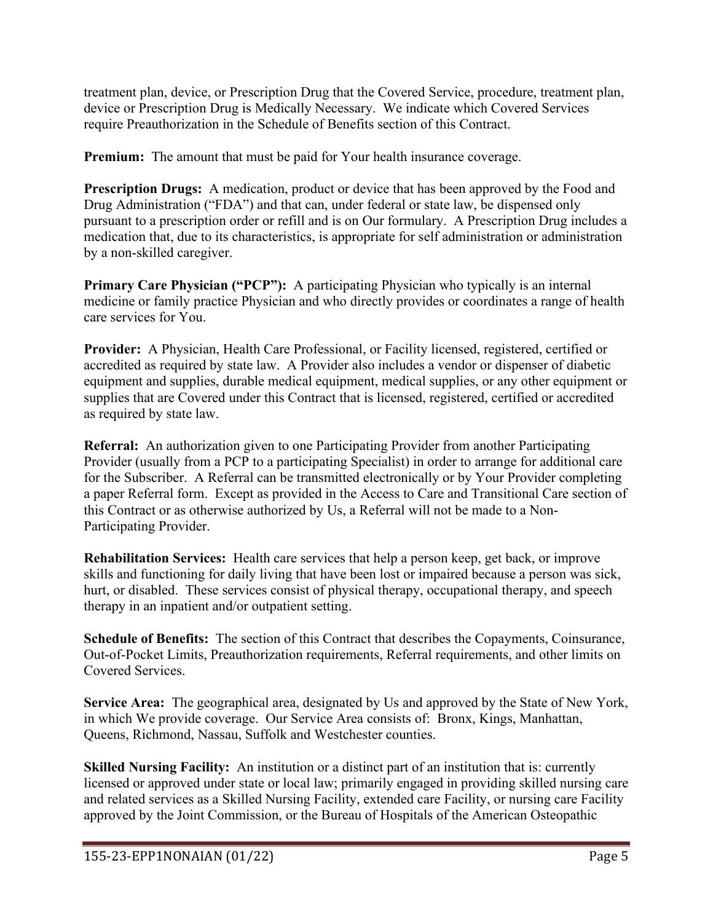treatment plan, device, or Prescription Drug that the Covered Service, procedure, treatment plan, device or Prescription Drug is Medically Necessary. We indicate which Covered Services require Preauthorization in the Schedule of Benefits section of this Contract.

**Premium:** The amount that must be paid for Your health insurance coverage.

**Prescription Drugs:** A medication, product or device that has been approved by the Food and Drug Administration ("FDA") and that can, under federal or state law, be dispensed only pursuant to a prescription order or refill and is on Our formulary. A Prescription Drug includes a medication that, due to its characteristics, is appropriate for self administration or administration by a non-skilled caregiver.

**Primary Care Physician ("PCP"):** A participating Physician who typically is an internal medicine or family practice Physician and who directly provides or coordinates a range of health care services for You.

**Provider:** A Physician, Health Care Professional, or Facility licensed, registered, certified or accredited as required by state law. A Provider also includes a vendor or dispenser of diabetic equipment and supplies, durable medical equipment, medical supplies, or any other equipment or supplies that are Covered under this Contract that is licensed, registered, certified or accredited as required by state law.

**Referral:** An authorization given to one Participating Provider from another Participating Provider (usually from a PCP to a participating Specialist) in order to arrange for additional care for the Subscriber. A Referral can be transmitted electronically or by Your Provider completing a paper Referral form. Except as provided in the Access to Care and Transitional Care section of this Contract or as otherwise authorized by Us, a Referral will not be made to a Non-Participating Provider.

**Rehabilitation Services:** Health care services that help a person keep, get back, or improve skills and functioning for daily living that have been lost or impaired because a person was sick, hurt, or disabled. These services consist of physical therapy, occupational therapy, and speech therapy in an inpatient and/or outpatient setting.

**Schedule of Benefits:** The section of this Contract that describes the Copayments, Coinsurance, Out-of-Pocket Limits, Preauthorization requirements, Referral requirements, and other limits on Covered Services.

**Service Area:** The geographical area, designated by Us and approved by the State of New York, in which We provide coverage. Our Service Area consists of: Bronx, Kings, Manhattan, Queens, Richmond, Nassau, Suffolk and Westchester counties.

**Skilled Nursing Facility:** An institution or a distinct part of an institution that is: currently licensed or approved under state or local law; primarily engaged in providing skilled nursing care and related services as a Skilled Nursing Facility, extended care Facility, or nursing care Facility approved by the Joint Commission, or the Bureau of Hospitals of the American Osteopathic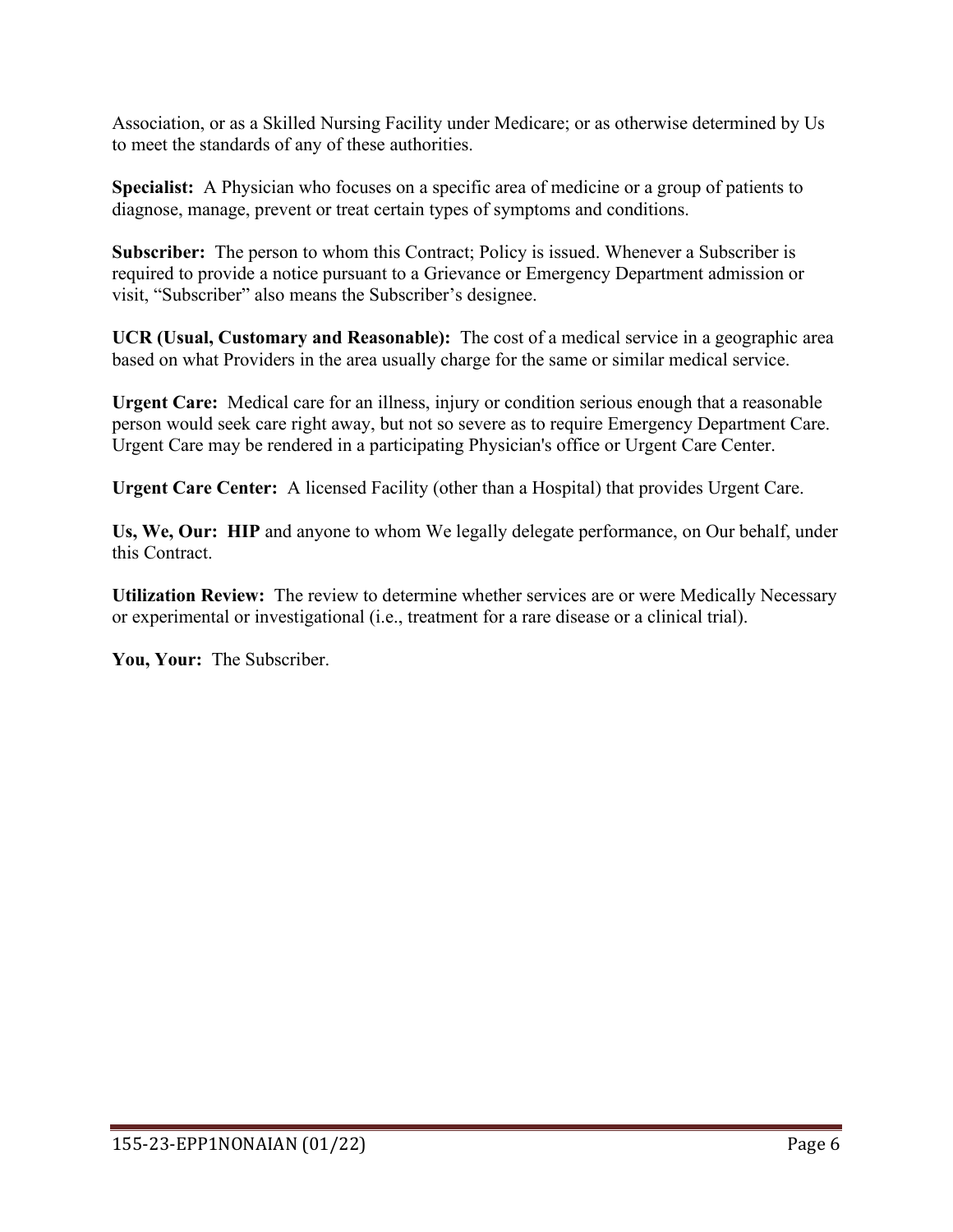Association, or as a Skilled Nursing Facility under Medicare; or as otherwise determined by Us to meet the standards of any of these authorities.

**Specialist:** A Physician who focuses on a specific area of medicine or a group of patients to diagnose, manage, prevent or treat certain types of symptoms and conditions.

**Subscriber:** The person to whom this Contract; Policy is issued. Whenever a Subscriber is required to provide a notice pursuant to a Grievance or Emergency Department admission or visit, "Subscriber" also means the Subscriber's designee.

**UCR (Usual, Customary and Reasonable):** The cost of a medical service in a geographic area based on what Providers in the area usually charge for the same or similar medical service.

**Urgent Care:** Medical care for an illness, injury or condition serious enough that a reasonable person would seek care right away, but not so severe as to require Emergency Department Care. Urgent Care may be rendered in a participating Physician's office or Urgent Care Center.

**Urgent Care Center:** A licensed Facility (other than a Hospital) that provides Urgent Care.

**Us, We, Our: HIP** and anyone to whom We legally delegate performance, on Our behalf, under this Contract.

**Utilization Review:** The review to determine whether services are or were Medically Necessary or experimental or investigational (i.e., treatment for a rare disease or a clinical trial).

**You, Your:** The Subscriber.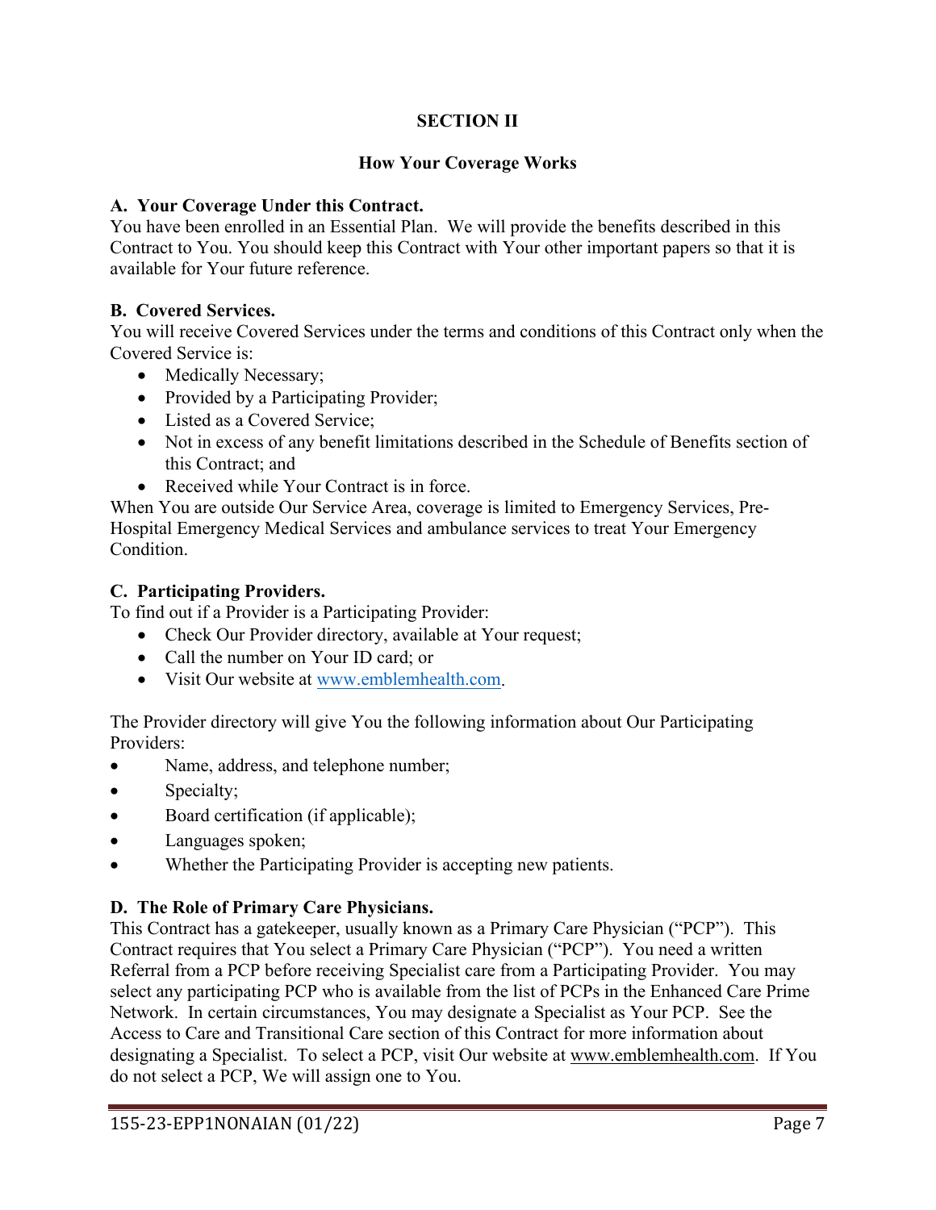# SECTION II

## How Your Coverage Works

### A. Your Coverage Under this Contract.

You have been enrolled in an Essential Plan. We will provide the benefits described in this Contract to You. You should keep this Contract with Your other important papers so that it is available for Your future reference.

### B. Covered Services.

You will receive Covered Services under the terms and conditions of this Contract only when the Covered Service is:

- Medically Necessary;
- Provided by a Participating Provider;
- Listed as a Covered Service;
- Not in excess of any benefit limitations described in the Schedule of Benefits section of this Contract; and
- Received while Your Contract is in force.

When You are outside Our Service Area, coverage is limited to Emergency Services, Pre-Hospital Emergency Medical Services and ambulance services to treat Your Emergency Condition.

### C. Participating Providers.

To find out if a Provider is a Participating Provider:

- Check Our Provider directory, available at Your request;
- Call the number on Your ID card; or
- Visit Our website at www.emblemhealth.com.

The Provider directory will give You the following information about Our Participating Providers:

- Name, address, and telephone number;
- Specialty;
- Board certification (if applicable);
- Languages spoken;
- Whether the Participating Provider is accepting new patients.

### D. The Role of Primary Care Physicians.

This Contract has a gatekeeper, usually known as a Primary Care Physician ("PCP"). This Contract requires that You select a Primary Care Physician ("PCP"). You need a written Referral from a PCP before receiving Specialist care from a Participating Provider. You may select any participating PCP who is available from the list of PCPs in the Enhanced Care Prime Network. In certain circumstances, You may designate a Specialist as Your PCP. See the Access to Care and Transitional Care section of this Contract for more information about designating a Specialist. To select a PCP, visit Our website at www.emblemhealth.com. If You do not select a PCP, We will assign one to You.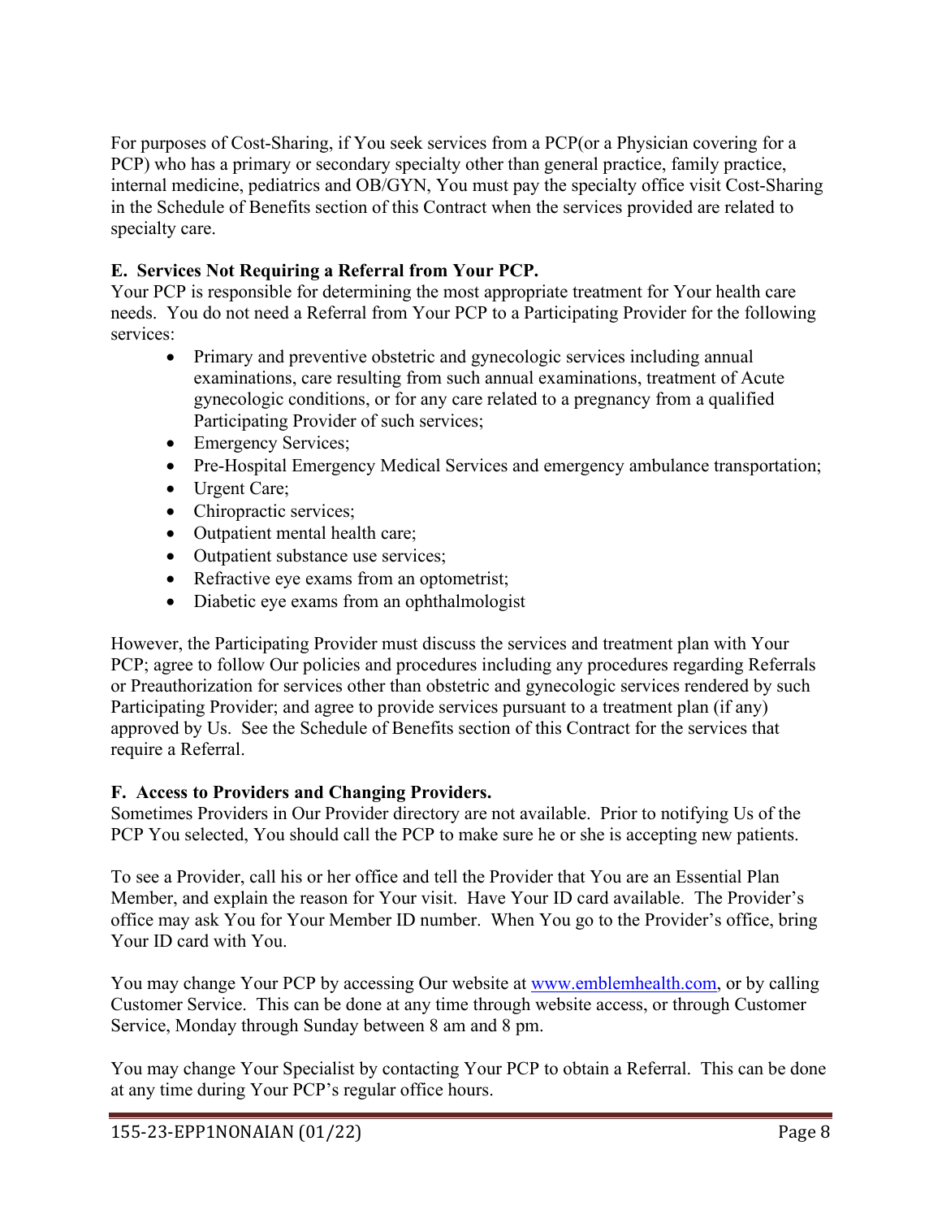For purposes of Cost-Sharing, if You seek services from a PCP(or a Physician covering for a PCP) who has a primary or secondary specialty other than general practice, family practice, internal medicine, pediatrics and OB/GYN, You must pay the specialty office visit Cost-Sharing in the Schedule of Benefits section of this Contract when the services provided are related to specialty care.

**E. Services Not Requiring a Referral from Your PCP.**

Your PCP is responsible for determining the most appropriate treatment for Your health care needs. You do not need a Referral from Your PCP to a Participating Provider for the following services:

- Primary and preventive obstetric and gynecologic services including annual examinations, care resulting from such annual examinations, treatment of Acute gynecologic conditions, or for any care related to a pregnancy from a qualified Participating Provider of such services;
- Emergency Services;
- Pre-Hospital Emergency Medical Services and emergency ambulance transportation;
- Urgent Care;
- Chiropractic services;
- Outpatient mental health care;
- Outpatient substance use services;
- Refractive eye exams from an optometrist;
- Diabetic eye exams from an ophthalmologist

However, the Participating Provider must discuss the services and treatment plan with Your PCP; agree to follow Our policies and procedures including any procedures regarding Referrals or Preauthorization for services other than obstetric and gynecologic services rendered by such Participating Provider; and agree to provide services pursuant to a treatment plan (if any) approved by Us. See the Schedule of Benefits section of this Contract for the services that require a Referral.

**F. Access to Providers and Changing Providers.**

Sometimes Providers in Our Provider directory are not available. Prior to notifying Us of the PCP You selected, You should call the PCP to make sure he or she is accepting new patients.

To see a Provider, call his or her office and tell the Provider that You are an Essential Plan Member, and explain the reason for Your visit. Have Your ID card available. The Provider's office may ask You for Your Member ID number. When You go to the Provider's office, bring Your ID card with You.

You may change Your PCP by accessing Our website at www.emblemhealth.com, or by calling Customer Service. This can be done at any time through website access, or through Customer Service, Monday through Sunday between 8 am and 8 pm.

You may change Your Specialist by contacting Your PCP to obtain a Referral. This can be done at any time during Your PCP's regular office hours.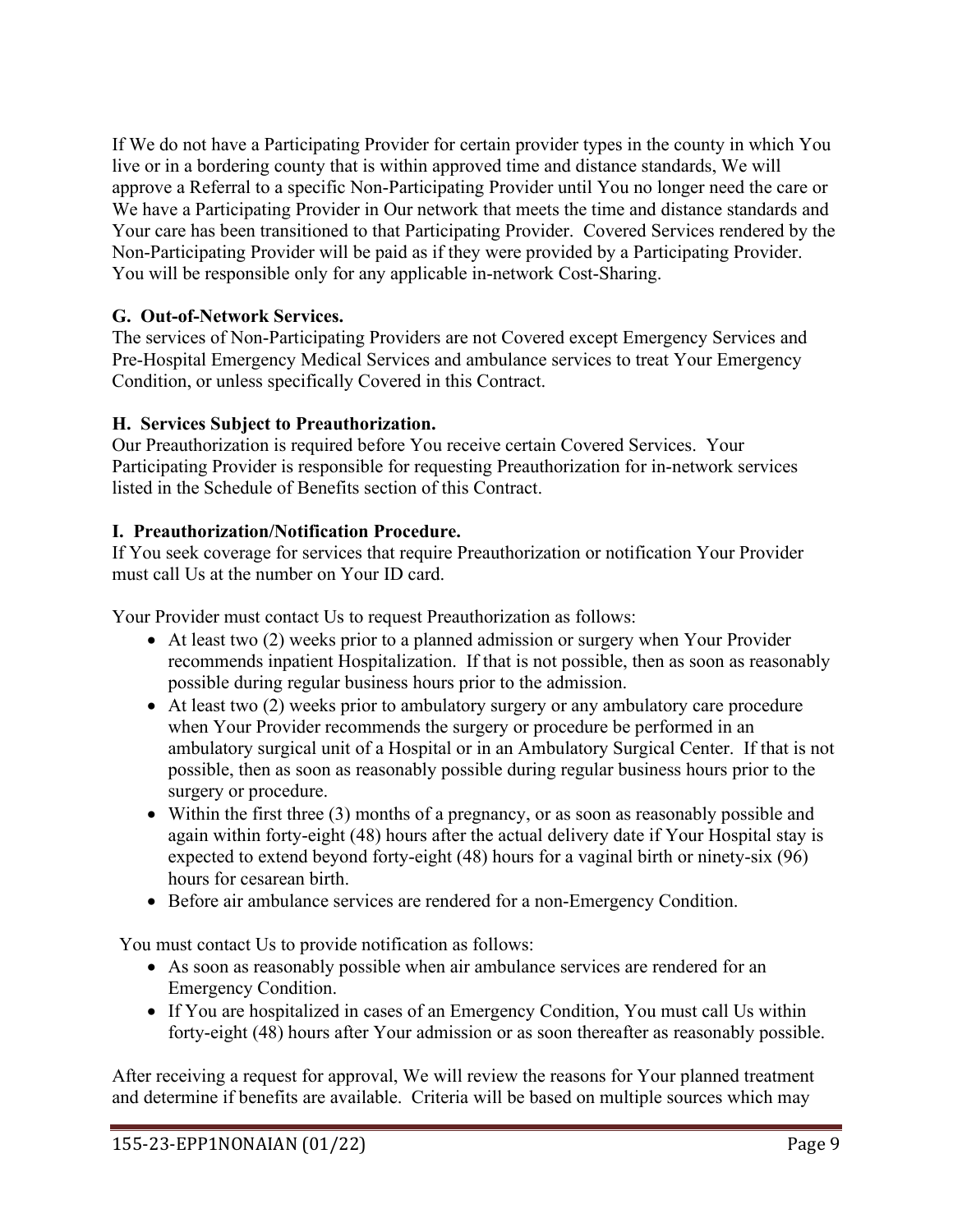If We do not have a Participating Provider for certain provider types in the county in which You live or in a bordering county that is within approved time and distance standards, We will approve a Referral to a specific Non-Participating Provider until You no longer need the care or We have a Participating Provider in Our network that meets the time and distance standards and Your care has been transitioned to that Participating Provider. Covered Services rendered by the Non-Participating Provider will be paid as if they were provided by a Participating Provider. You will be responsible only for any applicable in-network Cost-Sharing.

**G. Out-of-Network Services.**
The services of Non-Participating Providers are not Covered except Emergency Services and Pre-Hospital Emergency Medical Services and ambulance services to treat Your Emergency Condition, or unless specifically Covered in this Contract.

**H. Services Subject to Preauthorization.**
Our Preauthorization is required before You receive certain Covered Services. Your Participating Provider is responsible for requesting Preauthorization for in-network services listed in the Schedule of Benefits section of this Contract.

**I. Preauthorization/Notification Procedure.**
If You seek coverage for services that require Preauthorization or notification Your Provider must call Us at the number on Your ID card.

Your Provider must contact Us to request Preauthorization as follows:

- At least two (2) weeks prior to a planned admission or surgery when Your Provider recommends inpatient Hospitalization. If that is not possible, then as soon as reasonably possible during regular business hours prior to the admission.
- At least two (2) weeks prior to ambulatory surgery or any ambulatory care procedure when Your Provider recommends the surgery or procedure be performed in an ambulatory surgical unit of a Hospital or in an Ambulatory Surgical Center. If that is not possible, then as soon as reasonably possible during regular business hours prior to the surgery or procedure.
- Within the first three (3) months of a pregnancy, or as soon as reasonably possible and again within forty-eight (48) hours after the actual delivery date if Your Hospital stay is expected to extend beyond forty-eight (48) hours for a vaginal birth or ninety-six (96) hours for cesarean birth.
- Before air ambulance services are rendered for a non-Emergency Condition.

You must contact Us to provide notification as follows:

- As soon as reasonably possible when air ambulance services are rendered for an Emergency Condition.
- If You are hospitalized in cases of an Emergency Condition, You must call Us within forty-eight (48) hours after Your admission or as soon thereafter as reasonably possible.

After receiving a request for approval, We will review the reasons for Your planned treatment and determine if benefits are available. Criteria will be based on multiple sources which may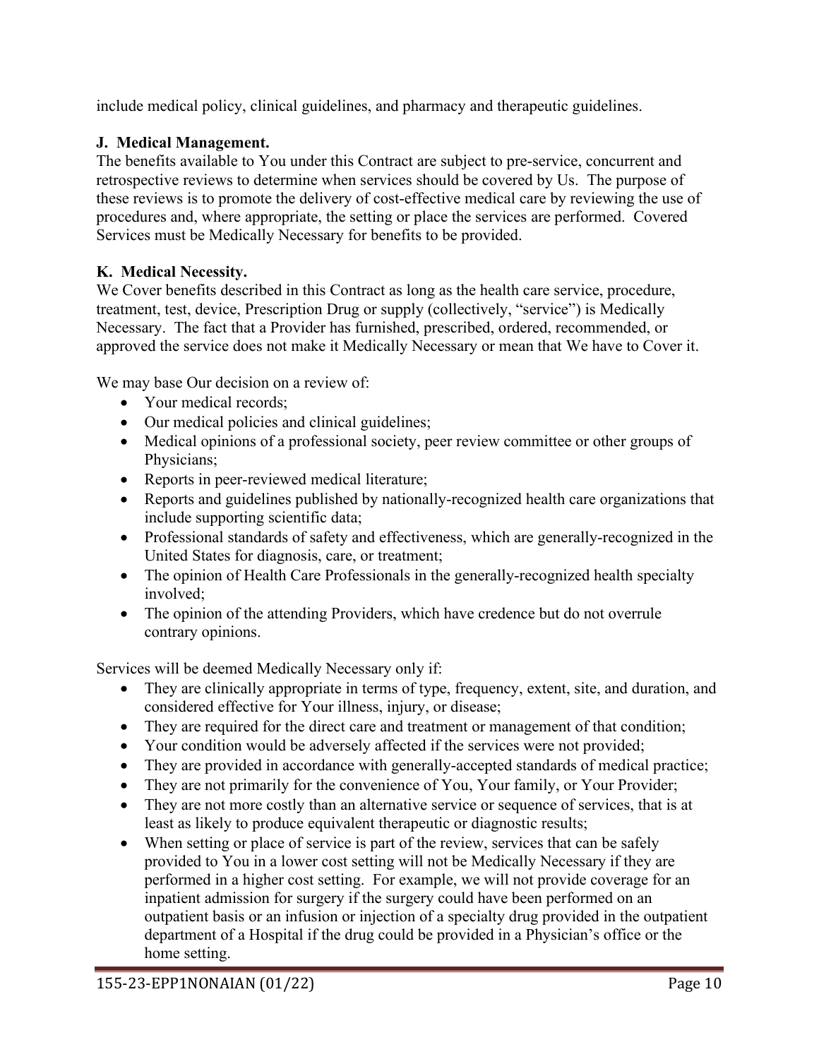include medical policy, clinical guidelines, and pharmacy and therapeutic guidelines.

**J. Medical Management.**
The benefits available to You under this Contract are subject to pre-service, concurrent and retrospective reviews to determine when services should be covered by Us. The purpose of these reviews is to promote the delivery of cost-effective medical care by reviewing the use of procedures and, where appropriate, the setting or place the services are performed. Covered Services must be Medically Necessary for benefits to be provided.

**K. Medical Necessity.**
We Cover benefits described in this Contract as long as the health care service, procedure, treatment, test, device, Prescription Drug or supply (collectively, "service") is Medically Necessary. The fact that a Provider has furnished, prescribed, ordered, recommended, or approved the service does not make it Medically Necessary or mean that We have to Cover it.

We may base Our decision on a review of:

- Your medical records;
- Our medical policies and clinical guidelines;
- Medical opinions of a professional society, peer review committee or other groups of Physicians;
- Reports in peer-reviewed medical literature;
- Reports and guidelines published by nationally-recognized health care organizations that include supporting scientific data;
- Professional standards of safety and effectiveness, which are generally-recognized in the United States for diagnosis, care, or treatment;
- The opinion of Health Care Professionals in the generally-recognized health specialty involved;
- The opinion of the attending Providers, which have credence but do not overrule contrary opinions.

Services will be deemed Medically Necessary only if:

- They are clinically appropriate in terms of type, frequency, extent, site, and duration, and considered effective for Your illness, injury, or disease;
- They are required for the direct care and treatment or management of that condition;
- Your condition would be adversely affected if the services were not provided;
- They are provided in accordance with generally-accepted standards of medical practice;
- They are not primarily for the convenience of You, Your family, or Your Provider;
- They are not more costly than an alternative service or sequence of services, that is at least as likely to produce equivalent therapeutic or diagnostic results;
- When setting or place of service is part of the review, services that can be safely provided to You in a lower cost setting will not be Medically Necessary if they are performed in a higher cost setting. For example, we will not provide coverage for an inpatient admission for surgery if the surgery could have been performed on an outpatient basis or an infusion or injection of a specialty drug provided in the outpatient department of a Hospital if the drug could be provided in a Physician's office or the home setting.

155-23-EPP1NONAIAN (01/22)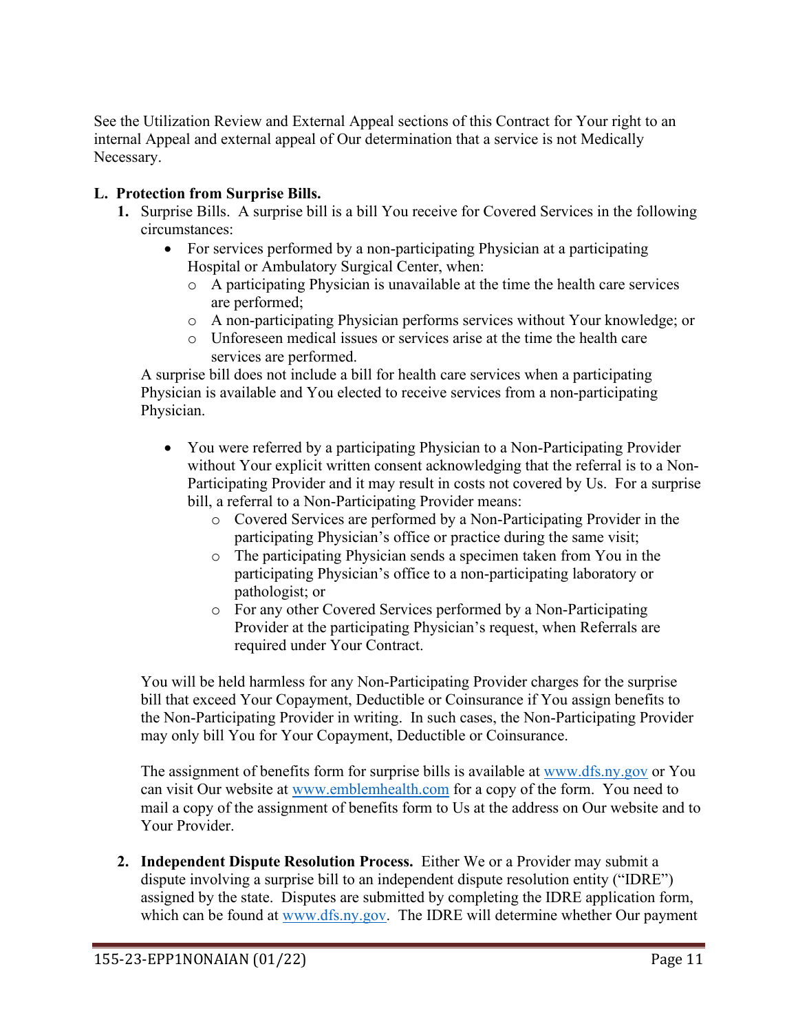See the Utilization Review and External Appeal sections of this Contract for Your right to an internal Appeal and external appeal of Our determination that a service is not Medically Necessary.

**L. Protection from Surprise Bills.**

1. Surprise Bills. A surprise bill is a bill You receive for Covered Services in the following circumstances:
   - For services performed by a non-participating Physician at a participating Hospital or Ambulatory Surgical Center, when:
     - A participating Physician is unavailable at the time the health care services are performed;
     - A non-participating Physician performs services without Your knowledge; or
     - Unforeseen medical issues or services arise at the time the health care services are performed.

   A surprise bill does not include a bill for health care services when a participating Physician is available and You elected to receive services from a non-participating Physician.

   - You were referred by a participating Physician to a Non-Participating Provider without Your explicit written consent acknowledging that the referral is to a Non-Participating Provider and it may result in costs not covered by Us. For a surprise bill, a referral to a Non-Participating Provider means:
     - Covered Services are performed by a Non-Participating Provider in the participating Physician's office or practice during the same visit;
     - The participating Physician sends a specimen taken from You in the participating Physician's office to a non-participating laboratory or pathologist; or
     - For any other Covered Services performed by a Non-Participating Provider at the participating Physician's request, when Referrals are required under Your Contract.

   You will be held harmless for any Non-Participating Provider charges for the surprise bill that exceed Your Copayment, Deductible or Coinsurance if You assign benefits to the Non-Participating Provider in writing. In such cases, the Non-Participating Provider may only bill You for Your Copayment, Deductible or Coinsurance.

   The assignment of benefits form for surprise bills is available at www.dfs.ny.gov or You can visit Our website at www.emblemhealth.com for a copy of the form. You need to mail a copy of the assignment of benefits form to Us at the address on Our website and to Your Provider.

2. **Independent Dispute Resolution Process.** Either We or a Provider may submit a dispute involving a surprise bill to an independent dispute resolution entity ("IDRE") assigned by the state. Disputes are submitted by completing the IDRE application form, which can be found at www.dfs.ny.gov. The IDRE will determine whether Our payment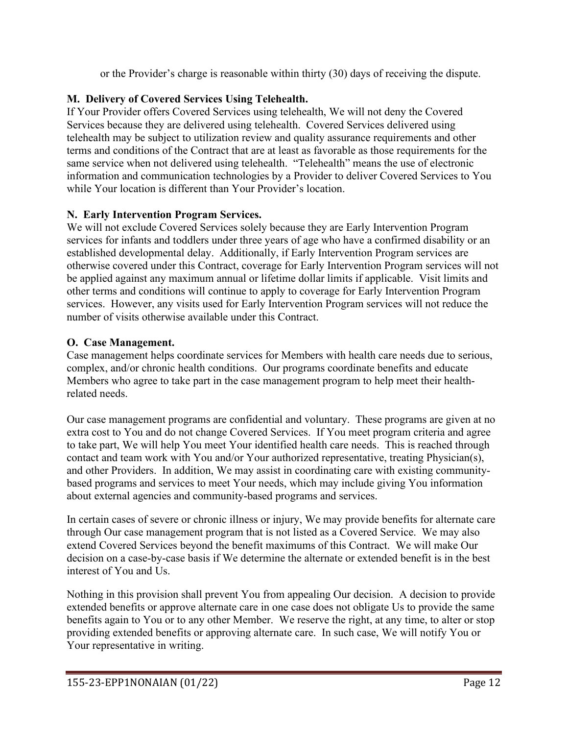or the Provider's charge is reasonable within thirty (30) days of receiving the dispute.

**M. Delivery of Covered Services Using Telehealth.**

If Your Provider offers Covered Services using telehealth, We will not deny the Covered Services because they are delivered using telehealth. Covered Services delivered using telehealth may be subject to utilization review and quality assurance requirements and other terms and conditions of the Contract that are at least as favorable as those requirements for the same service when not delivered using telehealth. "Telehealth" means the use of electronic information and communication technologies by a Provider to deliver Covered Services to You while Your location is different than Your Provider's location.

**N. Early Intervention Program Services.**

We will not exclude Covered Services solely because they are Early Intervention Program services for infants and toddlers under three years of age who have a confirmed disability or an established developmental delay. Additionally, if Early Intervention Program services are otherwise covered under this Contract, coverage for Early Intervention Program services will not be applied against any maximum annual or lifetime dollar limits if applicable. Visit limits and other terms and conditions will continue to apply to coverage for Early Intervention Program services. However, any visits used for Early Intervention Program services will not reduce the number of visits otherwise available under this Contract.

**O. Case Management.**

Case management helps coordinate services for Members with health care needs due to serious, complex, and/or chronic health conditions. Our programs coordinate benefits and educate Members who agree to take part in the case management program to help meet their health-related needs.

Our case management programs are confidential and voluntary. These programs are given at no extra cost to You and do not change Covered Services. If You meet program criteria and agree to take part, We will help You meet Your identified health care needs. This is reached through contact and team work with You and/or Your authorized representative, treating Physician(s), and other Providers. In addition, We may assist in coordinating care with existing community-based programs and services to meet Your needs, which may include giving You information about external agencies and community-based programs and services.

In certain cases of severe or chronic illness or injury, We may provide benefits for alternate care through Our case management program that is not listed as a Covered Service. We may also extend Covered Services beyond the benefit maximums of this Contract. We will make Our decision on a case-by-case basis if We determine the alternate or extended benefit is in the best interest of You and Us.

Nothing in this provision shall prevent You from appealing Our decision. A decision to provide extended benefits or approve alternate care in one case does not obligate Us to provide the same benefits again to You or to any other Member. We reserve the right, at any time, to alter or stop providing extended benefits or approving alternate care. In such case, We will notify You or Your representative in writing.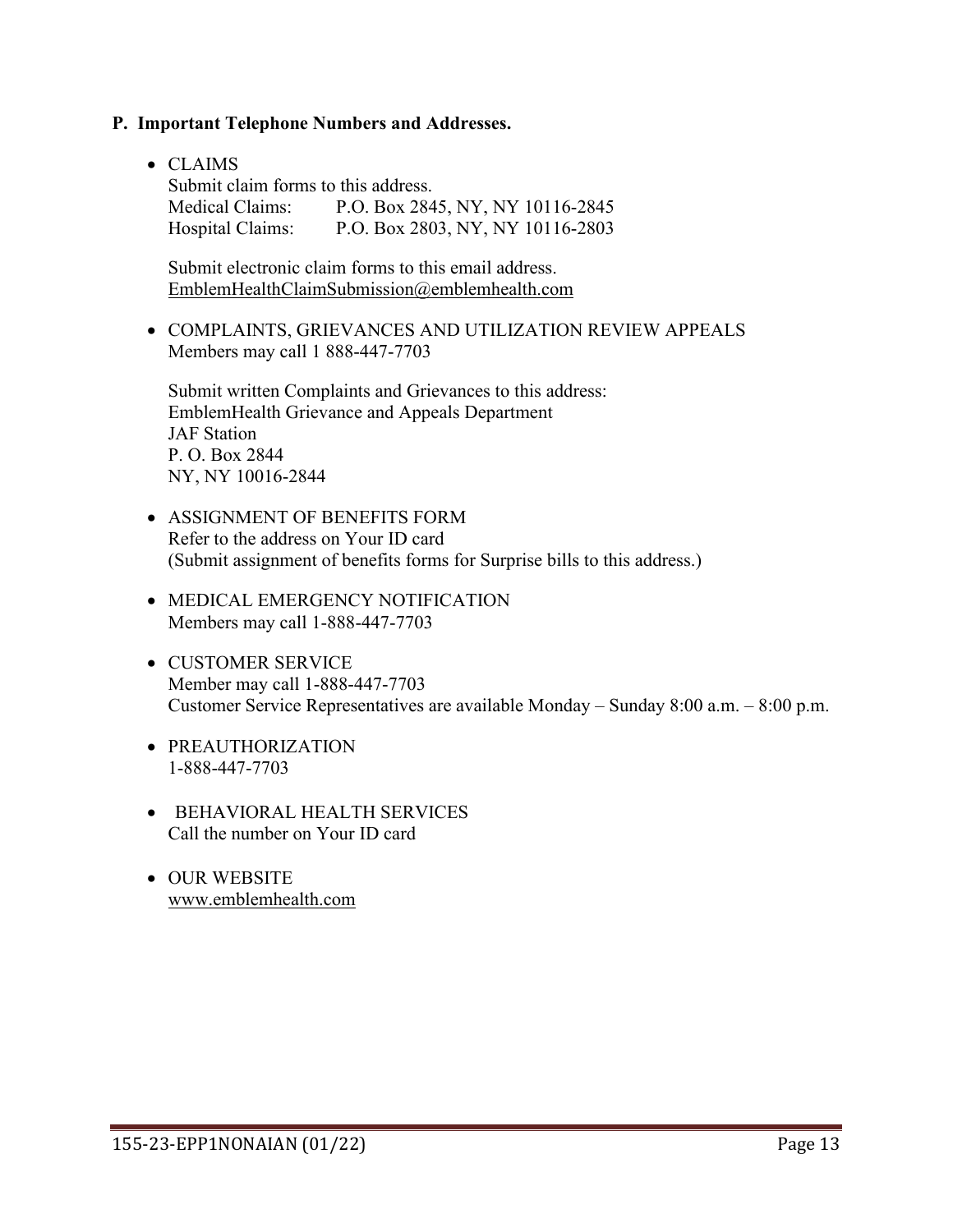**P. Important Telephone Numbers and Addresses.**

- CLAIMS
  Submit claim forms to this address.
  Medical Claims: P.O. Box 2845, NY, NY 10116-2845
  Hospital Claims: P.O. Box 2803, NY, NY 10116-2803

  Submit electronic claim forms to this email address.
  EmblemHealthClaimSubmission@emblemhealth.com

- COMPLAINTS, GRIEVANCES AND UTILIZATION REVIEW APPEALS
  Members may call 1 888-447-7703

  Submit written Complaints and Grievances to this address:
  EmblemHealth Grievance and Appeals Department
  JAF Station
  P. O. Box 2844
  NY, NY 10016-2844

- ASSIGNMENT OF BENEFITS FORM
  Refer to the address on Your ID card
  (Submit assignment of benefits forms for Surprise bills to this address.)

- MEDICAL EMERGENCY NOTIFICATION
  Members may call 1-888-447-7703

- CUSTOMER SERVICE
  Member may call 1-888-447-7703
  Customer Service Representatives are available Monday – Sunday 8:00 a.m. – 8:00 p.m.

- PREAUTHORIZATION
  1-888-447-7703

- BEHAVIORAL HEALTH SERVICES
  Call the number on Your ID card

- OUR WEBSITE
  www.emblemhealth.com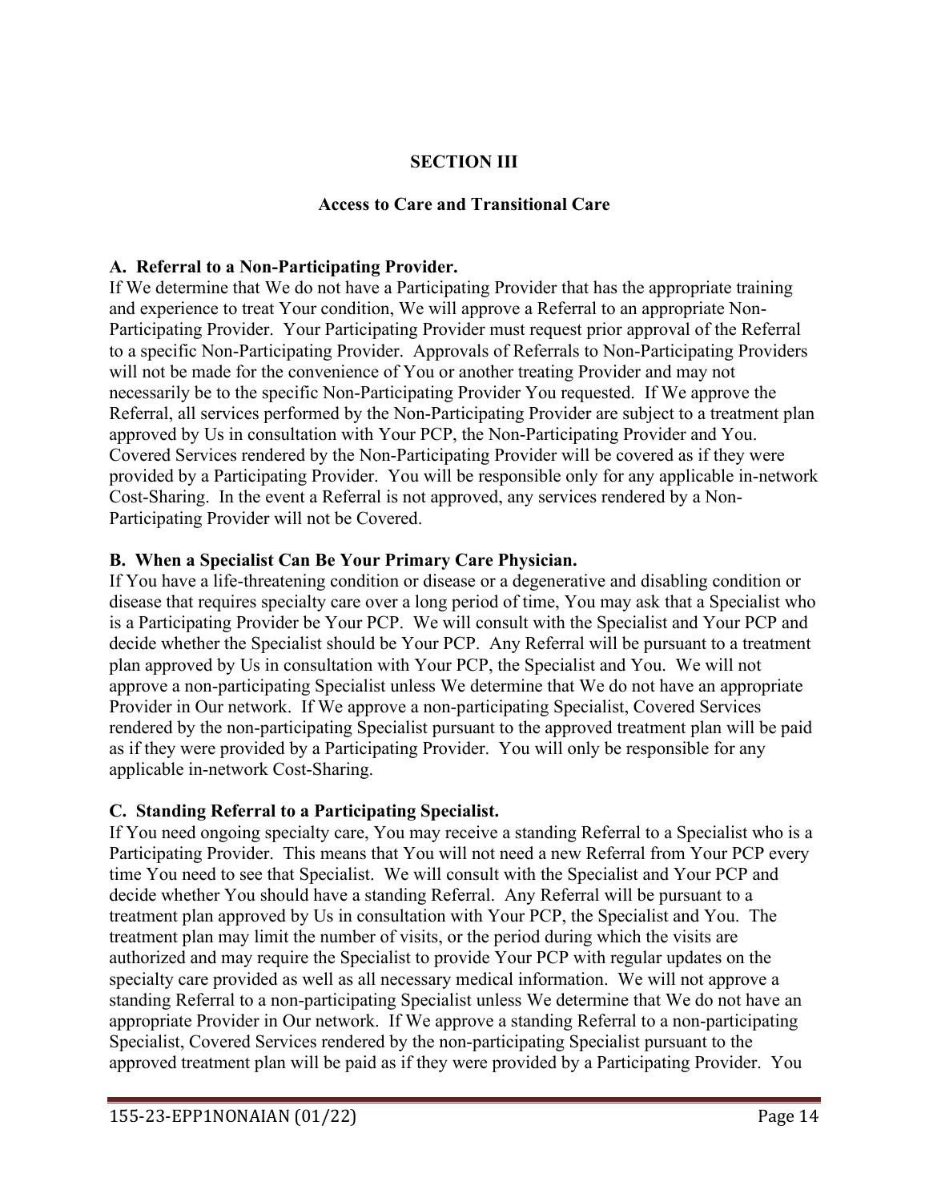# SECTION III

## Access to Care and Transitional Care

### A. Referral to a Non-Participating Provider.

If We determine that We do not have a Participating Provider that has the appropriate training and experience to treat Your condition, We will approve a Referral to an appropriate Non-Participating Provider. Your Participating Provider must request prior approval of the Referral to a specific Non-Participating Provider. Approvals of Referrals to Non-Participating Providers will not be made for the convenience of You or another treating Provider and may not necessarily be to the specific Non-Participating Provider You requested. If We approve the Referral, all services performed by the Non-Participating Provider are subject to a treatment plan approved by Us in consultation with Your PCP, the Non-Participating Provider and You. Covered Services rendered by the Non-Participating Provider will be covered as if they were provided by a Participating Provider. You will be responsible only for any applicable in-network Cost-Sharing. In the event a Referral is not approved, any services rendered by a Non-Participating Provider will not be Covered.

### B. When a Specialist Can Be Your Primary Care Physician.

If You have a life-threatening condition or disease or a degenerative and disabling condition or disease that requires specialty care over a long period of time, You may ask that a Specialist who is a Participating Provider be Your PCP. We will consult with the Specialist and Your PCP and decide whether the Specialist should be Your PCP. Any Referral will be pursuant to a treatment plan approved by Us in consultation with Your PCP, the Specialist and You. We will not approve a non-participating Specialist unless We determine that We do not have an appropriate Provider in Our network. If We approve a non-participating Specialist, Covered Services rendered by the non-participating Specialist pursuant to the approved treatment plan will be paid as if they were provided by a Participating Provider. You will only be responsible for any applicable in-network Cost-Sharing.

### C. Standing Referral to a Participating Specialist.

If You need ongoing specialty care, You may receive a standing Referral to a Specialist who is a Participating Provider. This means that You will not need a new Referral from Your PCP every time You need to see that Specialist. We will consult with the Specialist and Your PCP and decide whether You should have a standing Referral. Any Referral will be pursuant to a treatment plan approved by Us in consultation with Your PCP, the Specialist and You. The treatment plan may limit the number of visits, or the period during which the visits are authorized and may require the Specialist to provide Your PCP with regular updates on the specialty care provided as well as all necessary medical information. We will not approve a standing Referral to a non-participating Specialist unless We determine that We do not have an appropriate Provider in Our network. If We approve a standing Referral to a non-participating Specialist, Covered Services rendered by the non-participating Specialist pursuant to the approved treatment plan will be paid as if they were provided by a Participating Provider. You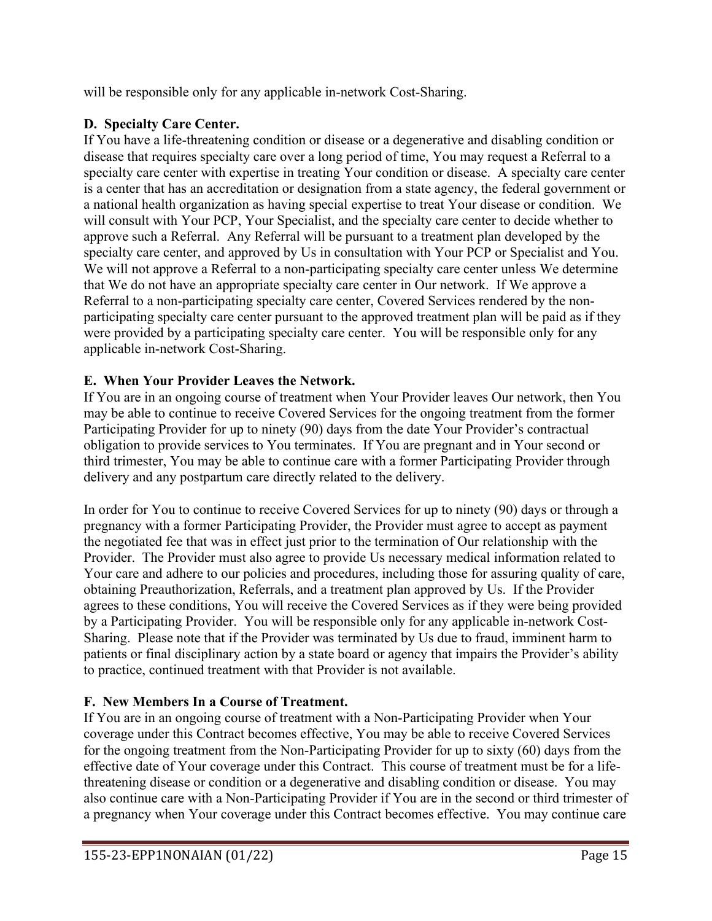will be responsible only for any applicable in-network Cost-Sharing.

**D. Specialty Care Center.**

If You have a life-threatening condition or disease or a degenerative and disabling condition or disease that requires specialty care over a long period of time, You may request a Referral to a specialty care center with expertise in treating Your condition or disease. A specialty care center is a center that has an accreditation or designation from a state agency, the federal government or a national health organization as having special expertise to treat Your disease or condition. We will consult with Your PCP, Your Specialist, and the specialty care center to decide whether to approve such a Referral. Any Referral will be pursuant to a treatment plan developed by the specialty care center, and approved by Us in consultation with Your PCP or Specialist and You. We will not approve a Referral to a non-participating specialty care center unless We determine that We do not have an appropriate specialty care center in Our network. If We approve a Referral to a non-participating specialty care center, Covered Services rendered by the non-participating specialty care center pursuant to the approved treatment plan will be paid as if they were provided by a participating specialty care center. You will be responsible only for any applicable in-network Cost-Sharing.

**E. When Your Provider Leaves the Network.**

If You are in an ongoing course of treatment when Your Provider leaves Our network, then You may be able to continue to receive Covered Services for the ongoing treatment from the former Participating Provider for up to ninety (90) days from the date Your Provider's contractual obligation to provide services to You terminates. If You are pregnant and in Your second or third trimester, You may be able to continue care with a former Participating Provider through delivery and any postpartum care directly related to the delivery.

In order for You to continue to receive Covered Services for up to ninety (90) days or through a pregnancy with a former Participating Provider, the Provider must agree to accept as payment the negotiated fee that was in effect just prior to the termination of Our relationship with the Provider. The Provider must also agree to provide Us necessary medical information related to Your care and adhere to our policies and procedures, including those for assuring quality of care, obtaining Preauthorization, Referrals, and a treatment plan approved by Us. If the Provider agrees to these conditions, You will receive the Covered Services as if they were being provided by a Participating Provider. You will be responsible only for any applicable in-network Cost-Sharing. Please note that if the Provider was terminated by Us due to fraud, imminent harm to patients or final disciplinary action by a state board or agency that impairs the Provider's ability to practice, continued treatment with that Provider is not available.

**F. New Members In a Course of Treatment.**

If You are in an ongoing course of treatment with a Non-Participating Provider when Your coverage under this Contract becomes effective, You may be able to receive Covered Services for the ongoing treatment from the Non-Participating Provider for up to sixty (60) days from the effective date of Your coverage under this Contract. This course of treatment must be for a life-threatening disease or condition or a degenerative and disabling condition or disease. You may also continue care with a Non-Participating Provider if You are in the second or third trimester of a pregnancy when Your coverage under this Contract becomes effective. You may continue care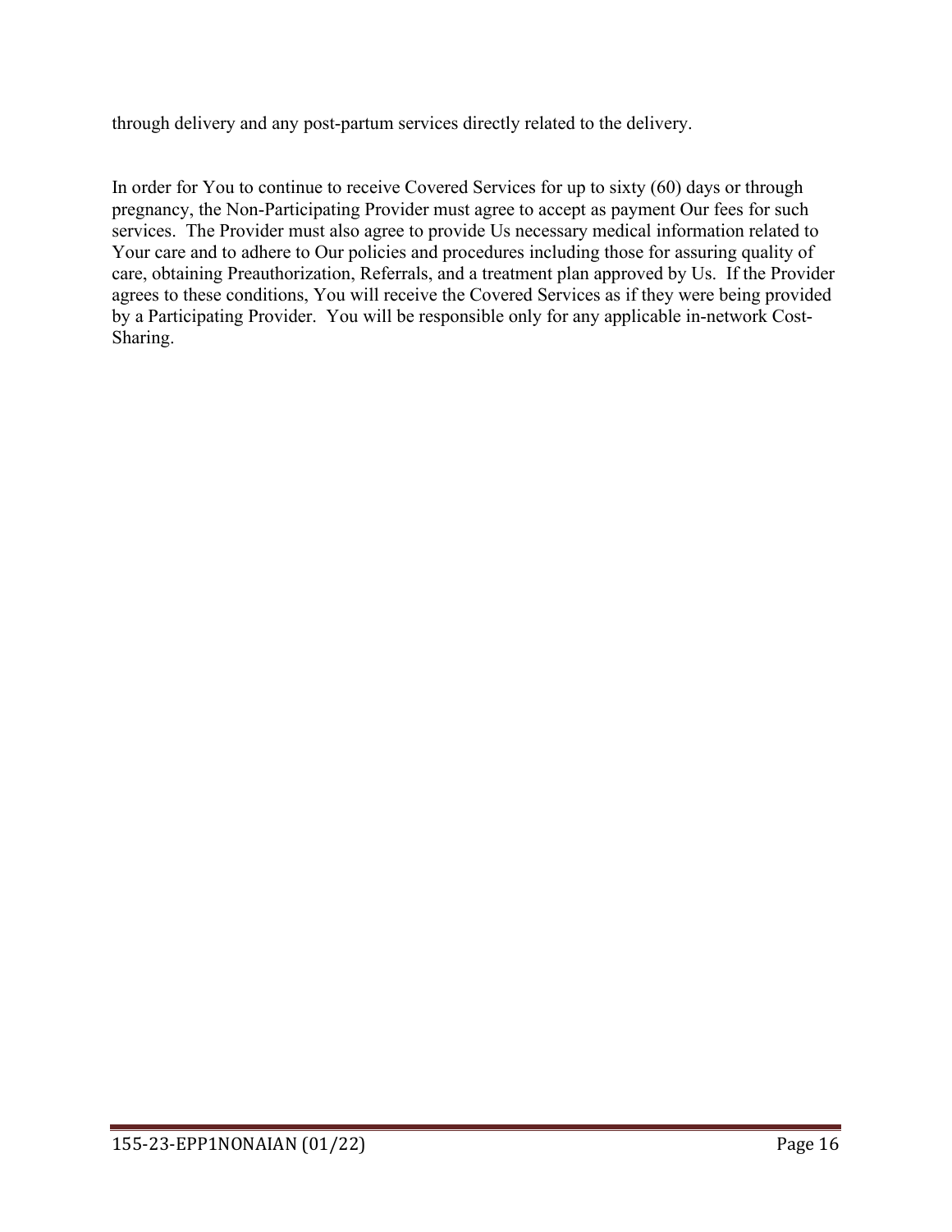through delivery and any post-partum services directly related to the delivery.

In order for You to continue to receive Covered Services for up to sixty (60) days or through pregnancy, the Non-Participating Provider must agree to accept as payment Our fees for such services. The Provider must also agree to provide Us necessary medical information related to Your care and to adhere to Our policies and procedures including those for assuring quality of care, obtaining Preauthorization, Referrals, and a treatment plan approved by Us. If the Provider agrees to these conditions, You will receive the Covered Services as if they were being provided by a Participating Provider. You will be responsible only for any applicable in-network Cost-Sharing.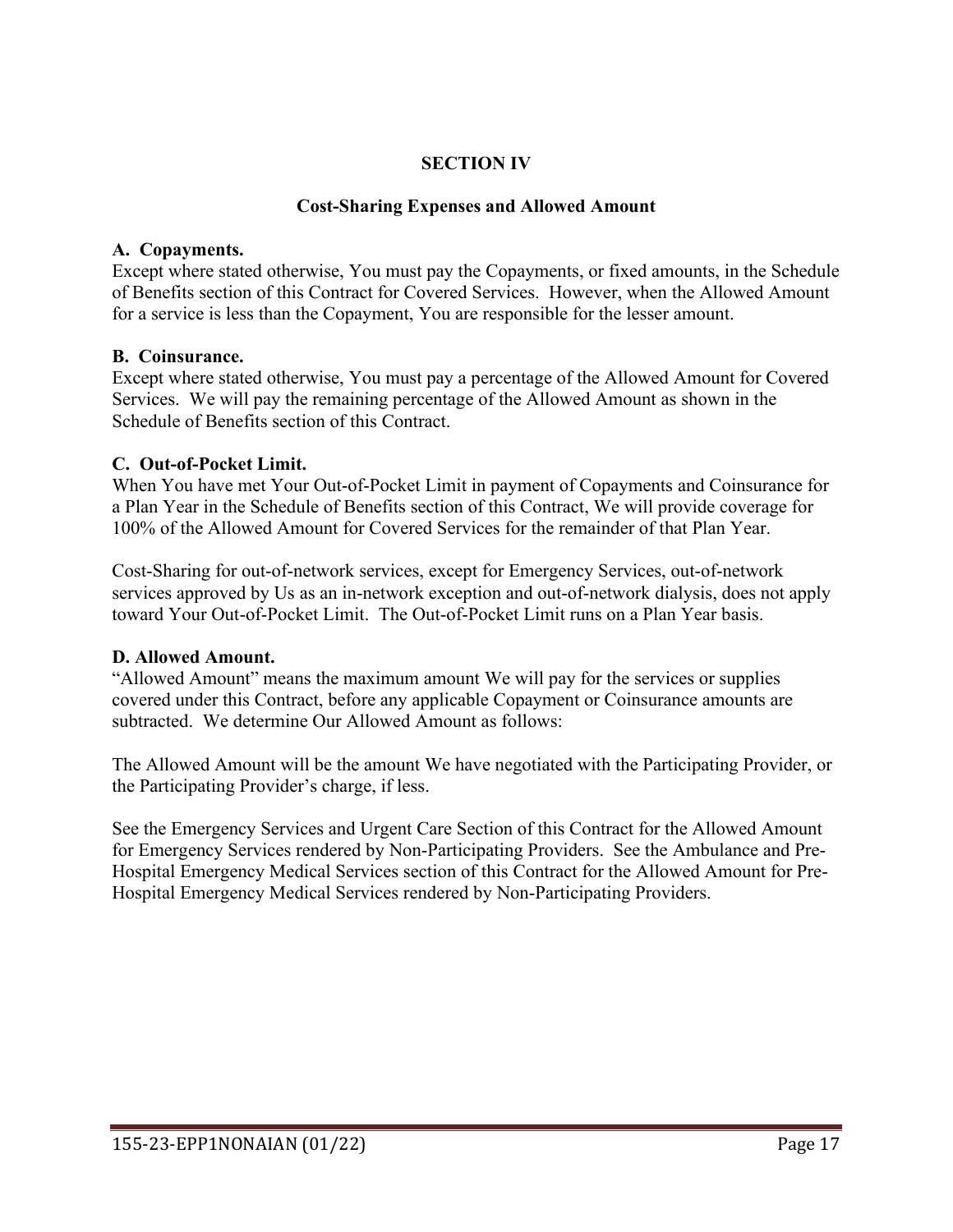# SECTION IV

## Cost-Sharing Expenses and Allowed Amount

**A. Copayments.**
Except where stated otherwise, You must pay the Copayments, or fixed amounts, in the Schedule of Benefits section of this Contract for Covered Services. However, when the Allowed Amount for a service is less than the Copayment, You are responsible for the lesser amount.

**B. Coinsurance.**
Except where stated otherwise, You must pay a percentage of the Allowed Amount for Covered Services. We will pay the remaining percentage of the Allowed Amount as shown in the Schedule of Benefits section of this Contract.

**C. Out-of-Pocket Limit.**
When You have met Your Out-of-Pocket Limit in payment of Copayments and Coinsurance for a Plan Year in the Schedule of Benefits section of this Contract, We will provide coverage for 100% of the Allowed Amount for Covered Services for the remainder of that Plan Year.

Cost-Sharing for out-of-network services, except for Emergency Services, out-of-network services approved by Us as an in-network exception and out-of-network dialysis, does not apply toward Your Out-of-Pocket Limit. The Out-of-Pocket Limit runs on a Plan Year basis.

**D. Allowed Amount.**
"Allowed Amount" means the maximum amount We will pay for the services or supplies covered under this Contract, before any applicable Copayment or Coinsurance amounts are subtracted. We determine Our Allowed Amount as follows:

The Allowed Amount will be the amount We have negotiated with the Participating Provider, or the Participating Provider's charge, if less.

See the Emergency Services and Urgent Care Section of this Contract for the Allowed Amount for Emergency Services rendered by Non-Participating Providers. See the Ambulance and Pre-Hospital Emergency Medical Services section of this Contract for the Allowed Amount for Pre-Hospital Emergency Medical Services rendered by Non-Participating Providers.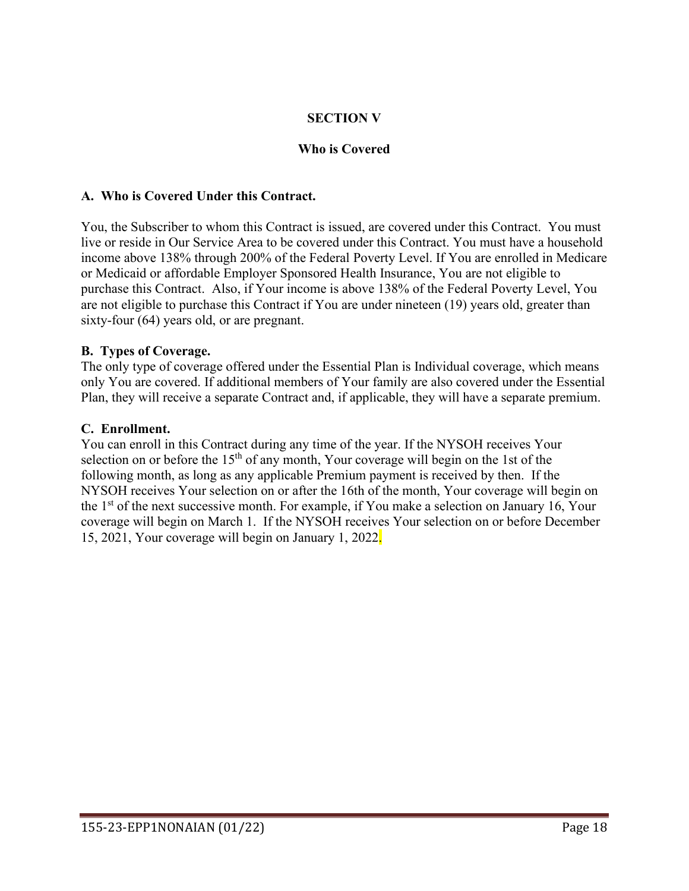# SECTION V

## Who is Covered

### A. Who is Covered Under this Contract.

You, the Subscriber to whom this Contract is issued, are covered under this Contract. You must live or reside in Our Service Area to be covered under this Contract. You must have a household income above 138% through 200% of the Federal Poverty Level. If You are enrolled in Medicare or Medicaid or affordable Employer Sponsored Health Insurance, You are not eligible to purchase this Contract. Also, if Your income is above 138% of the Federal Poverty Level, You are not eligible to purchase this Contract if You are under nineteen (19) years old, greater than sixty-four (64) years old, or are pregnant.

### B. Types of Coverage.

The only type of coverage offered under the Essential Plan is Individual coverage, which means only You are covered. If additional members of Your family are also covered under the Essential Plan, they will receive a separate Contract and, if applicable, they will have a separate premium.

### C. Enrollment.

You can enroll in this Contract during any time of the year. If the NYSOH receives Your selection on or before the 15th of any month, Your coverage will begin on the 1st of the following month, as long as any applicable Premium payment is received by then. If the NYSOH receives Your selection on or after the 16th of the month, Your coverage will begin on the 1st of the next successive month. For example, if You make a selection on January 16, Your coverage will begin on March 1. If the NYSOH receives Your selection on or before December 15, 2021, Your coverage will begin on January 1, 2022.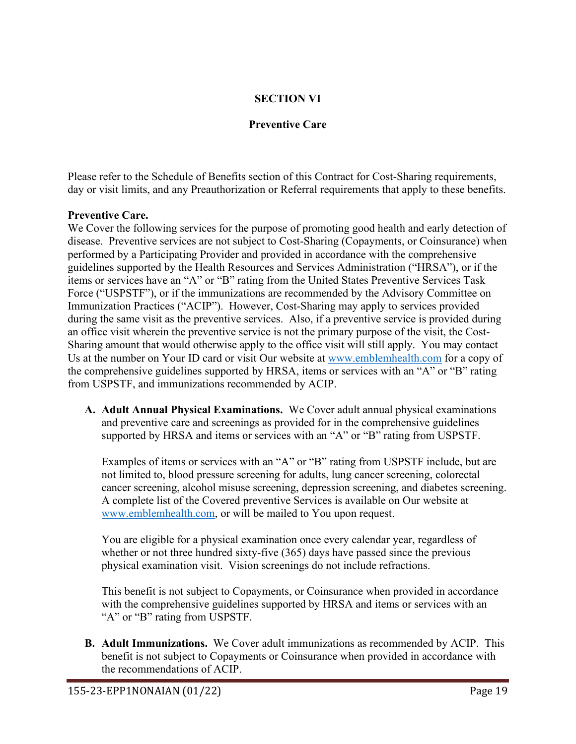# SECTION VI

## Preventive Care

Please refer to the Schedule of Benefits section of this Contract for Cost-Sharing requirements, day or visit limits, and any Preauthorization or Referral requirements that apply to these benefits.

**Preventive Care.**
We Cover the following services for the purpose of promoting good health and early detection of disease. Preventive services are not subject to Cost-Sharing (Copayments, or Coinsurance) when performed by a Participating Provider and provided in accordance with the comprehensive guidelines supported by the Health Resources and Services Administration ("HRSA"), or if the items or services have an "A" or "B" rating from the United States Preventive Services Task Force ("USPSTF"), or if the immunizations are recommended by the Advisory Committee on Immunization Practices ("ACIP"). However, Cost-Sharing may apply to services provided during the same visit as the preventive services. Also, if a preventive service is provided during an office visit wherein the preventive service is not the primary purpose of the visit, the Cost-Sharing amount that would otherwise apply to the office visit will still apply. You may contact Us at the number on Your ID card or visit Our website at www.emblemhealth.com for a copy of the comprehensive guidelines supported by HRSA, items or services with an "A" or "B" rating from USPSTF, and immunizations recommended by ACIP.

**A. Adult Annual Physical Examinations.** We Cover adult annual physical examinations and preventive care and screenings as provided for in the comprehensive guidelines supported by HRSA and items or services with an "A" or "B" rating from USPSTF.

Examples of items or services with an "A" or "B" rating from USPSTF include, but are not limited to, blood pressure screening for adults, lung cancer screening, colorectal cancer screening, alcohol misuse screening, depression screening, and diabetes screening. A complete list of the Covered preventive Services is available on Our website at www.emblemhealth.com, or will be mailed to You upon request.

You are eligible for a physical examination once every calendar year, regardless of whether or not three hundred sixty-five (365) days have passed since the previous physical examination visit. Vision screenings do not include refractions.

This benefit is not subject to Copayments, or Coinsurance when provided in accordance with the comprehensive guidelines supported by HRSA and items or services with an "A" or "B" rating from USPSTF.

**B. Adult Immunizations.** We Cover adult immunizations as recommended by ACIP. This benefit is not subject to Copayments or Coinsurance when provided in accordance with the recommendations of ACIP.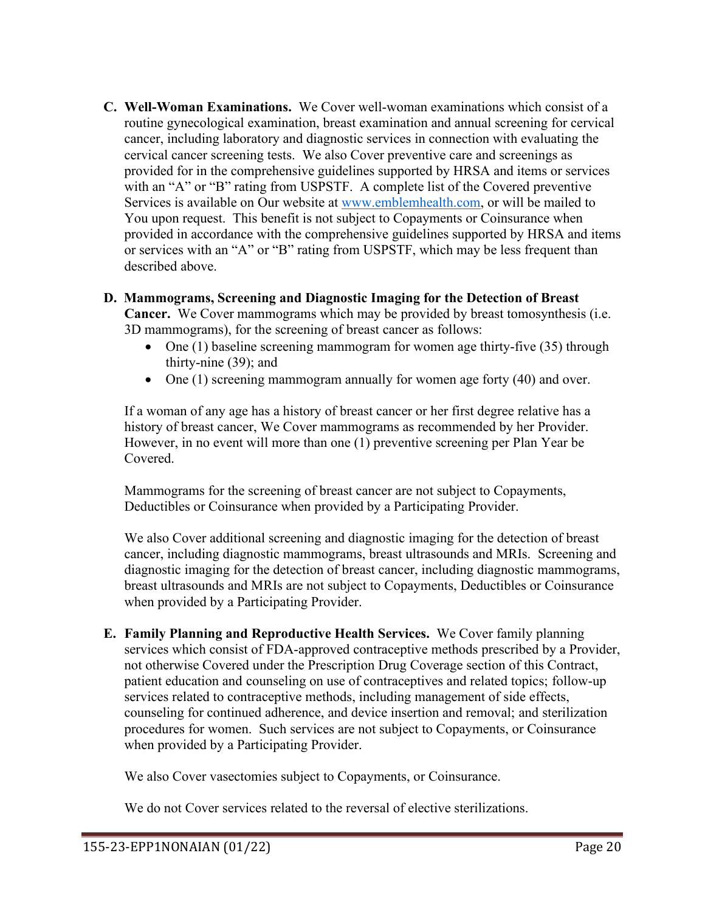**C. Well-Woman Examinations.** We Cover well-woman examinations which consist of a routine gynecological examination, breast examination and annual screening for cervical cancer, including laboratory and diagnostic services in connection with evaluating the cervical cancer screening tests. We also Cover preventive care and screenings as provided for in the comprehensive guidelines supported by HRSA and items or services with an "A" or "B" rating from USPSTF. A complete list of the Covered preventive Services is available on Our website at www.emblemhealth.com, or will be mailed to You upon request. This benefit is not subject to Copayments or Coinsurance when provided in accordance with the comprehensive guidelines supported by HRSA and items or services with an "A" or "B" rating from USPSTF, which may be less frequent than described above.

**D. Mammograms, Screening and Diagnostic Imaging for the Detection of Breast Cancer.** We Cover mammograms which may be provided by breast tomosynthesis (i.e. 3D mammograms), for the screening of breast cancer as follows:

- One (1) baseline screening mammogram for women age thirty-five (35) through thirty-nine (39); and
- One (1) screening mammogram annually for women age forty (40) and over.

If a woman of any age has a history of breast cancer or her first degree relative has a history of breast cancer, We Cover mammograms as recommended by her Provider. However, in no event will more than one (1) preventive screening per Plan Year be Covered.

Mammograms for the screening of breast cancer are not subject to Copayments, Deductibles or Coinsurance when provided by a Participating Provider.

We also Cover additional screening and diagnostic imaging for the detection of breast cancer, including diagnostic mammograms, breast ultrasounds and MRIs. Screening and diagnostic imaging for the detection of breast cancer, including diagnostic mammograms, breast ultrasounds and MRIs are not subject to Copayments, Deductibles or Coinsurance when provided by a Participating Provider.

**E. Family Planning and Reproductive Health Services.** We Cover family planning services which consist of FDA-approved contraceptive methods prescribed by a Provider, not otherwise Covered under the Prescription Drug Coverage section of this Contract, patient education and counseling on use of contraceptives and related topics; follow-up services related to contraceptive methods, including management of side effects, counseling for continued adherence, and device insertion and removal; and sterilization procedures for women. Such services are not subject to Copayments, or Coinsurance when provided by a Participating Provider.

We also Cover vasectomies subject to Copayments, or Coinsurance.

We do not Cover services related to the reversal of elective sterilizations.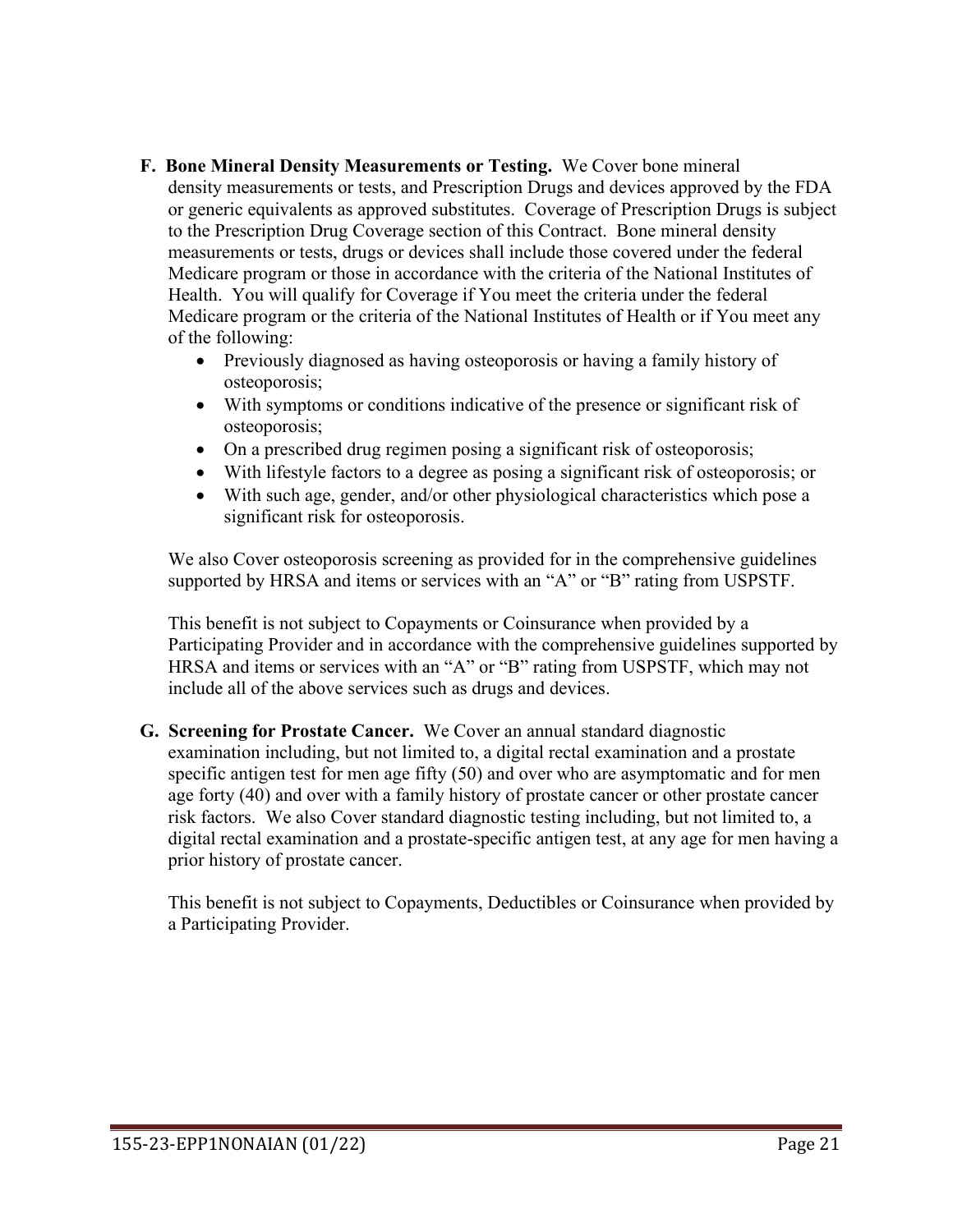F. **Bone Mineral Density Measurements or Testing.** We Cover bone mineral density measurements or tests, and Prescription Drugs and devices approved by the FDA or generic equivalents as approved substitutes. Coverage of Prescription Drugs is subject to the Prescription Drug Coverage section of this Contract. Bone mineral density measurements or tests, drugs or devices shall include those covered under the federal Medicare program or those in accordance with the criteria of the National Institutes of Health. You will qualify for Coverage if You meet the criteria under the federal Medicare program or the criteria of the National Institutes of Health or if You meet any of the following:

- Previously diagnosed as having osteoporosis or having a family history of osteoporosis;
- With symptoms or conditions indicative of the presence or significant risk of osteoporosis;
- On a prescribed drug regimen posing a significant risk of osteoporosis;
- With lifestyle factors to a degree as posing a significant risk of osteoporosis; or
- With such age, gender, and/or other physiological characteristics which pose a significant risk for osteoporosis.

We also Cover osteoporosis screening as provided for in the comprehensive guidelines supported by HRSA and items or services with an "A" or "B" rating from USPSTF.

This benefit is not subject to Copayments or Coinsurance when provided by a Participating Provider and in accordance with the comprehensive guidelines supported by HRSA and items or services with an "A" or "B" rating from USPSTF, which may not include all of the above services such as drugs and devices.

G. **Screening for Prostate Cancer.** We Cover an annual standard diagnostic examination including, but not limited to, a digital rectal examination and a prostate specific antigen test for men age fifty (50) and over who are asymptomatic and for men age forty (40) and over with a family history of prostate cancer or other prostate cancer risk factors. We also Cover standard diagnostic testing including, but not limited to, a digital rectal examination and a prostate-specific antigen test, at any age for men having a prior history of prostate cancer.

This benefit is not subject to Copayments, Deductibles or Coinsurance when provided by a Participating Provider.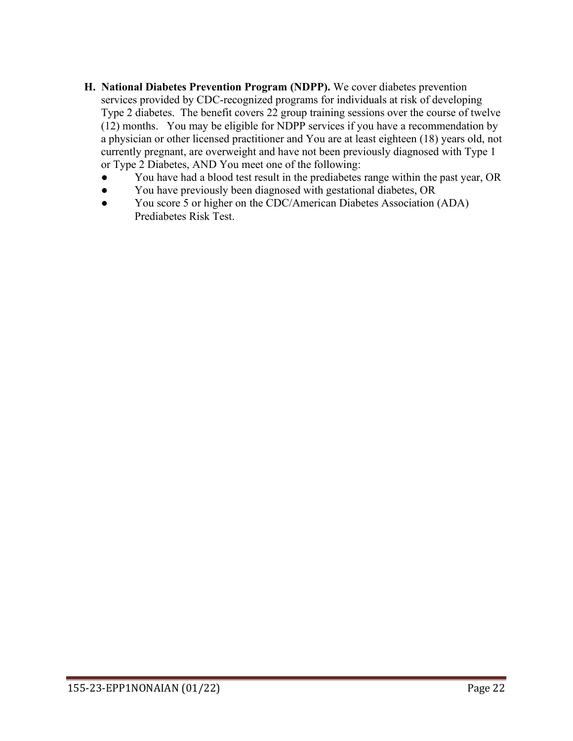H. **National Diabetes Prevention Program (NDPP).** We cover diabetes prevention services provided by CDC-recognized programs for individuals at risk of developing Type 2 diabetes. The benefit covers 22 group training sessions over the course of twelve (12) months. You may be eligible for NDPP services if you have a recommendation by a physician or other licensed practitioner and You are at least eighteen (18) years old, not currently pregnant, are overweight and have not been previously diagnosed with Type 1 or Type 2 Diabetes, AND You meet one of the following:

- You have had a blood test result in the prediabetes range within the past year, OR
- You have previously been diagnosed with gestational diabetes, OR
- You score 5 or higher on the CDC/American Diabetes Association (ADA) Prediabetes Risk Test.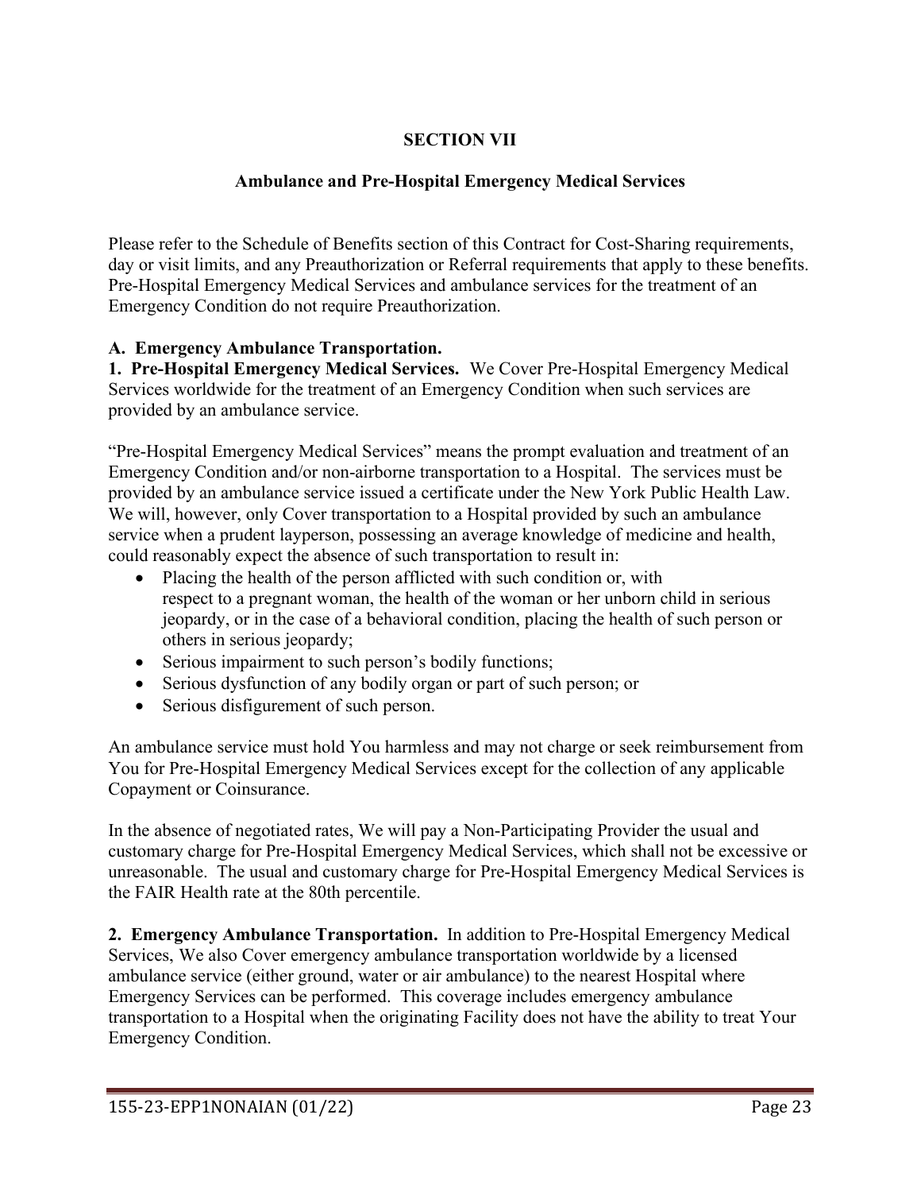# SECTION VII

## Ambulance and Pre-Hospital Emergency Medical Services

Please refer to the Schedule of Benefits section of this Contract for Cost-Sharing requirements, day or visit limits, and any Preauthorization or Referral requirements that apply to these benefits. Pre-Hospital Emergency Medical Services and ambulance services for the treatment of an Emergency Condition do not require Preauthorization.

**A. Emergency Ambulance Transportation.**

**1. Pre-Hospital Emergency Medical Services.** We Cover Pre-Hospital Emergency Medical Services worldwide for the treatment of an Emergency Condition when such services are provided by an ambulance service.

"Pre-Hospital Emergency Medical Services" means the prompt evaluation and treatment of an Emergency Condition and/or non-airborne transportation to a Hospital. The services must be provided by an ambulance service issued a certificate under the New York Public Health Law. We will, however, only Cover transportation to a Hospital provided by such an ambulance service when a prudent layperson, possessing an average knowledge of medicine and health, could reasonably expect the absence of such transportation to result in:

- Placing the health of the person afflicted with such condition or, with respect to a pregnant woman, the health of the woman or her unborn child in serious jeopardy, or in the case of a behavioral condition, placing the health of such person or others in serious jeopardy;
- Serious impairment to such person's bodily functions;
- Serious dysfunction of any bodily organ or part of such person; or
- Serious disfigurement of such person.

An ambulance service must hold You harmless and may not charge or seek reimbursement from You for Pre-Hospital Emergency Medical Services except for the collection of any applicable Copayment or Coinsurance.

In the absence of negotiated rates, We will pay a Non-Participating Provider the usual and customary charge for Pre-Hospital Emergency Medical Services, which shall not be excessive or unreasonable. The usual and customary charge for Pre-Hospital Emergency Medical Services is the FAIR Health rate at the 80th percentile.

**2. Emergency Ambulance Transportation.** In addition to Pre-Hospital Emergency Medical Services, We also Cover emergency ambulance transportation worldwide by a licensed ambulance service (either ground, water or air ambulance) to the nearest Hospital where Emergency Services can be performed. This coverage includes emergency ambulance transportation to a Hospital when the originating Facility does not have the ability to treat Your Emergency Condition.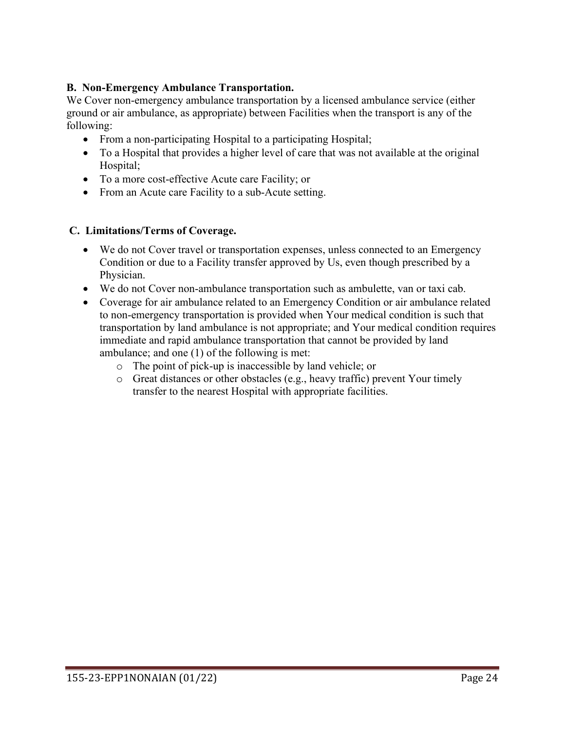**B. Non-Emergency Ambulance Transportation.**

We Cover non-emergency ambulance transportation by a licensed ambulance service (either ground or air ambulance, as appropriate) between Facilities when the transport is any of the following:

- From a non-participating Hospital to a participating Hospital;
- To a Hospital that provides a higher level of care that was not available at the original Hospital;
- To a more cost-effective Acute care Facility; or
- From an Acute care Facility to a sub-Acute setting.

**C. Limitations/Terms of Coverage.**

- We do not Cover travel or transportation expenses, unless connected to an Emergency Condition or due to a Facility transfer approved by Us, even though prescribed by a Physician.
- We do not Cover non-ambulance transportation such as ambulette, van or taxi cab.
- Coverage for air ambulance related to an Emergency Condition or air ambulance related to non-emergency transportation is provided when Your medical condition is such that transportation by land ambulance is not appropriate; and Your medical condition requires immediate and rapid ambulance transportation that cannot be provided by land ambulance; and one (1) of the following is met:
    - The point of pick-up is inaccessible by land vehicle; or
    - Great distances or other obstacles (e.g., heavy traffic) prevent Your timely transfer to the nearest Hospital with appropriate facilities.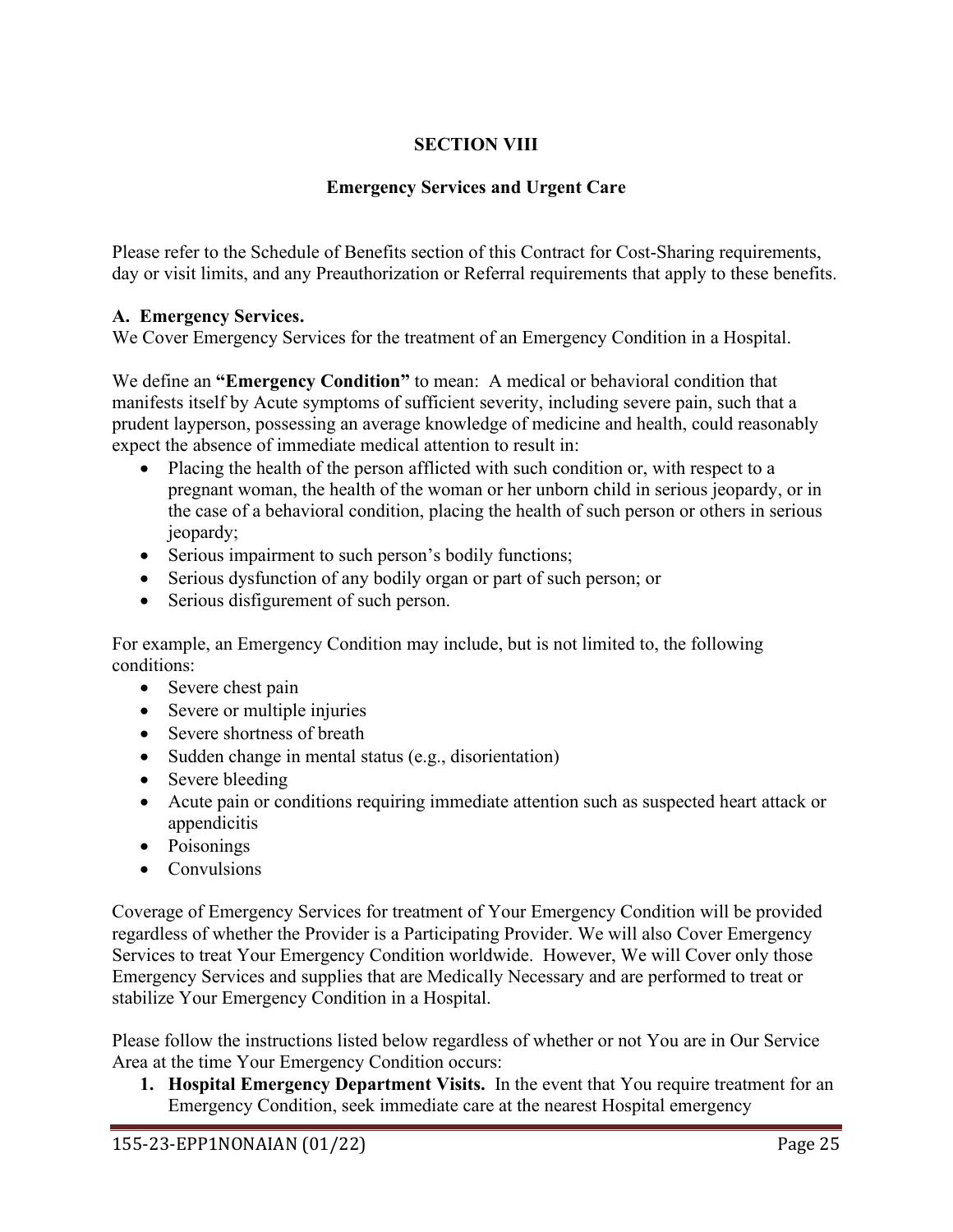## SECTION VIII

### Emergency Services and Urgent Care

Please refer to the Schedule of Benefits section of this Contract for Cost-Sharing requirements, day or visit limits, and any Preauthorization or Referral requirements that apply to these benefits.

**A. Emergency Services.**
We Cover Emergency Services for the treatment of an Emergency Condition in a Hospital.

We define an **"Emergency Condition"** to mean: A medical or behavioral condition that manifests itself by Acute symptoms of sufficient severity, including severe pain, such that a prudent layperson, possessing an average knowledge of medicine and health, could reasonably expect the absence of immediate medical attention to result in:

- Placing the health of the person afflicted with such condition or, with respect to a pregnant woman, the health of the woman or her unborn child in serious jeopardy, or in the case of a behavioral condition, placing the health of such person or others in serious jeopardy;
- Serious impairment to such person's bodily functions;
- Serious dysfunction of any bodily organ or part of such person; or
- Serious disfigurement of such person.

For example, an Emergency Condition may include, but is not limited to, the following conditions:

- Severe chest pain
- Severe or multiple injuries
- Severe shortness of breath
- Sudden change in mental status (e.g., disorientation)
- Severe bleeding
- Acute pain or conditions requiring immediate attention such as suspected heart attack or appendicitis
- Poisonings
- Convulsions

Coverage of Emergency Services for treatment of Your Emergency Condition will be provided regardless of whether the Provider is a Participating Provider. We will also Cover Emergency Services to treat Your Emergency Condition worldwide. However, We will Cover only those Emergency Services and supplies that are Medically Necessary and are performed to treat or stabilize Your Emergency Condition in a Hospital.

Please follow the instructions listed below regardless of whether or not You are in Our Service Area at the time Your Emergency Condition occurs:

1. **Hospital Emergency Department Visits.** In the event that You require treatment for an Emergency Condition, seek immediate care at the nearest Hospital emergency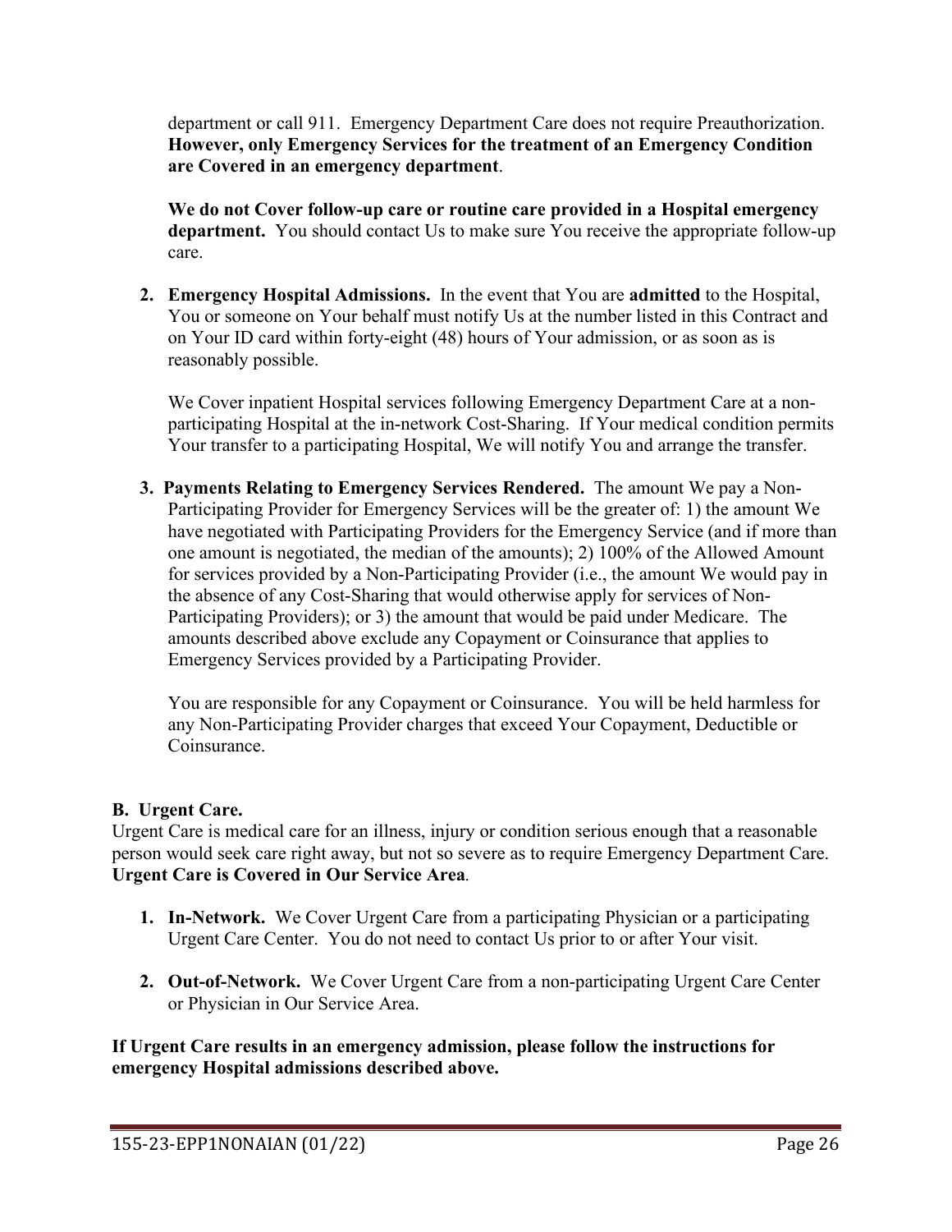department or call 911. Emergency Department Care does not require Preauthorization. **However, only Emergency Services for the treatment of an Emergency Condition are Covered in an emergency department**.

**We do not Cover follow-up care or routine care provided in a Hospital emergency department.** You should contact Us to make sure You receive the appropriate follow-up care.

2. **Emergency Hospital Admissions.** In the event that You are **admitted** to the Hospital, You or someone on Your behalf must notify Us at the number listed in this Contract and on Your ID card within forty-eight (48) hours of Your admission, or as soon as is reasonably possible.

   We Cover inpatient Hospital services following Emergency Department Care at a non-participating Hospital at the in-network Cost-Sharing. If Your medical condition permits Your transfer to a participating Hospital, We will notify You and arrange the transfer.

3. **Payments Relating to Emergency Services Rendered.** The amount We pay a Non-Participating Provider for Emergency Services will be the greater of: 1) the amount We have negotiated with Participating Providers for the Emergency Service (and if more than one amount is negotiated, the median of the amounts); 2) 100% of the Allowed Amount for services provided by a Non-Participating Provider (i.e., the amount We would pay in the absence of any Cost-Sharing that would otherwise apply for services of Non-Participating Providers); or 3) the amount that would be paid under Medicare. The amounts described above exclude any Copayment or Coinsurance that applies to Emergency Services provided by a Participating Provider.

   You are responsible for any Copayment or Coinsurance. You will be held harmless for any Non-Participating Provider charges that exceed Your Copayment, Deductible or Coinsurance.

**B. Urgent Care.**

Urgent Care is medical care for an illness, injury or condition serious enough that a reasonable person would seek care right away, but not so severe as to require Emergency Department Care. **Urgent Care is Covered in Our Service Area**.

1. **In-Network.** We Cover Urgent Care from a participating Physician or a participating Urgent Care Center. You do not need to contact Us prior to or after Your visit.

2. **Out-of-Network.** We Cover Urgent Care from a non-participating Urgent Care Center or Physician in Our Service Area.

**If Urgent Care results in an emergency admission, please follow the instructions for emergency Hospital admissions described above.**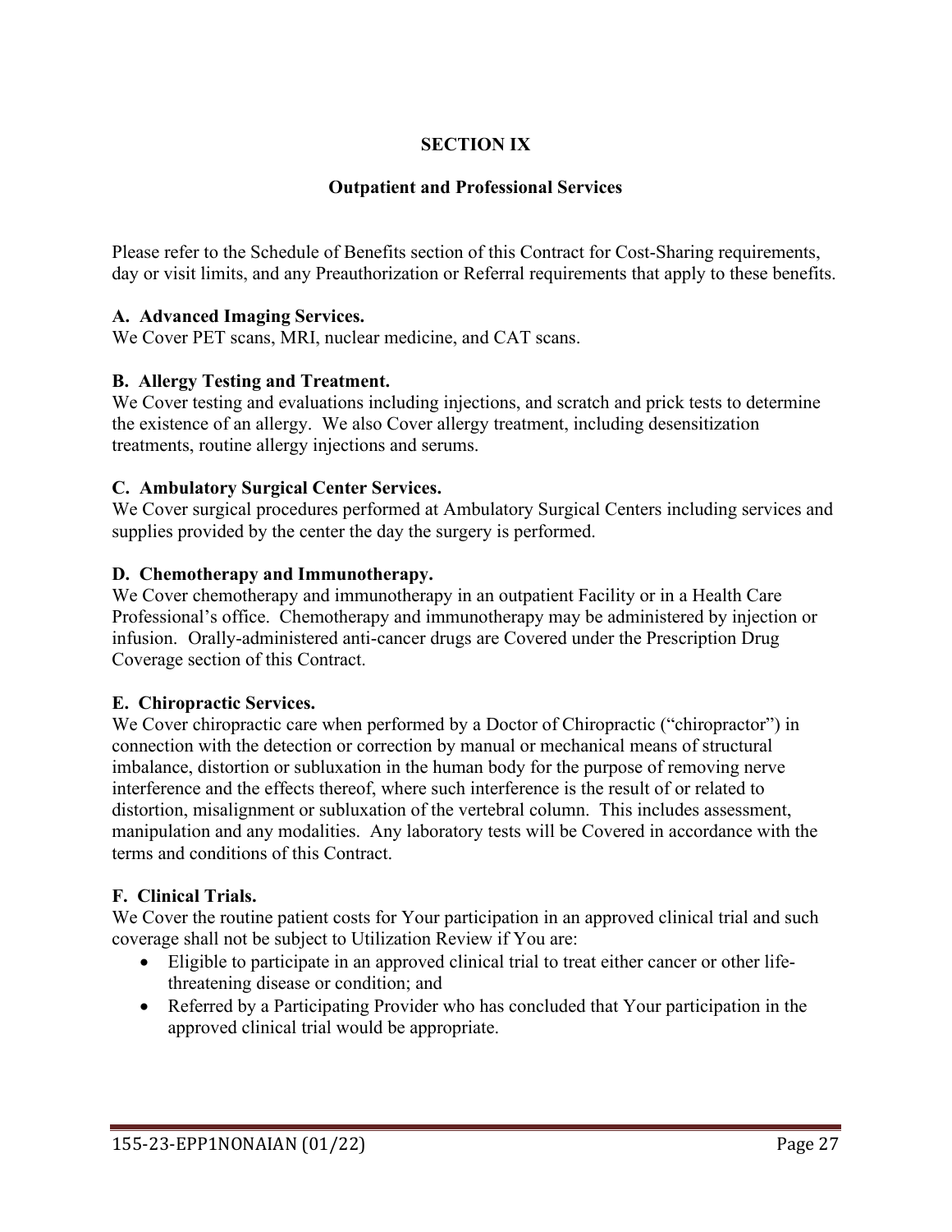# SECTION IX

## Outpatient and Professional Services

Please refer to the Schedule of Benefits section of this Contract for Cost-Sharing requirements, day or visit limits, and any Preauthorization or Referral requirements that apply to these benefits.

**A. Advanced Imaging Services.**
We Cover PET scans, MRI, nuclear medicine, and CAT scans.

**B. Allergy Testing and Treatment.**
We Cover testing and evaluations including injections, and scratch and prick tests to determine the existence of an allergy. We also Cover allergy treatment, including desensitization treatments, routine allergy injections and serums.

**C. Ambulatory Surgical Center Services.**
We Cover surgical procedures performed at Ambulatory Surgical Centers including services and supplies provided by the center the day the surgery is performed.

**D. Chemotherapy and Immunotherapy.**
We Cover chemotherapy and immunotherapy in an outpatient Facility or in a Health Care Professional's office. Chemotherapy and immunotherapy may be administered by injection or infusion. Orally-administered anti-cancer drugs are Covered under the Prescription Drug Coverage section of this Contract.

**E. Chiropractic Services.**
We Cover chiropractic care when performed by a Doctor of Chiropractic ("chiropractor") in connection with the detection or correction by manual or mechanical means of structural imbalance, distortion or subluxation in the human body for the purpose of removing nerve interference and the effects thereof, where such interference is the result of or related to distortion, misalignment or subluxation of the vertebral column. This includes assessment, manipulation and any modalities. Any laboratory tests will be Covered in accordance with the terms and conditions of this Contract.

**F. Clinical Trials.**
We Cover the routine patient costs for Your participation in an approved clinical trial and such coverage shall not be subject to Utilization Review if You are:

- Eligible to participate in an approved clinical trial to treat either cancer or other life-threatening disease or condition; and
- Referred by a Participating Provider who has concluded that Your participation in the approved clinical trial would be appropriate.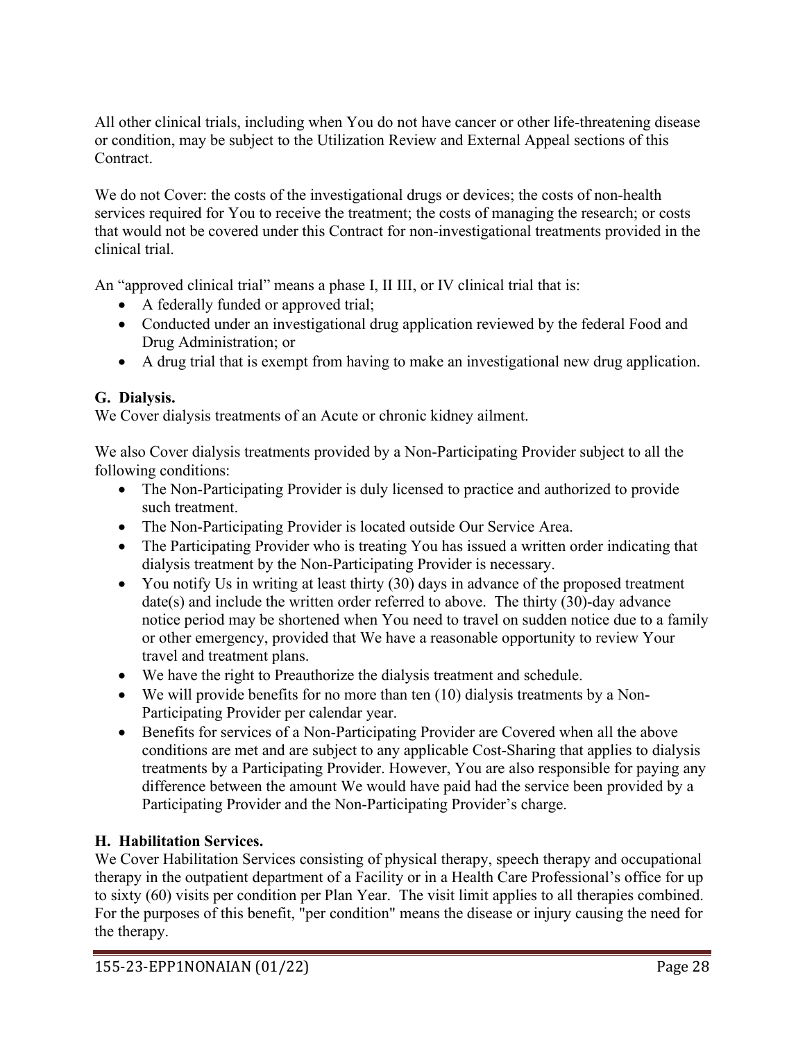All other clinical trials, including when You do not have cancer or other life-threatening disease or condition, may be subject to the Utilization Review and External Appeal sections of this Contract.

We do not Cover: the costs of the investigational drugs or devices; the costs of non-health services required for You to receive the treatment; the costs of managing the research; or costs that would not be covered under this Contract for non-investigational treatments provided in the clinical trial.

An "approved clinical trial" means a phase I, II III, or IV clinical trial that is:

- A federally funded or approved trial;
- Conducted under an investigational drug application reviewed by the federal Food and Drug Administration; or
- A drug trial that is exempt from having to make an investigational new drug application.

### G. Dialysis.

We Cover dialysis treatments of an Acute or chronic kidney ailment.

We also Cover dialysis treatments provided by a Non-Participating Provider subject to all the following conditions:

- The Non-Participating Provider is duly licensed to practice and authorized to provide such treatment.
- The Non-Participating Provider is located outside Our Service Area.
- The Participating Provider who is treating You has issued a written order indicating that dialysis treatment by the Non-Participating Provider is necessary.
- You notify Us in writing at least thirty (30) days in advance of the proposed treatment date(s) and include the written order referred to above. The thirty (30)-day advance notice period may be shortened when You need to travel on sudden notice due to a family or other emergency, provided that We have a reasonable opportunity to review Your travel and treatment plans.
- We have the right to Preauthorize the dialysis treatment and schedule.
- We will provide benefits for no more than ten (10) dialysis treatments by a Non-Participating Provider per calendar year.
- Benefits for services of a Non-Participating Provider are Covered when all the above conditions are met and are subject to any applicable Cost-Sharing that applies to dialysis treatments by a Participating Provider. However, You are also responsible for paying any difference between the amount We would have paid had the service been provided by a Participating Provider and the Non-Participating Provider's charge.

### H. Habilitation Services.

We Cover Habilitation Services consisting of physical therapy, speech therapy and occupational therapy in the outpatient department of a Facility or in a Health Care Professional's office for up to sixty (60) visits per condition per Plan Year. The visit limit applies to all therapies combined. For the purposes of this benefit, "per condition" means the disease or injury causing the need for the therapy.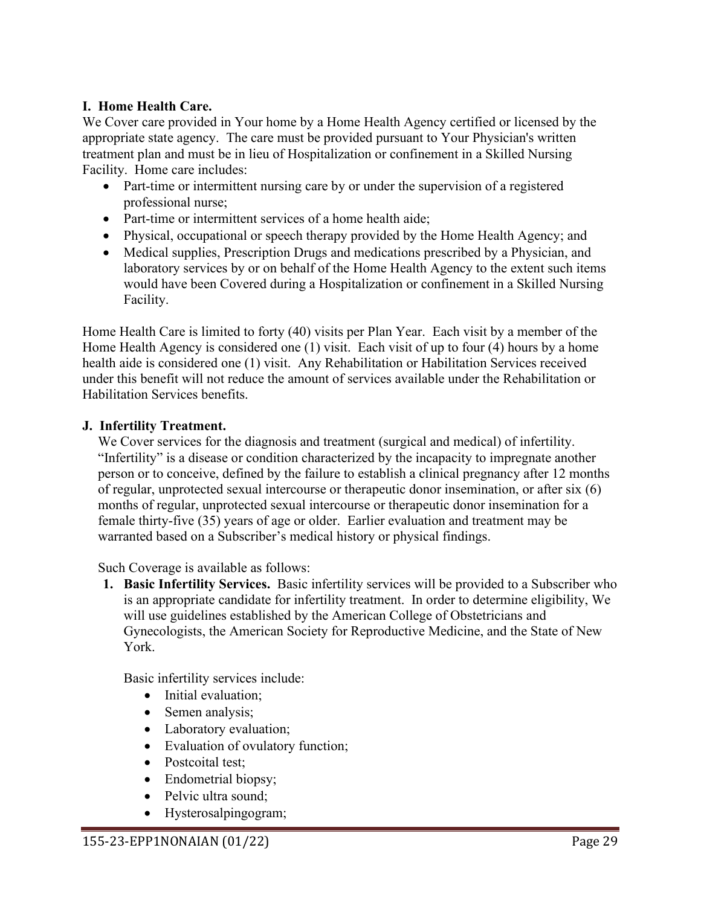**I. Home Health Care.**

We Cover care provided in Your home by a Home Health Agency certified or licensed by the appropriate state agency. The care must be provided pursuant to Your Physician's written treatment plan and must be in lieu of Hospitalization or confinement in a Skilled Nursing Facility. Home care includes:

- Part-time or intermittent nursing care by or under the supervision of a registered professional nurse;
- Part-time or intermittent services of a home health aide;
- Physical, occupational or speech therapy provided by the Home Health Agency; and
- Medical supplies, Prescription Drugs and medications prescribed by a Physician, and laboratory services by or on behalf of the Home Health Agency to the extent such items would have been Covered during a Hospitalization or confinement in a Skilled Nursing Facility.

Home Health Care is limited to forty (40) visits per Plan Year. Each visit by a member of the Home Health Agency is considered one (1) visit. Each visit of up to four (4) hours by a home health aide is considered one (1) visit. Any Rehabilitation or Habilitation Services received under this benefit will not reduce the amount of services available under the Rehabilitation or Habilitation Services benefits.

**J. Infertility Treatment.**

We Cover services for the diagnosis and treatment (surgical and medical) of infertility. "Infertility" is a disease or condition characterized by the incapacity to impregnate another person or to conceive, defined by the failure to establish a clinical pregnancy after 12 months of regular, unprotected sexual intercourse or therapeutic donor insemination, or after six (6) months of regular, unprotected sexual intercourse or therapeutic donor insemination for a female thirty-five (35) years of age or older. Earlier evaluation and treatment may be warranted based on a Subscriber's medical history or physical findings.

Such Coverage is available as follows:

1. **Basic Infertility Services.** Basic infertility services will be provided to a Subscriber who is an appropriate candidate for infertility treatment. In order to determine eligibility, We will use guidelines established by the American College of Obstetricians and Gynecologists, the American Society for Reproductive Medicine, and the State of New York.

   Basic infertility services include:

   - Initial evaluation;
   - Semen analysis;
   - Laboratory evaluation;
   - Evaluation of ovulatory function;
   - Postcoital test;
   - Endometrial biopsy;
   - Pelvic ultra sound;
   - Hysterosalpingogram;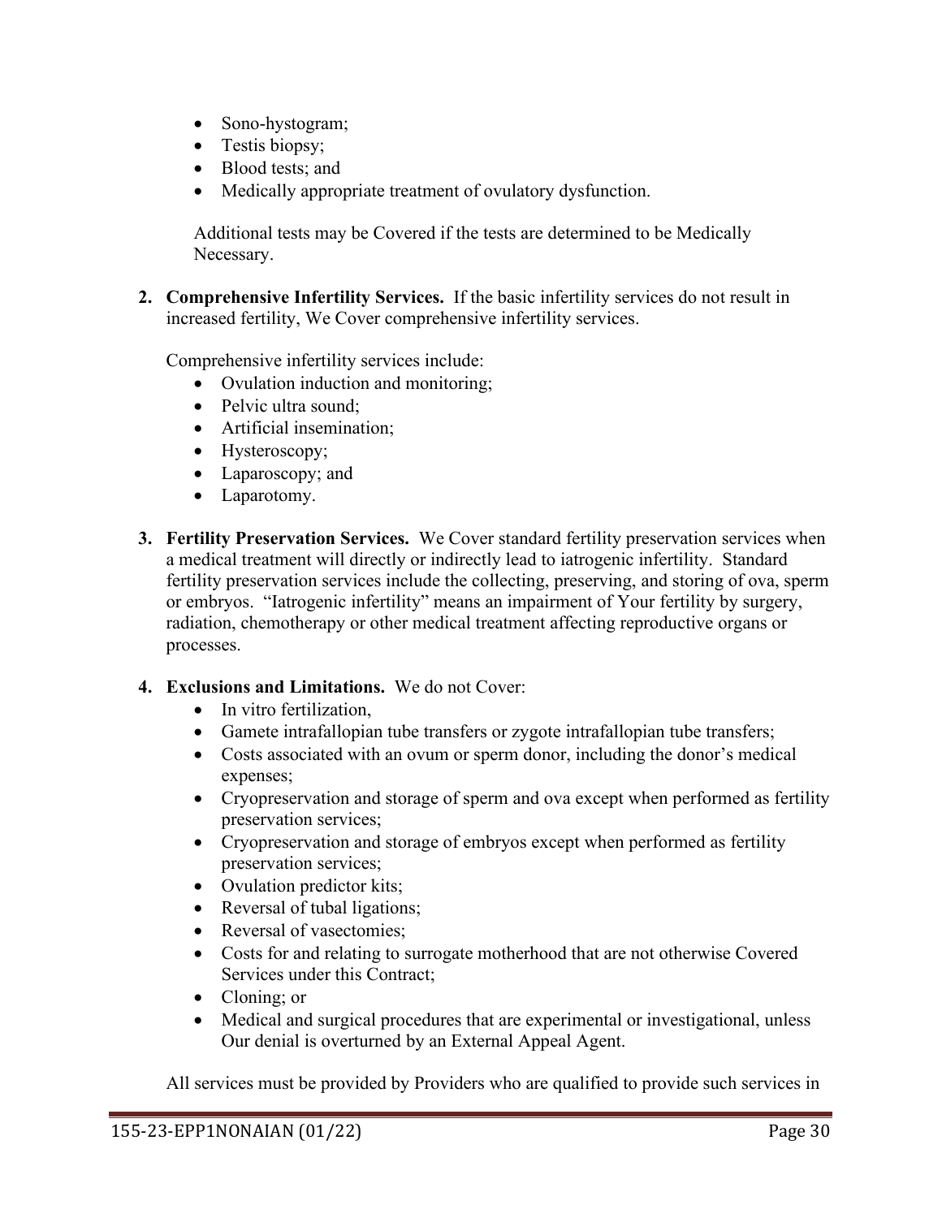- Sono-hystogram;
- Testis biopsy;
- Blood tests; and
- Medically appropriate treatment of ovulatory dysfunction.

Additional tests may be Covered if the tests are determined to be Medically Necessary.

2. **Comprehensive Infertility Services.** If the basic infertility services do not result in increased fertility, We Cover comprehensive infertility services.

   Comprehensive infertility services include:
   - Ovulation induction and monitoring;
   - Pelvic ultra sound;
   - Artificial insemination;
   - Hysteroscopy;
   - Laparoscopy; and
   - Laparotomy.

3. **Fertility Preservation Services.** We Cover standard fertility preservation services when a medical treatment will directly or indirectly lead to iatrogenic infertility. Standard fertility preservation services include the collecting, preserving, and storing of ova, sperm or embryos. "Iatrogenic infertility" means an impairment of Your fertility by surgery, radiation, chemotherapy or other medical treatment affecting reproductive organs or processes.

4. **Exclusions and Limitations.** We do not Cover:
   - In vitro fertilization,
   - Gamete intrafallopian tube transfers or zygote intrafallopian tube transfers;
   - Costs associated with an ovum or sperm donor, including the donor's medical expenses;
   - Cryopreservation and storage of sperm and ova except when performed as fertility preservation services;
   - Cryopreservation and storage of embryos except when performed as fertility preservation services;
   - Ovulation predictor kits;
   - Reversal of tubal ligations;
   - Reversal of vasectomies;
   - Costs for and relating to surrogate motherhood that are not otherwise Covered Services under this Contract;
   - Cloning; or
   - Medical and surgical procedures that are experimental or investigational, unless Our denial is overturned by an External Appeal Agent.

   All services must be provided by Providers who are qualified to provide such services in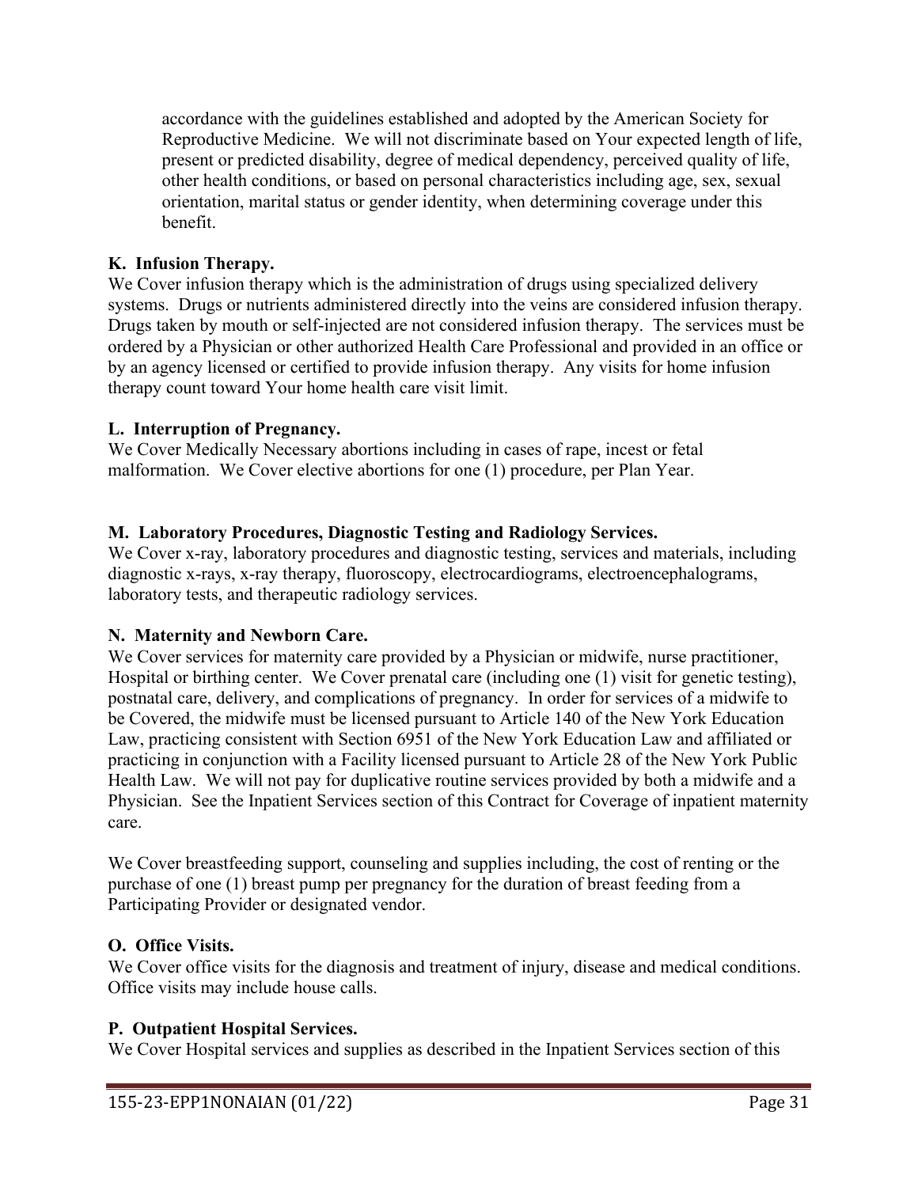accordance with the guidelines established and adopted by the American Society for Reproductive Medicine. We will not discriminate based on Your expected length of life, present or predicted disability, degree of medical dependency, perceived quality of life, other health conditions, or based on personal characteristics including age, sex, sexual orientation, marital status or gender identity, when determining coverage under this benefit.

**K. Infusion Therapy.**

We Cover infusion therapy which is the administration of drugs using specialized delivery systems. Drugs or nutrients administered directly into the veins are considered infusion therapy. Drugs taken by mouth or self-injected are not considered infusion therapy. The services must be ordered by a Physician or other authorized Health Care Professional and provided in an office or by an agency licensed or certified to provide infusion therapy. Any visits for home infusion therapy count toward Your home health care visit limit.

**L. Interruption of Pregnancy.**

We Cover Medically Necessary abortions including in cases of rape, incest or fetal malformation. We Cover elective abortions for one (1) procedure, per Plan Year.

**M. Laboratory Procedures, Diagnostic Testing and Radiology Services.**

We Cover x-ray, laboratory procedures and diagnostic testing, services and materials, including diagnostic x-rays, x-ray therapy, fluoroscopy, electrocardiograms, electroencephalograms, laboratory tests, and therapeutic radiology services.

**N. Maternity and Newborn Care.**

We Cover services for maternity care provided by a Physician or midwife, nurse practitioner, Hospital or birthing center. We Cover prenatal care (including one (1) visit for genetic testing), postnatal care, delivery, and complications of pregnancy. In order for services of a midwife to be Covered, the midwife must be licensed pursuant to Article 140 of the New York Education Law, practicing consistent with Section 6951 of the New York Education Law and affiliated or practicing in conjunction with a Facility licensed pursuant to Article 28 of the New York Public Health Law. We will not pay for duplicative routine services provided by both a midwife and a Physician. See the Inpatient Services section of this Contract for Coverage of inpatient maternity care.

We Cover breastfeeding support, counseling and supplies including, the cost of renting or the purchase of one (1) breast pump per pregnancy for the duration of breast feeding from a Participating Provider or designated vendor.

**O. Office Visits.**

We Cover office visits for the diagnosis and treatment of injury, disease and medical conditions. Office visits may include house calls.

**P. Outpatient Hospital Services.**

We Cover Hospital services and supplies as described in the Inpatient Services section of this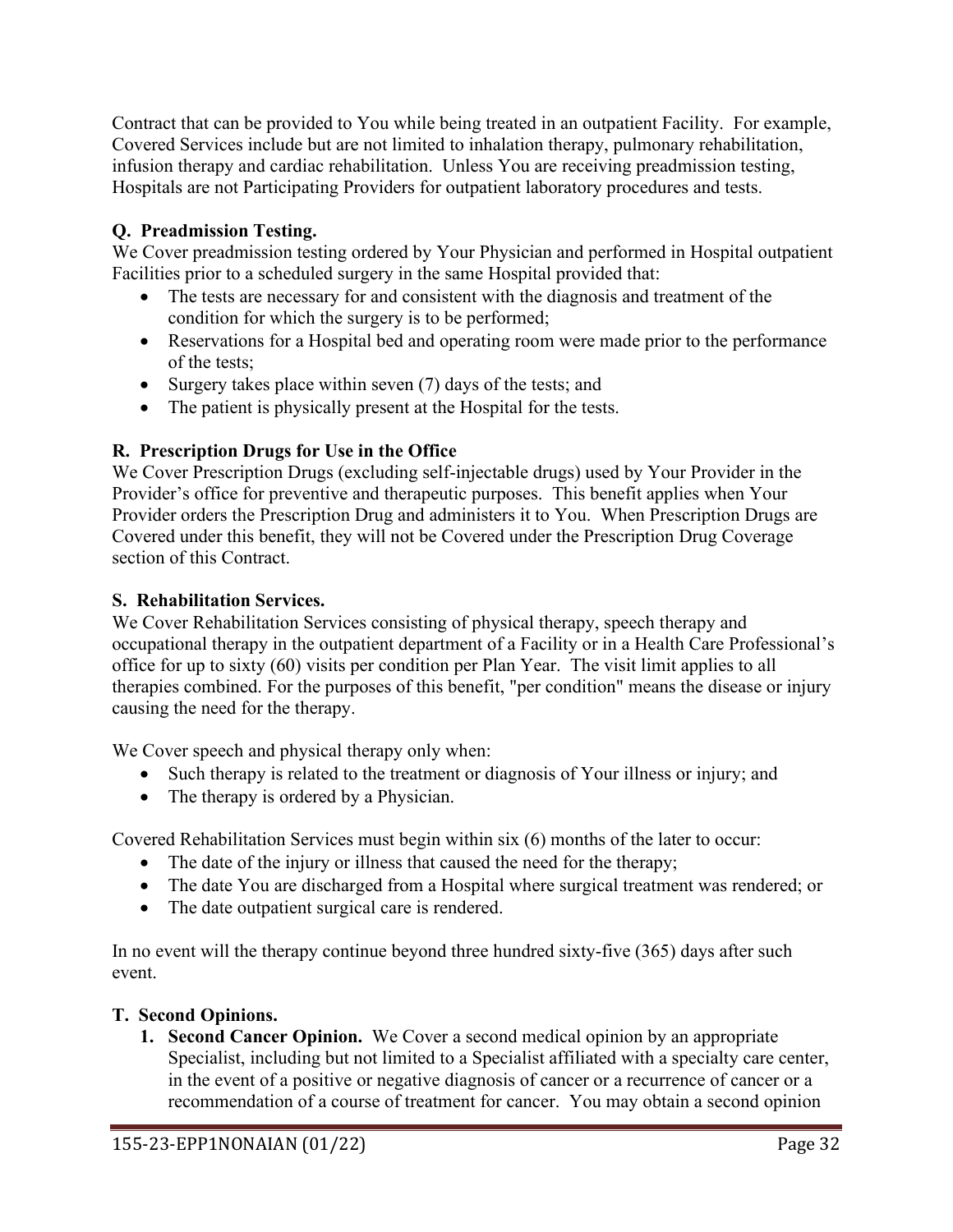Contract that can be provided to You while being treated in an outpatient Facility. For example, Covered Services include but are not limited to inhalation therapy, pulmonary rehabilitation, infusion therapy and cardiac rehabilitation. Unless You are receiving preadmission testing, Hospitals are not Participating Providers for outpatient laboratory procedures and tests.

**Q. Preadmission Testing.**

We Cover preadmission testing ordered by Your Physician and performed in Hospital outpatient Facilities prior to a scheduled surgery in the same Hospital provided that:

- The tests are necessary for and consistent with the diagnosis and treatment of the condition for which the surgery is to be performed;
- Reservations for a Hospital bed and operating room were made prior to the performance of the tests;
- Surgery takes place within seven (7) days of the tests; and
- The patient is physically present at the Hospital for the tests.

**R. Prescription Drugs for Use in the Office**

We Cover Prescription Drugs (excluding self-injectable drugs) used by Your Provider in the Provider's office for preventive and therapeutic purposes. This benefit applies when Your Provider orders the Prescription Drug and administers it to You. When Prescription Drugs are Covered under this benefit, they will not be Covered under the Prescription Drug Coverage section of this Contract.

**S. Rehabilitation Services.**

We Cover Rehabilitation Services consisting of physical therapy, speech therapy and occupational therapy in the outpatient department of a Facility or in a Health Care Professional's office for up to sixty (60) visits per condition per Plan Year. The visit limit applies to all therapies combined. For the purposes of this benefit, "per condition" means the disease or injury causing the need for the therapy.

We Cover speech and physical therapy only when:

- Such therapy is related to the treatment or diagnosis of Your illness or injury; and
- The therapy is ordered by a Physician.

Covered Rehabilitation Services must begin within six (6) months of the later to occur:

- The date of the injury or illness that caused the need for the therapy;
- The date You are discharged from a Hospital where surgical treatment was rendered; or
- The date outpatient surgical care is rendered.

In no event will the therapy continue beyond three hundred sixty-five (365) days after such event.

**T. Second Opinions.**

1. **Second Cancer Opinion.** We Cover a second medical opinion by an appropriate Specialist, including but not limited to a Specialist affiliated with a specialty care center, in the event of a positive or negative diagnosis of cancer or a recurrence of cancer or a recommendation of a course of treatment for cancer. You may obtain a second opinion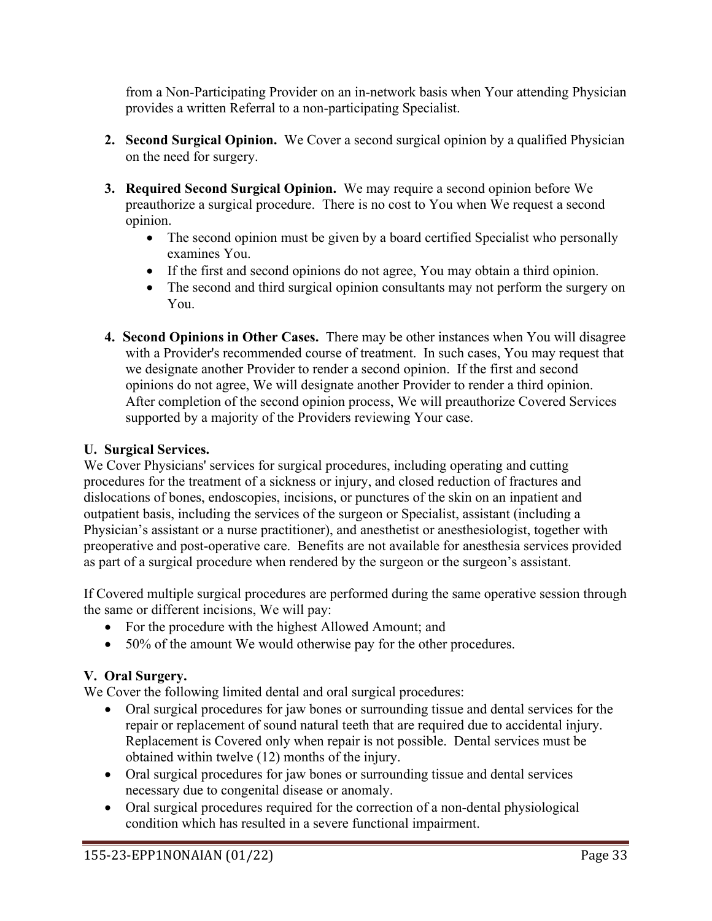from a Non-Participating Provider on an in-network basis when Your attending Physician provides a written Referral to a non-participating Specialist.

2. **Second Surgical Opinion.** We Cover a second surgical opinion by a qualified Physician on the need for surgery.

3. **Required Second Surgical Opinion.** We may require a second opinion before We preauthorize a surgical procedure. There is no cost to You when We request a second opinion.
   - The second opinion must be given by a board certified Specialist who personally examines You.
   - If the first and second opinions do not agree, You may obtain a third opinion.
   - The second and third surgical opinion consultants may not perform the surgery on You.

4. **Second Opinions in Other Cases.** There may be other instances when You will disagree with a Provider's recommended course of treatment. In such cases, You may request that we designate another Provider to render a second opinion. If the first and second opinions do not agree, We will designate another Provider to render a third opinion. After completion of the second opinion process, We will preauthorize Covered Services supported by a majority of the Providers reviewing Your case.

**U. Surgical Services.**

We Cover Physicians' services for surgical procedures, including operating and cutting procedures for the treatment of a sickness or injury, and closed reduction of fractures and dislocations of bones, endoscopies, incisions, or punctures of the skin on an inpatient and outpatient basis, including the services of the surgeon or Specialist, assistant (including a Physician's assistant or a nurse practitioner), and anesthetist or anesthesiologist, together with preoperative and post-operative care. Benefits are not available for anesthesia services provided as part of a surgical procedure when rendered by the surgeon or the surgeon's assistant.

If Covered multiple surgical procedures are performed during the same operative session through the same or different incisions, We will pay:

- For the procedure with the highest Allowed Amount; and
- 50% of the amount We would otherwise pay for the other procedures.

**V. Oral Surgery.**

We Cover the following limited dental and oral surgical procedures:

- Oral surgical procedures for jaw bones or surrounding tissue and dental services for the repair or replacement of sound natural teeth that are required due to accidental injury. Replacement is Covered only when repair is not possible. Dental services must be obtained within twelve (12) months of the injury.
- Oral surgical procedures for jaw bones or surrounding tissue and dental services necessary due to congenital disease or anomaly.
- Oral surgical procedures required for the correction of a non-dental physiological condition which has resulted in a severe functional impairment.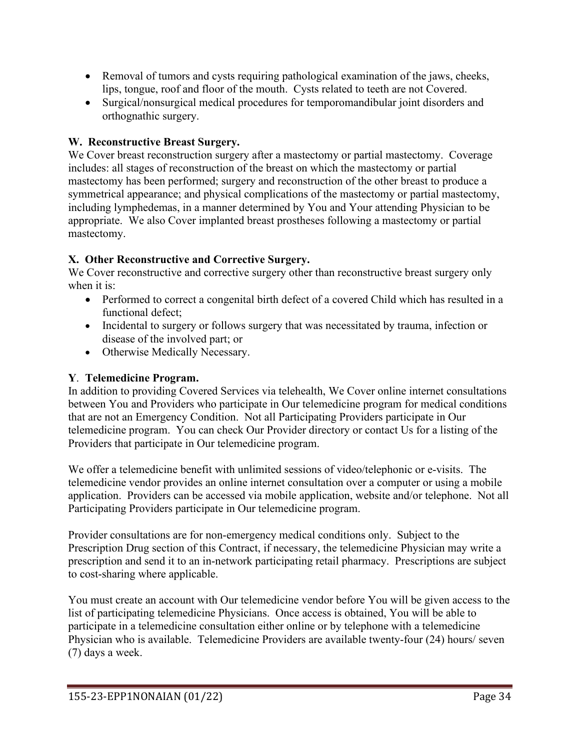- Removal of tumors and cysts requiring pathological examination of the jaws, cheeks, lips, tongue, roof and floor of the mouth. Cysts related to teeth are not Covered.
- Surgical/nonsurgical medical procedures for temporomandibular joint disorders and orthognathic surgery.

**W. Reconstructive Breast Surgery.**
We Cover breast reconstruction surgery after a mastectomy or partial mastectomy. Coverage includes: all stages of reconstruction of the breast on which the mastectomy or partial mastectomy has been performed; surgery and reconstruction of the other breast to produce a symmetrical appearance; and physical complications of the mastectomy or partial mastectomy, including lymphedemas, in a manner determined by You and Your attending Physician to be appropriate. We also Cover implanted breast prostheses following a mastectomy or partial mastectomy.

**X. Other Reconstructive and Corrective Surgery.**
We Cover reconstructive and corrective surgery other than reconstructive breast surgery only when it is:

- Performed to correct a congenital birth defect of a covered Child which has resulted in a functional defect;
- Incidental to surgery or follows surgery that was necessitated by trauma, infection or disease of the involved part; or
- Otherwise Medically Necessary.

**Y. Telemedicine Program.**
In addition to providing Covered Services via telehealth, We Cover online internet consultations between You and Providers who participate in Our telemedicine program for medical conditions that are not an Emergency Condition. Not all Participating Providers participate in Our telemedicine program. You can check Our Provider directory or contact Us for a listing of the Providers that participate in Our telemedicine program.

We offer a telemedicine benefit with unlimited sessions of video/telephonic or e-visits. The telemedicine vendor provides an online internet consultation over a computer or using a mobile application. Providers can be accessed via mobile application, website and/or telephone. Not all Participating Providers participate in Our telemedicine program.

Provider consultations are for non-emergency medical conditions only. Subject to the Prescription Drug section of this Contract, if necessary, the telemedicine Physician may write a prescription and send it to an in-network participating retail pharmacy. Prescriptions are subject to cost-sharing where applicable.

You must create an account with Our telemedicine vendor before You will be given access to the list of participating telemedicine Physicians. Once access is obtained, You will be able to participate in a telemedicine consultation either online or by telephone with a telemedicine Physician who is available. Telemedicine Providers are available twenty-four (24) hours/ seven (7) days a week.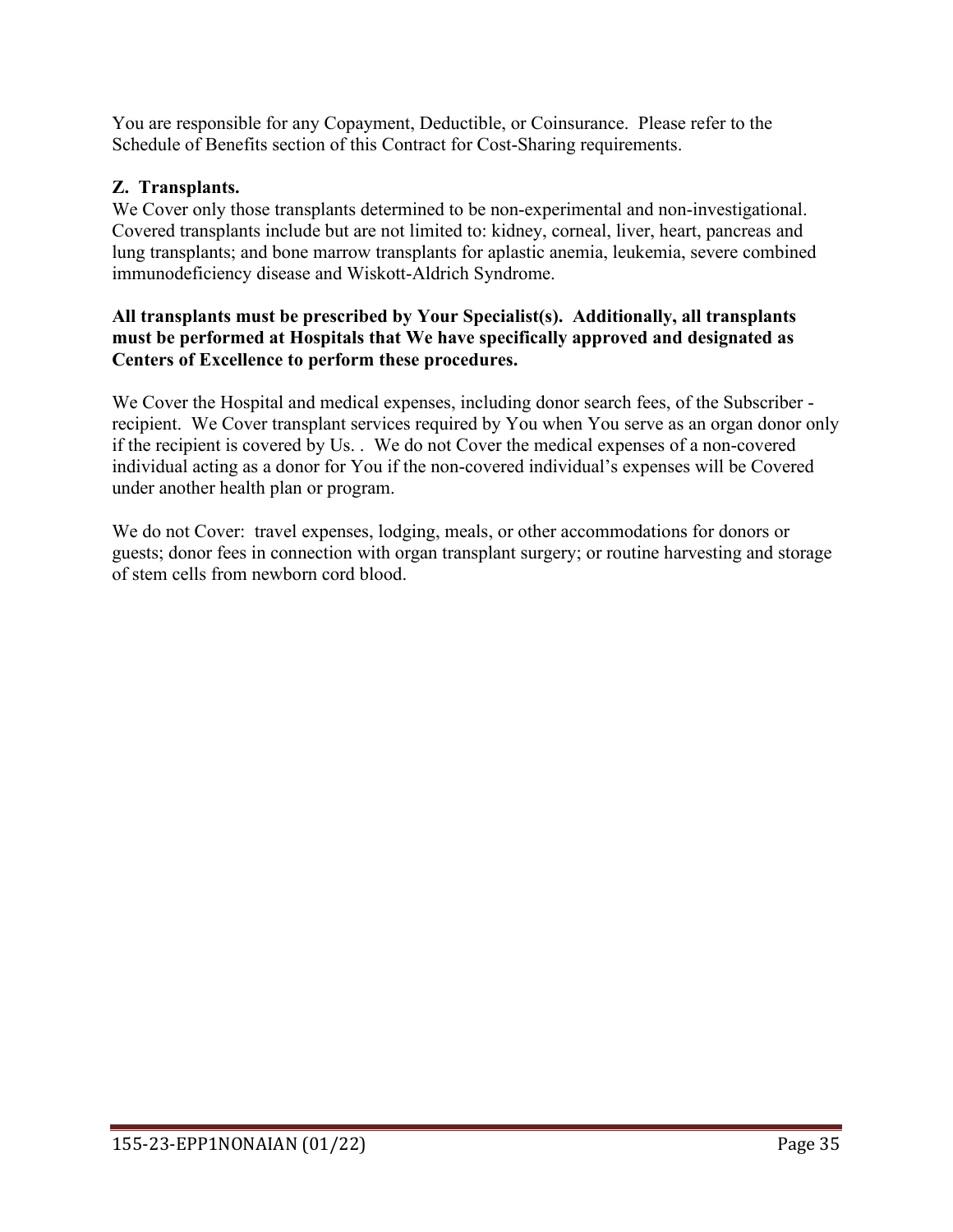You are responsible for any Copayment, Deductible, or Coinsurance. Please refer to the Schedule of Benefits section of this Contract for Cost-Sharing requirements.

**Z. Transplants.**

We Cover only those transplants determined to be non-experimental and non-investigational. Covered transplants include but are not limited to: kidney, corneal, liver, heart, pancreas and lung transplants; and bone marrow transplants for aplastic anemia, leukemia, severe combined immunodeficiency disease and Wiskott-Aldrich Syndrome.

**All transplants must be prescribed by Your Specialist(s). Additionally, all transplants must be performed at Hospitals that We have specifically approved and designated as Centers of Excellence to perform these procedures.**

We Cover the Hospital and medical expenses, including donor search fees, of the Subscriber - recipient. We Cover transplant services required by You when You serve as an organ donor only if the recipient is covered by Us. . We do not Cover the medical expenses of a non-covered individual acting as a donor for You if the non-covered individual's expenses will be Covered under another health plan or program.

We do not Cover: travel expenses, lodging, meals, or other accommodations for donors or guests; donor fees in connection with organ transplant surgery; or routine harvesting and storage of stem cells from newborn cord blood.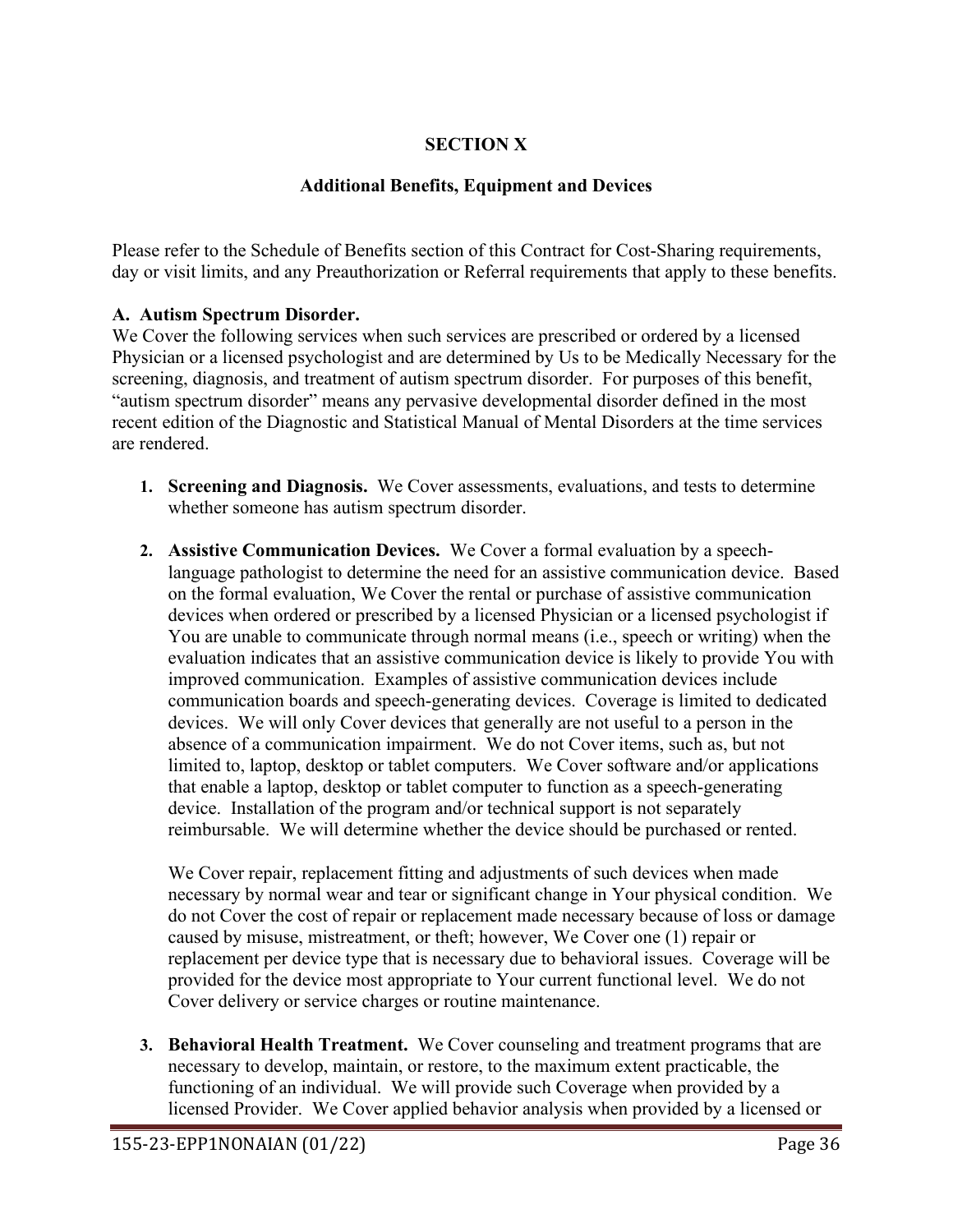# SECTION X

## Additional Benefits, Equipment and Devices

Please refer to the Schedule of Benefits section of this Contract for Cost-Sharing requirements, day or visit limits, and any Preauthorization or Referral requirements that apply to these benefits.

### A. Autism Spectrum Disorder.

We Cover the following services when such services are prescribed or ordered by a licensed Physician or a licensed psychologist and are determined by Us to be Medically Necessary for the screening, diagnosis, and treatment of autism spectrum disorder. For purposes of this benefit, "autism spectrum disorder" means any pervasive developmental disorder defined in the most recent edition of the Diagnostic and Statistical Manual of Mental Disorders at the time services are rendered.

1. **Screening and Diagnosis.** We Cover assessments, evaluations, and tests to determine whether someone has autism spectrum disorder.

2. **Assistive Communication Devices.** We Cover a formal evaluation by a speech-language pathologist to determine the need for an assistive communication device. Based on the formal evaluation, We Cover the rental or purchase of assistive communication devices when ordered or prescribed by a licensed Physician or a licensed psychologist if You are unable to communicate through normal means (i.e., speech or writing) when the evaluation indicates that an assistive communication device is likely to provide You with improved communication. Examples of assistive communication devices include communication boards and speech-generating devices. Coverage is limited to dedicated devices. We will only Cover devices that generally are not useful to a person in the absence of a communication impairment. We do not Cover items, such as, but not limited to, laptop, desktop or tablet computers. We Cover software and/or applications that enable a laptop, desktop or tablet computer to function as a speech-generating device. Installation of the program and/or technical support is not separately reimbursable. We will determine whether the device should be purchased or rented.

   We Cover repair, replacement fitting and adjustments of such devices when made necessary by normal wear and tear or significant change in Your physical condition. We do not Cover the cost of repair or replacement made necessary because of loss or damage caused by misuse, mistreatment, or theft; however, We Cover one (1) repair or replacement per device type that is necessary due to behavioral issues. Coverage will be provided for the device most appropriate to Your current functional level. We do not Cover delivery or service charges or routine maintenance.

3. **Behavioral Health Treatment.** We Cover counseling and treatment programs that are necessary to develop, maintain, or restore, to the maximum extent practicable, the functioning of an individual. We will provide such Coverage when provided by a licensed Provider. We Cover applied behavior analysis when provided by a licensed or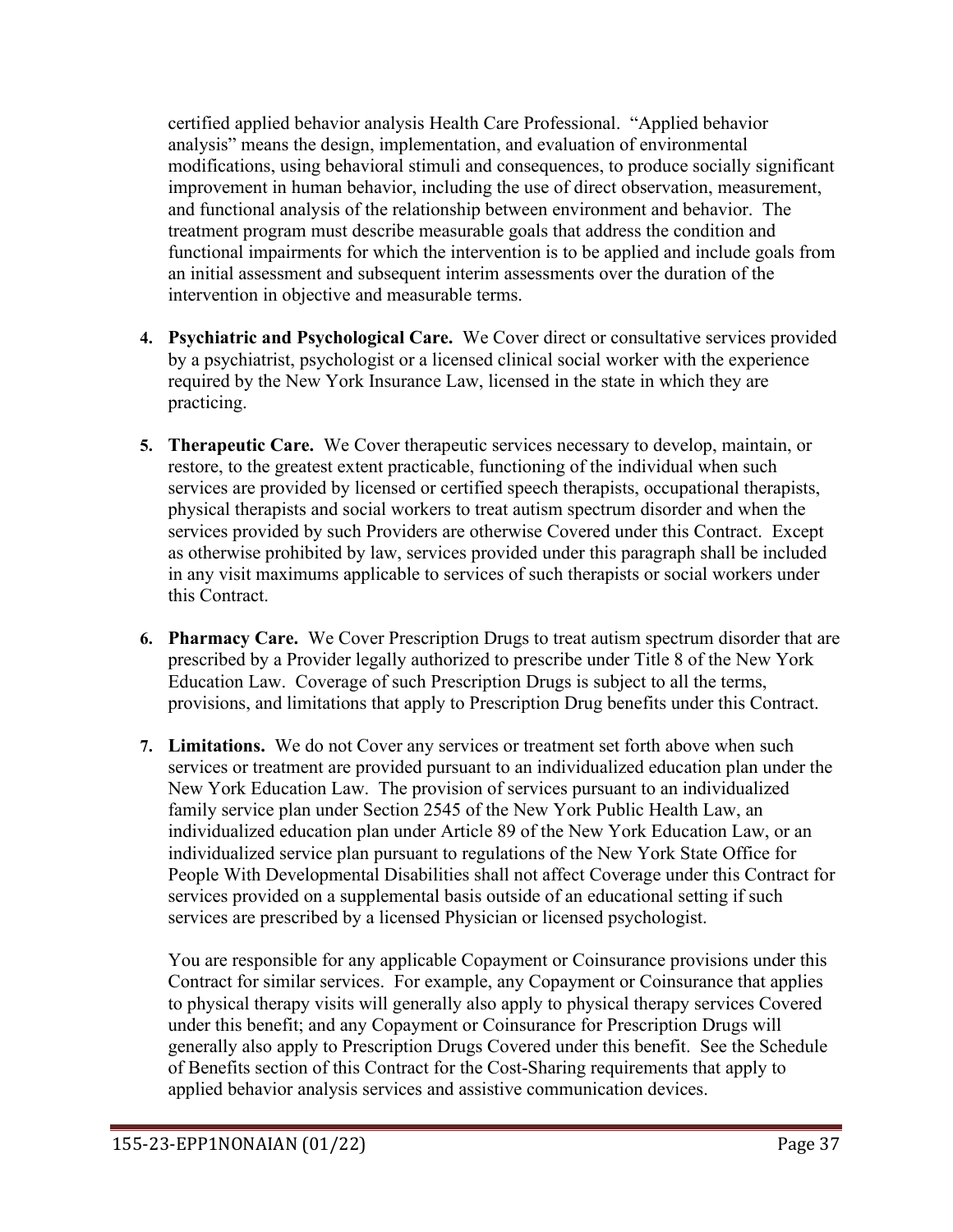certified applied behavior analysis Health Care Professional. "Applied behavior analysis" means the design, implementation, and evaluation of environmental modifications, using behavioral stimuli and consequences, to produce socially significant improvement in human behavior, including the use of direct observation, measurement, and functional analysis of the relationship between environment and behavior. The treatment program must describe measurable goals that address the condition and functional impairments for which the intervention is to be applied and include goals from an initial assessment and subsequent interim assessments over the duration of the intervention in objective and measurable terms.

4. **Psychiatric and Psychological Care.** We Cover direct or consultative services provided by a psychiatrist, psychologist or a licensed clinical social worker with the experience required by the New York Insurance Law, licensed in the state in which they are practicing.

5. **Therapeutic Care.** We Cover therapeutic services necessary to develop, maintain, or restore, to the greatest extent practicable, functioning of the individual when such services are provided by licensed or certified speech therapists, occupational therapists, physical therapists and social workers to treat autism spectrum disorder and when the services provided by such Providers are otherwise Covered under this Contract. Except as otherwise prohibited by law, services provided under this paragraph shall be included in any visit maximums applicable to services of such therapists or social workers under this Contract.

6. **Pharmacy Care.** We Cover Prescription Drugs to treat autism spectrum disorder that are prescribed by a Provider legally authorized to prescribe under Title 8 of the New York Education Law. Coverage of such Prescription Drugs is subject to all the terms, provisions, and limitations that apply to Prescription Drug benefits under this Contract.

7. **Limitations.** We do not Cover any services or treatment set forth above when such services or treatment are provided pursuant to an individualized education plan under the New York Education Law. The provision of services pursuant to an individualized family service plan under Section 2545 of the New York Public Health Law, an individualized education plan under Article 89 of the New York Education Law, or an individualized service plan pursuant to regulations of the New York State Office for People With Developmental Disabilities shall not affect Coverage under this Contract for services provided on a supplemental basis outside of an educational setting if such services are prescribed by a licensed Physician or licensed psychologist.

   You are responsible for any applicable Copayment or Coinsurance provisions under this Contract for similar services. For example, any Copayment or Coinsurance that applies to physical therapy visits will generally also apply to physical therapy services Covered under this benefit; and any Copayment or Coinsurance for Prescription Drugs will generally also apply to Prescription Drugs Covered under this benefit. See the Schedule of Benefits section of this Contract for the Cost-Sharing requirements that apply to applied behavior analysis services and assistive communication devices.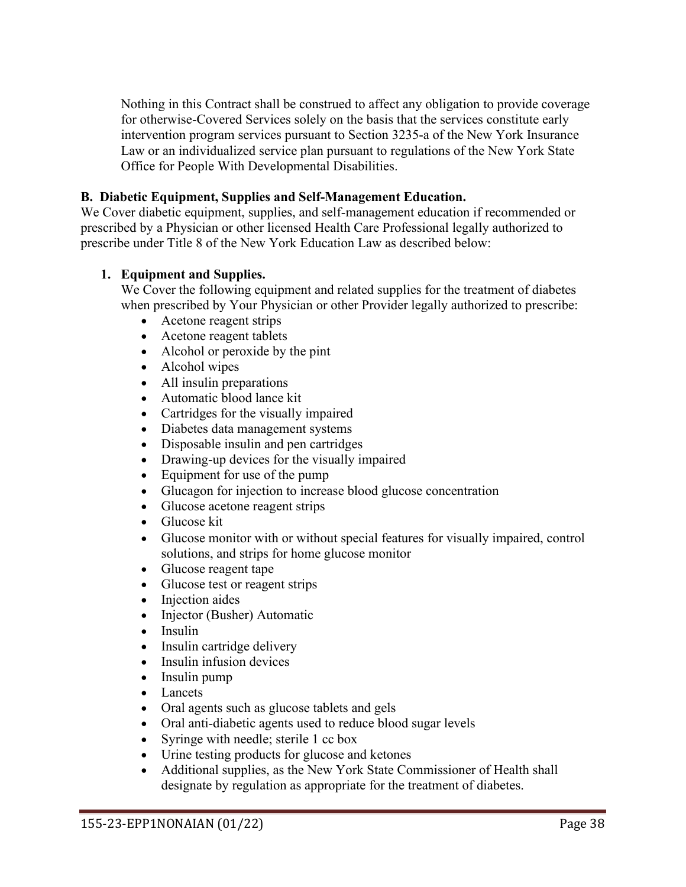Nothing in this Contract shall be construed to affect any obligation to provide coverage for otherwise-Covered Services solely on the basis that the services constitute early intervention program services pursuant to Section 3235-a of the New York Insurance Law or an individualized service plan pursuant to regulations of the New York State Office for People With Developmental Disabilities.

**B. Diabetic Equipment, Supplies and Self-Management Education.**

We Cover diabetic equipment, supplies, and self-management education if recommended or prescribed by a Physician or other licensed Health Care Professional legally authorized to prescribe under Title 8 of the New York Education Law as described below:

1. **Equipment and Supplies.**

   We Cover the following equipment and related supplies for the treatment of diabetes when prescribed by Your Physician or other Provider legally authorized to prescribe:

   - Acetone reagent strips
   - Acetone reagent tablets
   - Alcohol or peroxide by the pint
   - Alcohol wipes
   - All insulin preparations
   - Automatic blood lance kit
   - Cartridges for the visually impaired
   - Diabetes data management systems
   - Disposable insulin and pen cartridges
   - Drawing-up devices for the visually impaired
   - Equipment for use of the pump
   - Glucagon for injection to increase blood glucose concentration
   - Glucose acetone reagent strips
   - Glucose kit
   - Glucose monitor with or without special features for visually impaired, control solutions, and strips for home glucose monitor
   - Glucose reagent tape
   - Glucose test or reagent strips
   - Injection aides
   - Injector (Busher) Automatic
   - Insulin
   - Insulin cartridge delivery
   - Insulin infusion devices
   - Insulin pump
   - Lancets
   - Oral agents such as glucose tablets and gels
   - Oral anti-diabetic agents used to reduce blood sugar levels
   - Syringe with needle; sterile 1 cc box
   - Urine testing products for glucose and ketones
   - Additional supplies, as the New York State Commissioner of Health shall designate by regulation as appropriate for the treatment of diabetes.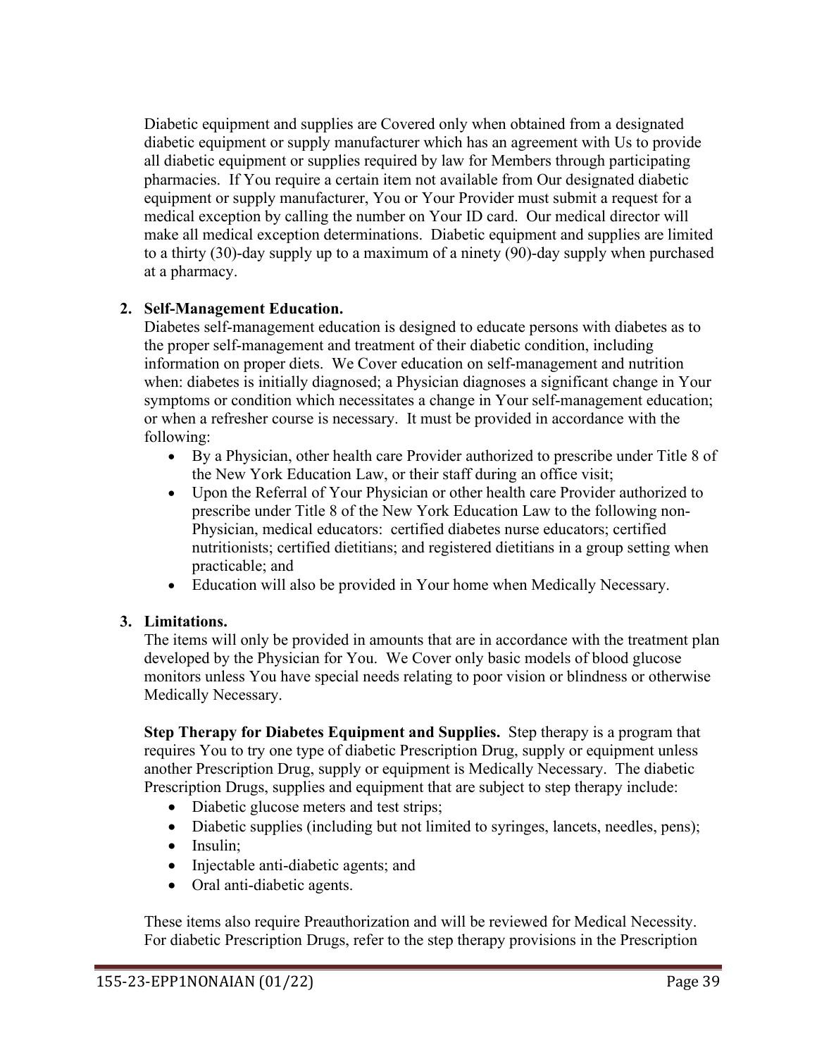Diabetic equipment and supplies are Covered only when obtained from a designated diabetic equipment or supply manufacturer which has an agreement with Us to provide all diabetic equipment or supplies required by law for Members through participating pharmacies. If You require a certain item not available from Our designated diabetic equipment or supply manufacturer, You or Your Provider must submit a request for a medical exception by calling the number on Your ID card. Our medical director will make all medical exception determinations. Diabetic equipment and supplies are limited to a thirty (30)-day supply up to a maximum of a ninety (90)-day supply when purchased at a pharmacy.

2. **Self-Management Education.**
   Diabetes self-management education is designed to educate persons with diabetes as to the proper self-management and treatment of their diabetic condition, including information on proper diets. We Cover education on self-management and nutrition when: diabetes is initially diagnosed; a Physician diagnoses a significant change in Your symptoms or condition which necessitates a change in Your self-management education; or when a refresher course is necessary. It must be provided in accordance with the following:
   - By a Physician, other health care Provider authorized to prescribe under Title 8 of the New York Education Law, or their staff during an office visit;
   - Upon the Referral of Your Physician or other health care Provider authorized to prescribe under Title 8 of the New York Education Law to the following non-Physician, medical educators: certified diabetes nurse educators; certified nutritionists; certified dietitians; and registered dietitians in a group setting when practicable; and
   - Education will also be provided in Your home when Medically Necessary.

3. **Limitations.**
   The items will only be provided in amounts that are in accordance with the treatment plan developed by the Physician for You. We Cover only basic models of blood glucose monitors unless You have special needs relating to poor vision or blindness or otherwise Medically Necessary.

   **Step Therapy for Diabetes Equipment and Supplies.** Step therapy is a program that requires You to try one type of diabetic Prescription Drug, supply or equipment unless another Prescription Drug, supply or equipment is Medically Necessary. The diabetic Prescription Drugs, supplies and equipment that are subject to step therapy include:
   - Diabetic glucose meters and test strips;
   - Diabetic supplies (including but not limited to syringes, lancets, needles, pens);
   - Insulin;
   - Injectable anti-diabetic agents; and
   - Oral anti-diabetic agents.

   These items also require Preauthorization and will be reviewed for Medical Necessity. For diabetic Prescription Drugs, refer to the step therapy provisions in the Prescription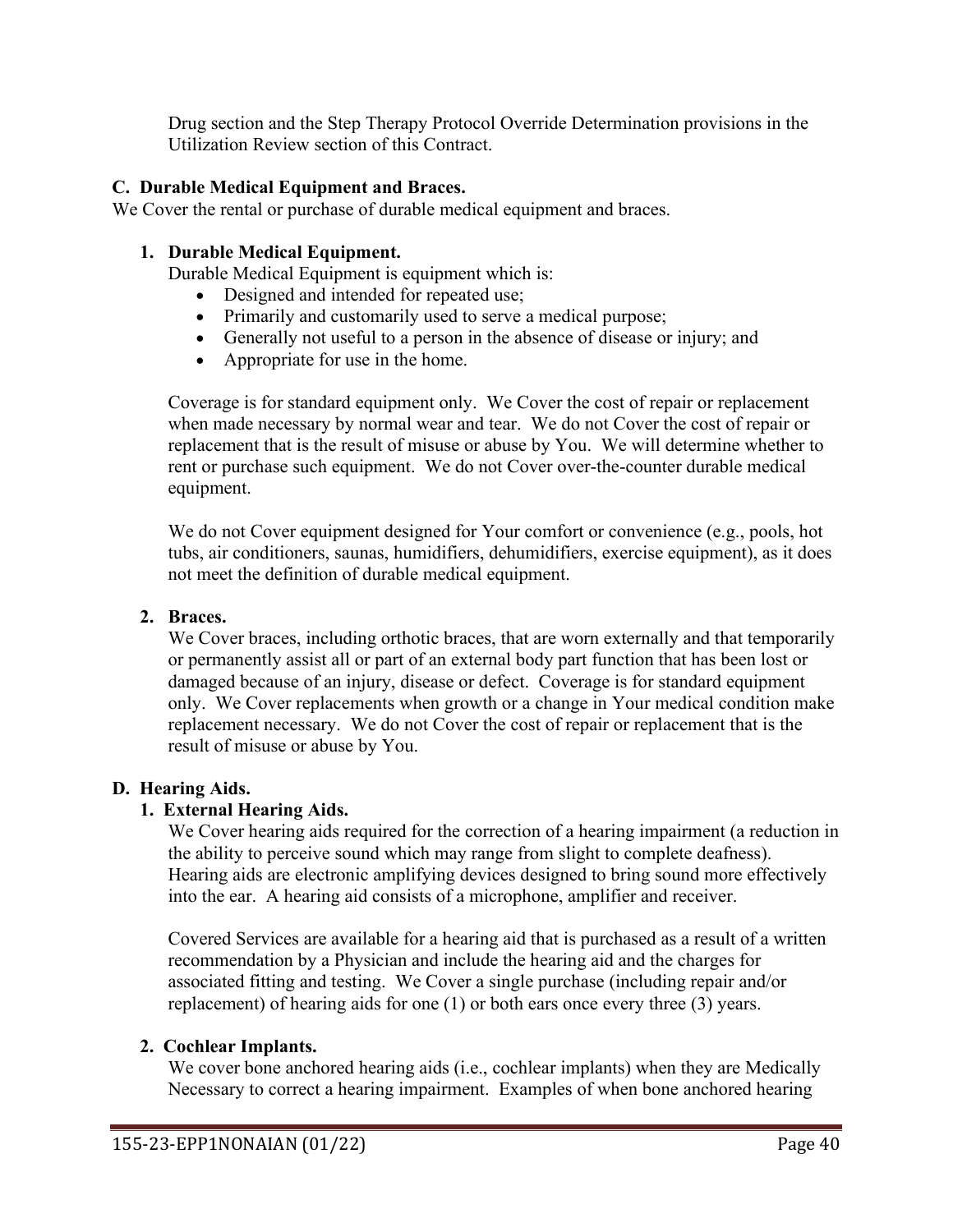Drug section and the Step Therapy Protocol Override Determination provisions in the Utilization Review section of this Contract.

### C. Durable Medical Equipment and Braces.

We Cover the rental or purchase of durable medical equipment and braces.

#### 1. Durable Medical Equipment.

Durable Medical Equipment is equipment which is:

- Designed and intended for repeated use;
- Primarily and customarily used to serve a medical purpose;
- Generally not useful to a person in the absence of disease or injury; and
- Appropriate for use in the home.

Coverage is for standard equipment only. We Cover the cost of repair or replacement when made necessary by normal wear and tear. We do not Cover the cost of repair or replacement that is the result of misuse or abuse by You. We will determine whether to rent or purchase such equipment. We do not Cover over-the-counter durable medical equipment.

We do not Cover equipment designed for Your comfort or convenience (e.g., pools, hot tubs, air conditioners, saunas, humidifiers, dehumidifiers, exercise equipment), as it does not meet the definition of durable medical equipment.

#### 2. Braces.

We Cover braces, including orthotic braces, that are worn externally and that temporarily or permanently assist all or part of an external body part function that has been lost or damaged because of an injury, disease or defect. Coverage is for standard equipment only. We Cover replacements when growth or a change in Your medical condition make replacement necessary. We do not Cover the cost of repair or replacement that is the result of misuse or abuse by You.

### D. Hearing Aids.

#### 1. External Hearing Aids.

We Cover hearing aids required for the correction of a hearing impairment (a reduction in the ability to perceive sound which may range from slight to complete deafness). Hearing aids are electronic amplifying devices designed to bring sound more effectively into the ear. A hearing aid consists of a microphone, amplifier and receiver.

Covered Services are available for a hearing aid that is purchased as a result of a written recommendation by a Physician and include the hearing aid and the charges for associated fitting and testing. We Cover a single purchase (including repair and/or replacement) of hearing aids for one (1) or both ears once every three (3) years.

#### 2. Cochlear Implants.

We cover bone anchored hearing aids (i.e., cochlear implants) when they are Medically Necessary to correct a hearing impairment. Examples of when bone anchored hearing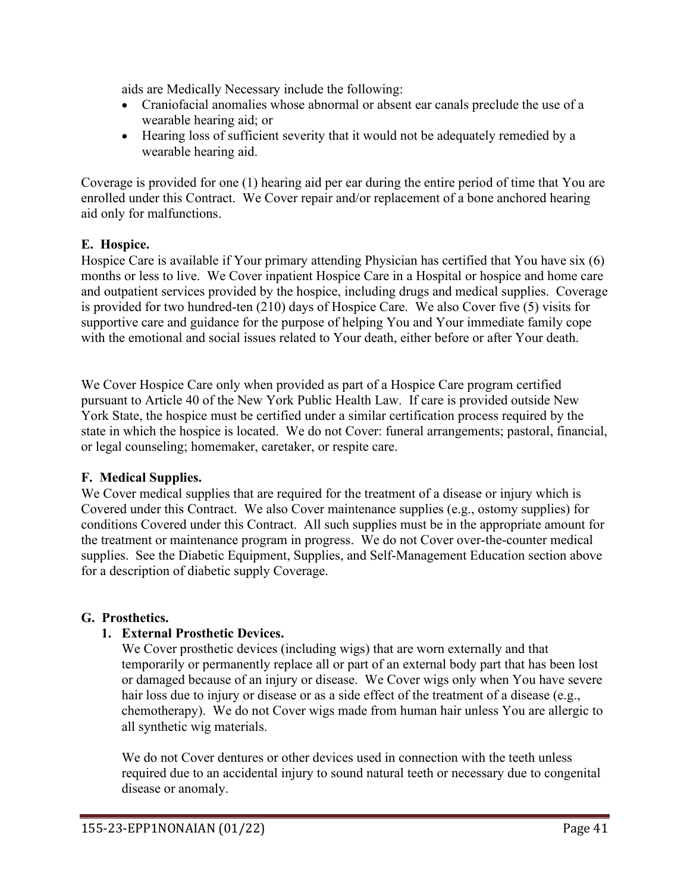aids are Medically Necessary include the following:

- Craniofacial anomalies whose abnormal or absent ear canals preclude the use of a wearable hearing aid; or
- Hearing loss of sufficient severity that it would not be adequately remedied by a wearable hearing aid.

Coverage is provided for one (1) hearing aid per ear during the entire period of time that You are enrolled under this Contract. We Cover repair and/or replacement of a bone anchored hearing aid only for malfunctions.

**E. Hospice.**

Hospice Care is available if Your primary attending Physician has certified that You have six (6) months or less to live. We Cover inpatient Hospice Care in a Hospital or hospice and home care and outpatient services provided by the hospice, including drugs and medical supplies. Coverage is provided for two hundred-ten (210) days of Hospice Care. We also Cover five (5) visits for supportive care and guidance for the purpose of helping You and Your immediate family cope with the emotional and social issues related to Your death, either before or after Your death.

We Cover Hospice Care only when provided as part of a Hospice Care program certified pursuant to Article 40 of the New York Public Health Law. If care is provided outside New York State, the hospice must be certified under a similar certification process required by the state in which the hospice is located. We do not Cover: funeral arrangements; pastoral, financial, or legal counseling; homemaker, caretaker, or respite care.

**F. Medical Supplies.**

We Cover medical supplies that are required for the treatment of a disease or injury which is Covered under this Contract. We also Cover maintenance supplies (e.g., ostomy supplies) for conditions Covered under this Contract. All such supplies must be in the appropriate amount for the treatment or maintenance program in progress. We do not Cover over-the-counter medical supplies. See the Diabetic Equipment, Supplies, and Self-Management Education section above for a description of diabetic supply Coverage.

**G. Prosthetics.**

**1. External Prosthetic Devices.**

We Cover prosthetic devices (including wigs) that are worn externally and that temporarily or permanently replace all or part of an external body part that has been lost or damaged because of an injury or disease. We Cover wigs only when You have severe hair loss due to injury or disease or as a side effect of the treatment of a disease (e.g., chemotherapy). We do not Cover wigs made from human hair unless You are allergic to all synthetic wig materials.

We do not Cover dentures or other devices used in connection with the teeth unless required due to an accidental injury to sound natural teeth or necessary due to congenital disease or anomaly.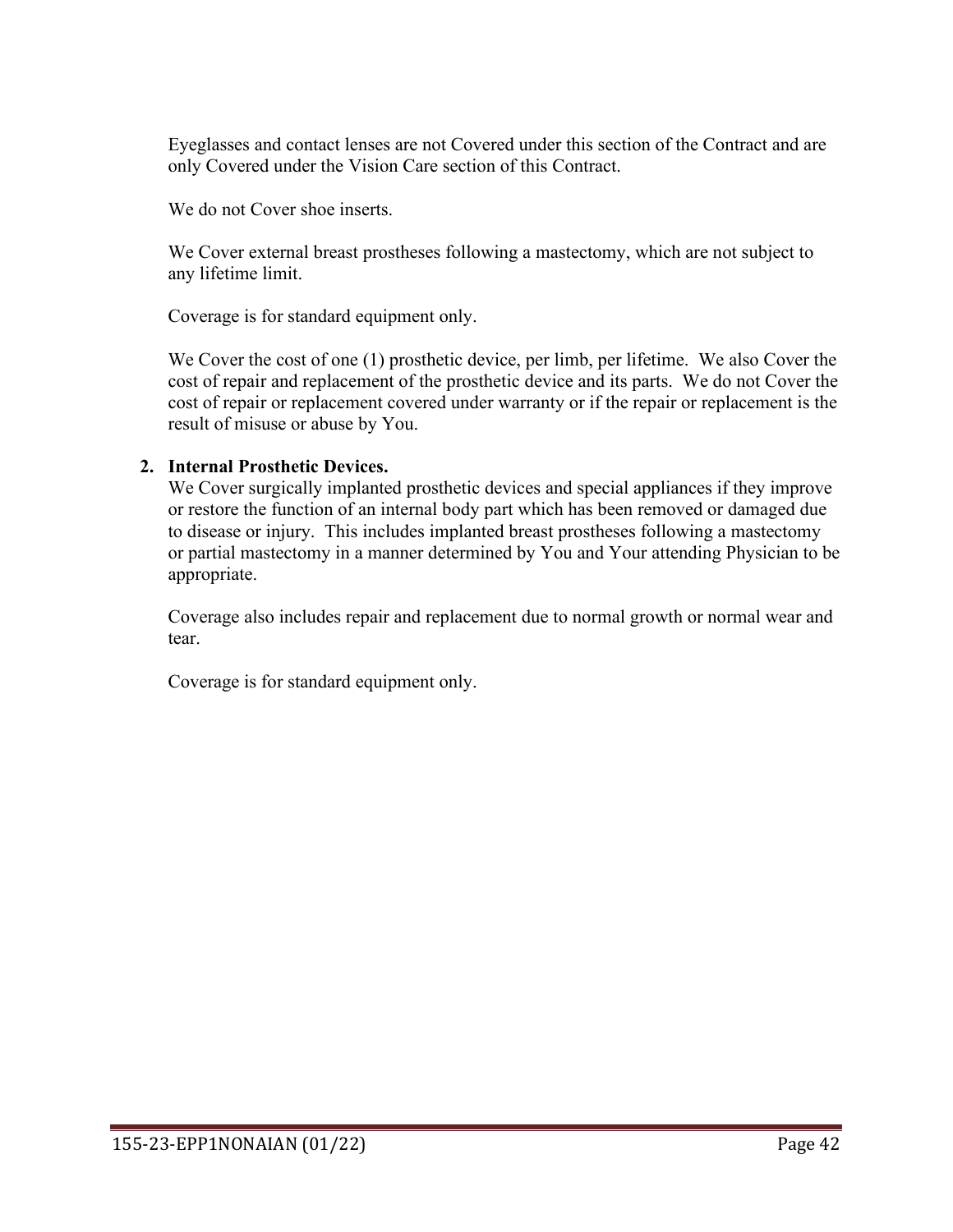Eyeglasses and contact lenses are not Covered under this section of the Contract and are only Covered under the Vision Care section of this Contract.

We do not Cover shoe inserts.

We Cover external breast prostheses following a mastectomy, which are not subject to any lifetime limit.

Coverage is for standard equipment only.

We Cover the cost of one (1) prosthetic device, per limb, per lifetime. We also Cover the cost of repair and replacement of the prosthetic device and its parts. We do not Cover the cost of repair or replacement covered under warranty or if the repair or replacement is the result of misuse or abuse by You.

2. **Internal Prosthetic Devices.**
   We Cover surgically implanted prosthetic devices and special appliances if they improve or restore the function of an internal body part which has been removed or damaged due to disease or injury. This includes implanted breast prostheses following a mastectomy or partial mastectomy in a manner determined by You and Your attending Physician to be appropriate.

   Coverage also includes repair and replacement due to normal growth or normal wear and tear.

   Coverage is for standard equipment only.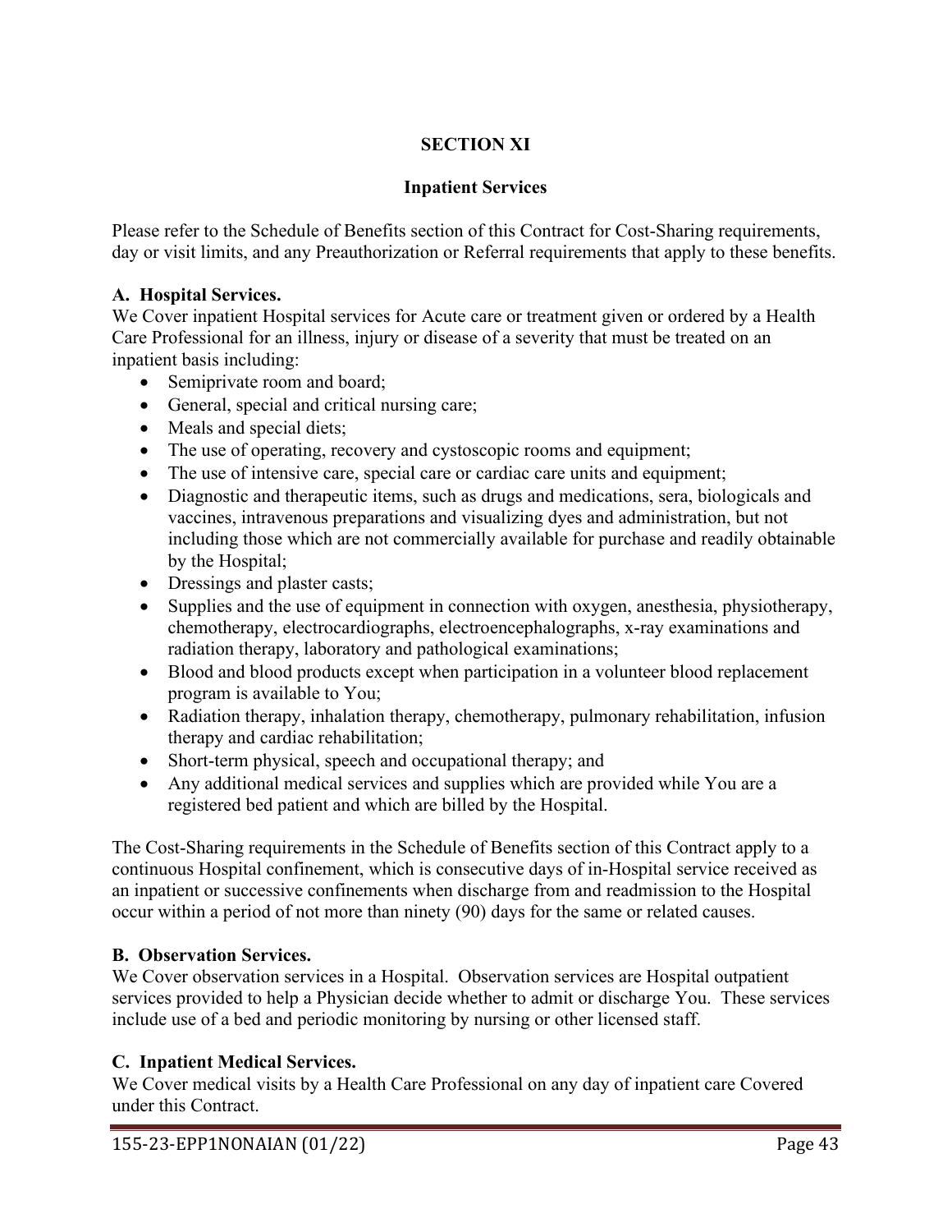## SECTION XI

## Inpatient Services

Please refer to the Schedule of Benefits section of this Contract for Cost-Sharing requirements, day or visit limits, and any Preauthorization or Referral requirements that apply to these benefits.

**A. Hospital Services.**
We Cover inpatient Hospital services for Acute care or treatment given or ordered by a Health Care Professional for an illness, injury or disease of a severity that must be treated on an inpatient basis including:

- Semiprivate room and board;
- General, special and critical nursing care;
- Meals and special diets;
- The use of operating, recovery and cystoscopic rooms and equipment;
- The use of intensive care, special care or cardiac care units and equipment;
- Diagnostic and therapeutic items, such as drugs and medications, sera, biologicals and vaccines, intravenous preparations and visualizing dyes and administration, but not including those which are not commercially available for purchase and readily obtainable by the Hospital;
- Dressings and plaster casts;
- Supplies and the use of equipment in connection with oxygen, anesthesia, physiotherapy, chemotherapy, electrocardiographs, electroencephalographs, x-ray examinations and radiation therapy, laboratory and pathological examinations;
- Blood and blood products except when participation in a volunteer blood replacement program is available to You;
- Radiation therapy, inhalation therapy, chemotherapy, pulmonary rehabilitation, infusion therapy and cardiac rehabilitation;
- Short-term physical, speech and occupational therapy; and
- Any additional medical services and supplies which are provided while You are a registered bed patient and which are billed by the Hospital.

The Cost-Sharing requirements in the Schedule of Benefits section of this Contract apply to a continuous Hospital confinement, which is consecutive days of in-Hospital service received as an inpatient or successive confinements when discharge from and readmission to the Hospital occur within a period of not more than ninety (90) days for the same or related causes.

**B. Observation Services.**
We Cover observation services in a Hospital. Observation services are Hospital outpatient services provided to help a Physician decide whether to admit or discharge You. These services include use of a bed and periodic monitoring by nursing or other licensed staff.

**C. Inpatient Medical Services.**
We Cover medical visits by a Health Care Professional on any day of inpatient care Covered under this Contract.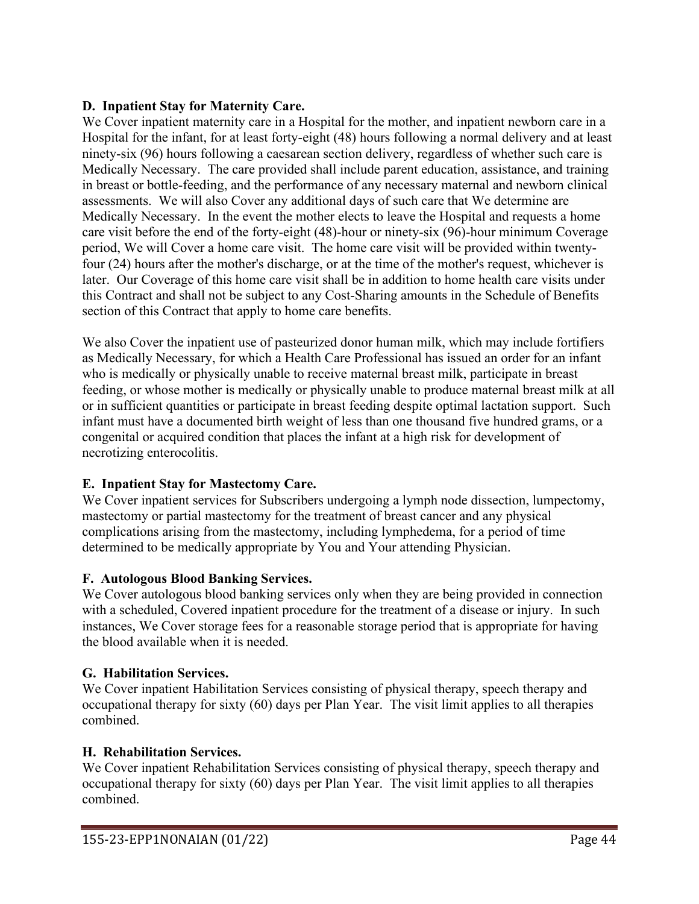**D. Inpatient Stay for Maternity Care.**
We Cover inpatient maternity care in a Hospital for the mother, and inpatient newborn care in a Hospital for the infant, for at least forty-eight (48) hours following a normal delivery and at least ninety-six (96) hours following a caesarean section delivery, regardless of whether such care is Medically Necessary. The care provided shall include parent education, assistance, and training in breast or bottle-feeding, and the performance of any necessary maternal and newborn clinical assessments. We will also Cover any additional days of such care that We determine are Medically Necessary. In the event the mother elects to leave the Hospital and requests a home care visit before the end of the forty-eight (48)-hour or ninety-six (96)-hour minimum Coverage period, We will Cover a home care visit. The home care visit will be provided within twenty-four (24) hours after the mother's discharge, or at the time of the mother's request, whichever is later. Our Coverage of this home care visit shall be in addition to home health care visits under this Contract and shall not be subject to any Cost-Sharing amounts in the Schedule of Benefits section of this Contract that apply to home care benefits.

We also Cover the inpatient use of pasteurized donor human milk, which may include fortifiers as Medically Necessary, for which a Health Care Professional has issued an order for an infant who is medically or physically unable to receive maternal breast milk, participate in breast feeding, or whose mother is medically or physically unable to produce maternal breast milk at all or in sufficient quantities or participate in breast feeding despite optimal lactation support. Such infant must have a documented birth weight of less than one thousand five hundred grams, or a congenital or acquired condition that places the infant at a high risk for development of necrotizing enterocolitis.

**E. Inpatient Stay for Mastectomy Care.**
We Cover inpatient services for Subscribers undergoing a lymph node dissection, lumpectomy, mastectomy or partial mastectomy for the treatment of breast cancer and any physical complications arising from the mastectomy, including lymphedema, for a period of time determined to be medically appropriate by You and Your attending Physician.

**F. Autologous Blood Banking Services.**
We Cover autologous blood banking services only when they are being provided in connection with a scheduled, Covered inpatient procedure for the treatment of a disease or injury. In such instances, We Cover storage fees for a reasonable storage period that is appropriate for having the blood available when it is needed.

**G. Habilitation Services.**
We Cover inpatient Habilitation Services consisting of physical therapy, speech therapy and occupational therapy for sixty (60) days per Plan Year. The visit limit applies to all therapies combined.

**H. Rehabilitation Services.**
We Cover inpatient Rehabilitation Services consisting of physical therapy, speech therapy and occupational therapy for sixty (60) days per Plan Year. The visit limit applies to all therapies combined.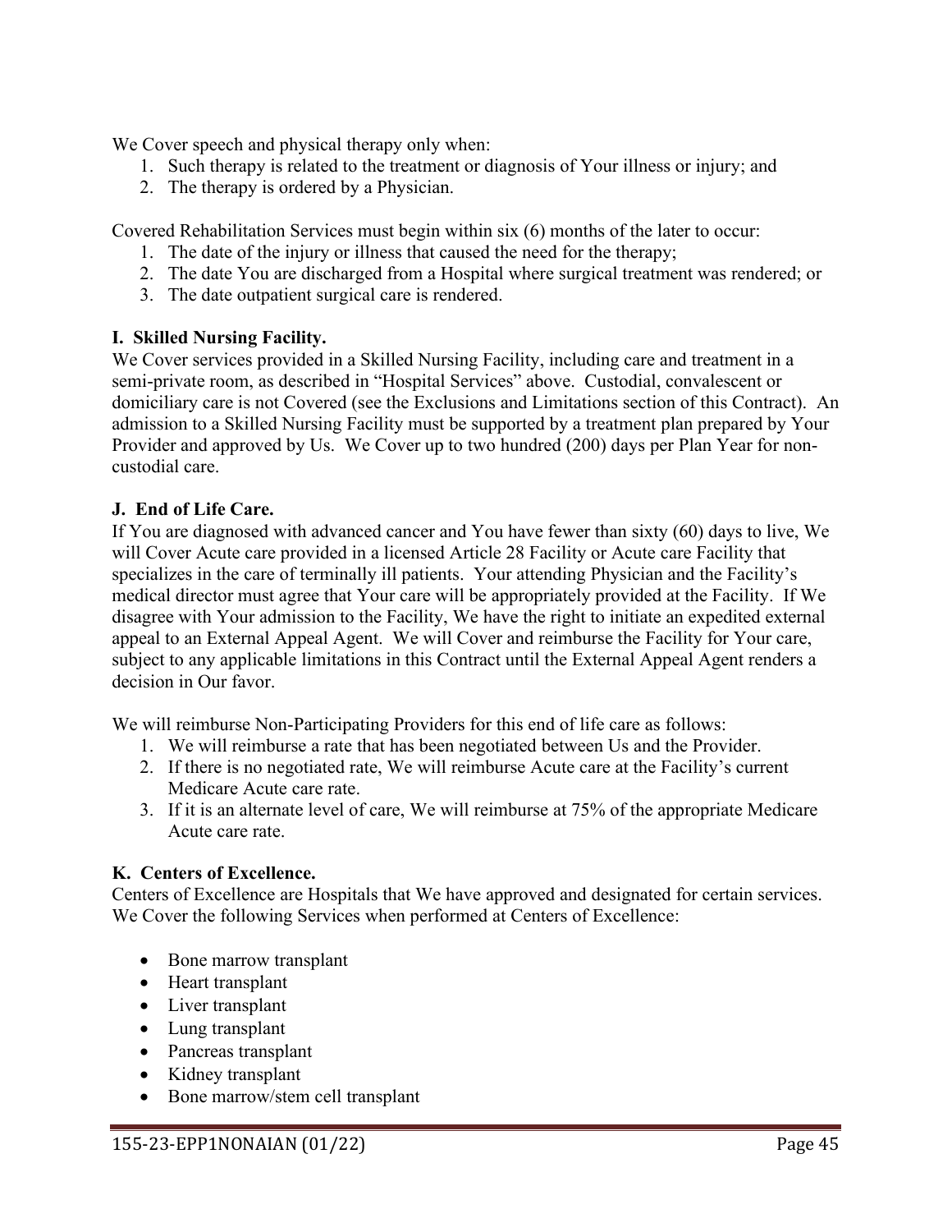We Cover speech and physical therapy only when:

1. Such therapy is related to the treatment or diagnosis of Your illness or injury; and
2. The therapy is ordered by a Physician.

Covered Rehabilitation Services must begin within six (6) months of the later to occur:

1. The date of the injury or illness that caused the need for the therapy;
2. The date You are discharged from a Hospital where surgical treatment was rendered; or
3. The date outpatient surgical care is rendered.

**I. Skilled Nursing Facility.**
We Cover services provided in a Skilled Nursing Facility, including care and treatment in a semi-private room, as described in "Hospital Services" above. Custodial, convalescent or domiciliary care is not Covered (see the Exclusions and Limitations section of this Contract). An admission to a Skilled Nursing Facility must be supported by a treatment plan prepared by Your Provider and approved by Us. We Cover up to two hundred (200) days per Plan Year for non-custodial care.

**J. End of Life Care.**
If You are diagnosed with advanced cancer and You have fewer than sixty (60) days to live, We will Cover Acute care provided in a licensed Article 28 Facility or Acute care Facility that specializes in the care of terminally ill patients. Your attending Physician and the Facility's medical director must agree that Your care will be appropriately provided at the Facility. If We disagree with Your admission to the Facility, We have the right to initiate an expedited external appeal to an External Appeal Agent. We will Cover and reimburse the Facility for Your care, subject to any applicable limitations in this Contract until the External Appeal Agent renders a decision in Our favor.

We will reimburse Non-Participating Providers for this end of life care as follows:

1. We will reimburse a rate that has been negotiated between Us and the Provider.
2. If there is no negotiated rate, We will reimburse Acute care at the Facility's current Medicare Acute care rate.
3. If it is an alternate level of care, We will reimburse at 75% of the appropriate Medicare Acute care rate.

**K. Centers of Excellence.**
Centers of Excellence are Hospitals that We have approved and designated for certain services. We Cover the following Services when performed at Centers of Excellence:

- Bone marrow transplant
- Heart transplant
- Liver transplant
- Lung transplant
- Pancreas transplant
- Kidney transplant
- Bone marrow/stem cell transplant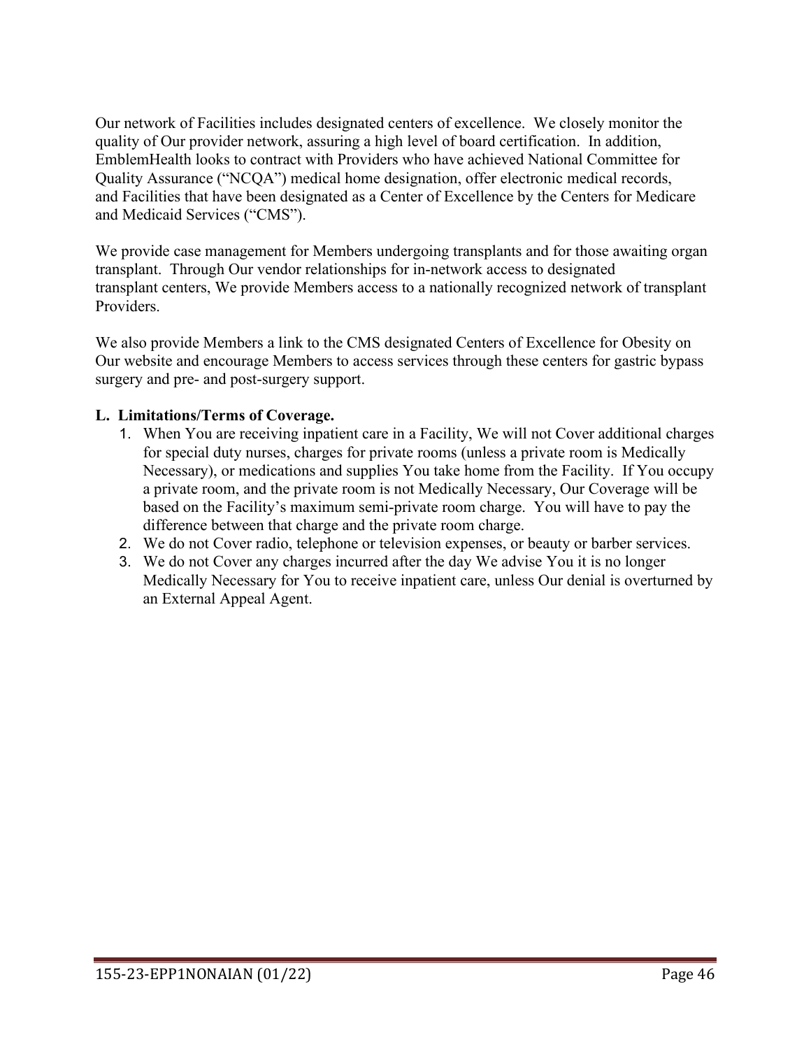Our network of Facilities includes designated centers of excellence. We closely monitor the quality of Our provider network, assuring a high level of board certification. In addition, EmblemHealth looks to contract with Providers who have achieved National Committee for Quality Assurance ("NCQA") medical home designation, offer electronic medical records, and Facilities that have been designated as a Center of Excellence by the Centers for Medicare and Medicaid Services ("CMS").

We provide case management for Members undergoing transplants and for those awaiting organ transplant. Through Our vendor relationships for in-network access to designated transplant centers, We provide Members access to a nationally recognized network of transplant Providers.

We also provide Members a link to the CMS designated Centers of Excellence for Obesity on Our website and encourage Members to access services through these centers for gastric bypass surgery and pre- and post-surgery support.

**L. Limitations/Terms of Coverage.**

1. When You are receiving inpatient care in a Facility, We will not Cover additional charges for special duty nurses, charges for private rooms (unless a private room is Medically Necessary), or medications and supplies You take home from the Facility. If You occupy a private room, and the private room is not Medically Necessary, Our Coverage will be based on the Facility's maximum semi-private room charge. You will have to pay the difference between that charge and the private room charge.
2. We do not Cover radio, telephone or television expenses, or beauty or barber services.
3. We do not Cover any charges incurred after the day We advise You it is no longer Medically Necessary for You to receive inpatient care, unless Our denial is overturned by an External Appeal Agent.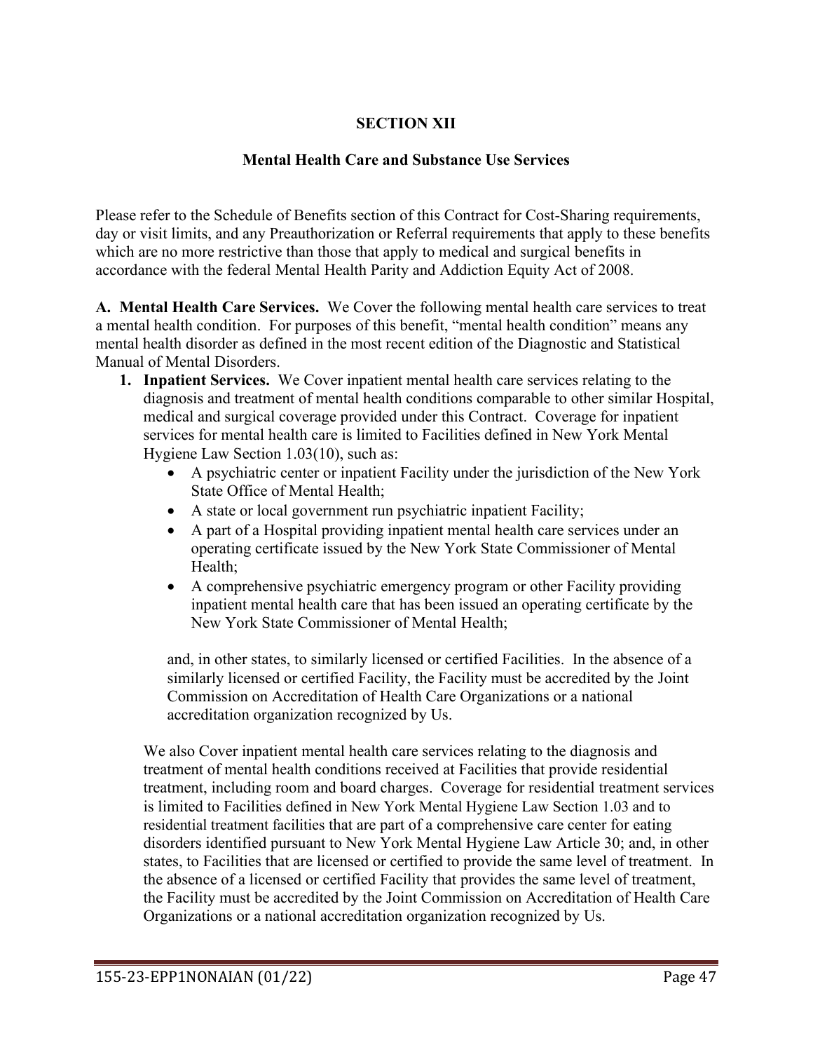# SECTION XII

## Mental Health Care and Substance Use Services

Please refer to the Schedule of Benefits section of this Contract for Cost-Sharing requirements, day or visit limits, and any Preauthorization or Referral requirements that apply to these benefits which are no more restrictive than those that apply to medical and surgical benefits in accordance with the federal Mental Health Parity and Addiction Equity Act of 2008.

**A. Mental Health Care Services.** We Cover the following mental health care services to treat a mental health condition. For purposes of this benefit, "mental health condition" means any mental health disorder as defined in the most recent edition of the Diagnostic and Statistical Manual of Mental Disorders.

1. **Inpatient Services.** We Cover inpatient mental health care services relating to the diagnosis and treatment of mental health conditions comparable to other similar Hospital, medical and surgical coverage provided under this Contract. Coverage for inpatient services for mental health care is limited to Facilities defined in New York Mental Hygiene Law Section 1.03(10), such as:
   - A psychiatric center or inpatient Facility under the jurisdiction of the New York State Office of Mental Health;
   - A state or local government run psychiatric inpatient Facility;
   - A part of a Hospital providing inpatient mental health care services under an operating certificate issued by the New York State Commissioner of Mental Health;
   - A comprehensive psychiatric emergency program or other Facility providing inpatient mental health care that has been issued an operating certificate by the New York State Commissioner of Mental Health;

   and, in other states, to similarly licensed or certified Facilities. In the absence of a similarly licensed or certified Facility, the Facility must be accredited by the Joint Commission on Accreditation of Health Care Organizations or a national accreditation organization recognized by Us.

   We also Cover inpatient mental health care services relating to the diagnosis and treatment of mental health conditions received at Facilities that provide residential treatment, including room and board charges. Coverage for residential treatment services is limited to Facilities defined in New York Mental Hygiene Law Section 1.03 and to residential treatment facilities that are part of a comprehensive care center for eating disorders identified pursuant to New York Mental Hygiene Law Article 30; and, in other states, to Facilities that are licensed or certified to provide the same level of treatment. In the absence of a licensed or certified Facility that provides the same level of treatment, the Facility must be accredited by the Joint Commission on Accreditation of Health Care Organizations or a national accreditation organization recognized by Us.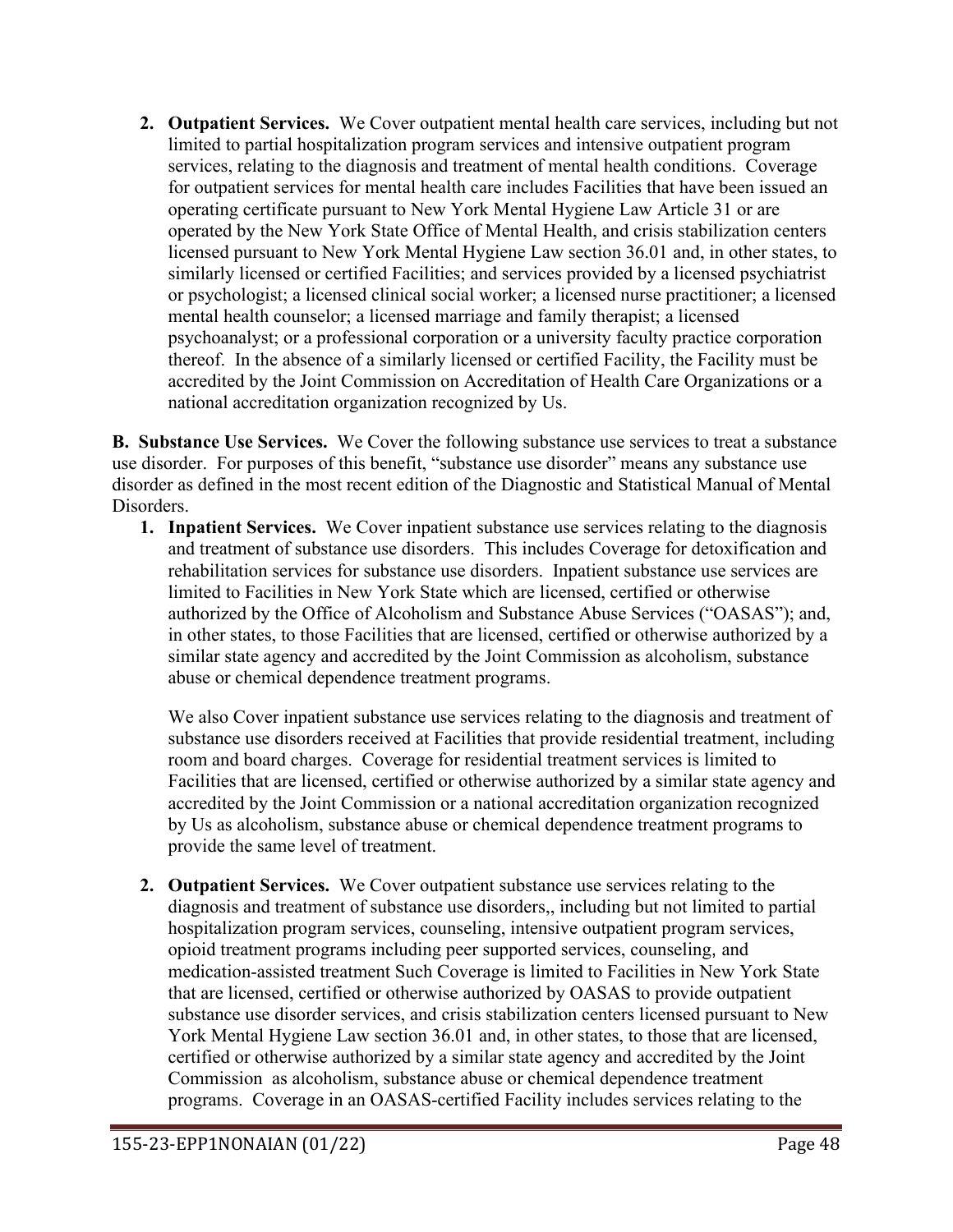2. **Outpatient Services.** We Cover outpatient mental health care services, including but not limited to partial hospitalization program services and intensive outpatient program services, relating to the diagnosis and treatment of mental health conditions. Coverage for outpatient services for mental health care includes Facilities that have been issued an operating certificate pursuant to New York Mental Hygiene Law Article 31 or are operated by the New York State Office of Mental Health, and crisis stabilization centers licensed pursuant to New York Mental Hygiene Law section 36.01 and, in other states, to similarly licensed or certified Facilities; and services provided by a licensed psychiatrist or psychologist; a licensed clinical social worker; a licensed nurse practitioner; a licensed mental health counselor; a licensed marriage and family therapist; a licensed psychoanalyst; or a professional corporation or a university faculty practice corporation thereof. In the absence of a similarly licensed or certified Facility, the Facility must be accredited by the Joint Commission on Accreditation of Health Care Organizations or a national accreditation organization recognized by Us.

**B. Substance Use Services.** We Cover the following substance use services to treat a substance use disorder. For purposes of this benefit, "substance use disorder" means any substance use disorder as defined in the most recent edition of the Diagnostic and Statistical Manual of Mental Disorders.

1. **Inpatient Services.** We Cover inpatient substance use services relating to the diagnosis and treatment of substance use disorders. This includes Coverage for detoxification and rehabilitation services for substance use disorders. Inpatient substance use services are limited to Facilities in New York State which are licensed, certified or otherwise authorized by the Office of Alcoholism and Substance Abuse Services ("OASAS"); and, in other states, to those Facilities that are licensed, certified or otherwise authorized by a similar state agency and accredited by the Joint Commission as alcoholism, substance abuse or chemical dependence treatment programs.

   We also Cover inpatient substance use services relating to the diagnosis and treatment of substance use disorders received at Facilities that provide residential treatment, including room and board charges. Coverage for residential treatment services is limited to Facilities that are licensed, certified or otherwise authorized by a similar state agency and accredited by the Joint Commission or a national accreditation organization recognized by Us as alcoholism, substance abuse or chemical dependence treatment programs to provide the same level of treatment.

2. **Outpatient Services.** We Cover outpatient substance use services relating to the diagnosis and treatment of substance use disorders,, including but not limited to partial hospitalization program services, counseling, intensive outpatient program services, opioid treatment programs including peer supported services, counseling, and medication-assisted treatment Such Coverage is limited to Facilities in New York State that are licensed, certified or otherwise authorized by OASAS to provide outpatient substance use disorder services, and crisis stabilization centers licensed pursuant to New York Mental Hygiene Law section 36.01 and, in other states, to those that are licensed, certified or otherwise authorized by a similar state agency and accredited by the Joint Commission as alcoholism, substance abuse or chemical dependence treatment programs. Coverage in an OASAS-certified Facility includes services relating to the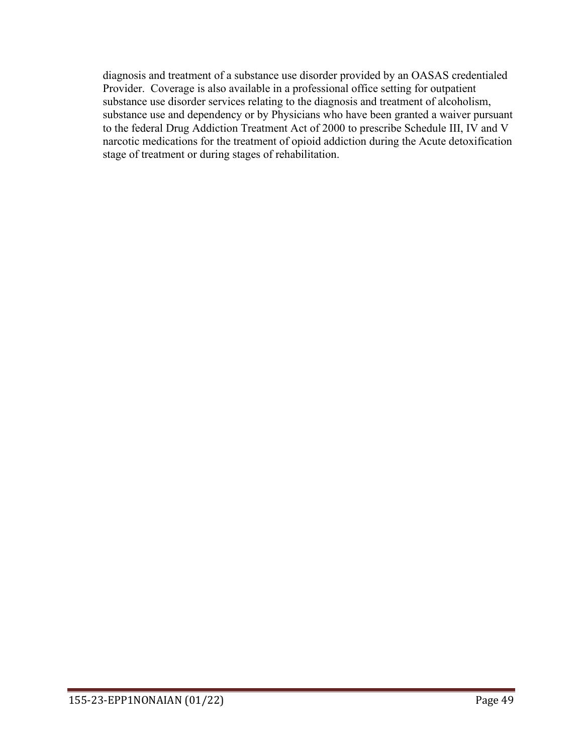diagnosis and treatment of a substance use disorder provided by an OASAS credentialed Provider. Coverage is also available in a professional office setting for outpatient substance use disorder services relating to the diagnosis and treatment of alcoholism, substance use and dependency or by Physicians who have been granted a waiver pursuant to the federal Drug Addiction Treatment Act of 2000 to prescribe Schedule III, IV and V narcotic medications for the treatment of opioid addiction during the Acute detoxification stage of treatment or during stages of rehabilitation.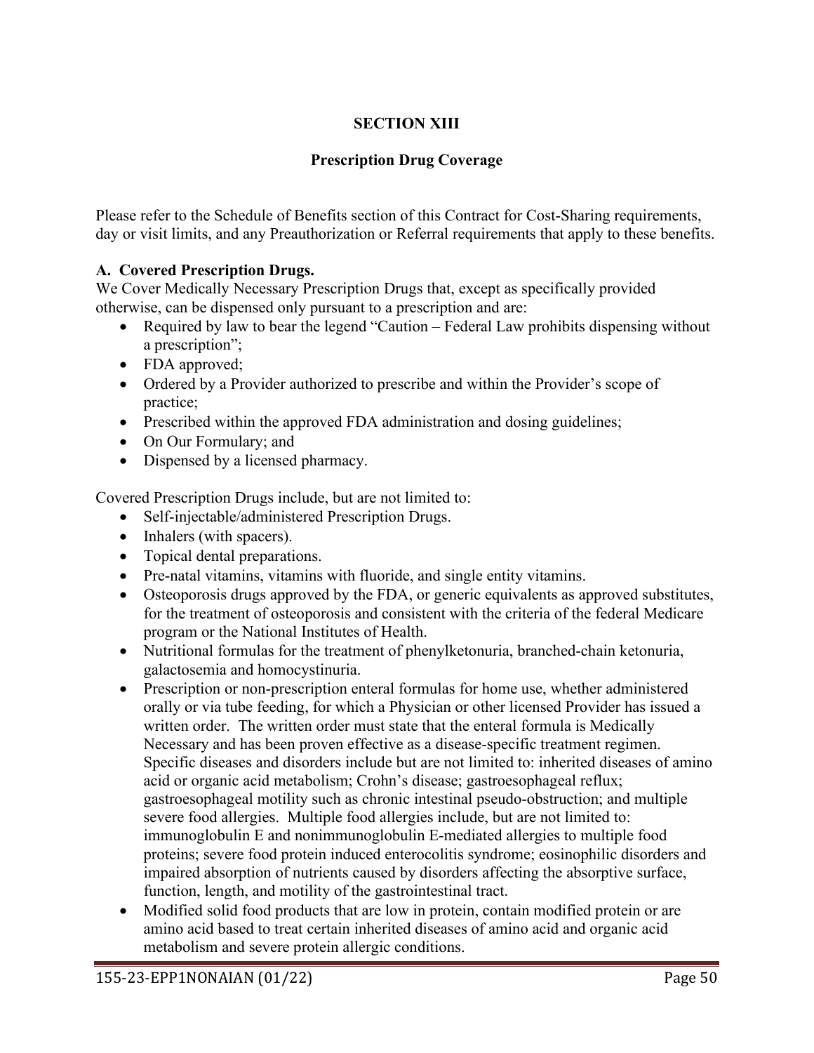# SECTION XIII

## Prescription Drug Coverage

Please refer to the Schedule of Benefits section of this Contract for Cost-Sharing requirements, day or visit limits, and any Preauthorization or Referral requirements that apply to these benefits.

### A. Covered Prescription Drugs.

We Cover Medically Necessary Prescription Drugs that, except as specifically provided otherwise, can be dispensed only pursuant to a prescription and are:

- Required by law to bear the legend "Caution – Federal Law prohibits dispensing without a prescription";
- FDA approved;
- Ordered by a Provider authorized to prescribe and within the Provider's scope of practice;
- Prescribed within the approved FDA administration and dosing guidelines;
- On Our Formulary; and
- Dispensed by a licensed pharmacy.

Covered Prescription Drugs include, but are not limited to:

- Self-injectable/administered Prescription Drugs.
- Inhalers (with spacers).
- Topical dental preparations.
- Pre-natal vitamins, vitamins with fluoride, and single entity vitamins.
- Osteoporosis drugs approved by the FDA, or generic equivalents as approved substitutes, for the treatment of osteoporosis and consistent with the criteria of the federal Medicare program or the National Institutes of Health.
- Nutritional formulas for the treatment of phenylketonuria, branched-chain ketonuria, galactosemia and homocystinuria.
- Prescription or non-prescription enteral formulas for home use, whether administered orally or via tube feeding, for which a Physician or other licensed Provider has issued a written order. The written order must state that the enteral formula is Medically Necessary and has been proven effective as a disease-specific treatment regimen. Specific diseases and disorders include but are not limited to: inherited diseases of amino acid or organic acid metabolism; Crohn's disease; gastroesophageal reflux; gastroesophageal motility such as chronic intestinal pseudo-obstruction; and multiple severe food allergies. Multiple food allergies include, but are not limited to: immunoglobulin E and nonimmunoglobulin E-mediated allergies to multiple food proteins; severe food protein induced enterocolitis syndrome; eosinophilic disorders and impaired absorption of nutrients caused by disorders affecting the absorptive surface, function, length, and motility of the gastrointestinal tract.
- Modified solid food products that are low in protein, contain modified protein or are amino acid based to treat certain inherited diseases of amino acid and organic acid metabolism and severe protein allergic conditions.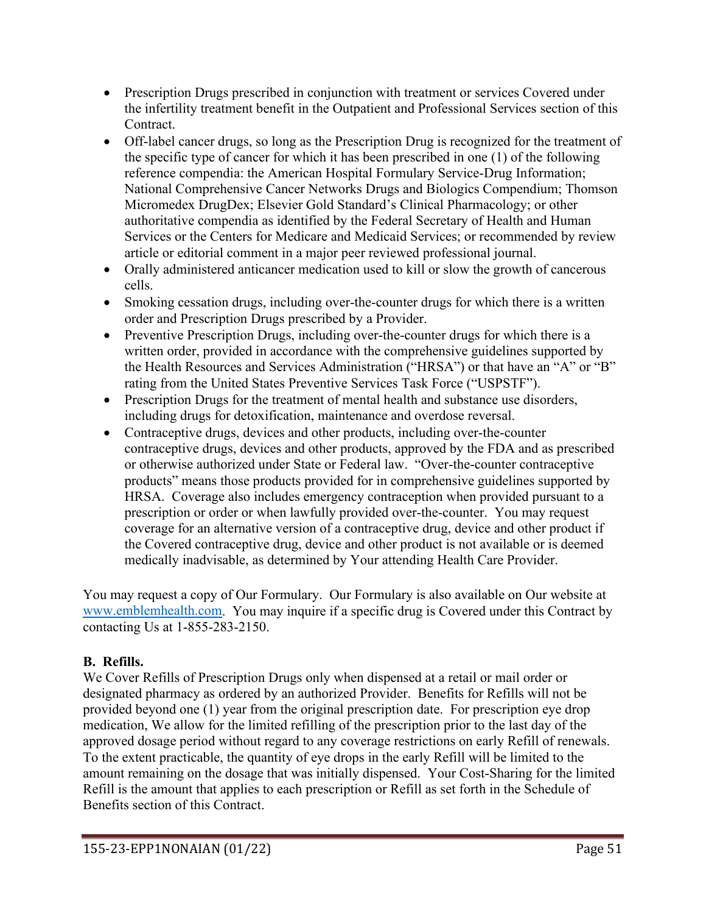- Prescription Drugs prescribed in conjunction with treatment or services Covered under the infertility treatment benefit in the Outpatient and Professional Services section of this Contract.
- Off-label cancer drugs, so long as the Prescription Drug is recognized for the treatment of the specific type of cancer for which it has been prescribed in one (1) of the following reference compendia: the American Hospital Formulary Service-Drug Information; National Comprehensive Cancer Networks Drugs and Biologics Compendium; Thomson Micromedex DrugDex; Elsevier Gold Standard's Clinical Pharmacology; or other authoritative compendia as identified by the Federal Secretary of Health and Human Services or the Centers for Medicare and Medicaid Services; or recommended by review article or editorial comment in a major peer reviewed professional journal.
- Orally administered anticancer medication used to kill or slow the growth of cancerous cells.
- Smoking cessation drugs, including over-the-counter drugs for which there is a written order and Prescription Drugs prescribed by a Provider.
- Preventive Prescription Drugs, including over-the-counter drugs for which there is a written order, provided in accordance with the comprehensive guidelines supported by the Health Resources and Services Administration ("HRSA") or that have an "A" or "B" rating from the United States Preventive Services Task Force ("USPSTF").
- Prescription Drugs for the treatment of mental health and substance use disorders, including drugs for detoxification, maintenance and overdose reversal.
- Contraceptive drugs, devices and other products, including over-the-counter contraceptive drugs, devices and other products, approved by the FDA and as prescribed or otherwise authorized under State or Federal law. "Over-the-counter contraceptive products" means those products provided for in comprehensive guidelines supported by HRSA. Coverage also includes emergency contraception when provided pursuant to a prescription or order or when lawfully provided over-the-counter. You may request coverage for an alternative version of a contraceptive drug, device and other product if the Covered contraceptive drug, device and other product is not available or is deemed medically inadvisable, as determined by Your attending Health Care Provider.

You may request a copy of Our Formulary. Our Formulary is also available on Our website at www.emblemhealth.com. You may inquire if a specific drug is Covered under this Contract by contacting Us at 1-855-283-2150.

**B. Refills.**

We Cover Refills of Prescription Drugs only when dispensed at a retail or mail order or designated pharmacy as ordered by an authorized Provider. Benefits for Refills will not be provided beyond one (1) year from the original prescription date. For prescription eye drop medication, We allow for the limited refilling of the prescription prior to the last day of the approved dosage period without regard to any coverage restrictions on early Refill of renewals. To the extent practicable, the quantity of eye drops in the early Refill will be limited to the amount remaining on the dosage that was initially dispensed. Your Cost-Sharing for the limited Refill is the amount that applies to each prescription or Refill as set forth in the Schedule of Benefits section of this Contract.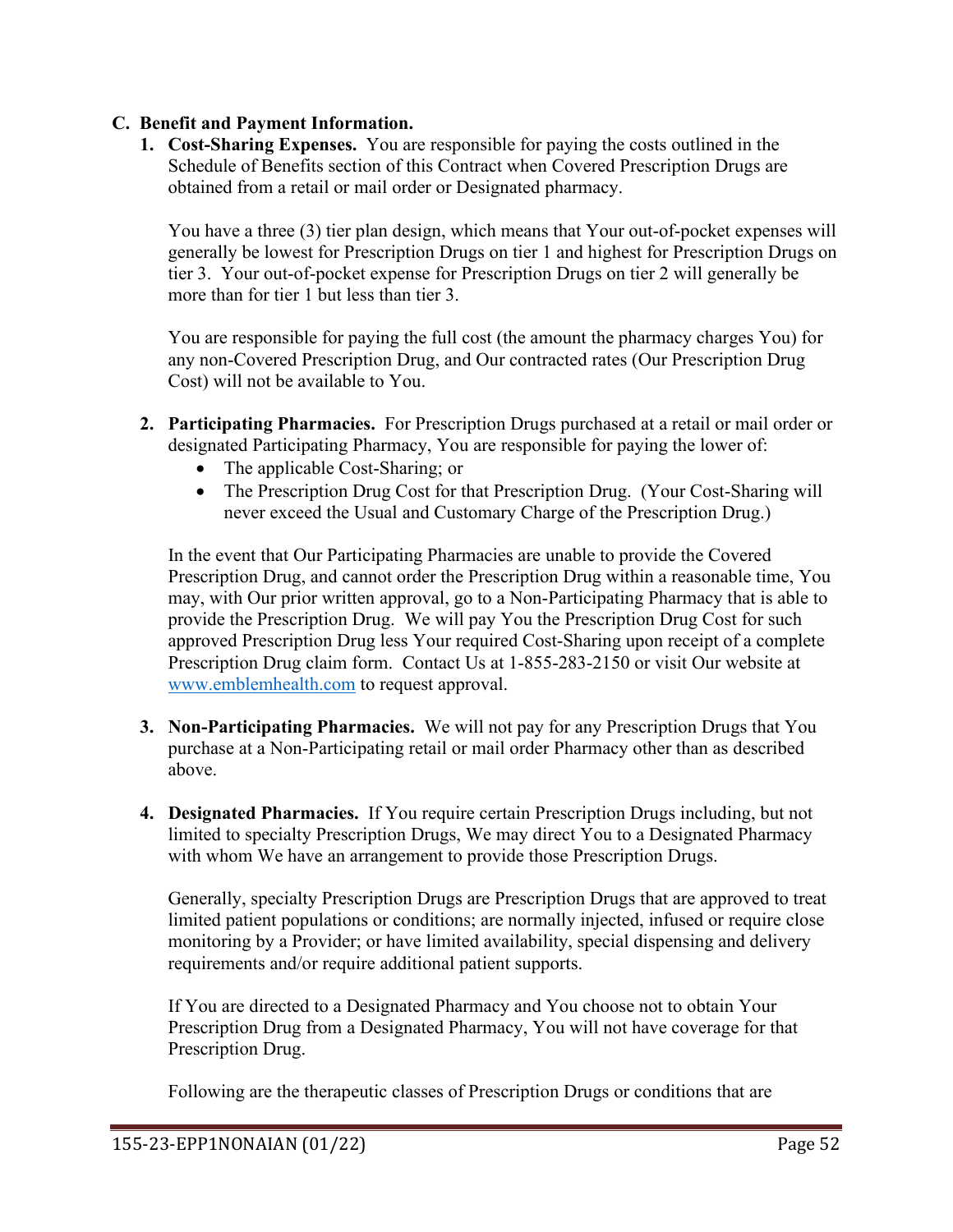## C. Benefit and Payment Information.

1. **Cost-Sharing Expenses.** You are responsible for paying the costs outlined in the Schedule of Benefits section of this Contract when Covered Prescription Drugs are obtained from a retail or mail order or Designated pharmacy.

   You have a three (3) tier plan design, which means that Your out-of-pocket expenses will generally be lowest for Prescription Drugs on tier 1 and highest for Prescription Drugs on tier 3. Your out-of-pocket expense for Prescription Drugs on tier 2 will generally be more than for tier 1 but less than tier 3.

   You are responsible for paying the full cost (the amount the pharmacy charges You) for any non-Covered Prescription Drug, and Our contracted rates (Our Prescription Drug Cost) will not be available to You.

2. **Participating Pharmacies.** For Prescription Drugs purchased at a retail or mail order or designated Participating Pharmacy, You are responsible for paying the lower of:
   - The applicable Cost-Sharing; or
   - The Prescription Drug Cost for that Prescription Drug. (Your Cost-Sharing will never exceed the Usual and Customary Charge of the Prescription Drug.)

   In the event that Our Participating Pharmacies are unable to provide the Covered Prescription Drug, and cannot order the Prescription Drug within a reasonable time, You may, with Our prior written approval, go to a Non-Participating Pharmacy that is able to provide the Prescription Drug. We will pay You the Prescription Drug Cost for such approved Prescription Drug less Your required Cost-Sharing upon receipt of a complete Prescription Drug claim form. Contact Us at 1-855-283-2150 or visit Our website at www.emblemhealth.com to request approval.

3. **Non-Participating Pharmacies.** We will not pay for any Prescription Drugs that You purchase at a Non-Participating retail or mail order Pharmacy other than as described above.

4. **Designated Pharmacies.** If You require certain Prescription Drugs including, but not limited to specialty Prescription Drugs, We may direct You to a Designated Pharmacy with whom We have an arrangement to provide those Prescription Drugs.

   Generally, specialty Prescription Drugs are Prescription Drugs that are approved to treat limited patient populations or conditions; are normally injected, infused or require close monitoring by a Provider; or have limited availability, special dispensing and delivery requirements and/or require additional patient supports.

   If You are directed to a Designated Pharmacy and You choose not to obtain Your Prescription Drug from a Designated Pharmacy, You will not have coverage for that Prescription Drug.

   Following are the therapeutic classes of Prescription Drugs or conditions that are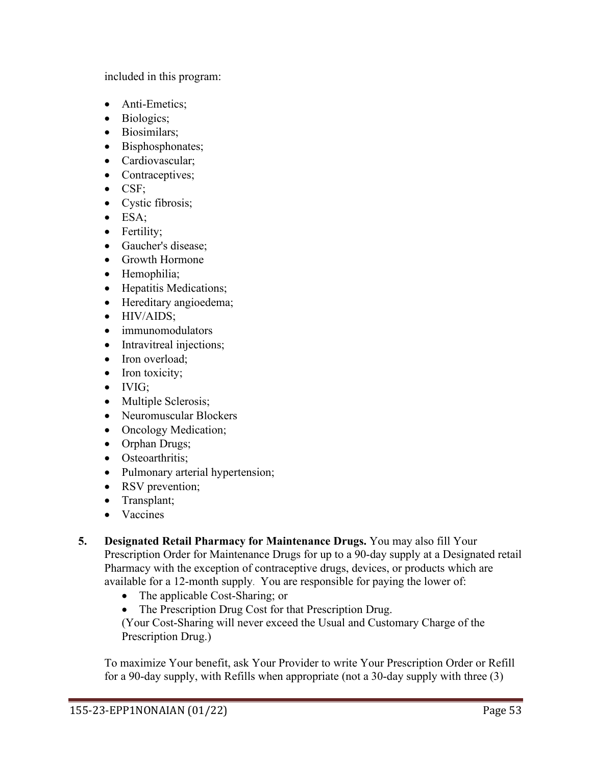included in this program:

- Anti-Emetics;
- Biologics;
- Biosimilars;
- Bisphosphonates;
- Cardiovascular;
- Contraceptives;
- CSF;
- Cystic fibrosis;
- ESA;
- Fertility;
- Gaucher's disease;
- Growth Hormone
- Hemophilia;
- Hepatitis Medications;
- Hereditary angioedema;
- HIV/AIDS;
- immunomodulators
- Intravitreal injections;
- Iron overload;
- Iron toxicity;
- IVIG;
- Multiple Sclerosis;
- Neuromuscular Blockers
- Oncology Medication;
- Orphan Drugs;
- Osteoarthritis;
- Pulmonary arterial hypertension;
- RSV prevention;
- Transplant;
- Vaccines

5. **Designated Retail Pharmacy for Maintenance Drugs.** You may also fill Your Prescription Order for Maintenance Drugs for up to a 90-day supply at a Designated retail Pharmacy with the exception of contraceptive drugs, devices, or products which are available for a 12-month supply. You are responsible for paying the lower of:
   - The applicable Cost-Sharing; or
   - The Prescription Drug Cost for that Prescription Drug.

   (Your Cost-Sharing will never exceed the Usual and Customary Charge of the Prescription Drug.)

   To maximize Your benefit, ask Your Provider to write Your Prescription Order or Refill for a 90-day supply, with Refills when appropriate (not a 30-day supply with three (3)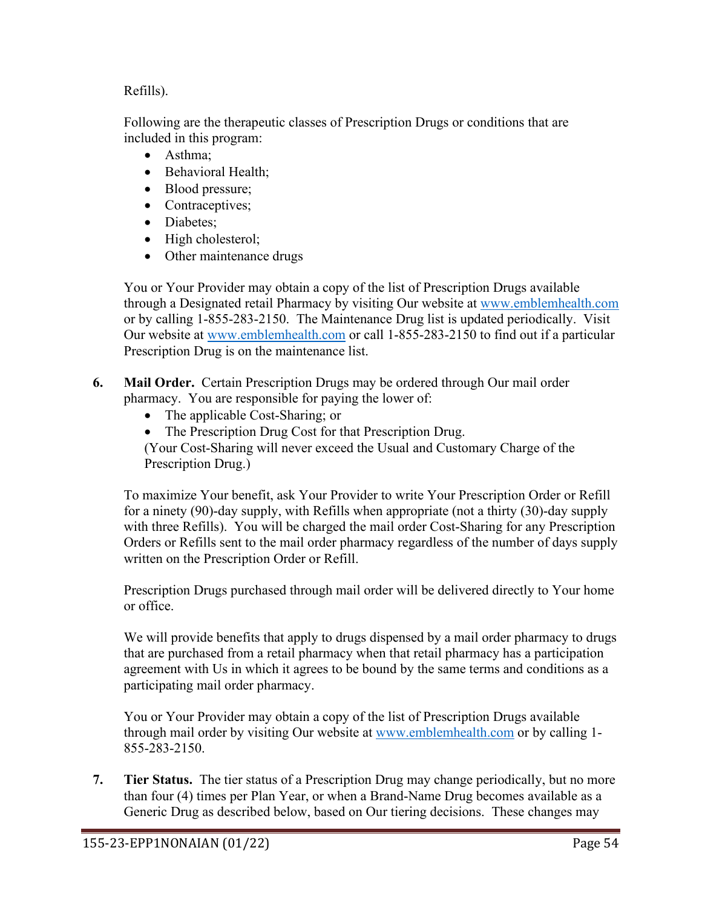Refills).

Following are the therapeutic classes of Prescription Drugs or conditions that are included in this program:

- Asthma;
- Behavioral Health;
- Blood pressure;
- Contraceptives;
- Diabetes;
- High cholesterol;
- Other maintenance drugs

You or Your Provider may obtain a copy of the list of Prescription Drugs available through a Designated retail Pharmacy by visiting Our website at www.emblemhealth.com or by calling 1-855-283-2150. The Maintenance Drug list is updated periodically. Visit Our website at www.emblemhealth.com or call 1-855-283-2150 to find out if a particular Prescription Drug is on the maintenance list.

**6. Mail Order.** Certain Prescription Drugs may be ordered through Our mail order pharmacy. You are responsible for paying the lower of:

- The applicable Cost-Sharing; or
- The Prescription Drug Cost for that Prescription Drug.

(Your Cost-Sharing will never exceed the Usual and Customary Charge of the Prescription Drug.)

To maximize Your benefit, ask Your Provider to write Your Prescription Order or Refill for a ninety (90)-day supply, with Refills when appropriate (not a thirty (30)-day supply with three Refills). You will be charged the mail order Cost-Sharing for any Prescription Orders or Refills sent to the mail order pharmacy regardless of the number of days supply written on the Prescription Order or Refill.

Prescription Drugs purchased through mail order will be delivered directly to Your home or office.

We will provide benefits that apply to drugs dispensed by a mail order pharmacy to drugs that are purchased from a retail pharmacy when that retail pharmacy has a participation agreement with Us in which it agrees to be bound by the same terms and conditions as a participating mail order pharmacy.

You or Your Provider may obtain a copy of the list of Prescription Drugs available through mail order by visiting Our website at www.emblemhealth.com or by calling 1-855-283-2150.

**7. Tier Status.** The tier status of a Prescription Drug may change periodically, but no more than four (4) times per Plan Year, or when a Brand-Name Drug becomes available as a Generic Drug as described below, based on Our tiering decisions. These changes may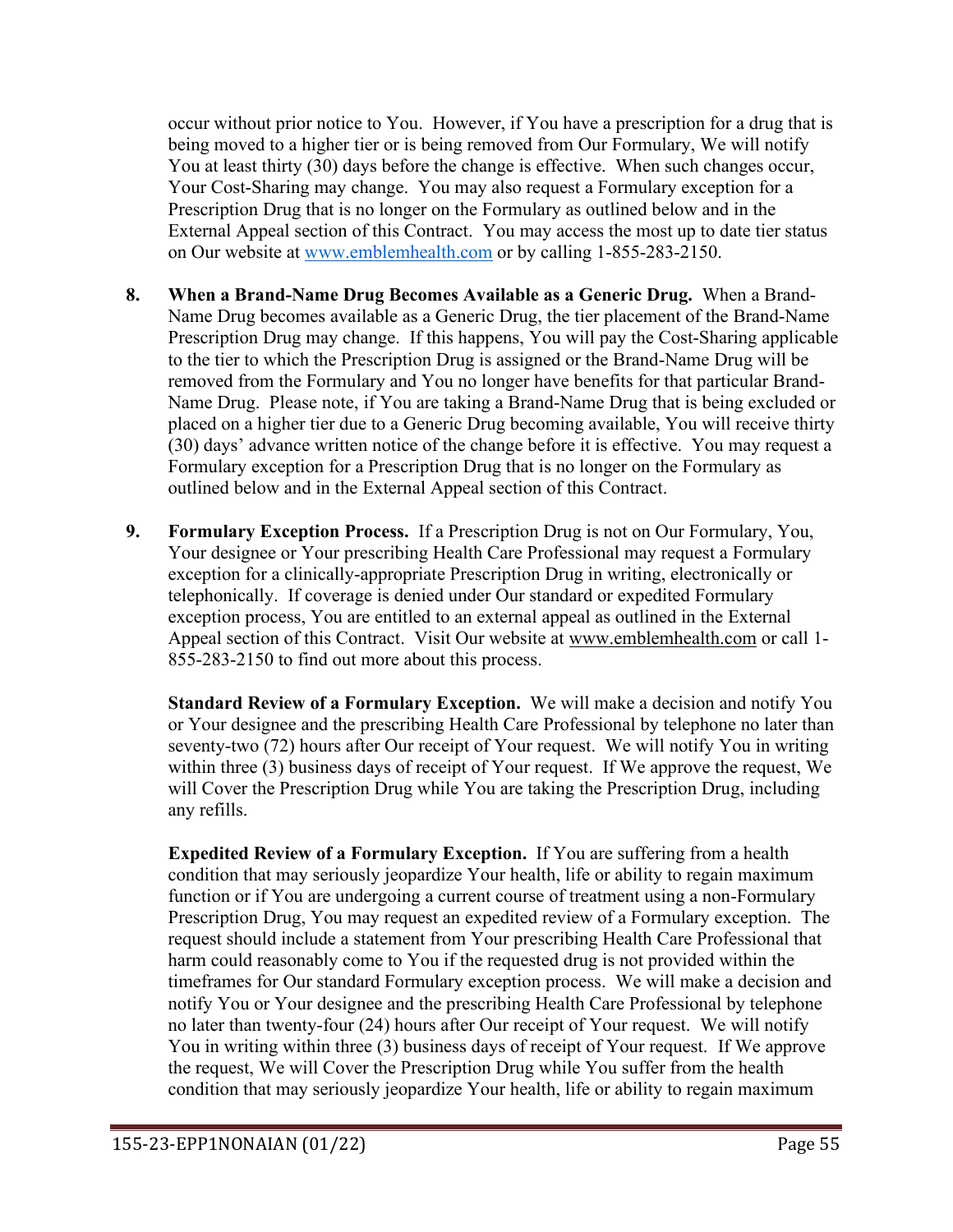occur without prior notice to You. However, if You have a prescription for a drug that is being moved to a higher tier or is being removed from Our Formulary, We will notify You at least thirty (30) days before the change is effective. When such changes occur, Your Cost-Sharing may change. You may also request a Formulary exception for a Prescription Drug that is no longer on the Formulary as outlined below and in the External Appeal section of this Contract. You may access the most up to date tier status on Our website at www.emblemhealth.com or by calling 1-855-283-2150.

8. **When a Brand-Name Drug Becomes Available as a Generic Drug.** When a Brand-Name Drug becomes available as a Generic Drug, the tier placement of the Brand-Name Prescription Drug may change. If this happens, You will pay the Cost-Sharing applicable to the tier to which the Prescription Drug is assigned or the Brand-Name Drug will be removed from the Formulary and You no longer have benefits for that particular Brand-Name Drug. Please note, if You are taking a Brand-Name Drug that is being excluded or placed on a higher tier due to a Generic Drug becoming available, You will receive thirty (30) days' advance written notice of the change before it is effective. You may request a Formulary exception for a Prescription Drug that is no longer on the Formulary as outlined below and in the External Appeal section of this Contract.

9. **Formulary Exception Process.** If a Prescription Drug is not on Our Formulary, You, Your designee or Your prescribing Health Care Professional may request a Formulary exception for a clinically-appropriate Prescription Drug in writing, electronically or telephonically. If coverage is denied under Our standard or expedited Formulary exception process, You are entitled to an external appeal as outlined in the External Appeal section of this Contract. Visit Our website at www.emblemhealth.com or call 1-855-283-2150 to find out more about this process.

   **Standard Review of a Formulary Exception.** We will make a decision and notify You or Your designee and the prescribing Health Care Professional by telephone no later than seventy-two (72) hours after Our receipt of Your request. We will notify You in writing within three (3) business days of receipt of Your request. If We approve the request, We will Cover the Prescription Drug while You are taking the Prescription Drug, including any refills.

   **Expedited Review of a Formulary Exception.** If You are suffering from a health condition that may seriously jeopardize Your health, life or ability to regain maximum function or if You are undergoing a current course of treatment using a non-Formulary Prescription Drug, You may request an expedited review of a Formulary exception. The request should include a statement from Your prescribing Health Care Professional that harm could reasonably come to You if the requested drug is not provided within the timeframes for Our standard Formulary exception process. We will make a decision and notify You or Your designee and the prescribing Health Care Professional by telephone no later than twenty-four (24) hours after Our receipt of Your request. We will notify You in writing within three (3) business days of receipt of Your request. If We approve the request, We will Cover the Prescription Drug while You suffer from the health condition that may seriously jeopardize Your health, life or ability to regain maximum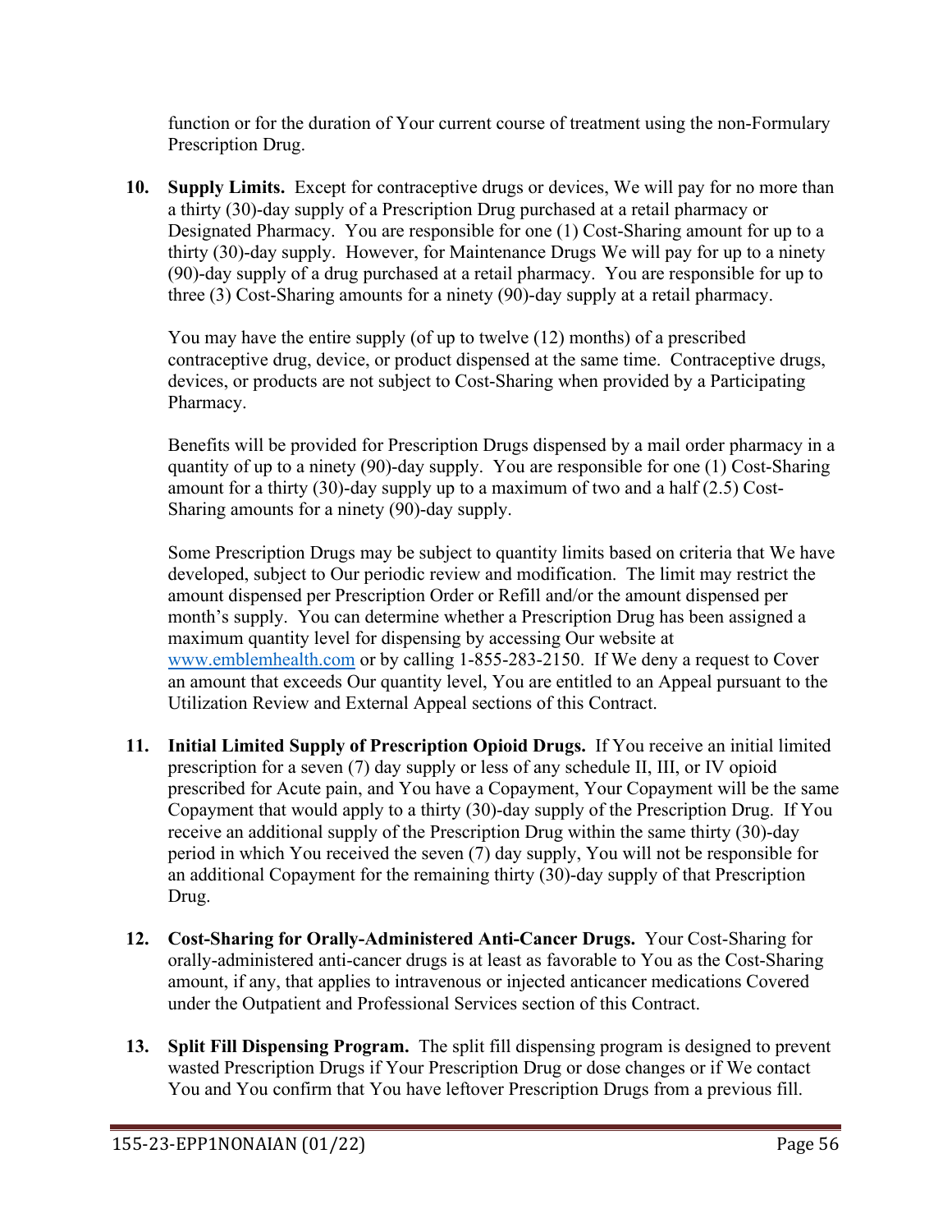function or for the duration of Your current course of treatment using the non-Formulary Prescription Drug.

10. **Supply Limits.** Except for contraceptive drugs or devices, We will pay for no more than a thirty (30)-day supply of a Prescription Drug purchased at a retail pharmacy or Designated Pharmacy. You are responsible for one (1) Cost-Sharing amount for up to a thirty (30)-day supply. However, for Maintenance Drugs We will pay for up to a ninety (90)-day supply of a drug purchased at a retail pharmacy. You are responsible for up to three (3) Cost-Sharing amounts for a ninety (90)-day supply at a retail pharmacy.

    You may have the entire supply (of up to twelve (12) months) of a prescribed contraceptive drug, device, or product dispensed at the same time. Contraceptive drugs, devices, or products are not subject to Cost-Sharing when provided by a Participating Pharmacy.

    Benefits will be provided for Prescription Drugs dispensed by a mail order pharmacy in a quantity of up to a ninety (90)-day supply. You are responsible for one (1) Cost-Sharing amount for a thirty (30)-day supply up to a maximum of two and a half (2.5) Cost-Sharing amounts for a ninety (90)-day supply.

    Some Prescription Drugs may be subject to quantity limits based on criteria that We have developed, subject to Our periodic review and modification. The limit may restrict the amount dispensed per Prescription Order or Refill and/or the amount dispensed per month's supply. You can determine whether a Prescription Drug has been assigned a maximum quantity level for dispensing by accessing Our website at [www.emblemhealth.com](http://www.emblemhealth.com) or by calling 1-855-283-2150. If We deny a request to Cover an amount that exceeds Our quantity level, You are entitled to an Appeal pursuant to the Utilization Review and External Appeal sections of this Contract.

11. **Initial Limited Supply of Prescription Opioid Drugs.** If You receive an initial limited prescription for a seven (7) day supply or less of any schedule II, III, or IV opioid prescribed for Acute pain, and You have a Copayment, Your Copayment will be the same Copayment that would apply to a thirty (30)-day supply of the Prescription Drug. If You receive an additional supply of the Prescription Drug within the same thirty (30)-day period in which You received the seven (7) day supply, You will not be responsible for an additional Copayment for the remaining thirty (30)-day supply of that Prescription Drug.

12. **Cost-Sharing for Orally-Administered Anti-Cancer Drugs.** Your Cost-Sharing for orally-administered anti-cancer drugs is at least as favorable to You as the Cost-Sharing amount, if any, that applies to intravenous or injected anticancer medications Covered under the Outpatient and Professional Services section of this Contract.

13. **Split Fill Dispensing Program.** The split fill dispensing program is designed to prevent wasted Prescription Drugs if Your Prescription Drug or dose changes or if We contact You and You confirm that You have leftover Prescription Drugs from a previous fill.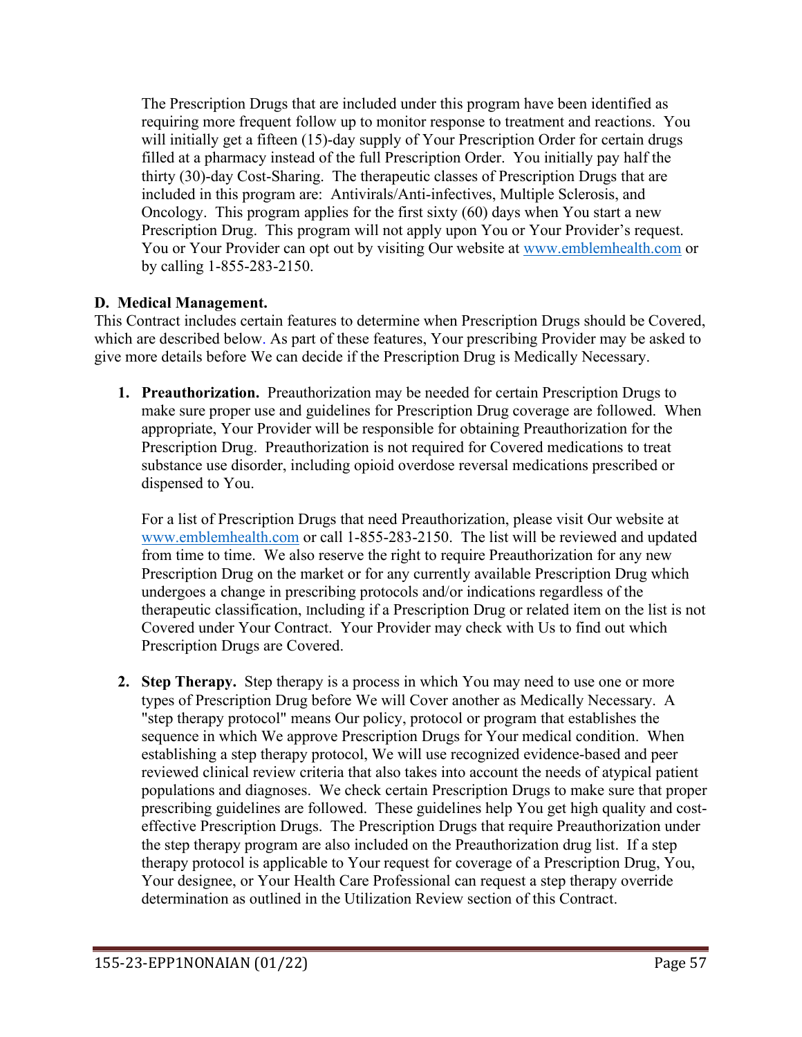The Prescription Drugs that are included under this program have been identified as requiring more frequent follow up to monitor response to treatment and reactions. You will initially get a fifteen (15)-day supply of Your Prescription Order for certain drugs filled at a pharmacy instead of the full Prescription Order. You initially pay half the thirty (30)-day Cost-Sharing. The therapeutic classes of Prescription Drugs that are included in this program are: Antivirals/Anti-infectives, Multiple Sclerosis, and Oncology. This program applies for the first sixty (60) days when You start a new Prescription Drug. This program will not apply upon You or Your Provider's request. You or Your Provider can opt out by visiting Our website at www.emblemhealth.com or by calling 1-855-283-2150.

**D. Medical Management.**

This Contract includes certain features to determine when Prescription Drugs should be Covered, which are described below. As part of these features, Your prescribing Provider may be asked to give more details before We can decide if the Prescription Drug is Medically Necessary.

1. **Preauthorization.** Preauthorization may be needed for certain Prescription Drugs to make sure proper use and guidelines for Prescription Drug coverage are followed. When appropriate, Your Provider will be responsible for obtaining Preauthorization for the Prescription Drug. Preauthorization is not required for Covered medications to treat substance use disorder, including opioid overdose reversal medications prescribed or dispensed to You.

   For a list of Prescription Drugs that need Preauthorization, please visit Our website at www.emblemhealth.com or call 1-855-283-2150. The list will be reviewed and updated from time to time. We also reserve the right to require Preauthorization for any new Prescription Drug on the market or for any currently available Prescription Drug which undergoes a change in prescribing protocols and/or indications regardless of the therapeutic classification, Including if a Prescription Drug or related item on the list is not Covered under Your Contract. Your Provider may check with Us to find out which Prescription Drugs are Covered.

2. **Step Therapy.** Step therapy is a process in which You may need to use one or more types of Prescription Drug before We will Cover another as Medically Necessary. A "step therapy protocol" means Our policy, protocol or program that establishes the sequence in which We approve Prescription Drugs for Your medical condition. When establishing a step therapy protocol, We will use recognized evidence-based and peer reviewed clinical review criteria that also takes into account the needs of atypical patient populations and diagnoses. We check certain Prescription Drugs to make sure that proper prescribing guidelines are followed. These guidelines help You get high quality and cost-effective Prescription Drugs. The Prescription Drugs that require Preauthorization under the step therapy program are also included on the Preauthorization drug list. If a step therapy protocol is applicable to Your request for coverage of a Prescription Drug, You, Your designee, or Your Health Care Professional can request a step therapy override determination as outlined in the Utilization Review section of this Contract.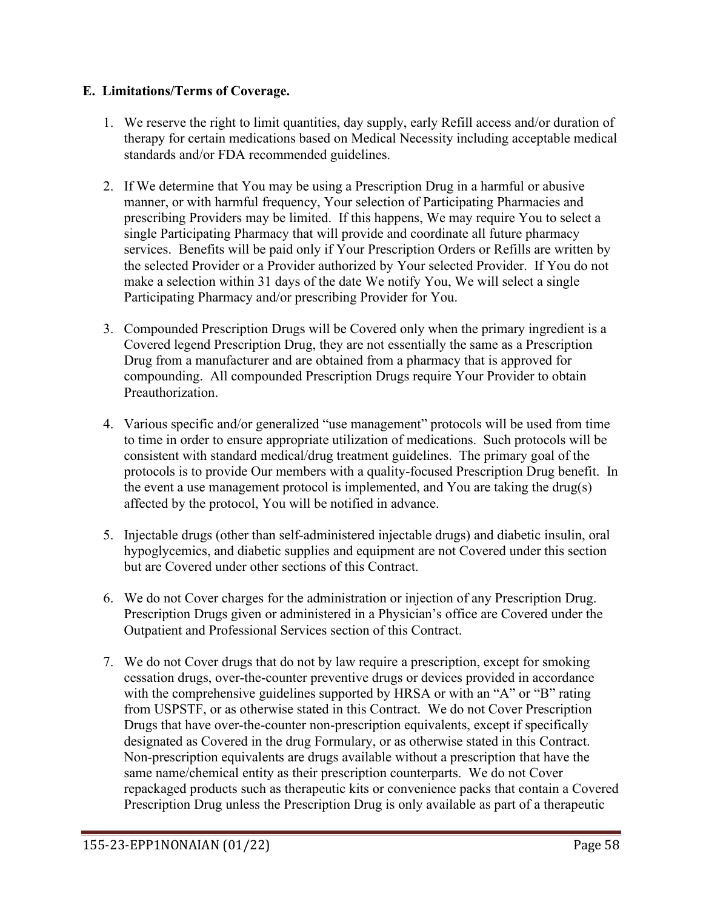**E. Limitations/Terms of Coverage.**

1. We reserve the right to limit quantities, day supply, early Refill access and/or duration of therapy for certain medications based on Medical Necessity including acceptable medical standards and/or FDA recommended guidelines.

2. If We determine that You may be using a Prescription Drug in a harmful or abusive manner, or with harmful frequency, Your selection of Participating Pharmacies and prescribing Providers may be limited. If this happens, We may require You to select a single Participating Pharmacy that will provide and coordinate all future pharmacy services. Benefits will be paid only if Your Prescription Orders or Refills are written by the selected Provider or a Provider authorized by Your selected Provider. If You do not make a selection within 31 days of the date We notify You, We will select a single Participating Pharmacy and/or prescribing Provider for You.

3. Compounded Prescription Drugs will be Covered only when the primary ingredient is a Covered legend Prescription Drug, they are not essentially the same as a Prescription Drug from a manufacturer and are obtained from a pharmacy that is approved for compounding. All compounded Prescription Drugs require Your Provider to obtain Preauthorization.

4. Various specific and/or generalized "use management" protocols will be used from time to time in order to ensure appropriate utilization of medications. Such protocols will be consistent with standard medical/drug treatment guidelines. The primary goal of the protocols is to provide Our members with a quality-focused Prescription Drug benefit. In the event a use management protocol is implemented, and You are taking the drug(s) affected by the protocol, You will be notified in advance.

5. Injectable drugs (other than self-administered injectable drugs) and diabetic insulin, oral hypoglycemics, and diabetic supplies and equipment are not Covered under this section but are Covered under other sections of this Contract.

6. We do not Cover charges for the administration or injection of any Prescription Drug. Prescription Drugs given or administered in a Physician's office are Covered under the Outpatient and Professional Services section of this Contract.

7. We do not Cover drugs that do not by law require a prescription, except for smoking cessation drugs, over-the-counter preventive drugs or devices provided in accordance with the comprehensive guidelines supported by HRSA or with an "A" or "B" rating from USPSTF, or as otherwise stated in this Contract. We do not Cover Prescription Drugs that have over-the-counter non-prescription equivalents, except if specifically designated as Covered in the drug Formulary, or as otherwise stated in this Contract. Non-prescription equivalents are drugs available without a prescription that have the same name/chemical entity as their prescription counterparts. We do not Cover repackaged products such as therapeutic kits or convenience packs that contain a Covered Prescription Drug unless the Prescription Drug is only available as part of a therapeutic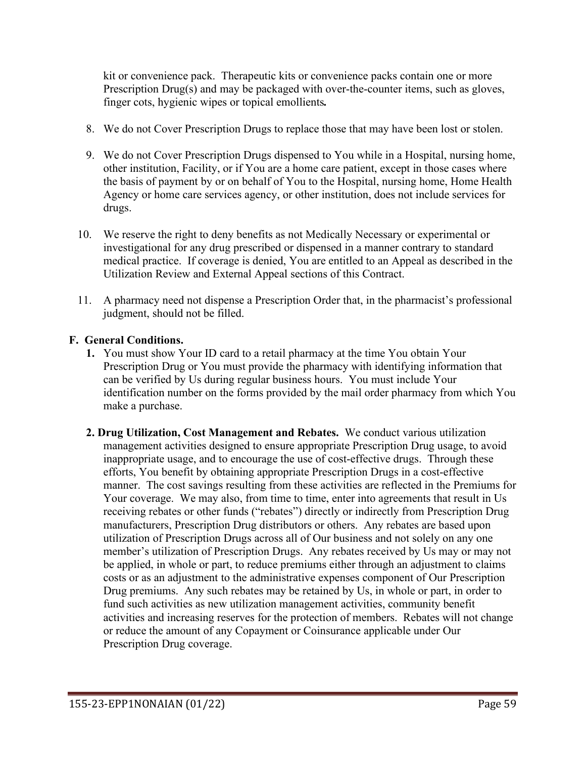kit or convenience pack. Therapeutic kits or convenience packs contain one or more Prescription Drug(s) and may be packaged with over-the-counter items, such as gloves, finger cots, hygienic wipes or topical emollients**.**

8. We do not Cover Prescription Drugs to replace those that may have been lost or stolen.

9. We do not Cover Prescription Drugs dispensed to You while in a Hospital, nursing home, other institution, Facility, or if You are a home care patient, except in those cases where the basis of payment by or on behalf of You to the Hospital, nursing home, Home Health Agency or home care services agency, or other institution, does not include services for drugs.

10. We reserve the right to deny benefits as not Medically Necessary or experimental or investigational for any drug prescribed or dispensed in a manner contrary to standard medical practice. If coverage is denied, You are entitled to an Appeal as described in the Utilization Review and External Appeal sections of this Contract.

11. A pharmacy need not dispense a Prescription Order that, in the pharmacist's professional judgment, should not be filled.

**F. General Conditions.**

**1.** You must show Your ID card to a retail pharmacy at the time You obtain Your Prescription Drug or You must provide the pharmacy with identifying information that can be verified by Us during regular business hours. You must include Your identification number on the forms provided by the mail order pharmacy from which You make a purchase.

**2. Drug Utilization, Cost Management and Rebates.** We conduct various utilization management activities designed to ensure appropriate Prescription Drug usage, to avoid inappropriate usage, and to encourage the use of cost-effective drugs. Through these efforts, You benefit by obtaining appropriate Prescription Drugs in a cost-effective manner. The cost savings resulting from these activities are reflected in the Premiums for Your coverage. We may also, from time to time, enter into agreements that result in Us receiving rebates or other funds ("rebates") directly or indirectly from Prescription Drug manufacturers, Prescription Drug distributors or others. Any rebates are based upon utilization of Prescription Drugs across all of Our business and not solely on any one member's utilization of Prescription Drugs. Any rebates received by Us may or may not be applied, in whole or part, to reduce premiums either through an adjustment to claims costs or as an adjustment to the administrative expenses component of Our Prescription Drug premiums. Any such rebates may be retained by Us, in whole or part, in order to fund such activities as new utilization management activities, community benefit activities and increasing reserves for the protection of members. Rebates will not change or reduce the amount of any Copayment or Coinsurance applicable under Our Prescription Drug coverage.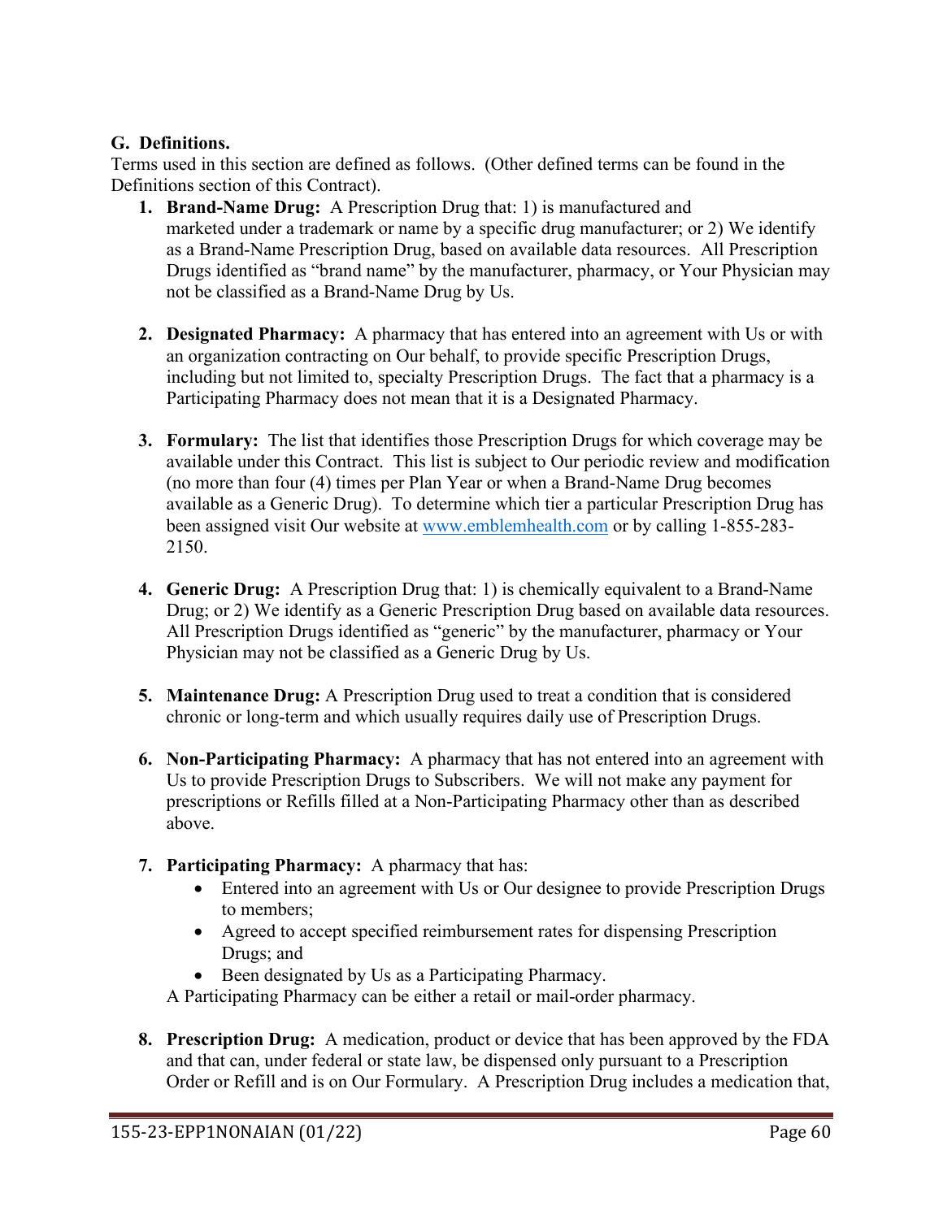**G. Definitions.**

Terms used in this section are defined as follows. (Other defined terms can be found in the Definitions section of this Contract).

1. **Brand-Name Drug:** A Prescription Drug that: 1) is manufactured and marketed under a trademark or name by a specific drug manufacturer; or 2) We identify as a Brand-Name Prescription Drug, based on available data resources. All Prescription Drugs identified as "brand name" by the manufacturer, pharmacy, or Your Physician may not be classified as a Brand-Name Drug by Us.

2. **Designated Pharmacy:** A pharmacy that has entered into an agreement with Us or with an organization contracting on Our behalf, to provide specific Prescription Drugs, including but not limited to, specialty Prescription Drugs. The fact that a pharmacy is a Participating Pharmacy does not mean that it is a Designated Pharmacy.

3. **Formulary:** The list that identifies those Prescription Drugs for which coverage may be available under this Contract. This list is subject to Our periodic review and modification (no more than four (4) times per Plan Year or when a Brand-Name Drug becomes available as a Generic Drug). To determine which tier a particular Prescription Drug has been assigned visit Our website at [www.emblemhealth.com](www.emblemhealth.com) or by calling 1-855-283-2150.

4. **Generic Drug:** A Prescription Drug that: 1) is chemically equivalent to a Brand-Name Drug; or 2) We identify as a Generic Prescription Drug based on available data resources. All Prescription Drugs identified as "generic" by the manufacturer, pharmacy or Your Physician may not be classified as a Generic Drug by Us.

5. **Maintenance Drug:** A Prescription Drug used to treat a condition that is considered chronic or long-term and which usually requires daily use of Prescription Drugs.

6. **Non-Participating Pharmacy:** A pharmacy that has not entered into an agreement with Us to provide Prescription Drugs to Subscribers. We will not make any payment for prescriptions or Refills filled at a Non-Participating Pharmacy other than as described above.

7. **Participating Pharmacy:** A pharmacy that has:
   - Entered into an agreement with Us or Our designee to provide Prescription Drugs to members;
   - Agreed to accept specified reimbursement rates for dispensing Prescription Drugs; and
   - Been designated by Us as a Participating Pharmacy.

   A Participating Pharmacy can be either a retail or mail-order pharmacy.

8. **Prescription Drug:** A medication, product or device that has been approved by the FDA and that can, under federal or state law, be dispensed only pursuant to a Prescription Order or Refill and is on Our Formulary. A Prescription Drug includes a medication that,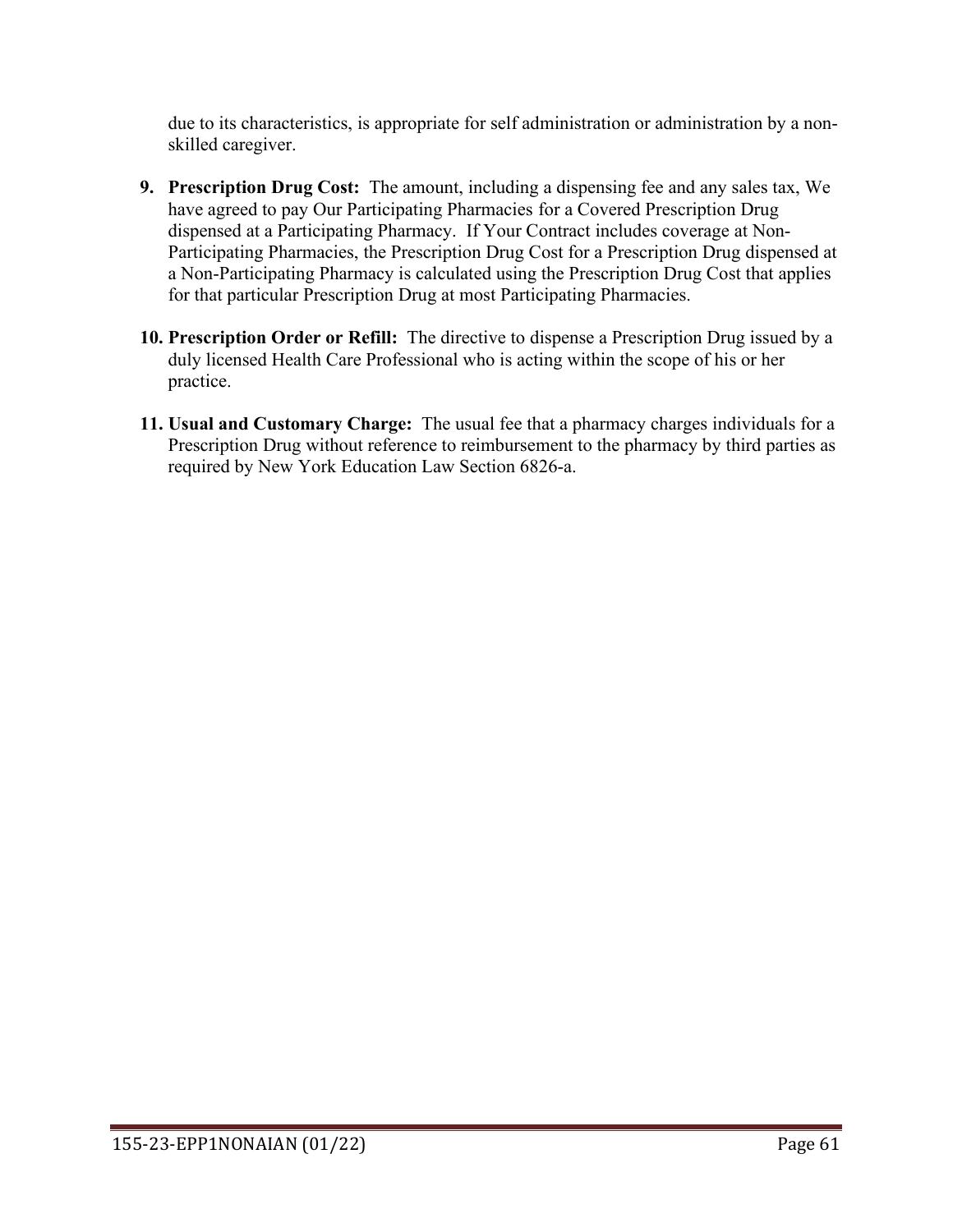due to its characteristics, is appropriate for self administration or administration by a non-skilled caregiver.

9. **Prescription Drug Cost:** The amount, including a dispensing fee and any sales tax, We have agreed to pay Our Participating Pharmacies for a Covered Prescription Drug dispensed at a Participating Pharmacy. If Your Contract includes coverage at Non-Participating Pharmacies, the Prescription Drug Cost for a Prescription Drug dispensed at a Non-Participating Pharmacy is calculated using the Prescription Drug Cost that applies for that particular Prescription Drug at most Participating Pharmacies.

10. **Prescription Order or Refill:** The directive to dispense a Prescription Drug issued by a duly licensed Health Care Professional who is acting within the scope of his or her practice.

11. **Usual and Customary Charge:** The usual fee that a pharmacy charges individuals for a Prescription Drug without reference to reimbursement to the pharmacy by third parties as required by New York Education Law Section 6826-a.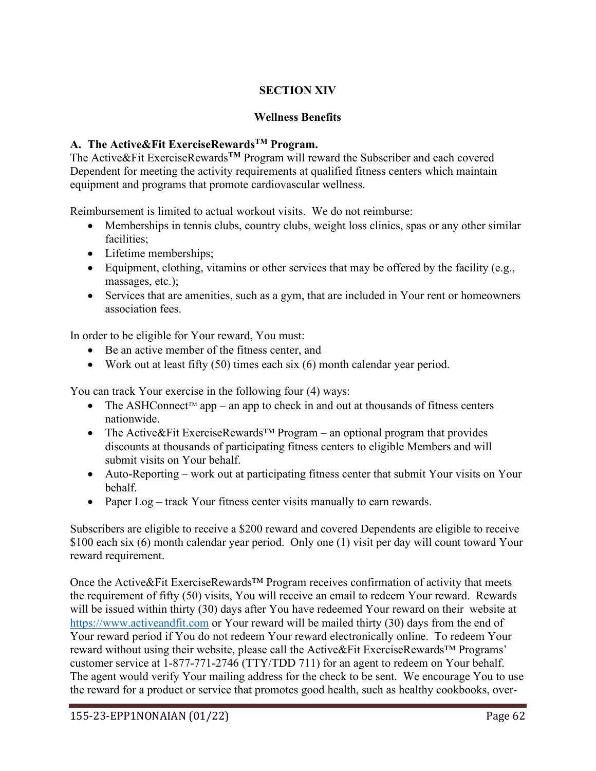## SECTION XIV

## Wellness Benefits

### A. The Active&Fit ExerciseRewards™ Program.

The Active&Fit ExerciseRewards™ Program will reward the Subscriber and each covered Dependent for meeting the activity requirements at qualified fitness centers which maintain equipment and programs that promote cardiovascular wellness.

Reimbursement is limited to actual workout visits. We do not reimburse:

- Memberships in tennis clubs, country clubs, weight loss clinics, spas or any other similar facilities;
- Lifetime memberships;
- Equipment, clothing, vitamins or other services that may be offered by the facility (e.g., massages, etc.);
- Services that are amenities, such as a gym, that are included in Your rent or homeowners association fees.

In order to be eligible for Your reward, You must:

- Be an active member of the fitness center, and
- Work out at least fifty (50) times each six (6) month calendar year period.

You can track Your exercise in the following four (4) ways:

- The ASHConnect™ app – an app to check in and out at thousands of fitness centers nationwide.
- The Active&Fit ExerciseRewards™ Program – an optional program that provides discounts at thousands of participating fitness centers to eligible Members and will submit visits on Your behalf.
- Auto-Reporting – work out at participating fitness center that submit Your visits on Your behalf.
- Paper Log – track Your fitness center visits manually to earn rewards.

Subscribers are eligible to receive a $200 reward and covered Dependents are eligible to receive $100 each six (6) month calendar year period. Only one (1) visit per day will count toward Your reward requirement.

Once the Active&Fit ExerciseRewards™ Program receives confirmation of activity that meets the requirement of fifty (50) visits, You will receive an email to redeem Your reward. Rewards will be issued within thirty (30) days after You have redeemed Your reward on their website at https://www.activeandfit.com or Your reward will be mailed thirty (30) days from the end of Your reward period if You do not redeem Your reward electronically online. To redeem Your reward without using their website, please call the Active&Fit ExerciseRewards™ Programs' customer service at 1-877-771-2746 (TTY/TDD 711) for an agent to redeem on Your behalf. The agent would verify Your mailing address for the check to be sent. We encourage You to use the reward for a product or service that promotes good health, such as healthy cookbooks, over-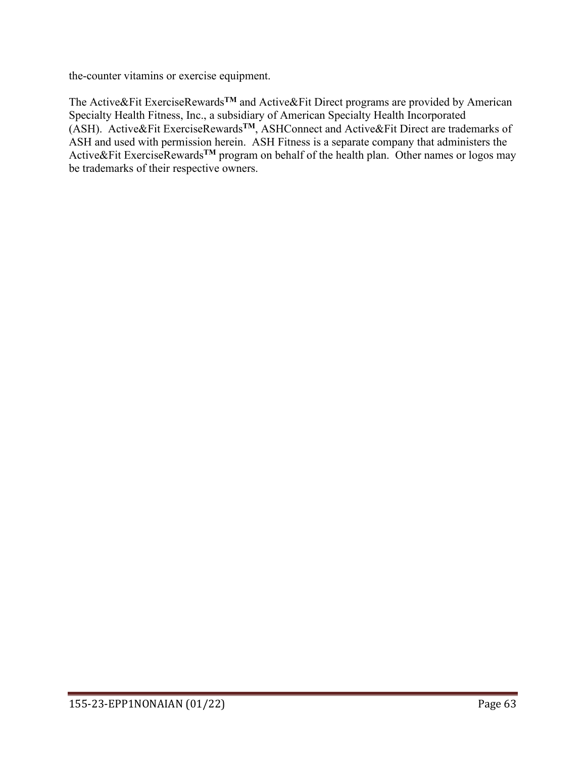the-counter vitamins or exercise equipment.

The Active&Fit ExerciseRewards™ and Active&Fit Direct programs are provided by American Specialty Health Fitness, Inc., a subsidiary of American Specialty Health Incorporated (ASH). Active&Fit ExerciseRewards™, ASHConnect and Active&Fit Direct are trademarks of ASH and used with permission herein. ASH Fitness is a separate company that administers the Active&Fit ExerciseRewards™ program on behalf of the health plan. Other names or logos may be trademarks of their respective owners.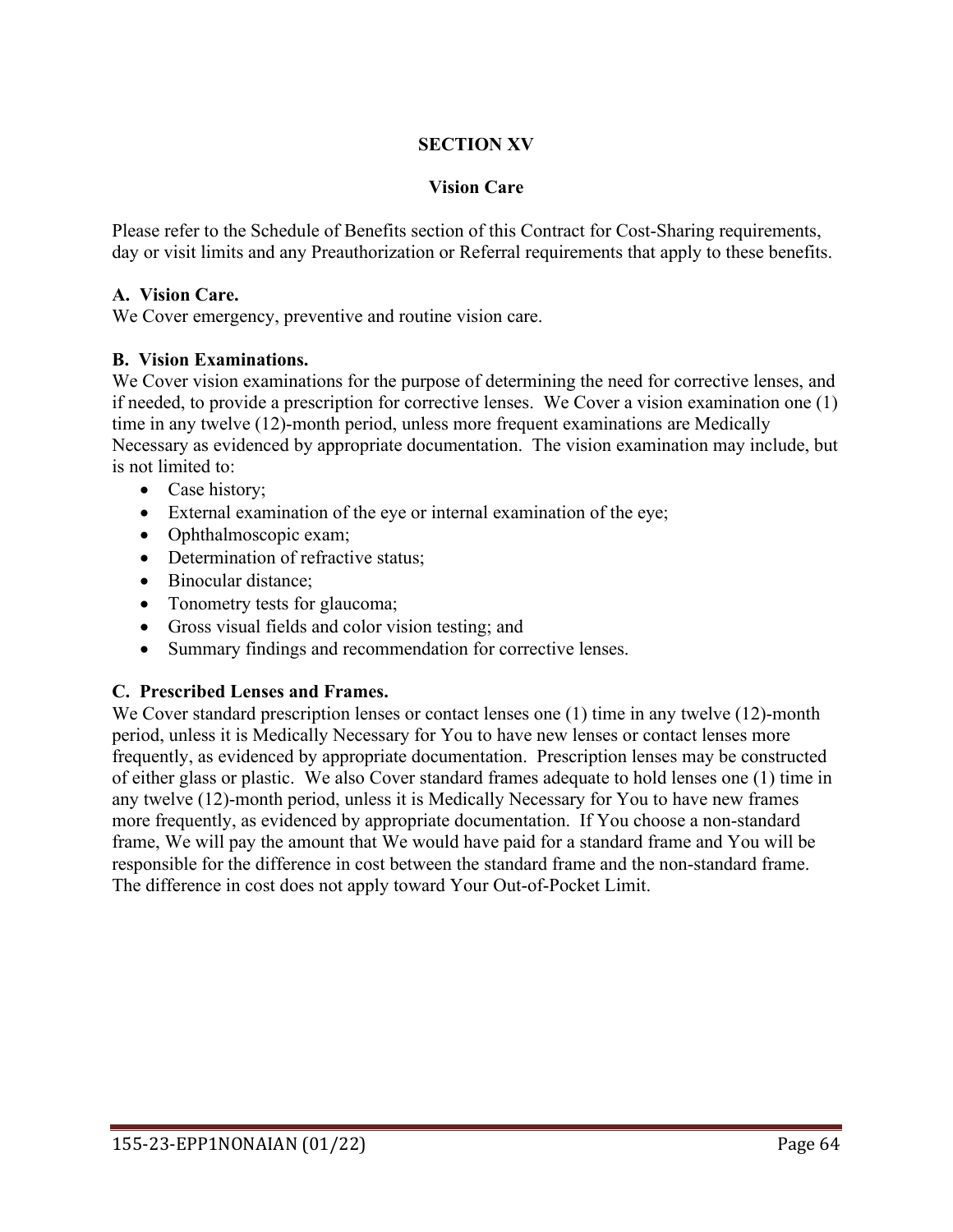# SECTION XV

## Vision Care

Please refer to the Schedule of Benefits section of this Contract for Cost-Sharing requirements, day or visit limits and any Preauthorization or Referral requirements that apply to these benefits.

**A. Vision Care.**
We Cover emergency, preventive and routine vision care.

**B. Vision Examinations.**
We Cover vision examinations for the purpose of determining the need for corrective lenses, and if needed, to provide a prescription for corrective lenses. We Cover a vision examination one (1) time in any twelve (12)-month period, unless more frequent examinations are Medically Necessary as evidenced by appropriate documentation. The vision examination may include, but is not limited to:

- Case history;
- External examination of the eye or internal examination of the eye;
- Ophthalmoscopic exam;
- Determination of refractive status;
- Binocular distance;
- Tonometry tests for glaucoma;
- Gross visual fields and color vision testing; and
- Summary findings and recommendation for corrective lenses.

**C. Prescribed Lenses and Frames.**
We Cover standard prescription lenses or contact lenses one (1) time in any twelve (12)-month period, unless it is Medically Necessary for You to have new lenses or contact lenses more frequently, as evidenced by appropriate documentation. Prescription lenses may be constructed of either glass or plastic. We also Cover standard frames adequate to hold lenses one (1) time in any twelve (12)-month period, unless it is Medically Necessary for You to have new frames more frequently, as evidenced by appropriate documentation. If You choose a non-standard frame, We will pay the amount that We would have paid for a standard frame and You will be responsible for the difference in cost between the standard frame and the non-standard frame. The difference in cost does not apply toward Your Out-of-Pocket Limit.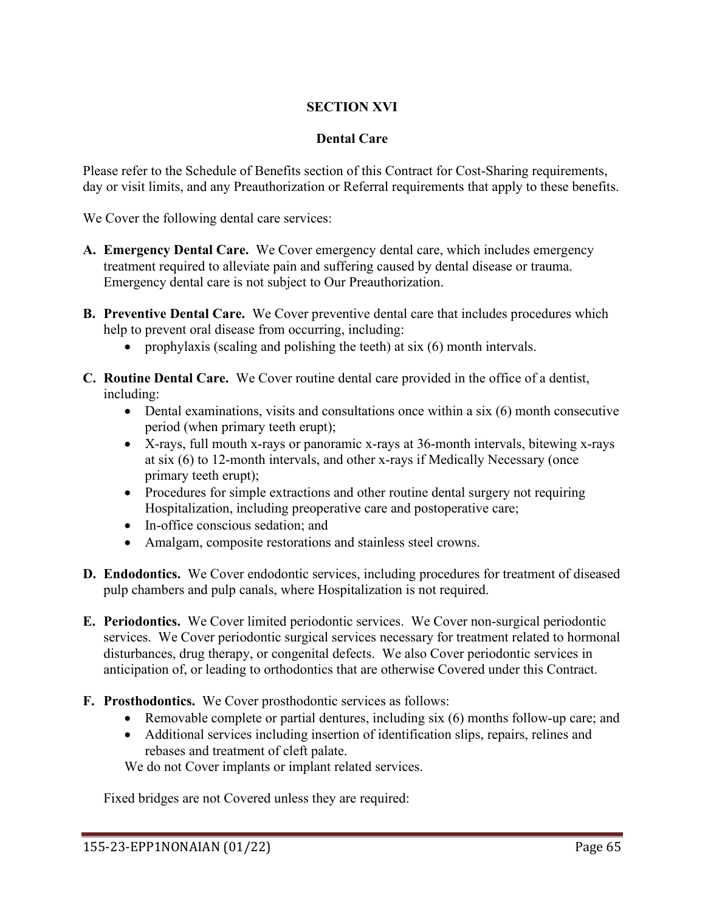# SECTION XVI

## Dental Care

Please refer to the Schedule of Benefits section of this Contract for Cost-Sharing requirements, day or visit limits, and any Preauthorization or Referral requirements that apply to these benefits.

We Cover the following dental care services:

**A. Emergency Dental Care.** We Cover emergency dental care, which includes emergency treatment required to alleviate pain and suffering caused by dental disease or trauma. Emergency dental care is not subject to Our Preauthorization.

**B. Preventive Dental Care.** We Cover preventive dental care that includes procedures which help to prevent oral disease from occurring, including:

- prophylaxis (scaling and polishing the teeth) at six (6) month intervals.

**C. Routine Dental Care.** We Cover routine dental care provided in the office of a dentist, including:

- Dental examinations, visits and consultations once within a six (6) month consecutive period (when primary teeth erupt);
- X-rays, full mouth x-rays or panoramic x-rays at 36-month intervals, bitewing x-rays at six (6) to 12-month intervals, and other x-rays if Medically Necessary (once primary teeth erupt);
- Procedures for simple extractions and other routine dental surgery not requiring Hospitalization, including preoperative care and postoperative care;
- In-office conscious sedation; and
- Amalgam, composite restorations and stainless steel crowns.

**D. Endodontics.** We Cover endodontic services, including procedures for treatment of diseased pulp chambers and pulp canals, where Hospitalization is not required.

**E. Periodontics.** We Cover limited periodontic services. We Cover non-surgical periodontic services. We Cover periodontic surgical services necessary for treatment related to hormonal disturbances, drug therapy, or congenital defects. We also Cover periodontic services in anticipation of, or leading to orthodontics that are otherwise Covered under this Contract.

**F. Prosthodontics.** We Cover prosthodontic services as follows:

- Removable complete or partial dentures, including six (6) months follow-up care; and
- Additional services including insertion of identification slips, repairs, relines and rebases and treatment of cleft palate.

We do not Cover implants or implant related services.

Fixed bridges are not Covered unless they are required: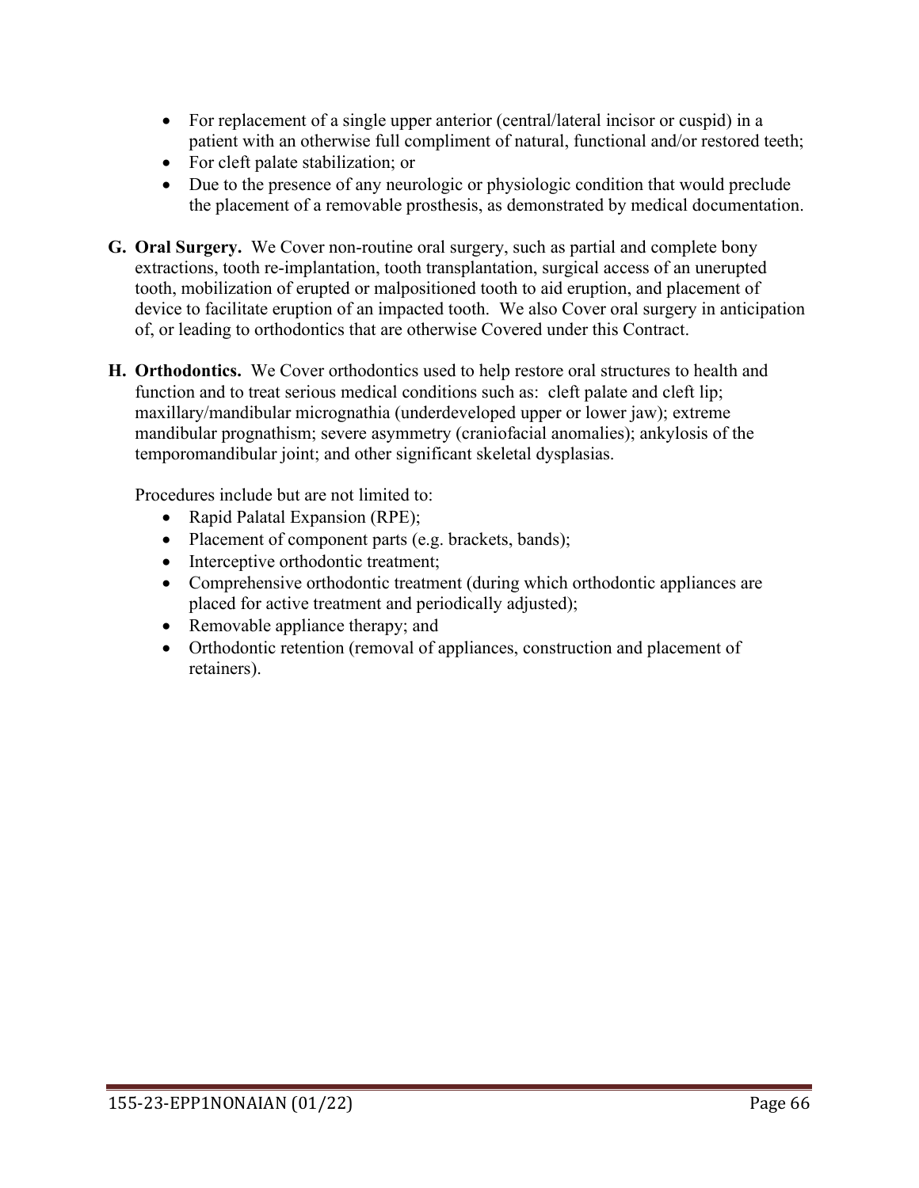- For replacement of a single upper anterior (central/lateral incisor or cuspid) in a patient with an otherwise full compliment of natural, functional and/or restored teeth;
- For cleft palate stabilization; or
- Due to the presence of any neurologic or physiologic condition that would preclude the placement of a removable prosthesis, as demonstrated by medical documentation.

**G. Oral Surgery.** We Cover non-routine oral surgery, such as partial and complete bony extractions, tooth re-implantation, tooth transplantation, surgical access of an unerupted tooth, mobilization of erupted or malpositioned tooth to aid eruption, and placement of device to facilitate eruption of an impacted tooth. We also Cover oral surgery in anticipation of, or leading to orthodontics that are otherwise Covered under this Contract.

**H. Orthodontics.** We Cover orthodontics used to help restore oral structures to health and function and to treat serious medical conditions such as: cleft palate and cleft lip; maxillary/mandibular micrognathia (underdeveloped upper or lower jaw); extreme mandibular prognathism; severe asymmetry (craniofacial anomalies); ankylosis of the temporomandibular joint; and other significant skeletal dysplasias.

Procedures include but are not limited to:

- Rapid Palatal Expansion (RPE);
- Placement of component parts (e.g. brackets, bands);
- Interceptive orthodontic treatment;
- Comprehensive orthodontic treatment (during which orthodontic appliances are placed for active treatment and periodically adjusted);
- Removable appliance therapy; and
- Orthodontic retention (removal of appliances, construction and placement of retainers).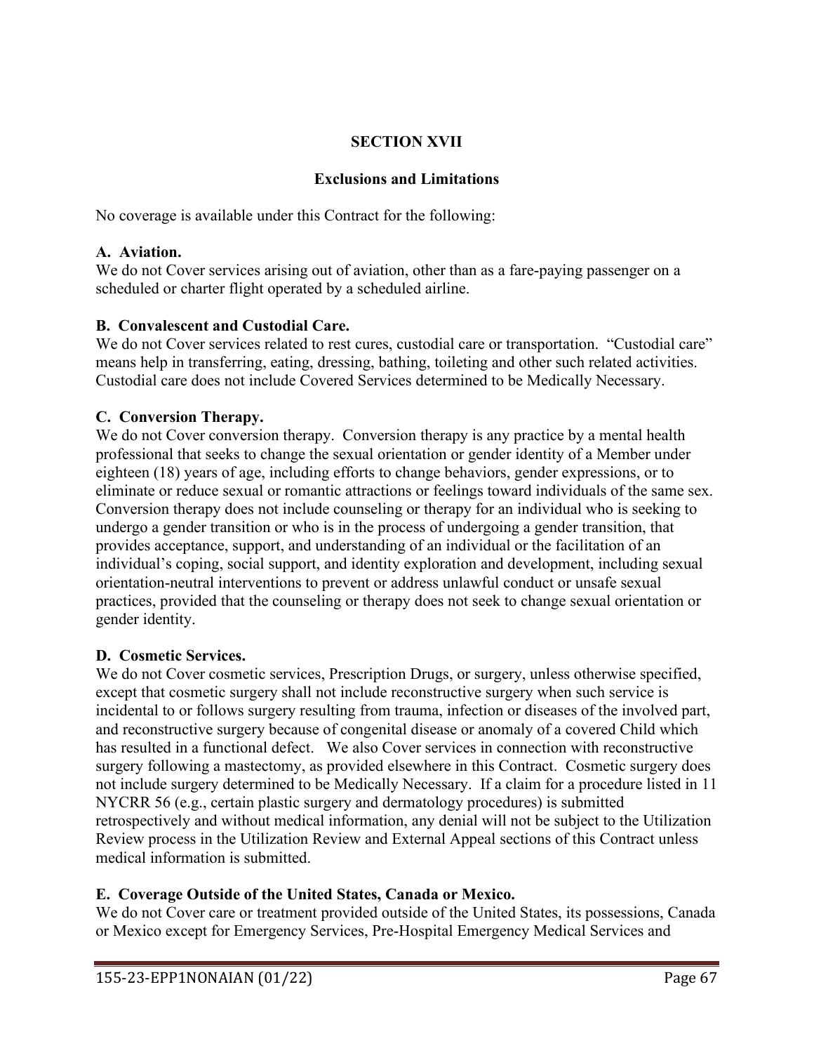## SECTION XVII

### Exclusions and Limitations

No coverage is available under this Contract for the following:

**A. Aviation.**
We do not Cover services arising out of aviation, other than as a fare-paying passenger on a scheduled or charter flight operated by a scheduled airline.

**B. Convalescent and Custodial Care.**
We do not Cover services related to rest cures, custodial care or transportation. "Custodial care" means help in transferring, eating, dressing, bathing, toileting and other such related activities. Custodial care does not include Covered Services determined to be Medically Necessary.

**C. Conversion Therapy.**
We do not Cover conversion therapy. Conversion therapy is any practice by a mental health professional that seeks to change the sexual orientation or gender identity of a Member under eighteen (18) years of age, including efforts to change behaviors, gender expressions, or to eliminate or reduce sexual or romantic attractions or feelings toward individuals of the same sex. Conversion therapy does not include counseling or therapy for an individual who is seeking to undergo a gender transition or who is in the process of undergoing a gender transition, that provides acceptance, support, and understanding of an individual or the facilitation of an individual's coping, social support, and identity exploration and development, including sexual orientation-neutral interventions to prevent or address unlawful conduct or unsafe sexual practices, provided that the counseling or therapy does not seek to change sexual orientation or gender identity.

**D. Cosmetic Services.**
We do not Cover cosmetic services, Prescription Drugs, or surgery, unless otherwise specified, except that cosmetic surgery shall not include reconstructive surgery when such service is incidental to or follows surgery resulting from trauma, infection or diseases of the involved part, and reconstructive surgery because of congenital disease or anomaly of a covered Child which has resulted in a functional defect. We also Cover services in connection with reconstructive surgery following a mastectomy, as provided elsewhere in this Contract. Cosmetic surgery does not include surgery determined to be Medically Necessary. If a claim for a procedure listed in 11 NYCRR 56 (e.g., certain plastic surgery and dermatology procedures) is submitted retrospectively and without medical information, any denial will not be subject to the Utilization Review process in the Utilization Review and External Appeal sections of this Contract unless medical information is submitted.

**E. Coverage Outside of the United States, Canada or Mexico.**
We do not Cover care or treatment provided outside of the United States, its possessions, Canada or Mexico except for Emergency Services, Pre-Hospital Emergency Medical Services and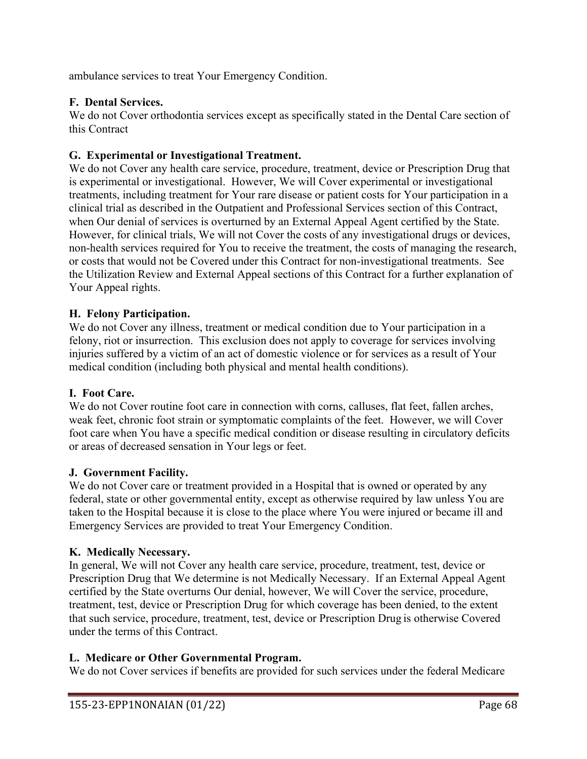ambulance services to treat Your Emergency Condition.

### F. Dental Services.

We do not Cover orthodontia services except as specifically stated in the Dental Care section of this Contract

### G. Experimental or Investigational Treatment.

We do not Cover any health care service, procedure, treatment, device or Prescription Drug that is experimental or investigational. However, We will Cover experimental or investigational treatments, including treatment for Your rare disease or patient costs for Your participation in a clinical trial as described in the Outpatient and Professional Services section of this Contract, when Our denial of services is overturned by an External Appeal Agent certified by the State. However, for clinical trials, We will not Cover the costs of any investigational drugs or devices, non-health services required for You to receive the treatment, the costs of managing the research, or costs that would not be Covered under this Contract for non-investigational treatments. See the Utilization Review and External Appeal sections of this Contract for a further explanation of Your Appeal rights.

### H. Felony Participation.

We do not Cover any illness, treatment or medical condition due to Your participation in a felony, riot or insurrection. This exclusion does not apply to coverage for services involving injuries suffered by a victim of an act of domestic violence or for services as a result of Your medical condition (including both physical and mental health conditions).

### I. Foot Care.

We do not Cover routine foot care in connection with corns, calluses, flat feet, fallen arches, weak feet, chronic foot strain or symptomatic complaints of the feet. However, we will Cover foot care when You have a specific medical condition or disease resulting in circulatory deficits or areas of decreased sensation in Your legs or feet.

### J. Government Facility.

We do not Cover care or treatment provided in a Hospital that is owned or operated by any federal, state or other governmental entity, except as otherwise required by law unless You are taken to the Hospital because it is close to the place where You were injured or became ill and Emergency Services are provided to treat Your Emergency Condition.

### K. Medically Necessary.

In general, We will not Cover any health care service, procedure, treatment, test, device or Prescription Drug that We determine is not Medically Necessary. If an External Appeal Agent certified by the State overturns Our denial, however, We will Cover the service, procedure, treatment, test, device or Prescription Drug for which coverage has been denied, to the extent that such service, procedure, treatment, test, device or Prescription Drug is otherwise Covered under the terms of this Contract.

### L. Medicare or Other Governmental Program.

We do not Cover services if benefits are provided for such services under the federal Medicare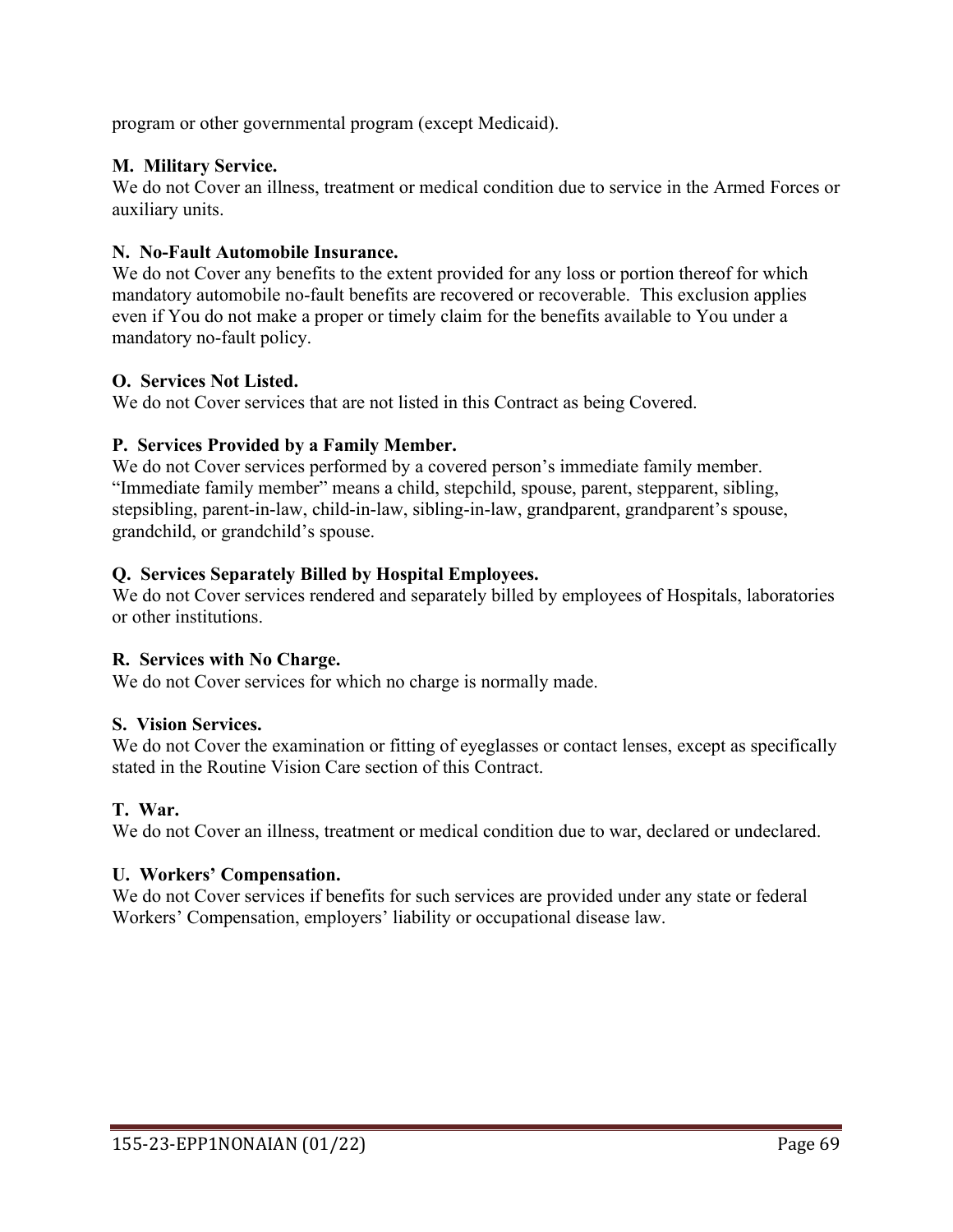program or other governmental program (except Medicaid).

**M. Military Service.**
We do not Cover an illness, treatment or medical condition due to service in the Armed Forces or auxiliary units.

**N. No-Fault Automobile Insurance.**
We do not Cover any benefits to the extent provided for any loss or portion thereof for which mandatory automobile no-fault benefits are recovered or recoverable. This exclusion applies even if You do not make a proper or timely claim for the benefits available to You under a mandatory no-fault policy.

**O. Services Not Listed.**
We do not Cover services that are not listed in this Contract as being Covered.

**P. Services Provided by a Family Member.**
We do not Cover services performed by a covered person's immediate family member. "Immediate family member" means a child, stepchild, spouse, parent, stepparent, sibling, stepsibling, parent-in-law, child-in-law, sibling-in-law, grandparent, grandparent's spouse, grandchild, or grandchild's spouse.

**Q. Services Separately Billed by Hospital Employees.**
We do not Cover services rendered and separately billed by employees of Hospitals, laboratories or other institutions.

**R. Services with No Charge.**
We do not Cover services for which no charge is normally made.

**S. Vision Services.**
We do not Cover the examination or fitting of eyeglasses or contact lenses, except as specifically stated in the Routine Vision Care section of this Contract.

**T. War.**
We do not Cover an illness, treatment or medical condition due to war, declared or undeclared.

**U. Workers' Compensation.**
We do not Cover services if benefits for such services are provided under any state or federal Workers' Compensation, employers' liability or occupational disease law.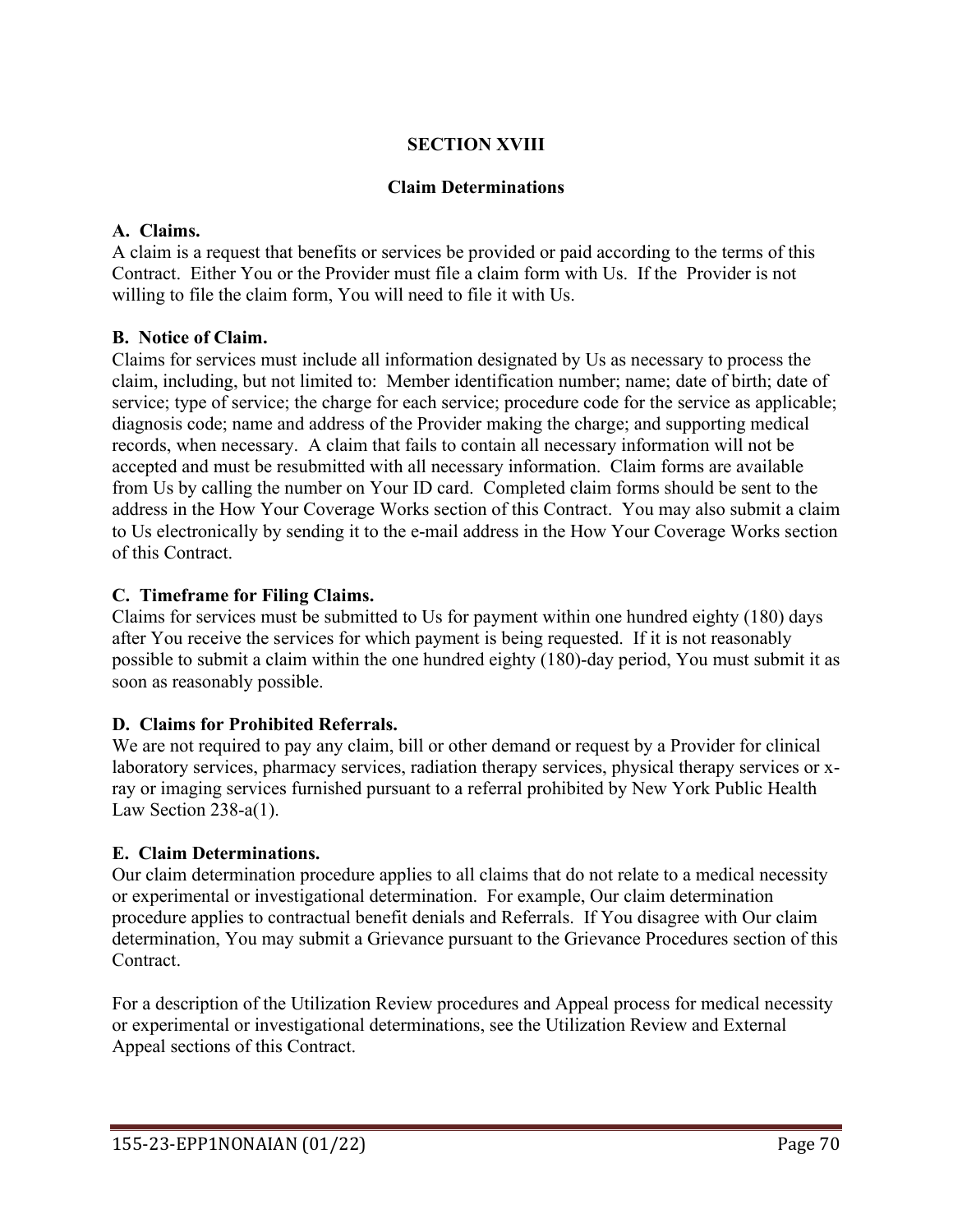# SECTION XVIII

## Claim Determinations

**A. Claims.**
A claim is a request that benefits or services be provided or paid according to the terms of this Contract. Either You or the Provider must file a claim form with Us. If the Provider is not willing to file the claim form, You will need to file it with Us.

**B. Notice of Claim.**
Claims for services must include all information designated by Us as necessary to process the claim, including, but not limited to: Member identification number; name; date of birth; date of service; type of service; the charge for each service; procedure code for the service as applicable; diagnosis code; name and address of the Provider making the charge; and supporting medical records, when necessary. A claim that fails to contain all necessary information will not be accepted and must be resubmitted with all necessary information. Claim forms are available from Us by calling the number on Your ID card. Completed claim forms should be sent to the address in the How Your Coverage Works section of this Contract. You may also submit a claim to Us electronically by sending it to the e-mail address in the How Your Coverage Works section of this Contract.

**C. Timeframe for Filing Claims.**
Claims for services must be submitted to Us for payment within one hundred eighty (180) days after You receive the services for which payment is being requested. If it is not reasonably possible to submit a claim within the one hundred eighty (180)-day period, You must submit it as soon as reasonably possible.

**D. Claims for Prohibited Referrals.**
We are not required to pay any claim, bill or other demand or request by a Provider for clinical laboratory services, pharmacy services, radiation therapy services, physical therapy services or x-ray or imaging services furnished pursuant to a referral prohibited by New York Public Health Law Section 238-a(1).

**E. Claim Determinations.**
Our claim determination procedure applies to all claims that do not relate to a medical necessity or experimental or investigational determination. For example, Our claim determination procedure applies to contractual benefit denials and Referrals. If You disagree with Our claim determination, You may submit a Grievance pursuant to the Grievance Procedures section of this Contract.

For a description of the Utilization Review procedures and Appeal process for medical necessity or experimental or investigational determinations, see the Utilization Review and External Appeal sections of this Contract.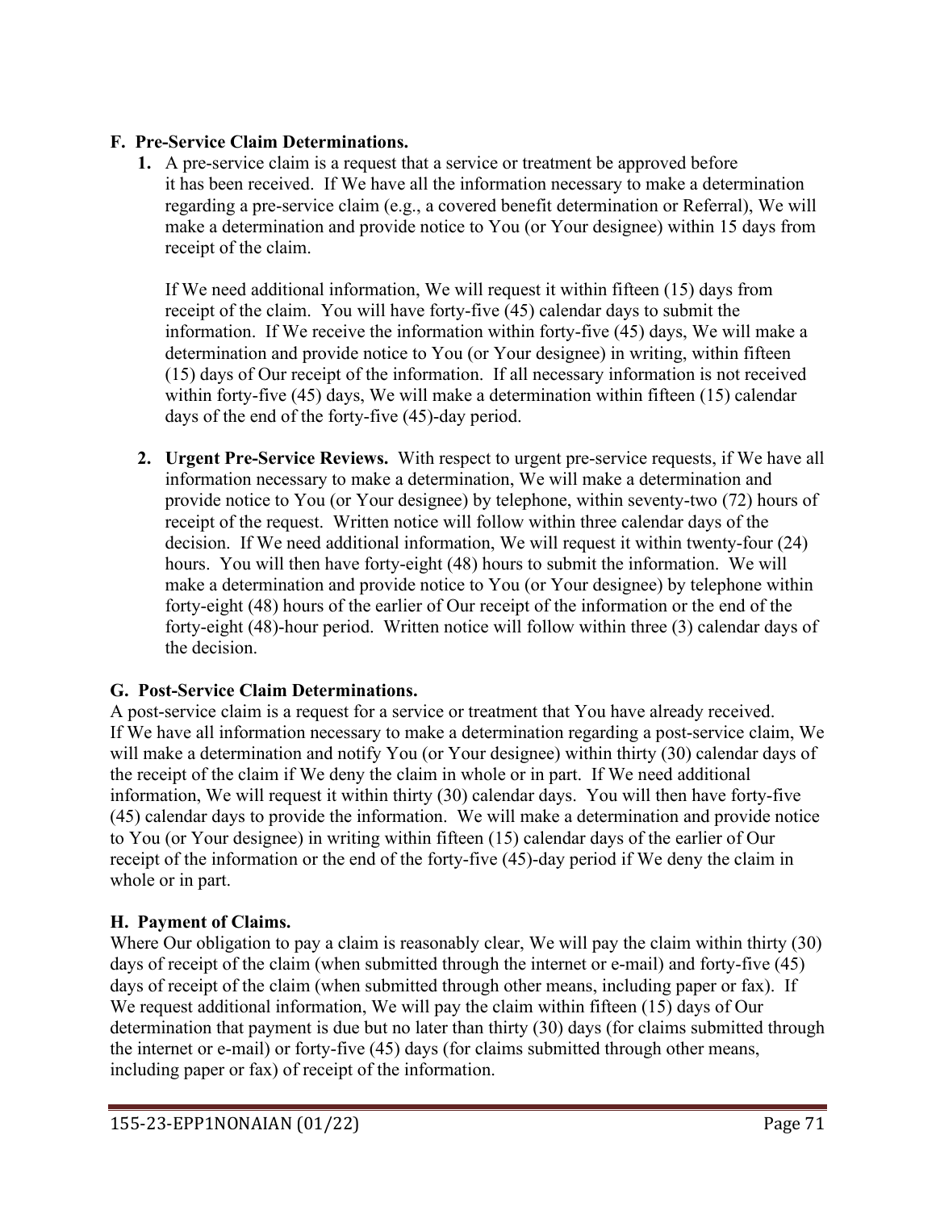## F. Pre-Service Claim Determinations.

1. A pre-service claim is a request that a service or treatment be approved before it has been received. If We have all the information necessary to make a determination regarding a pre-service claim (e.g., a covered benefit determination or Referral), We will make a determination and provide notice to You (or Your designee) within 15 days from receipt of the claim.

   If We need additional information, We will request it within fifteen (15) days from receipt of the claim. You will have forty-five (45) calendar days to submit the information. If We receive the information within forty-five (45) days, We will make a determination and provide notice to You (or Your designee) in writing, within fifteen (15) days of Our receipt of the information. If all necessary information is not received within forty-five (45) days, We will make a determination within fifteen (15) calendar days of the end of the forty-five (45)-day period.

2. **Urgent Pre-Service Reviews.** With respect to urgent pre-service requests, if We have all information necessary to make a determination, We will make a determination and provide notice to You (or Your designee) by telephone, within seventy-two (72) hours of receipt of the request. Written notice will follow within three calendar days of the decision. If We need additional information, We will request it within twenty-four (24) hours. You will then have forty-eight (48) hours to submit the information. We will make a determination and provide notice to You (or Your designee) by telephone within forty-eight (48) hours of the earlier of Our receipt of the information or the end of the forty-eight (48)-hour period. Written notice will follow within three (3) calendar days of the decision.

## G. Post-Service Claim Determinations.

A post-service claim is a request for a service or treatment that You have already received. If We have all information necessary to make a determination regarding a post-service claim, We will make a determination and notify You (or Your designee) within thirty (30) calendar days of the receipt of the claim if We deny the claim in whole or in part. If We need additional information, We will request it within thirty (30) calendar days. You will then have forty-five (45) calendar days to provide the information. We will make a determination and provide notice to You (or Your designee) in writing within fifteen (15) calendar days of the earlier of Our receipt of the information or the end of the forty-five (45)-day period if We deny the claim in whole or in part.

## H. Payment of Claims.

Where Our obligation to pay a claim is reasonably clear, We will pay the claim within thirty (30) days of receipt of the claim (when submitted through the internet or e-mail) and forty-five (45) days of receipt of the claim (when submitted through other means, including paper or fax). If We request additional information, We will pay the claim within fifteen (15) days of Our determination that payment is due but no later than thirty (30) days (for claims submitted through the internet or e-mail) or forty-five (45) days (for claims submitted through other means, including paper or fax) of receipt of the information.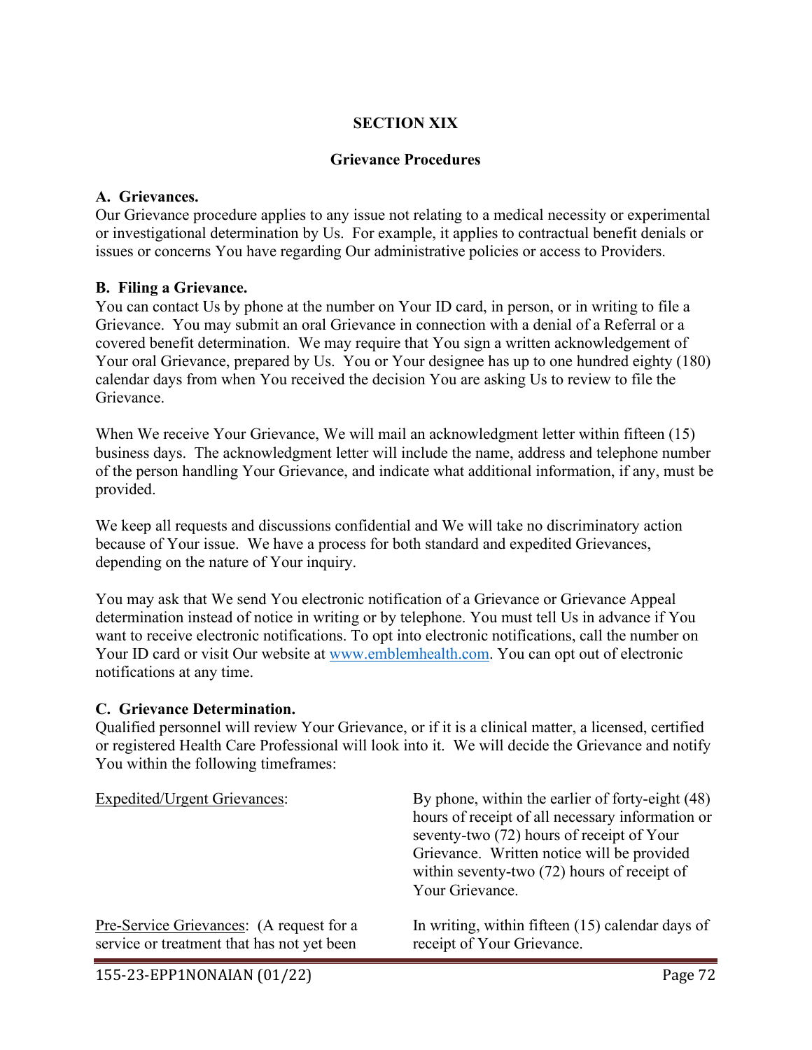# SECTION XIX

## Grievance Procedures

**A. Grievances.**
Our Grievance procedure applies to any issue not relating to a medical necessity or experimental or investigational determination by Us. For example, it applies to contractual benefit denials or issues or concerns You have regarding Our administrative policies or access to Providers.

**B. Filing a Grievance.**
You can contact Us by phone at the number on Your ID card, in person, or in writing to file a Grievance. You may submit an oral Grievance in connection with a denial of a Referral or a covered benefit determination. We may require that You sign a written acknowledgement of Your oral Grievance, prepared by Us. You or Your designee has up to one hundred eighty (180) calendar days from when You received the decision You are asking Us to review to file the Grievance.

When We receive Your Grievance, We will mail an acknowledgment letter within fifteen (15) business days. The acknowledgment letter will include the name, address and telephone number of the person handling Your Grievance, and indicate what additional information, if any, must be provided.

We keep all requests and discussions confidential and We will take no discriminatory action because of Your issue. We have a process for both standard and expedited Grievances, depending on the nature of Your inquiry.

You may ask that We send You electronic notification of a Grievance or Grievance Appeal determination instead of notice in writing or by telephone. You must tell Us in advance if You want to receive electronic notifications. To opt into electronic notifications, call the number on Your ID card or visit Our website at www.emblemhealth.com. You can opt out of electronic notifications at any time.

**C. Grievance Determination.**
Qualified personnel will review Your Grievance, or if it is a clinical matter, a licensed, certified or registered Health Care Professional will look into it. We will decide the Grievance and notify You within the following timeframes:

| | |
|---|---|
| Expedited/Urgent Grievances: | By phone, within the earlier of forty-eight (48) hours of receipt of all necessary information or seventy-two (72) hours of receipt of Your Grievance. Written notice will be provided within seventy-two (72) hours of receipt of Your Grievance. |
| Pre-Service Grievances: (A request for a service or treatment that has not yet been | In writing, within fifteen (15) calendar days of receipt of Your Grievance. |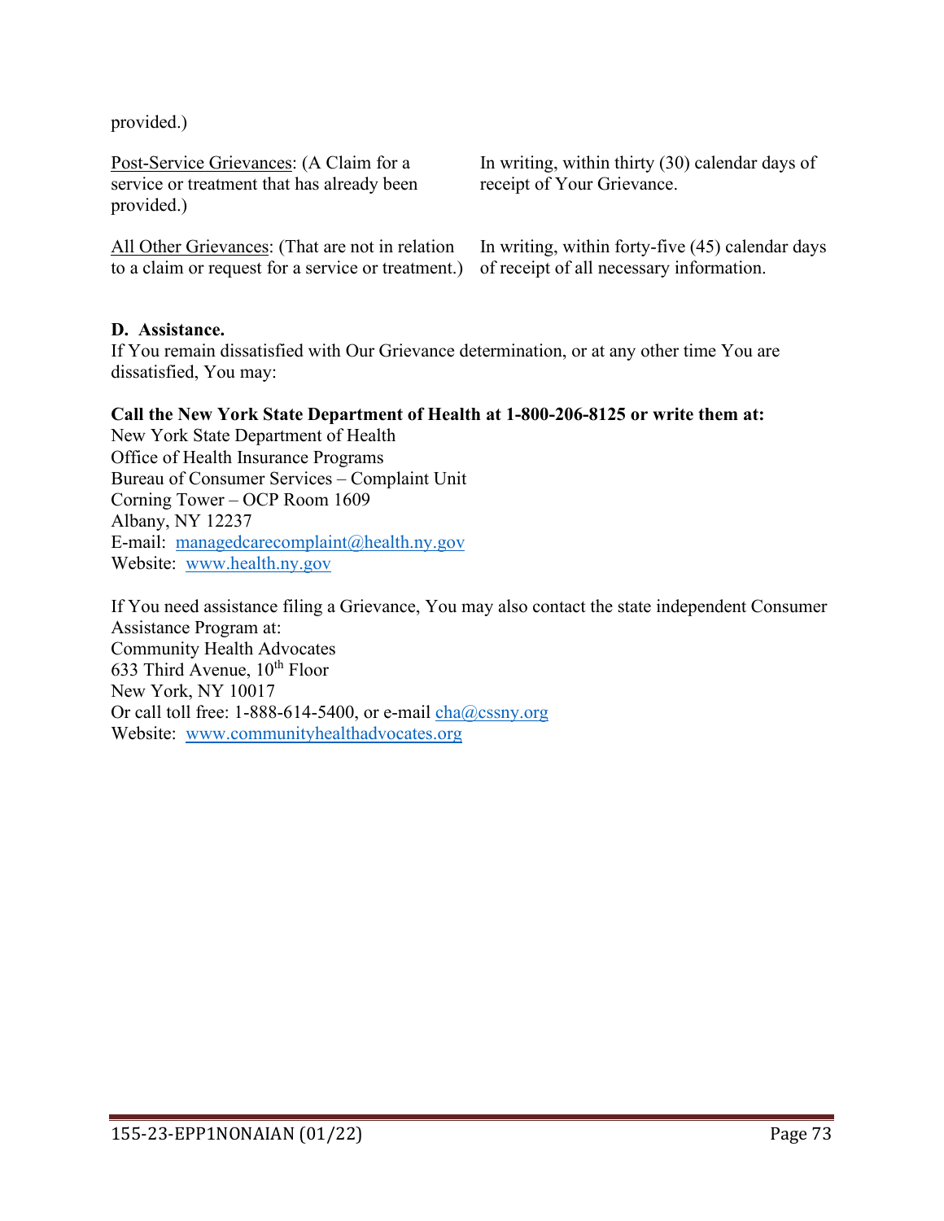provided.)

| | |
|---|---|
| <u>Post-Service Grievances</u>: (A Claim for a service or treatment that has already been provided.) | In writing, within thirty (30) calendar days of receipt of Your Grievance. |
| <u>All Other Grievances</u>: (That are not in relation to a claim or request for a service or treatment.) | In writing, within forty-five (45) calendar days of receipt of all necessary information. |

**D. Assistance.**
If You remain dissatisfied with Our Grievance determination, or at any other time You are dissatisfied, You may:

**Call the New York State Department of Health at 1-800-206-8125 or write them at:**
New York State Department of Health
Office of Health Insurance Programs
Bureau of Consumer Services – Complaint Unit
Corning Tower – OCP Room 1609
Albany, NY 12237
E-mail: managedcarecomplaint@health.ny.gov
Website: www.health.ny.gov

If You need assistance filing a Grievance, You may also contact the state independent Consumer Assistance Program at:
Community Health Advocates
633 Third Avenue, 10th Floor
New York, NY 10017
Or call toll free: 1-888-614-5400, or e-mail cha@cssny.org
Website: www.communityhealthadvocates.org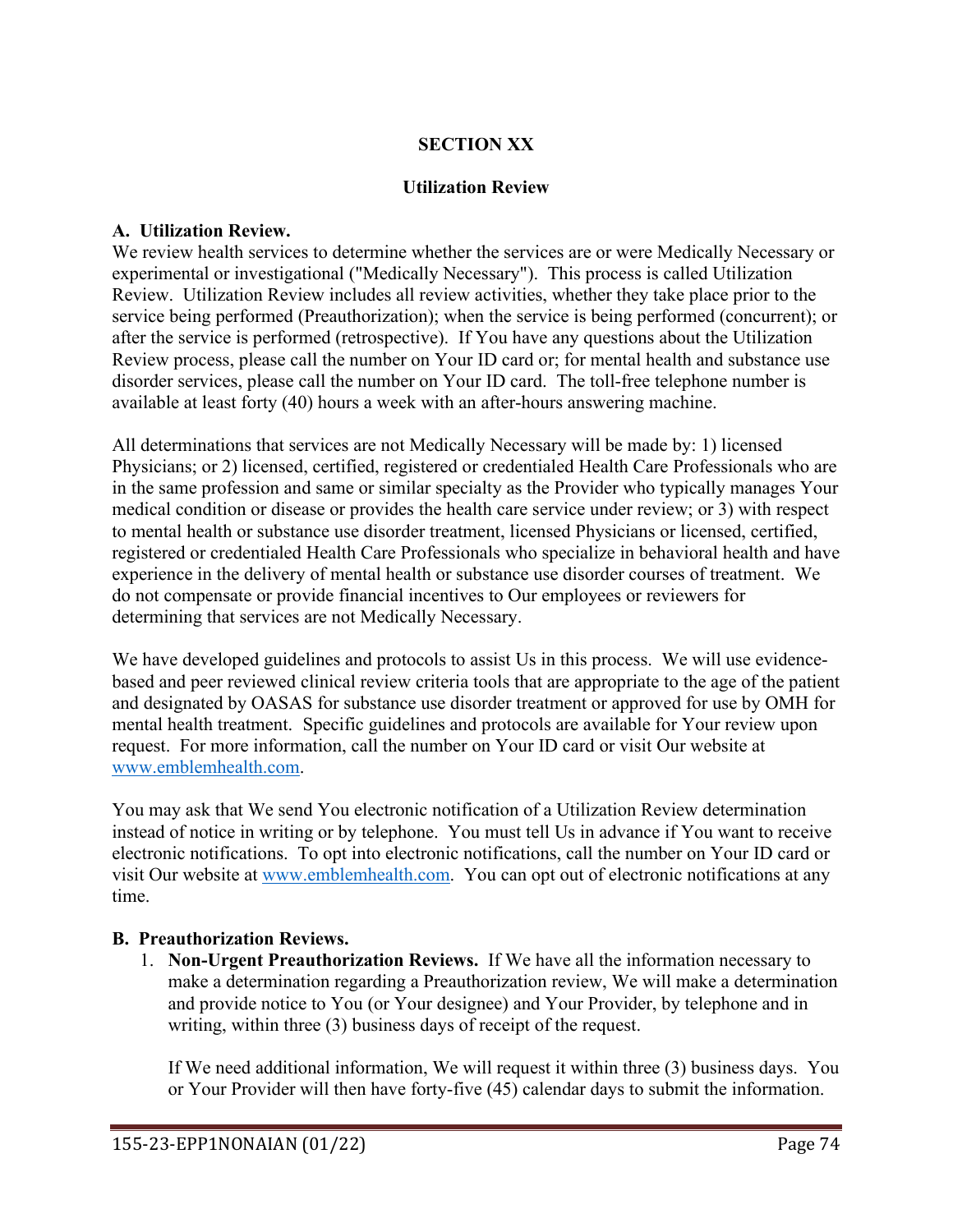# SECTION XX

## Utilization Review

### A. Utilization Review.

We review health services to determine whether the services are or were Medically Necessary or experimental or investigational ("Medically Necessary"). This process is called Utilization Review. Utilization Review includes all review activities, whether they take place prior to the service being performed (Preauthorization); when the service is being performed (concurrent); or after the service is performed (retrospective). If You have any questions about the Utilization Review process, please call the number on Your ID card or; for mental health and substance use disorder services, please call the number on Your ID card. The toll-free telephone number is available at least forty (40) hours a week with an after-hours answering machine.

All determinations that services are not Medically Necessary will be made by: 1) licensed Physicians; or 2) licensed, certified, registered or credentialed Health Care Professionals who are in the same profession and same or similar specialty as the Provider who typically manages Your medical condition or disease or provides the health care service under review; or 3) with respect to mental health or substance use disorder treatment, licensed Physicians or licensed, certified, registered or credentialed Health Care Professionals who specialize in behavioral health and have experience in the delivery of mental health or substance use disorder courses of treatment. We do not compensate or provide financial incentives to Our employees or reviewers for determining that services are not Medically Necessary.

We have developed guidelines and protocols to assist Us in this process. We will use evidence-based and peer reviewed clinical review criteria tools that are appropriate to the age of the patient and designated by OASAS for substance use disorder treatment or approved for use by OMH for mental health treatment. Specific guidelines and protocols are available for Your review upon request. For more information, call the number on Your ID card or visit Our website at www.emblemhealth.com.

You may ask that We send You electronic notification of a Utilization Review determination instead of notice in writing or by telephone. You must tell Us in advance if You want to receive electronic notifications. To opt into electronic notifications, call the number on Your ID card or visit Our website at www.emblemhealth.com. You can opt out of electronic notifications at any time.

### B. Preauthorization Reviews.

1. **Non-Urgent Preauthorization Reviews.** If We have all the information necessary to make a determination regarding a Preauthorization review, We will make a determination and provide notice to You (or Your designee) and Your Provider, by telephone and in writing, within three (3) business days of receipt of the request.

   If We need additional information, We will request it within three (3) business days. You or Your Provider will then have forty-five (45) calendar days to submit the information.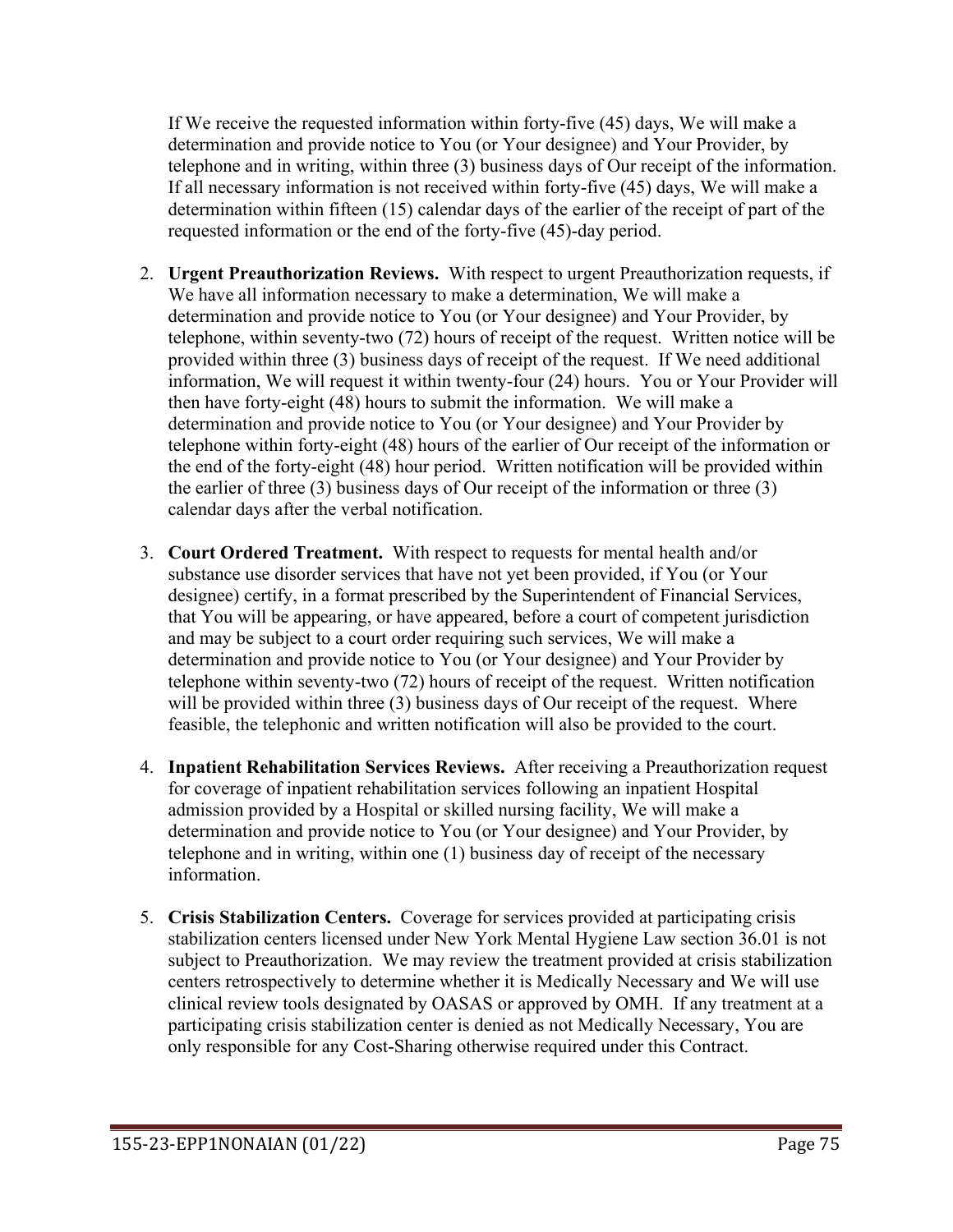If We receive the requested information within forty-five (45) days, We will make a determination and provide notice to You (or Your designee) and Your Provider, by telephone and in writing, within three (3) business days of Our receipt of the information. If all necessary information is not received within forty-five (45) days, We will make a determination within fifteen (15) calendar days of the earlier of the receipt of part of the requested information or the end of the forty-five (45)-day period.

2. **Urgent Preauthorization Reviews.** With respect to urgent Preauthorization requests, if We have all information necessary to make a determination, We will make a determination and provide notice to You (or Your designee) and Your Provider, by telephone, within seventy-two (72) hours of receipt of the request. Written notice will be provided within three (3) business days of receipt of the request. If We need additional information, We will request it within twenty-four (24) hours. You or Your Provider will then have forty-eight (48) hours to submit the information. We will make a determination and provide notice to You (or Your designee) and Your Provider by telephone within forty-eight (48) hours of the earlier of Our receipt of the information or the end of the forty-eight (48) hour period. Written notification will be provided within the earlier of three (3) business days of Our receipt of the information or three (3) calendar days after the verbal notification.

3. **Court Ordered Treatment.** With respect to requests for mental health and/or substance use disorder services that have not yet been provided, if You (or Your designee) certify, in a format prescribed by the Superintendent of Financial Services, that You will be appearing, or have appeared, before a court of competent jurisdiction and may be subject to a court order requiring such services, We will make a determination and provide notice to You (or Your designee) and Your Provider by telephone within seventy-two (72) hours of receipt of the request. Written notification will be provided within three (3) business days of Our receipt of the request. Where feasible, the telephonic and written notification will also be provided to the court.

4. **Inpatient Rehabilitation Services Reviews.** After receiving a Preauthorization request for coverage of inpatient rehabilitation services following an inpatient Hospital admission provided by a Hospital or skilled nursing facility, We will make a determination and provide notice to You (or Your designee) and Your Provider, by telephone and in writing, within one (1) business day of receipt of the necessary information.

5. **Crisis Stabilization Centers.** Coverage for services provided at participating crisis stabilization centers licensed under New York Mental Hygiene Law section 36.01 is not subject to Preauthorization. We may review the treatment provided at crisis stabilization centers retrospectively to determine whether it is Medically Necessary and We will use clinical review tools designated by OASAS or approved by OMH. If any treatment at a participating crisis stabilization center is denied as not Medically Necessary, You are only responsible for any Cost-Sharing otherwise required under this Contract.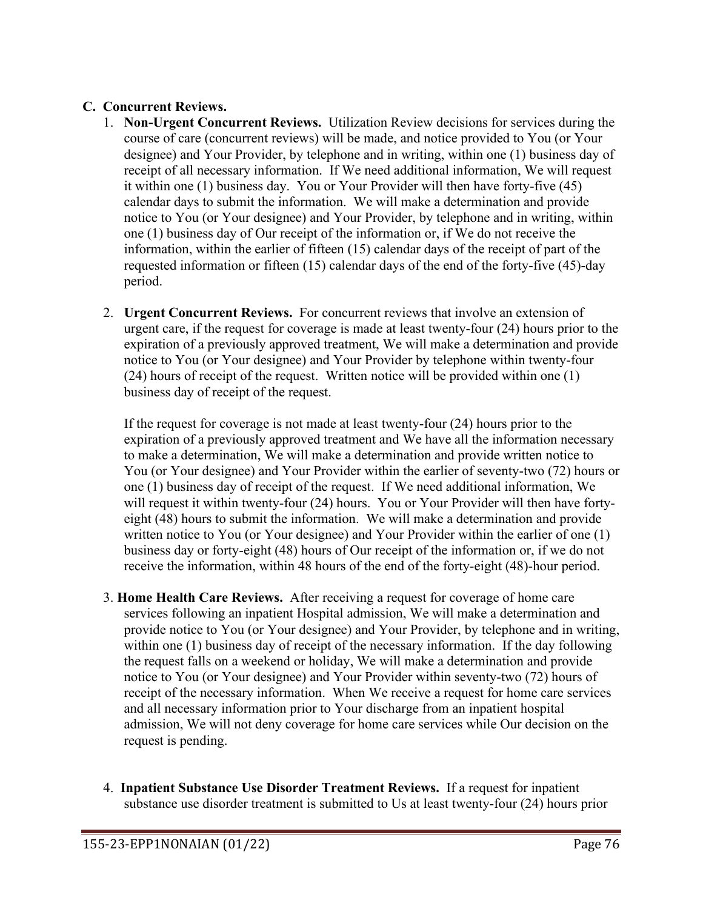**C. Concurrent Reviews.**

1. **Non-Urgent Concurrent Reviews.** Utilization Review decisions for services during the course of care (concurrent reviews) will be made, and notice provided to You (or Your designee) and Your Provider, by telephone and in writing, within one (1) business day of receipt of all necessary information. If We need additional information, We will request it within one (1) business day. You or Your Provider will then have forty-five (45) calendar days to submit the information. We will make a determination and provide notice to You (or Your designee) and Your Provider, by telephone and in writing, within one (1) business day of Our receipt of the information or, if We do not receive the information, within the earlier of fifteen (15) calendar days of the receipt of part of the requested information or fifteen (15) calendar days of the end of the forty-five (45)-day period.

2. **Urgent Concurrent Reviews.** For concurrent reviews that involve an extension of urgent care, if the request for coverage is made at least twenty-four (24) hours prior to the expiration of a previously approved treatment, We will make a determination and provide notice to You (or Your designee) and Your Provider by telephone within twenty-four (24) hours of receipt of the request. Written notice will be provided within one (1) business day of receipt of the request.

   If the request for coverage is not made at least twenty-four (24) hours prior to the expiration of a previously approved treatment and We have all the information necessary to make a determination, We will make a determination and provide written notice to You (or Your designee) and Your Provider within the earlier of seventy-two (72) hours or one (1) business day of receipt of the request. If We need additional information, We will request it within twenty-four (24) hours. You or Your Provider will then have forty-eight (48) hours to submit the information. We will make a determination and provide written notice to You (or Your designee) and Your Provider within the earlier of one (1) business day or forty-eight (48) hours of Our receipt of the information or, if we do not receive the information, within 48 hours of the end of the forty-eight (48)-hour period.

3. **Home Health Care Reviews.** After receiving a request for coverage of home care services following an inpatient Hospital admission, We will make a determination and provide notice to You (or Your designee) and Your Provider, by telephone and in writing, within one (1) business day of receipt of the necessary information. If the day following the request falls on a weekend or holiday, We will make a determination and provide notice to You (or Your designee) and Your Provider within seventy-two (72) hours of receipt of the necessary information. When We receive a request for home care services and all necessary information prior to Your discharge from an inpatient hospital admission, We will not deny coverage for home care services while Our decision on the request is pending.

4. **Inpatient Substance Use Disorder Treatment Reviews.** If a request for inpatient substance use disorder treatment is submitted to Us at least twenty-four (24) hours prior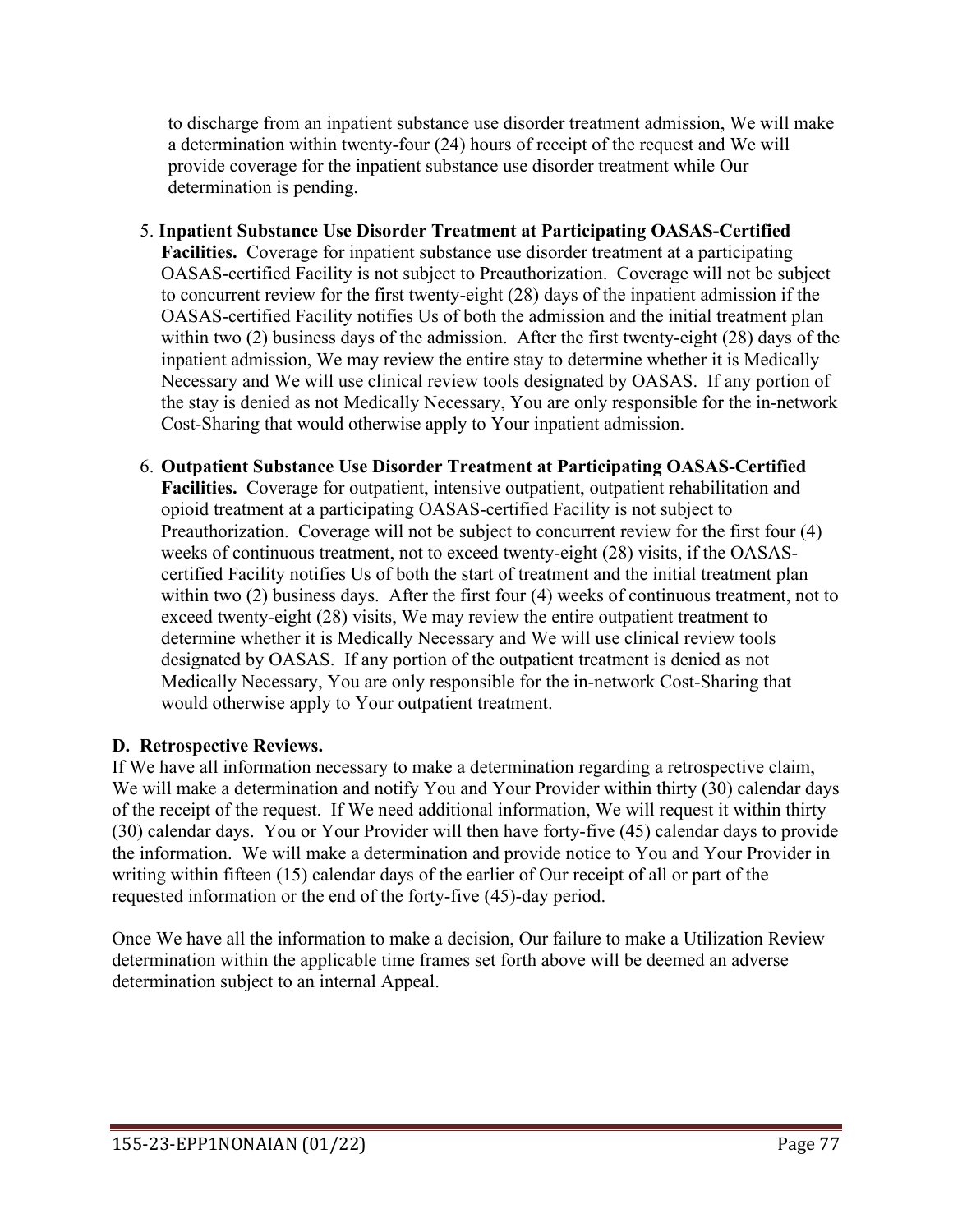to discharge from an inpatient substance use disorder treatment admission, We will make a determination within twenty-four (24) hours of receipt of the request and We will provide coverage for the inpatient substance use disorder treatment while Our determination is pending.

5. **Inpatient Substance Use Disorder Treatment at Participating OASAS-Certified Facilities.** Coverage for inpatient substance use disorder treatment at a participating OASAS-certified Facility is not subject to Preauthorization. Coverage will not be subject to concurrent review for the first twenty-eight (28) days of the inpatient admission if the OASAS-certified Facility notifies Us of both the admission and the initial treatment plan within two (2) business days of the admission. After the first twenty-eight (28) days of the inpatient admission, We may review the entire stay to determine whether it is Medically Necessary and We will use clinical review tools designated by OASAS. If any portion of the stay is denied as not Medically Necessary, You are only responsible for the in-network Cost-Sharing that would otherwise apply to Your inpatient admission.

6. **Outpatient Substance Use Disorder Treatment at Participating OASAS-Certified Facilities.** Coverage for outpatient, intensive outpatient, outpatient rehabilitation and opioid treatment at a participating OASAS-certified Facility is not subject to Preauthorization. Coverage will not be subject to concurrent review for the first four (4) weeks of continuous treatment, not to exceed twenty-eight (28) visits, if the OASAS-certified Facility notifies Us of both the start of treatment and the initial treatment plan within two (2) business days. After the first four (4) weeks of continuous treatment, not to exceed twenty-eight (28) visits, We may review the entire outpatient treatment to determine whether it is Medically Necessary and We will use clinical review tools designated by OASAS. If any portion of the outpatient treatment is denied as not Medically Necessary, You are only responsible for the in-network Cost-Sharing that would otherwise apply to Your outpatient treatment.

## D. Retrospective Reviews.

If We have all information necessary to make a determination regarding a retrospective claim, We will make a determination and notify You and Your Provider within thirty (30) calendar days of the receipt of the request. If We need additional information, We will request it within thirty (30) calendar days. You or Your Provider will then have forty-five (45) calendar days to provide the information. We will make a determination and provide notice to You and Your Provider in writing within fifteen (15) calendar days of the earlier of Our receipt of all or part of the requested information or the end of the forty-five (45)-day period.

Once We have all the information to make a decision, Our failure to make a Utilization Review determination within the applicable time frames set forth above will be deemed an adverse determination subject to an internal Appeal.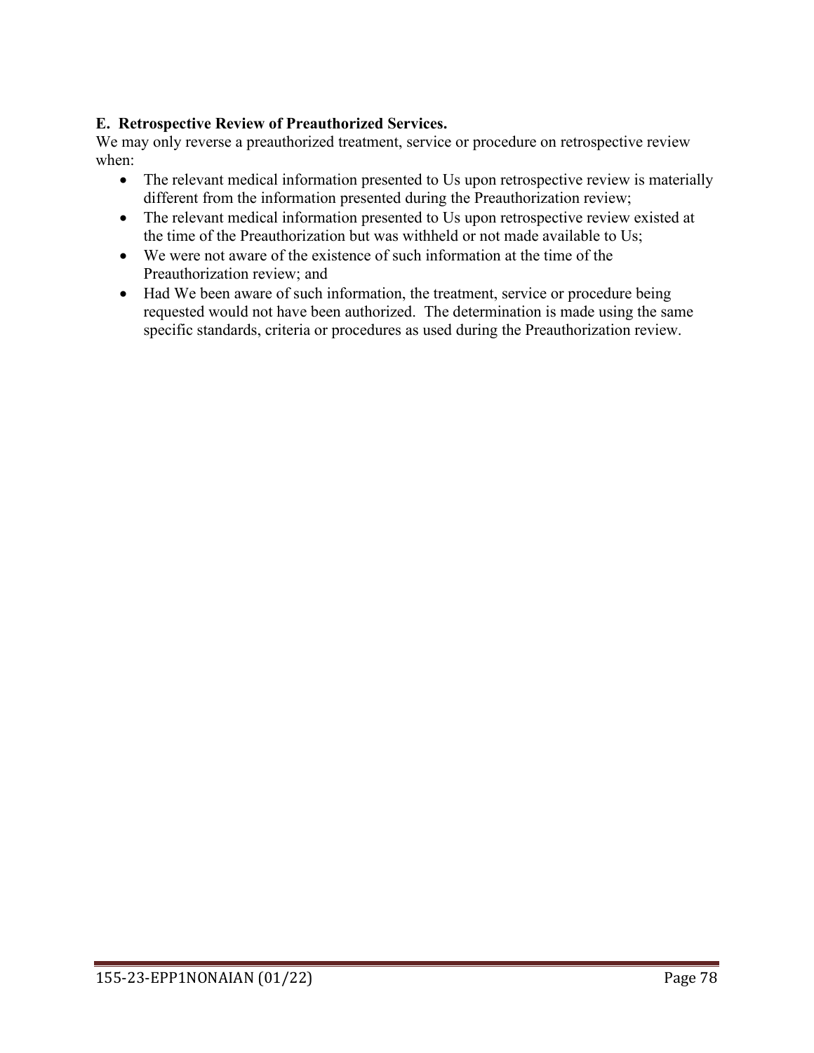**E. Retrospective Review of Preauthorized Services.**

We may only reverse a preauthorized treatment, service or procedure on retrospective review when:

- The relevant medical information presented to Us upon retrospective review is materially different from the information presented during the Preauthorization review;
- The relevant medical information presented to Us upon retrospective review existed at the time of the Preauthorization but was withheld or not made available to Us;
- We were not aware of the existence of such information at the time of the Preauthorization review; and
- Had We been aware of such information, the treatment, service or procedure being requested would not have been authorized. The determination is made using the same specific standards, criteria or procedures as used during the Preauthorization review.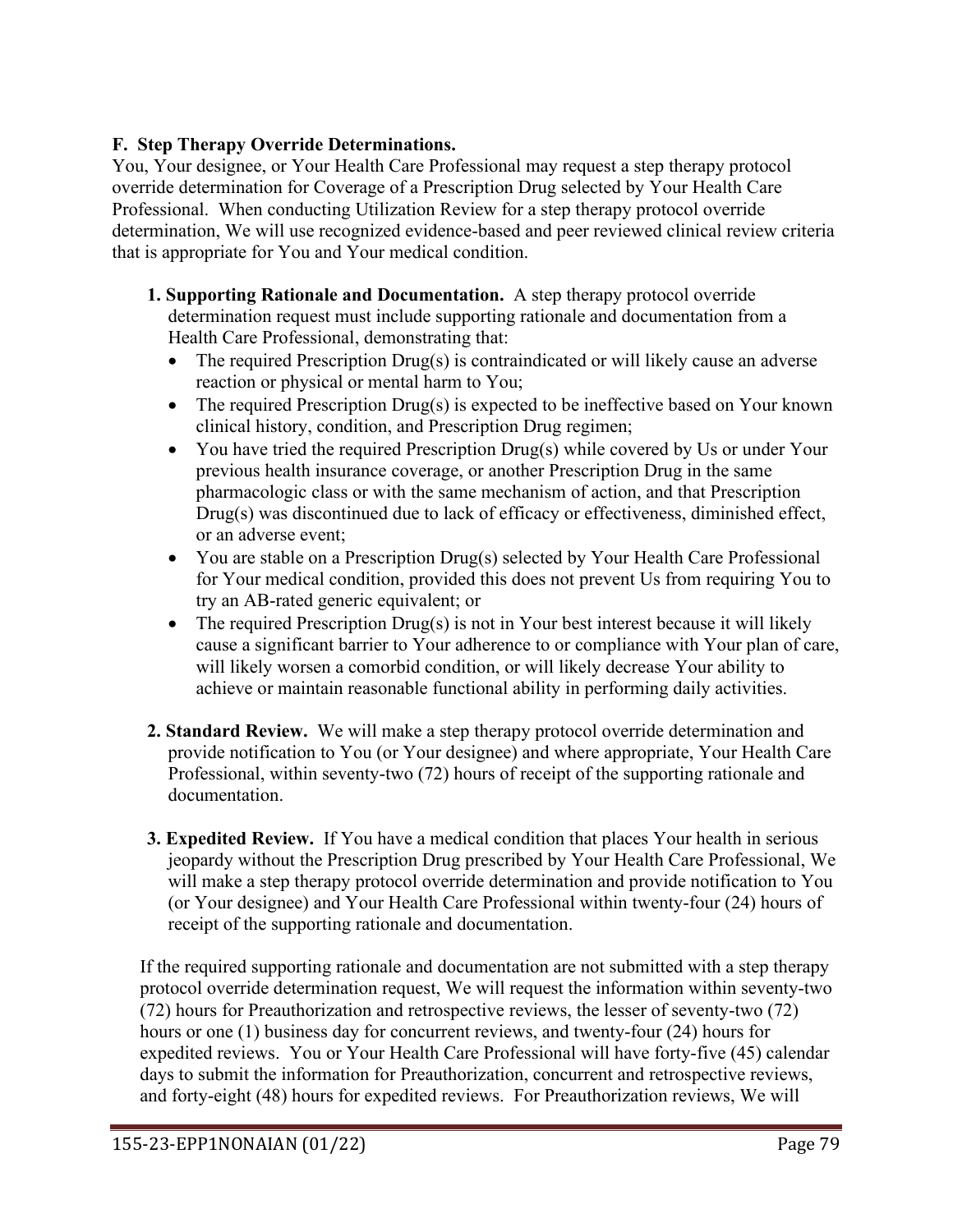**F. Step Therapy Override Determinations.**

You, Your designee, or Your Health Care Professional may request a step therapy protocol override determination for Coverage of a Prescription Drug selected by Your Health Care Professional. When conducting Utilization Review for a step therapy protocol override determination, We will use recognized evidence-based and peer reviewed clinical review criteria that is appropriate for You and Your medical condition.

1. **Supporting Rationale and Documentation.** A step therapy protocol override determination request must include supporting rationale and documentation from a Health Care Professional, demonstrating that:
   - The required Prescription Drug(s) is contraindicated or will likely cause an adverse reaction or physical or mental harm to You;
   - The required Prescription Drug(s) is expected to be ineffective based on Your known clinical history, condition, and Prescription Drug regimen;
   - You have tried the required Prescription Drug(s) while covered by Us or under Your previous health insurance coverage, or another Prescription Drug in the same pharmacologic class or with the same mechanism of action, and that Prescription Drug(s) was discontinued due to lack of efficacy or effectiveness, diminished effect, or an adverse event;
   - You are stable on a Prescription Drug(s) selected by Your Health Care Professional for Your medical condition, provided this does not prevent Us from requiring You to try an AB-rated generic equivalent; or
   - The required Prescription Drug(s) is not in Your best interest because it will likely cause a significant barrier to Your adherence to or compliance with Your plan of care, will likely worsen a comorbid condition, or will likely decrease Your ability to achieve or maintain reasonable functional ability in performing daily activities.

2. **Standard Review.** We will make a step therapy protocol override determination and provide notification to You (or Your designee) and where appropriate, Your Health Care Professional, within seventy-two (72) hours of receipt of the supporting rationale and documentation.

3. **Expedited Review.** If You have a medical condition that places Your health in serious jeopardy without the Prescription Drug prescribed by Your Health Care Professional, We will make a step therapy protocol override determination and provide notification to You (or Your designee) and Your Health Care Professional within twenty-four (24) hours of receipt of the supporting rationale and documentation.

If the required supporting rationale and documentation are not submitted with a step therapy protocol override determination request, We will request the information within seventy-two (72) hours for Preauthorization and retrospective reviews, the lesser of seventy-two (72) hours or one (1) business day for concurrent reviews, and twenty-four (24) hours for expedited reviews. You or Your Health Care Professional will have forty-five (45) calendar days to submit the information for Preauthorization, concurrent and retrospective reviews, and forty-eight (48) hours for expedited reviews. For Preauthorization reviews, We will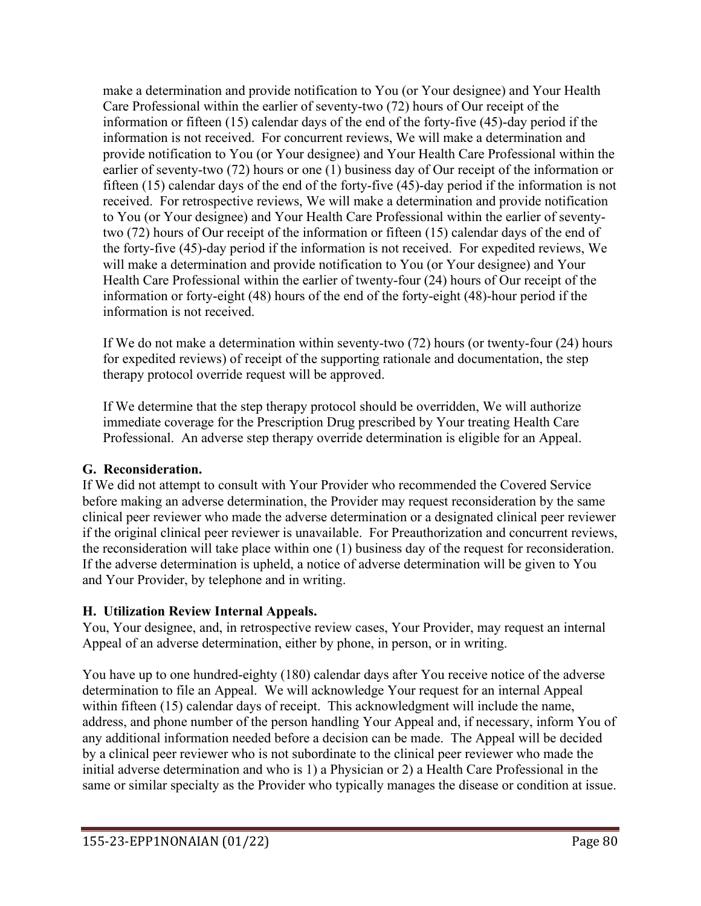make a determination and provide notification to You (or Your designee) and Your Health Care Professional within the earlier of seventy-two (72) hours of Our receipt of the information or fifteen (15) calendar days of the end of the forty-five (45)-day period if the information is not received. For concurrent reviews, We will make a determination and provide notification to You (or Your designee) and Your Health Care Professional within the earlier of seventy-two (72) hours or one (1) business day of Our receipt of the information or fifteen (15) calendar days of the end of the forty-five (45)-day period if the information is not received. For retrospective reviews, We will make a determination and provide notification to You (or Your designee) and Your Health Care Professional within the earlier of seventy-two (72) hours of Our receipt of the information or fifteen (15) calendar days of the end of the forty-five (45)-day period if the information is not received. For expedited reviews, We will make a determination and provide notification to You (or Your designee) and Your Health Care Professional within the earlier of twenty-four (24) hours of Our receipt of the information or forty-eight (48) hours of the end of the forty-eight (48)-hour period if the information is not received.

If We do not make a determination within seventy-two (72) hours (or twenty-four (24) hours for expedited reviews) of receipt of the supporting rationale and documentation, the step therapy protocol override request will be approved.

If We determine that the step therapy protocol should be overridden, We will authorize immediate coverage for the Prescription Drug prescribed by Your treating Health Care Professional. An adverse step therapy override determination is eligible for an Appeal.

**G. Reconsideration.**

If We did not attempt to consult with Your Provider who recommended the Covered Service before making an adverse determination, the Provider may request reconsideration by the same clinical peer reviewer who made the adverse determination or a designated clinical peer reviewer if the original clinical peer reviewer is unavailable. For Preauthorization and concurrent reviews, the reconsideration will take place within one (1) business day of the request for reconsideration. If the adverse determination is upheld, a notice of adverse determination will be given to You and Your Provider, by telephone and in writing.

**H. Utilization Review Internal Appeals.**

You, Your designee, and, in retrospective review cases, Your Provider, may request an internal Appeal of an adverse determination, either by phone, in person, or in writing.

You have up to one hundred-eighty (180) calendar days after You receive notice of the adverse determination to file an Appeal. We will acknowledge Your request for an internal Appeal within fifteen (15) calendar days of receipt. This acknowledgment will include the name, address, and phone number of the person handling Your Appeal and, if necessary, inform You of any additional information needed before a decision can be made. The Appeal will be decided by a clinical peer reviewer who is not subordinate to the clinical peer reviewer who made the initial adverse determination and who is 1) a Physician or 2) a Health Care Professional in the same or similar specialty as the Provider who typically manages the disease or condition at issue.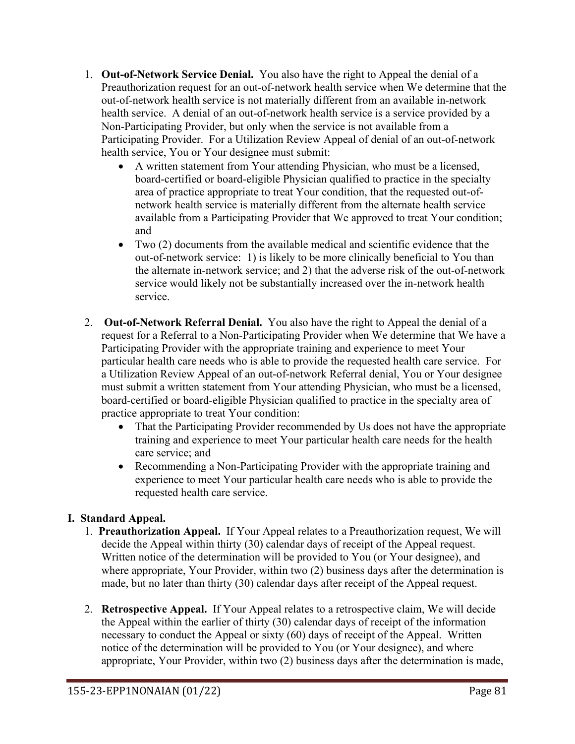1. **Out-of-Network Service Denial.** You also have the right to Appeal the denial of a Preauthorization request for an out-of-network health service when We determine that the out-of-network health service is not materially different from an available in-network health service. A denial of an out-of-network health service is a service provided by a Non-Participating Provider, but only when the service is not available from a Participating Provider. For a Utilization Review Appeal of denial of an out-of-network health service, You or Your designee must submit:
   - A written statement from Your attending Physician, who must be a licensed, board-certified or board-eligible Physician qualified to practice in the specialty area of practice appropriate to treat Your condition, that the requested out-of-network health service is materially different from the alternate health service available from a Participating Provider that We approved to treat Your condition; and
   - Two (2) documents from the available medical and scientific evidence that the out-of-network service: 1) is likely to be more clinically beneficial to You than the alternate in-network service; and 2) that the adverse risk of the out-of-network service would likely not be substantially increased over the in-network health service.

2. **Out-of-Network Referral Denial.** You also have the right to Appeal the denial of a request for a Referral to a Non-Participating Provider when We determine that We have a Participating Provider with the appropriate training and experience to meet Your particular health care needs who is able to provide the requested health care service. For a Utilization Review Appeal of an out-of-network Referral denial, You or Your designee must submit a written statement from Your attending Physician, who must be a licensed, board-certified or board-eligible Physician qualified to practice in the specialty area of practice appropriate to treat Your condition:
   - That the Participating Provider recommended by Us does not have the appropriate training and experience to meet Your particular health care needs for the health care service; and
   - Recommending a Non-Participating Provider with the appropriate training and experience to meet Your particular health care needs who is able to provide the requested health care service.

## I. Standard Appeal.

1. **Preauthorization Appeal.** If Your Appeal relates to a Preauthorization request, We will decide the Appeal within thirty (30) calendar days of receipt of the Appeal request. Written notice of the determination will be provided to You (or Your designee), and where appropriate, Your Provider, within two (2) business days after the determination is made, but no later than thirty (30) calendar days after receipt of the Appeal request.

2. **Retrospective Appeal.** If Your Appeal relates to a retrospective claim, We will decide the Appeal within the earlier of thirty (30) calendar days of receipt of the information necessary to conduct the Appeal or sixty (60) days of receipt of the Appeal. Written notice of the determination will be provided to You (or Your designee), and where appropriate, Your Provider, within two (2) business days after the determination is made,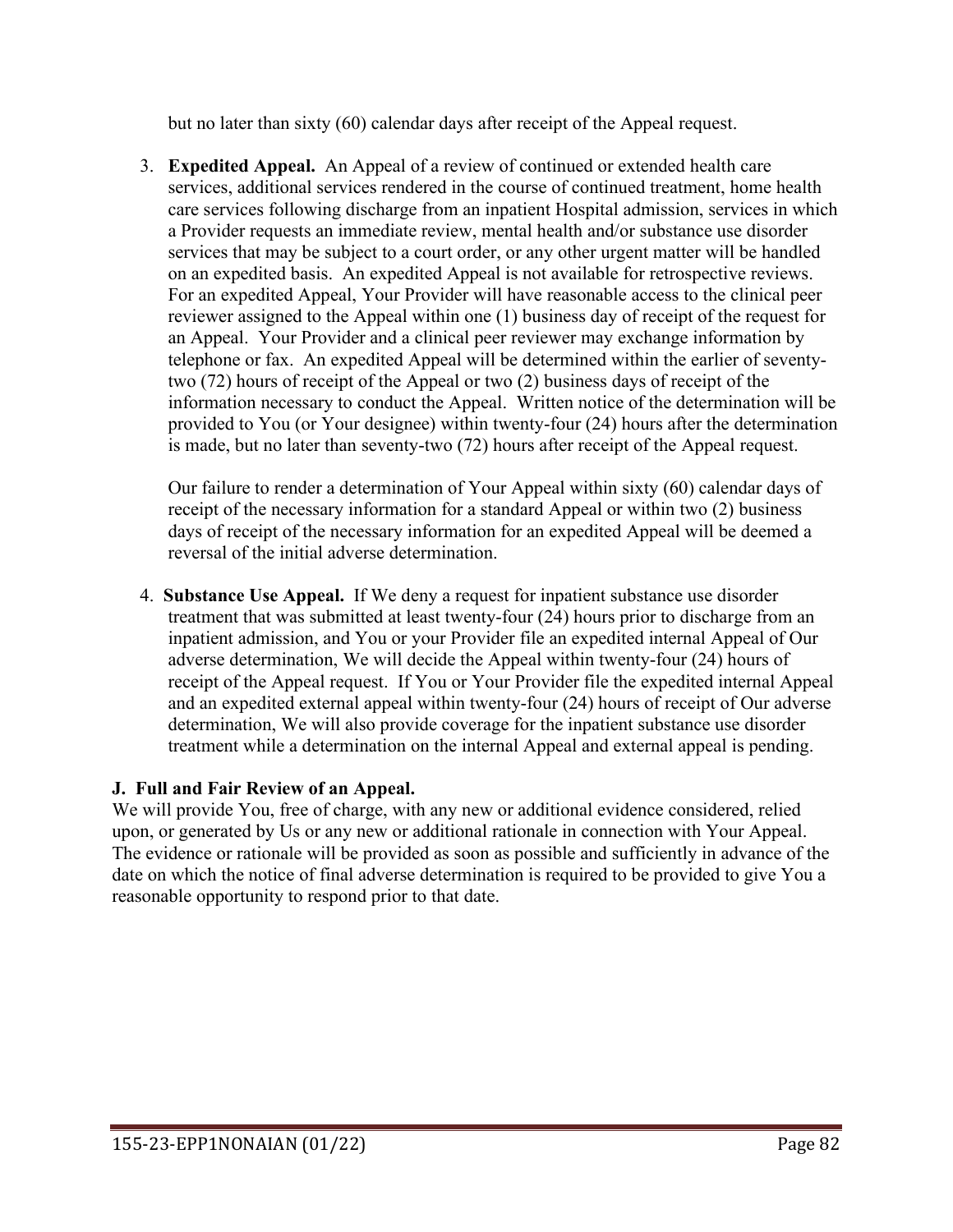but no later than sixty (60) calendar days after receipt of the Appeal request.

3. **Expedited Appeal.** An Appeal of a review of continued or extended health care services, additional services rendered in the course of continued treatment, home health care services following discharge from an inpatient Hospital admission, services in which a Provider requests an immediate review, mental health and/or substance use disorder services that may be subject to a court order, or any other urgent matter will be handled on an expedited basis. An expedited Appeal is not available for retrospective reviews. For an expedited Appeal, Your Provider will have reasonable access to the clinical peer reviewer assigned to the Appeal within one (1) business day of receipt of the request for an Appeal. Your Provider and a clinical peer reviewer may exchange information by telephone or fax. An expedited Appeal will be determined within the earlier of seventy-two (72) hours of receipt of the Appeal or two (2) business days of receipt of the information necessary to conduct the Appeal. Written notice of the determination will be provided to You (or Your designee) within twenty-four (24) hours after the determination is made, but no later than seventy-two (72) hours after receipt of the Appeal request.

   Our failure to render a determination of Your Appeal within sixty (60) calendar days of receipt of the necessary information for a standard Appeal or within two (2) business days of receipt of the necessary information for an expedited Appeal will be deemed a reversal of the initial adverse determination.

4. **Substance Use Appeal.** If We deny a request for inpatient substance use disorder treatment that was submitted at least twenty-four (24) hours prior to discharge from an inpatient admission, and You or your Provider file an expedited internal Appeal of Our adverse determination, We will decide the Appeal within twenty-four (24) hours of receipt of the Appeal request. If You or Your Provider file the expedited internal Appeal and an expedited external appeal within twenty-four (24) hours of receipt of Our adverse determination, We will also provide coverage for the inpatient substance use disorder treatment while a determination on the internal Appeal and external appeal is pending.

**J. Full and Fair Review of an Appeal.**

We will provide You, free of charge, with any new or additional evidence considered, relied upon, or generated by Us or any new or additional rationale in connection with Your Appeal. The evidence or rationale will be provided as soon as possible and sufficiently in advance of the date on which the notice of final adverse determination is required to be provided to give You a reasonable opportunity to respond prior to that date.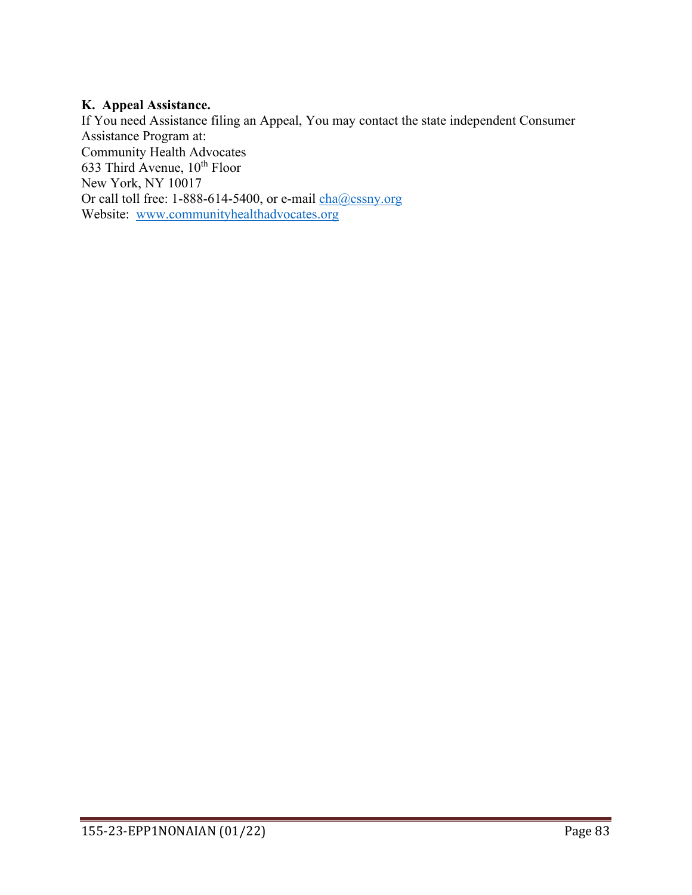**K. Appeal Assistance.**
If You need Assistance filing an Appeal, You may contact the state independent Consumer Assistance Program at:
Community Health Advocates
633 Third Avenue, 10th Floor
New York, NY 10017
Or call toll free: 1-888-614-5400, or e-mail cha@cssny.org
Website: www.communityhealthadvocates.org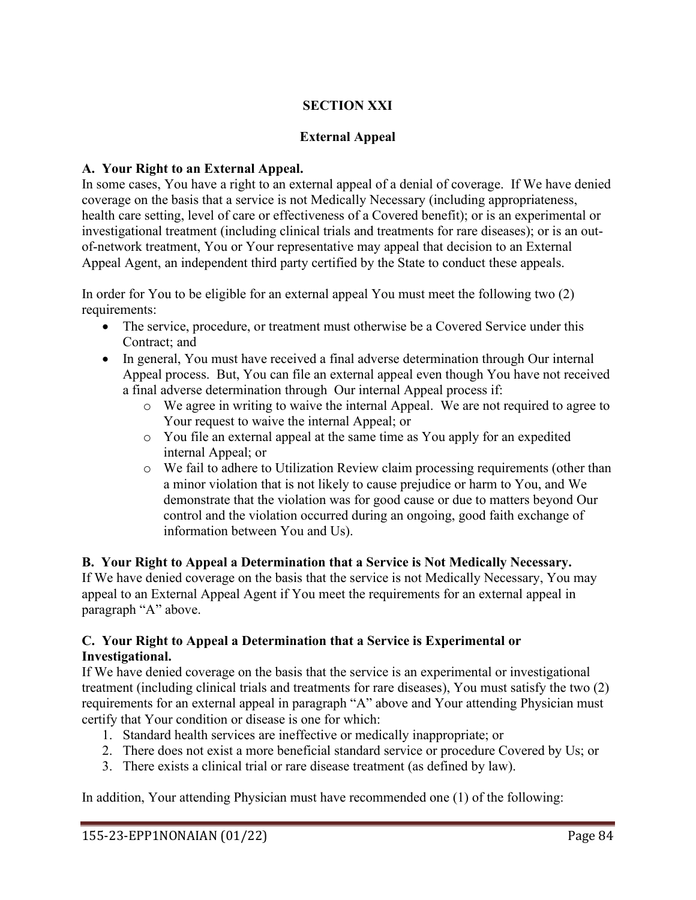## SECTION XXI

## External Appeal

**A. Your Right to an External Appeal.**
In some cases, You have a right to an external appeal of a denial of coverage. If We have denied coverage on the basis that a service is not Medically Necessary (including appropriateness, health care setting, level of care or effectiveness of a Covered benefit); or is an experimental or investigational treatment (including clinical trials and treatments for rare diseases); or is an out-of-network treatment, You or Your representative may appeal that decision to an External Appeal Agent, an independent third party certified by the State to conduct these appeals.

In order for You to be eligible for an external appeal You must meet the following two (2) requirements:

- The service, procedure, or treatment must otherwise be a Covered Service under this Contract; and
- In general, You must have received a final adverse determination through Our internal Appeal process. But, You can file an external appeal even though You have not received a final adverse determination through Our internal Appeal process if:
  - We agree in writing to waive the internal Appeal. We are not required to agree to Your request to waive the internal Appeal; or
  - You file an external appeal at the same time as You apply for an expedited internal Appeal; or
  - We fail to adhere to Utilization Review claim processing requirements (other than a minor violation that is not likely to cause prejudice or harm to You, and We demonstrate that the violation was for good cause or due to matters beyond Our control and the violation occurred during an ongoing, good faith exchange of information between You and Us).

**B. Your Right to Appeal a Determination that a Service is Not Medically Necessary.**
If We have denied coverage on the basis that the service is not Medically Necessary, You may appeal to an External Appeal Agent if You meet the requirements for an external appeal in paragraph "A" above.

**C. Your Right to Appeal a Determination that a Service is Experimental or Investigational.**
If We have denied coverage on the basis that the service is an experimental or investigational treatment (including clinical trials and treatments for rare diseases), You must satisfy the two (2) requirements for an external appeal in paragraph "A" above and Your attending Physician must certify that Your condition or disease is one for which:

1. Standard health services are ineffective or medically inappropriate; or
2. There does not exist a more beneficial standard service or procedure Covered by Us; or
3. There exists a clinical trial or rare disease treatment (as defined by law).

In addition, Your attending Physician must have recommended one (1) of the following: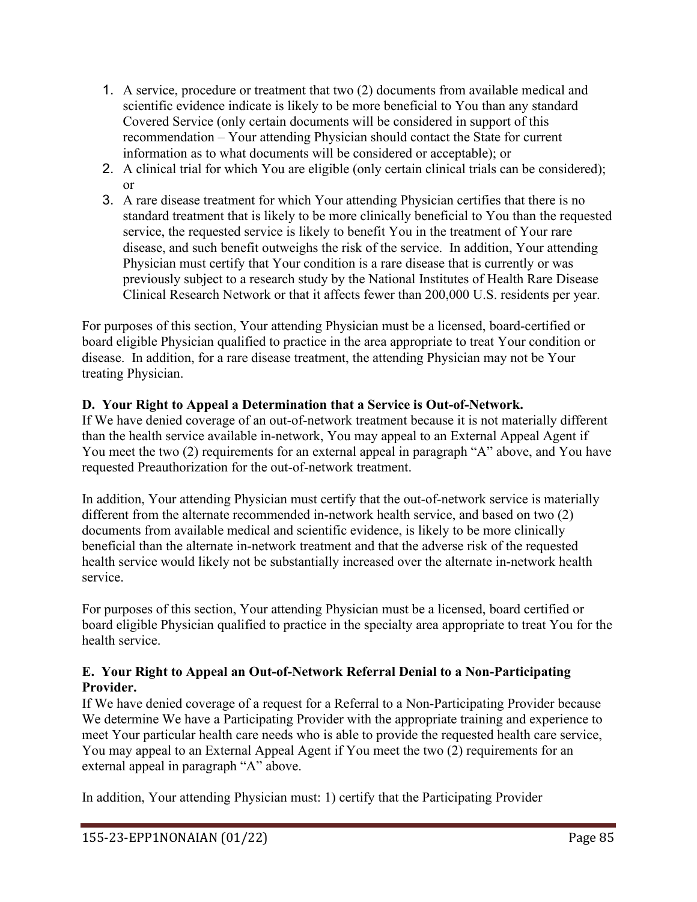1. A service, procedure or treatment that two (2) documents from available medical and scientific evidence indicate is likely to be more beneficial to You than any standard Covered Service (only certain documents will be considered in support of this recommendation – Your attending Physician should contact the State for current information as to what documents will be considered or acceptable); or
2. A clinical trial for which You are eligible (only certain clinical trials can be considered); or
3. A rare disease treatment for which Your attending Physician certifies that there is no standard treatment that is likely to be more clinically beneficial to You than the requested service, the requested service is likely to benefit You in the treatment of Your rare disease, and such benefit outweighs the risk of the service. In addition, Your attending Physician must certify that Your condition is a rare disease that is currently or was previously subject to a research study by the National Institutes of Health Rare Disease Clinical Research Network or that it affects fewer than 200,000 U.S. residents per year.

For purposes of this section, Your attending Physician must be a licensed, board-certified or board eligible Physician qualified to practice in the area appropriate to treat Your condition or disease. In addition, for a rare disease treatment, the attending Physician may not be Your treating Physician.

**D. Your Right to Appeal a Determination that a Service is Out-of-Network.**

If We have denied coverage of an out-of-network treatment because it is not materially different than the health service available in-network, You may appeal to an External Appeal Agent if You meet the two (2) requirements for an external appeal in paragraph "A" above, and You have requested Preauthorization for the out-of-network treatment.

In addition, Your attending Physician must certify that the out-of-network service is materially different from the alternate recommended in-network health service, and based on two (2) documents from available medical and scientific evidence, is likely to be more clinically beneficial than the alternate in-network treatment and that the adverse risk of the requested health service would likely not be substantially increased over the alternate in-network health service.

For purposes of this section, Your attending Physician must be a licensed, board certified or board eligible Physician qualified to practice in the specialty area appropriate to treat You for the health service.

**E. Your Right to Appeal an Out-of-Network Referral Denial to a Non-Participating Provider.**

If We have denied coverage of a request for a Referral to a Non-Participating Provider because We determine We have a Participating Provider with the appropriate training and experience to meet Your particular health care needs who is able to provide the requested health care service, You may appeal to an External Appeal Agent if You meet the two (2) requirements for an external appeal in paragraph "A" above.

In addition, Your attending Physician must: 1) certify that the Participating Provider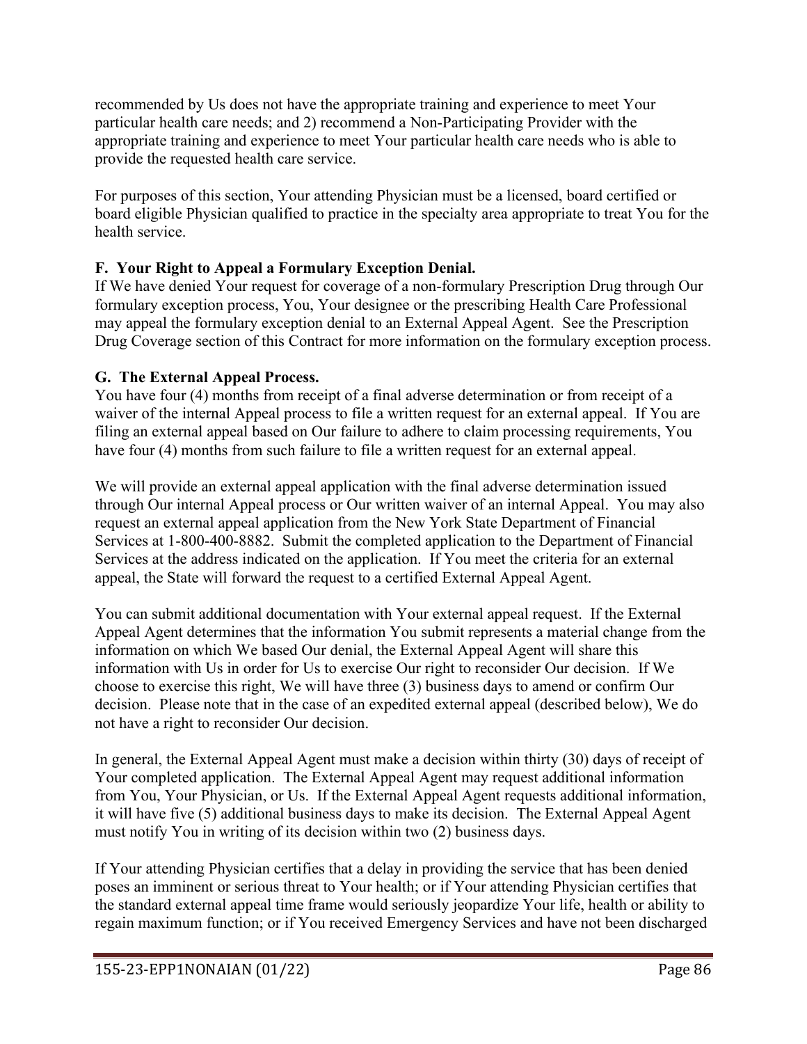recommended by Us does not have the appropriate training and experience to meet Your particular health care needs; and 2) recommend a Non-Participating Provider with the appropriate training and experience to meet Your particular health care needs who is able to provide the requested health care service.

For purposes of this section, Your attending Physician must be a licensed, board certified or board eligible Physician qualified to practice in the specialty area appropriate to treat You for the health service.

### F. Your Right to Appeal a Formulary Exception Denial.

If We have denied Your request for coverage of a non-formulary Prescription Drug through Our formulary exception process, You, Your designee or the prescribing Health Care Professional may appeal the formulary exception denial to an External Appeal Agent. See the Prescription Drug Coverage section of this Contract for more information on the formulary exception process.

### G. The External Appeal Process.

You have four (4) months from receipt of a final adverse determination or from receipt of a waiver of the internal Appeal process to file a written request for an external appeal. If You are filing an external appeal based on Our failure to adhere to claim processing requirements, You have four (4) months from such failure to file a written request for an external appeal.

We will provide an external appeal application with the final adverse determination issued through Our internal Appeal process or Our written waiver of an internal Appeal. You may also request an external appeal application from the New York State Department of Financial Services at 1-800-400-8882. Submit the completed application to the Department of Financial Services at the address indicated on the application. If You meet the criteria for an external appeal, the State will forward the request to a certified External Appeal Agent.

You can submit additional documentation with Your external appeal request. If the External Appeal Agent determines that the information You submit represents a material change from the information on which We based Our denial, the External Appeal Agent will share this information with Us in order for Us to exercise Our right to reconsider Our decision. If We choose to exercise this right, We will have three (3) business days to amend or confirm Our decision. Please note that in the case of an expedited external appeal (described below), We do not have a right to reconsider Our decision.

In general, the External Appeal Agent must make a decision within thirty (30) days of receipt of Your completed application. The External Appeal Agent may request additional information from You, Your Physician, or Us. If the External Appeal Agent requests additional information, it will have five (5) additional business days to make its decision. The External Appeal Agent must notify You in writing of its decision within two (2) business days.

If Your attending Physician certifies that a delay in providing the service that has been denied poses an imminent or serious threat to Your health; or if Your attending Physician certifies that the standard external appeal time frame would seriously jeopardize Your life, health or ability to regain maximum function; or if You received Emergency Services and have not been discharged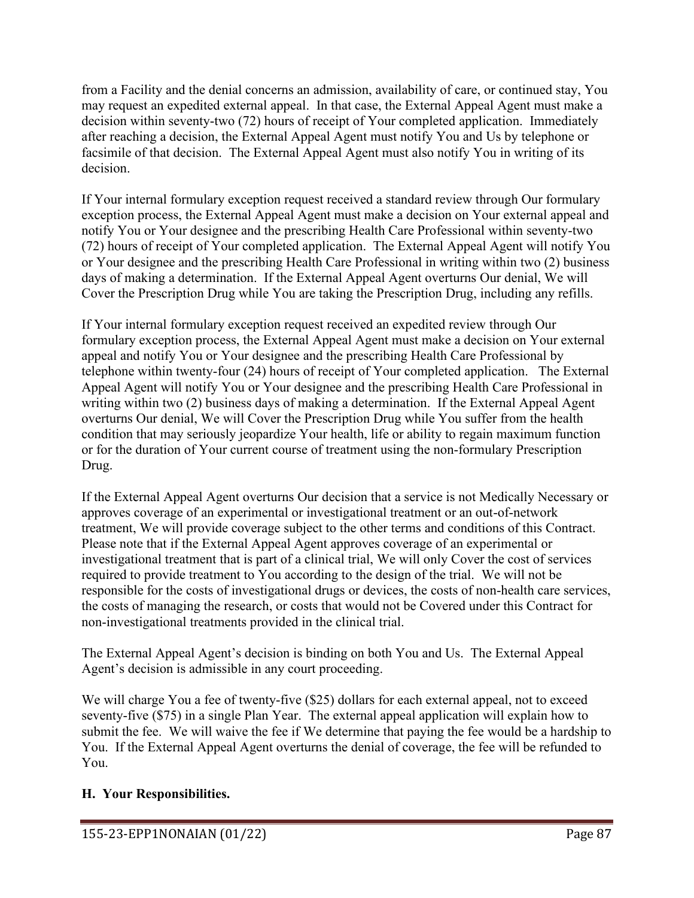from a Facility and the denial concerns an admission, availability of care, or continued stay, You may request an expedited external appeal. In that case, the External Appeal Agent must make a decision within seventy-two (72) hours of receipt of Your completed application. Immediately after reaching a decision, the External Appeal Agent must notify You and Us by telephone or facsimile of that decision. The External Appeal Agent must also notify You in writing of its decision.

If Your internal formulary exception request received a standard review through Our formulary exception process, the External Appeal Agent must make a decision on Your external appeal and notify You or Your designee and the prescribing Health Care Professional within seventy-two (72) hours of receipt of Your completed application. The External Appeal Agent will notify You or Your designee and the prescribing Health Care Professional in writing within two (2) business days of making a determination. If the External Appeal Agent overturns Our denial, We will Cover the Prescription Drug while You are taking the Prescription Drug, including any refills.

If Your internal formulary exception request received an expedited review through Our formulary exception process, the External Appeal Agent must make a decision on Your external appeal and notify You or Your designee and the prescribing Health Care Professional by telephone within twenty-four (24) hours of receipt of Your completed application. The External Appeal Agent will notify You or Your designee and the prescribing Health Care Professional in writing within two (2) business days of making a determination. If the External Appeal Agent overturns Our denial, We will Cover the Prescription Drug while You suffer from the health condition that may seriously jeopardize Your health, life or ability to regain maximum function or for the duration of Your current course of treatment using the non-formulary Prescription Drug.

If the External Appeal Agent overturns Our decision that a service is not Medically Necessary or approves coverage of an experimental or investigational treatment or an out-of-network treatment, We will provide coverage subject to the other terms and conditions of this Contract. Please note that if the External Appeal Agent approves coverage of an experimental or investigational treatment that is part of a clinical trial, We will only Cover the cost of services required to provide treatment to You according to the design of the trial. We will not be responsible for the costs of investigational drugs or devices, the costs of non-health care services, the costs of managing the research, or costs that would not be Covered under this Contract for non-investigational treatments provided in the clinical trial.

The External Appeal Agent's decision is binding on both You and Us. The External Appeal Agent's decision is admissible in any court proceeding.

We will charge You a fee of twenty-five ($25) dollars for each external appeal, not to exceed seventy-five ($75) in a single Plan Year. The external appeal application will explain how to submit the fee. We will waive the fee if We determine that paying the fee would be a hardship to You. If the External Appeal Agent overturns the denial of coverage, the fee will be refunded to You.

## H. Your Responsibilities.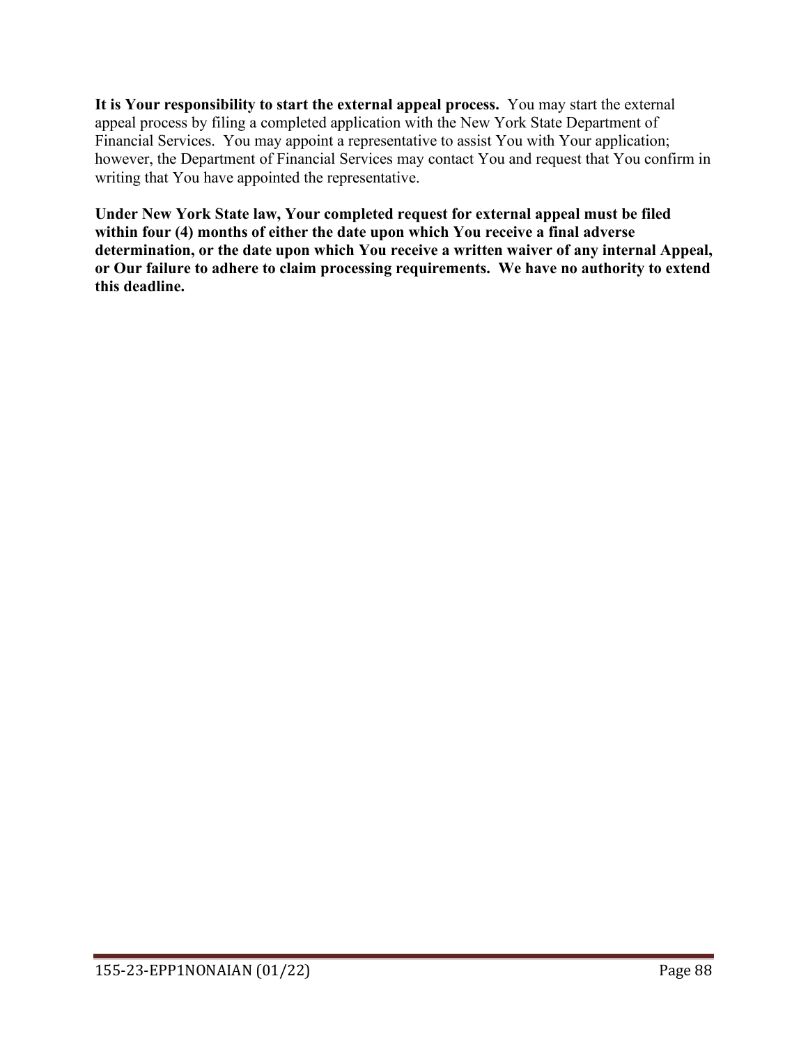**It is Your responsibility to start the external appeal process.** You may start the external appeal process by filing a completed application with the New York State Department of Financial Services. You may appoint a representative to assist You with Your application; however, the Department of Financial Services may contact You and request that You confirm in writing that You have appointed the representative.

**Under New York State law, Your completed request for external appeal must be filed within four (4) months of either the date upon which You receive a final adverse determination, or the date upon which You receive a written waiver of any internal Appeal, or Our failure to adhere to claim processing requirements. We have no authority to extend this deadline.**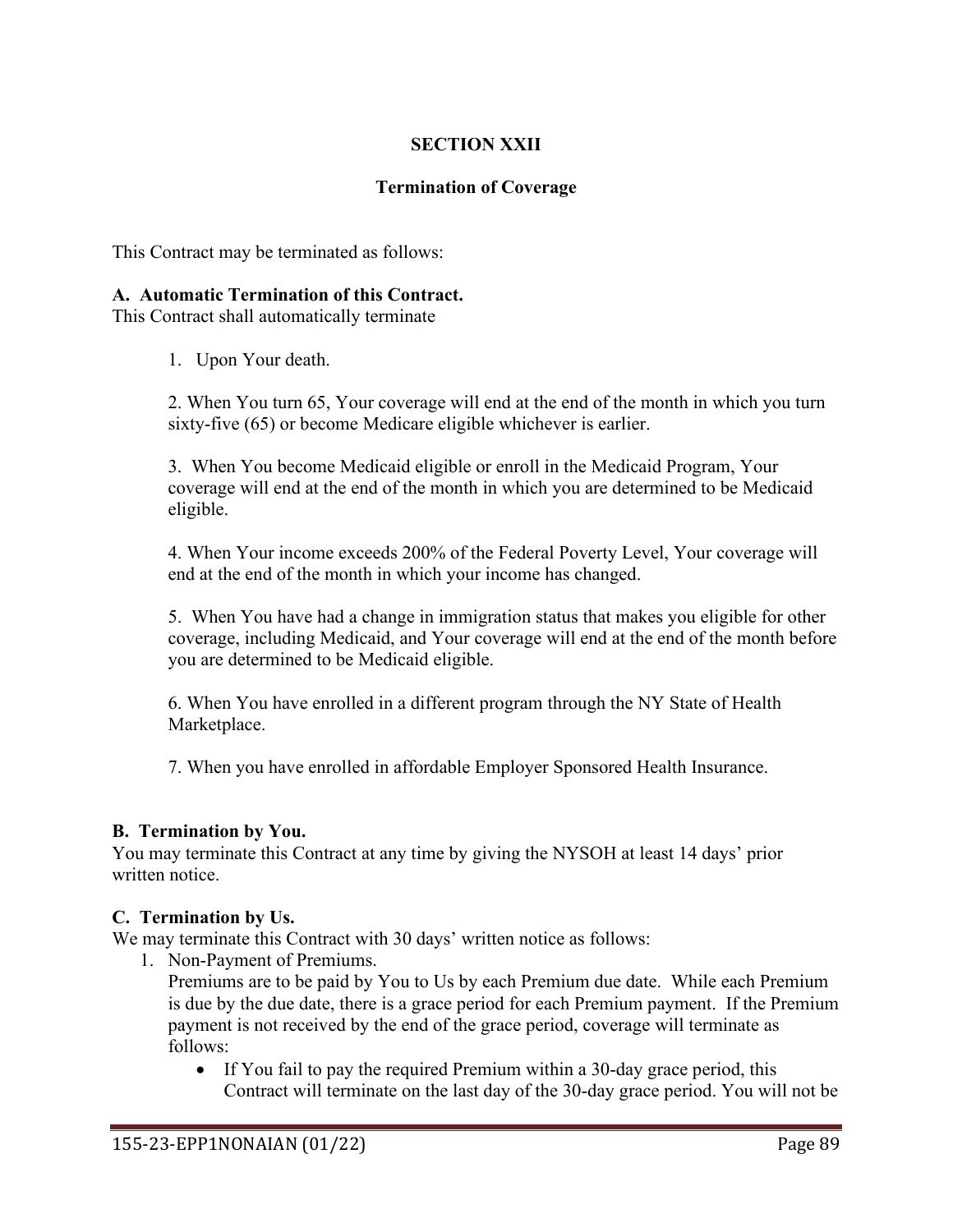# SECTION XXII

## Termination of Coverage

This Contract may be terminated as follows:

**A. Automatic Termination of this Contract.**
This Contract shall automatically terminate

1. Upon Your death.

2. When You turn 65, Your coverage will end at the end of the month in which you turn sixty-five (65) or become Medicare eligible whichever is earlier.

3. When You become Medicaid eligible or enroll in the Medicaid Program, Your coverage will end at the end of the month in which you are determined to be Medicaid eligible.

4. When Your income exceeds 200% of the Federal Poverty Level, Your coverage will end at the end of the month in which your income has changed.

5. When You have had a change in immigration status that makes you eligible for other coverage, including Medicaid, and Your coverage will end at the end of the month before you are determined to be Medicaid eligible.

6. When You have enrolled in a different program through the NY State of Health Marketplace.

7. When you have enrolled in affordable Employer Sponsored Health Insurance.

**B. Termination by You.**
You may terminate this Contract at any time by giving the NYSOH at least 14 days' prior written notice.

**C. Termination by Us.**
We may terminate this Contract with 30 days' written notice as follows:

1. Non-Payment of Premiums.
   Premiums are to be paid by You to Us by each Premium due date. While each Premium is due by the due date, there is a grace period for each Premium payment. If the Premium payment is not received by the end of the grace period, coverage will terminate as follows:
   - If You fail to pay the required Premium within a 30-day grace period, this Contract will terminate on the last day of the 30-day grace period. You will not be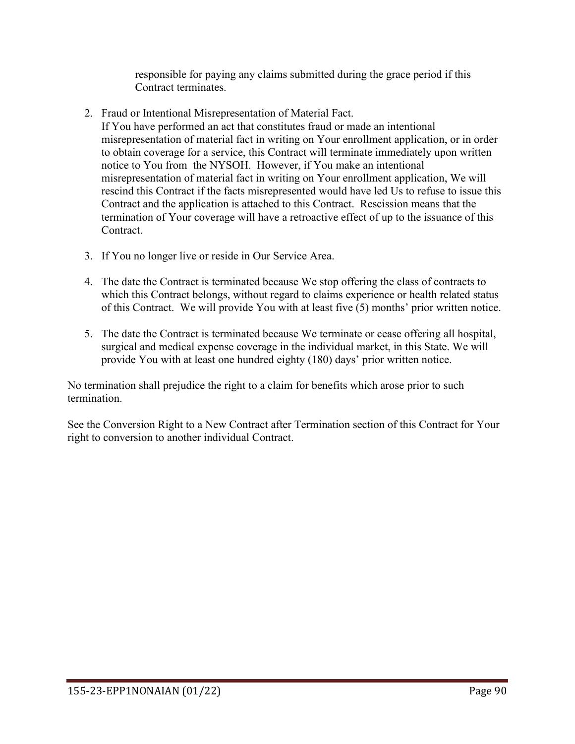responsible for paying any claims submitted during the grace period if this Contract terminates.

2. Fraud or Intentional Misrepresentation of Material Fact.
   If You have performed an act that constitutes fraud or made an intentional misrepresentation of material fact in writing on Your enrollment application, or in order to obtain coverage for a service, this Contract will terminate immediately upon written notice to You from the NYSOH. However, if You make an intentional misrepresentation of material fact in writing on Your enrollment application, We will rescind this Contract if the facts misrepresented would have led Us to refuse to issue this Contract and the application is attached to this Contract. Rescission means that the termination of Your coverage will have a retroactive effect of up to the issuance of this Contract.

3. If You no longer live or reside in Our Service Area.

4. The date the Contract is terminated because We stop offering the class of contracts to which this Contract belongs, without regard to claims experience or health related status of this Contract. We will provide You with at least five (5) months' prior written notice.

5. The date the Contract is terminated because We terminate or cease offering all hospital, surgical and medical expense coverage in the individual market, in this State. We will provide You with at least one hundred eighty (180) days' prior written notice.

No termination shall prejudice the right to a claim for benefits which arose prior to such termination.

See the Conversion Right to a New Contract after Termination section of this Contract for Your right to conversion to another individual Contract.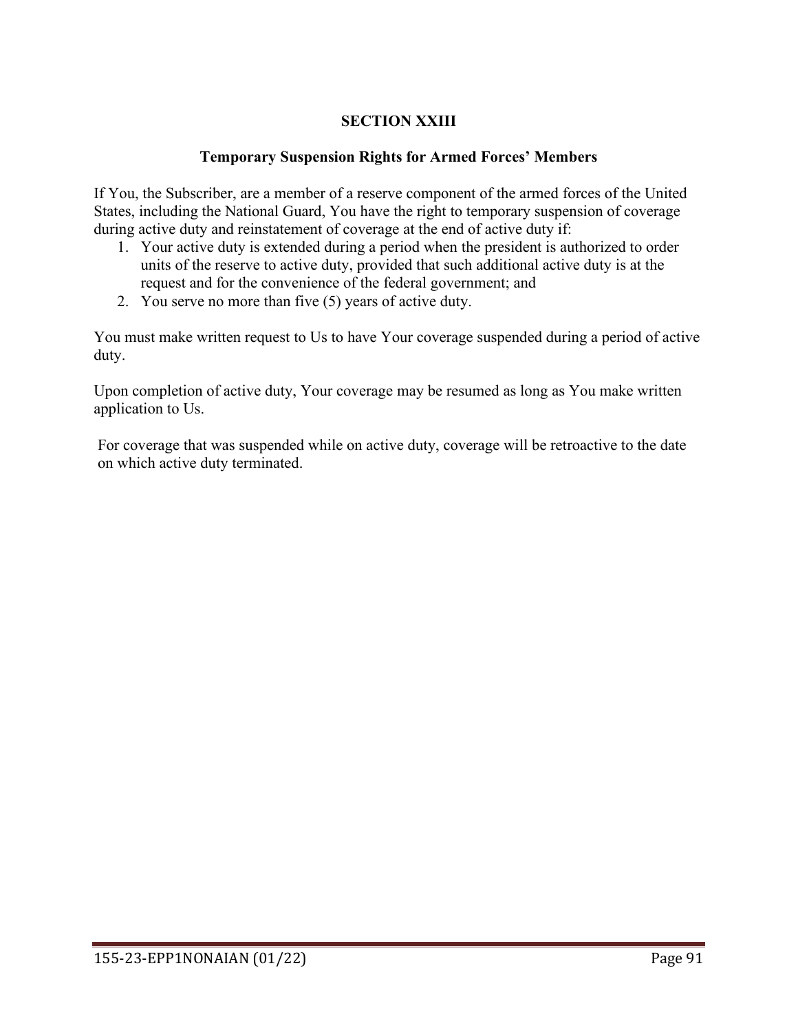# SECTION XXIII

## Temporary Suspension Rights for Armed Forces' Members

If You, the Subscriber, are a member of a reserve component of the armed forces of the United States, including the National Guard, You have the right to temporary suspension of coverage during active duty and reinstatement of coverage at the end of active duty if:

1. Your active duty is extended during a period when the president is authorized to order units of the reserve to active duty, provided that such additional active duty is at the request and for the convenience of the federal government; and
2. You serve no more than five (5) years of active duty.

You must make written request to Us to have Your coverage suspended during a period of active duty.

Upon completion of active duty, Your coverage may be resumed as long as You make written application to Us.

For coverage that was suspended while on active duty, coverage will be retroactive to the date on which active duty terminated.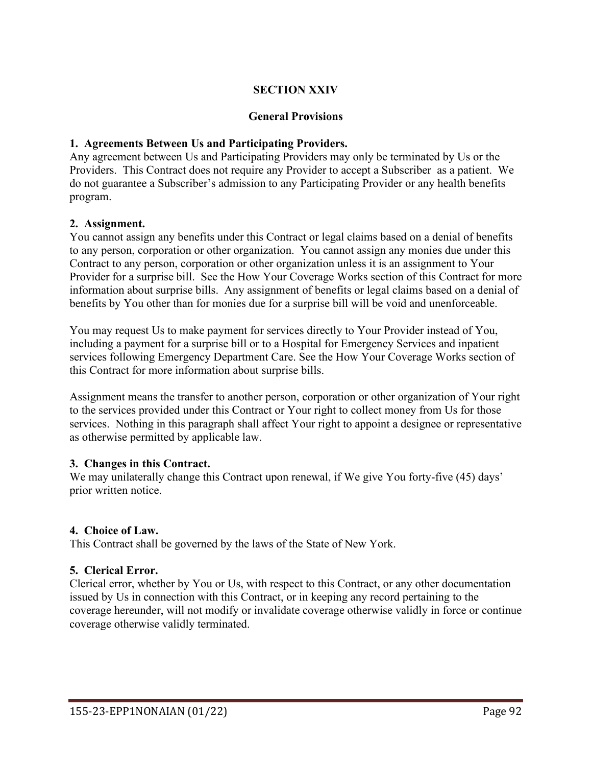# SECTION XXIV

## General Provisions

**1. Agreements Between Us and Participating Providers.**
Any agreement between Us and Participating Providers may only be terminated by Us or the Providers. This Contract does not require any Provider to accept a Subscriber as a patient. We do not guarantee a Subscriber's admission to any Participating Provider or any health benefits program.

**2. Assignment.**
You cannot assign any benefits under this Contract or legal claims based on a denial of benefits to any person, corporation or other organization. You cannot assign any monies due under this Contract to any person, corporation or other organization unless it is an assignment to Your Provider for a surprise bill. See the How Your Coverage Works section of this Contract for more information about surprise bills. Any assignment of benefits or legal claims based on a denial of benefits by You other than for monies due for a surprise bill will be void and unenforceable.

You may request Us to make payment for services directly to Your Provider instead of You, including a payment for a surprise bill or to a Hospital for Emergency Services and inpatient services following Emergency Department Care. See the How Your Coverage Works section of this Contract for more information about surprise bills.

Assignment means the transfer to another person, corporation or other organization of Your right to the services provided under this Contract or Your right to collect money from Us for those services. Nothing in this paragraph shall affect Your right to appoint a designee or representative as otherwise permitted by applicable law.

**3. Changes in this Contract.**
We may unilaterally change this Contract upon renewal, if We give You forty-five (45) days' prior written notice.

**4. Choice of Law.**
This Contract shall be governed by the laws of the State of New York.

**5. Clerical Error.**
Clerical error, whether by You or Us, with respect to this Contract, or any other documentation issued by Us in connection with this Contract, or in keeping any record pertaining to the coverage hereunder, will not modify or invalidate coverage otherwise validly in force or continue coverage otherwise validly terminated.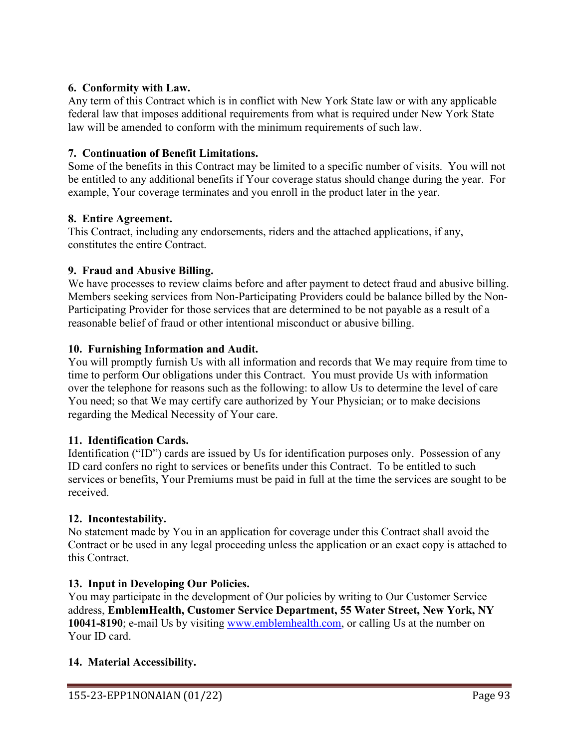**6. Conformity with Law.**
Any term of this Contract which is in conflict with New York State law or with any applicable federal law that imposes additional requirements from what is required under New York State law will be amended to conform with the minimum requirements of such law.

**7. Continuation of Benefit Limitations.**
Some of the benefits in this Contract may be limited to a specific number of visits. You will not be entitled to any additional benefits if Your coverage status should change during the year. For example, Your coverage terminates and you enroll in the product later in the year.

**8. Entire Agreement.**
This Contract, including any endorsements, riders and the attached applications, if any, constitutes the entire Contract.

**9. Fraud and Abusive Billing.**
We have processes to review claims before and after payment to detect fraud and abusive billing. Members seeking services from Non-Participating Providers could be balance billed by the Non-Participating Provider for those services that are determined to be not payable as a result of a reasonable belief of fraud or other intentional misconduct or abusive billing.

**10. Furnishing Information and Audit.**
You will promptly furnish Us with all information and records that We may require from time to time to perform Our obligations under this Contract. You must provide Us with information over the telephone for reasons such as the following: to allow Us to determine the level of care You need; so that We may certify care authorized by Your Physician; or to make decisions regarding the Medical Necessity of Your care.

**11. Identification Cards.**
Identification ("ID") cards are issued by Us for identification purposes only. Possession of any ID card confers no right to services or benefits under this Contract. To be entitled to such services or benefits, Your Premiums must be paid in full at the time the services are sought to be received.

**12. Incontestability.**
No statement made by You in an application for coverage under this Contract shall avoid the Contract or be used in any legal proceeding unless the application or an exact copy is attached to this Contract.

**13. Input in Developing Our Policies.**
You may participate in the development of Our policies by writing to Our Customer Service address, **EmblemHealth, Customer Service Department, 55 Water Street, New York, NY 10041-8190**; e-mail Us by visiting [www.emblemhealth.com](www.emblemhealth.com), or calling Us at the number on Your ID card.

**14. Material Accessibility.**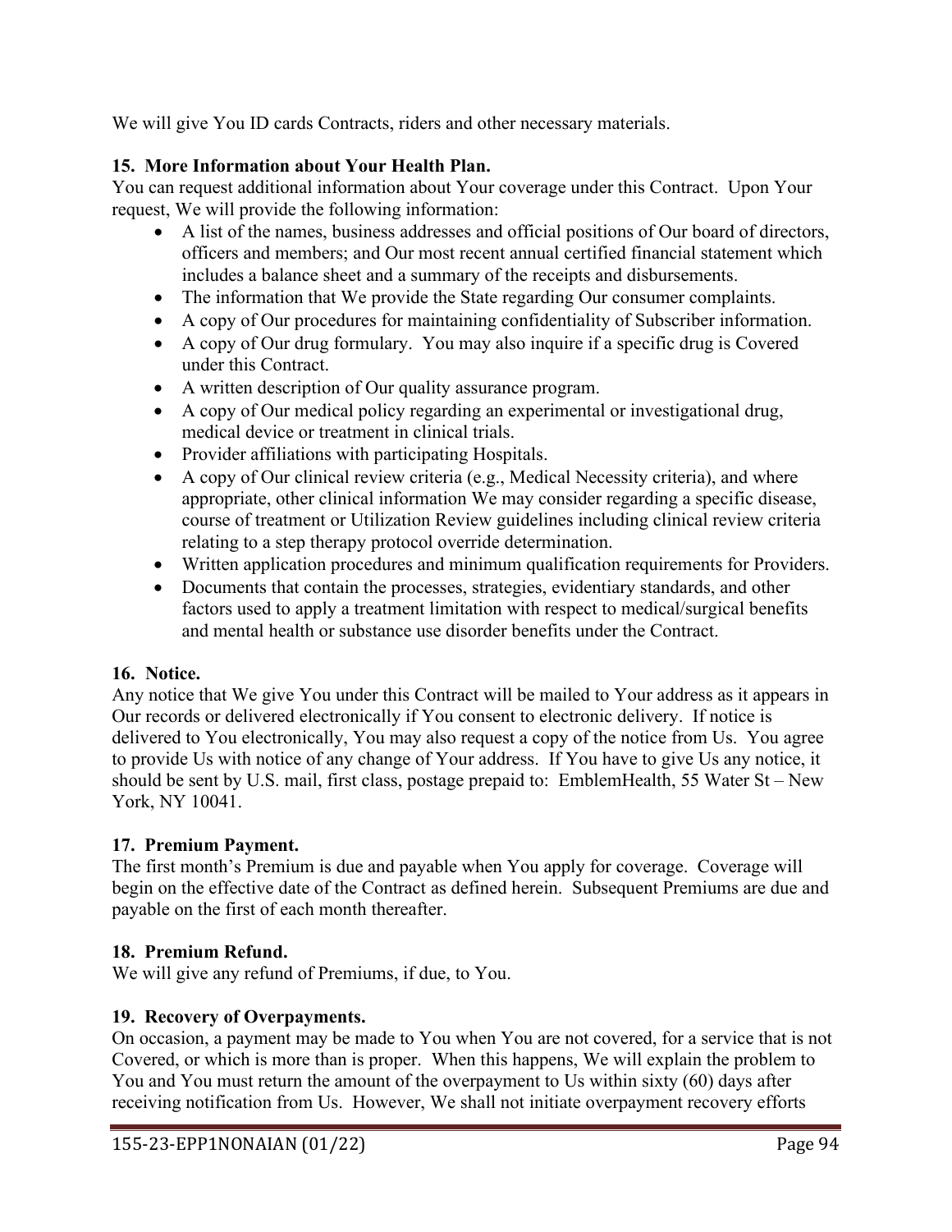We will give You ID cards Contracts, riders and other necessary materials.

**15. More Information about Your Health Plan.**
You can request additional information about Your coverage under this Contract. Upon Your request, We will provide the following information:

- A list of the names, business addresses and official positions of Our board of directors, officers and members; and Our most recent annual certified financial statement which includes a balance sheet and a summary of the receipts and disbursements.
- The information that We provide the State regarding Our consumer complaints.
- A copy of Our procedures for maintaining confidentiality of Subscriber information.
- A copy of Our drug formulary. You may also inquire if a specific drug is Covered under this Contract.
- A written description of Our quality assurance program.
- A copy of Our medical policy regarding an experimental or investigational drug, medical device or treatment in clinical trials.
- Provider affiliations with participating Hospitals.
- A copy of Our clinical review criteria (e.g., Medical Necessity criteria), and where appropriate, other clinical information We may consider regarding a specific disease, course of treatment or Utilization Review guidelines including clinical review criteria relating to a step therapy protocol override determination.
- Written application procedures and minimum qualification requirements for Providers.
- Documents that contain the processes, strategies, evidentiary standards, and other factors used to apply a treatment limitation with respect to medical/surgical benefits and mental health or substance use disorder benefits under the Contract.

**16. Notice.**
Any notice that We give You under this Contract will be mailed to Your address as it appears in Our records or delivered electronically if You consent to electronic delivery. If notice is delivered to You electronically, You may also request a copy of the notice from Us. You agree to provide Us with notice of any change of Your address. If You have to give Us any notice, it should be sent by U.S. mail, first class, postage prepaid to: EmblemHealth, 55 Water St – New York, NY 10041.

**17. Premium Payment.**
The first month's Premium is due and payable when You apply for coverage. Coverage will begin on the effective date of the Contract as defined herein. Subsequent Premiums are due and payable on the first of each month thereafter.

**18. Premium Refund.**
We will give any refund of Premiums, if due, to You.

**19. Recovery of Overpayments.**
On occasion, a payment may be made to You when You are not covered, for a service that is not Covered, or which is more than is proper. When this happens, We will explain the problem to You and You must return the amount of the overpayment to Us within sixty (60) days after receiving notification from Us. However, We shall not initiate overpayment recovery efforts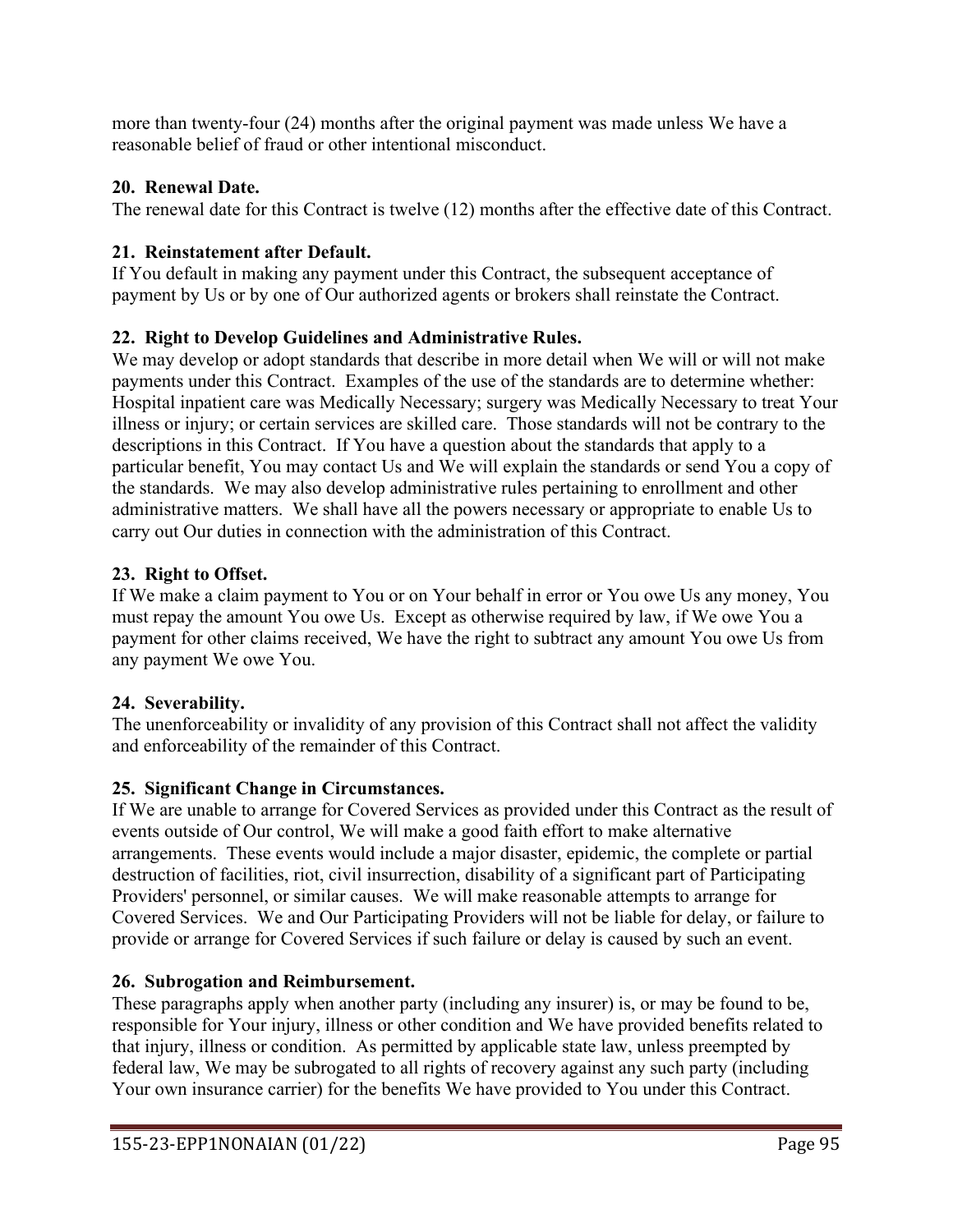more than twenty-four (24) months after the original payment was made unless We have a reasonable belief of fraud or other intentional misconduct.

**20. Renewal Date.**

The renewal date for this Contract is twelve (12) months after the effective date of this Contract.

**21. Reinstatement after Default.**

If You default in making any payment under this Contract, the subsequent acceptance of payment by Us or by one of Our authorized agents or brokers shall reinstate the Contract.

**22. Right to Develop Guidelines and Administrative Rules.**

We may develop or adopt standards that describe in more detail when We will or will not make payments under this Contract. Examples of the use of the standards are to determine whether: Hospital inpatient care was Medically Necessary; surgery was Medically Necessary to treat Your illness or injury; or certain services are skilled care. Those standards will not be contrary to the descriptions in this Contract. If You have a question about the standards that apply to a particular benefit, You may contact Us and We will explain the standards or send You a copy of the standards. We may also develop administrative rules pertaining to enrollment and other administrative matters. We shall have all the powers necessary or appropriate to enable Us to carry out Our duties in connection with the administration of this Contract.

**23. Right to Offset.**

If We make a claim payment to You or on Your behalf in error or You owe Us any money, You must repay the amount You owe Us. Except as otherwise required by law, if We owe You a payment for other claims received, We have the right to subtract any amount You owe Us from any payment We owe You.

**24. Severability.**

The unenforceability or invalidity of any provision of this Contract shall not affect the validity and enforceability of the remainder of this Contract.

**25. Significant Change in Circumstances.**

If We are unable to arrange for Covered Services as provided under this Contract as the result of events outside of Our control, We will make a good faith effort to make alternative arrangements. These events would include a major disaster, epidemic, the complete or partial destruction of facilities, riot, civil insurrection, disability of a significant part of Participating Providers' personnel, or similar causes. We will make reasonable attempts to arrange for Covered Services. We and Our Participating Providers will not be liable for delay, or failure to provide or arrange for Covered Services if such failure or delay is caused by such an event.

**26. Subrogation and Reimbursement.**

These paragraphs apply when another party (including any insurer) is, or may be found to be, responsible for Your injury, illness or other condition and We have provided benefits related to that injury, illness or condition. As permitted by applicable state law, unless preempted by federal law, We may be subrogated to all rights of recovery against any such party (including Your own insurance carrier) for the benefits We have provided to You under this Contract.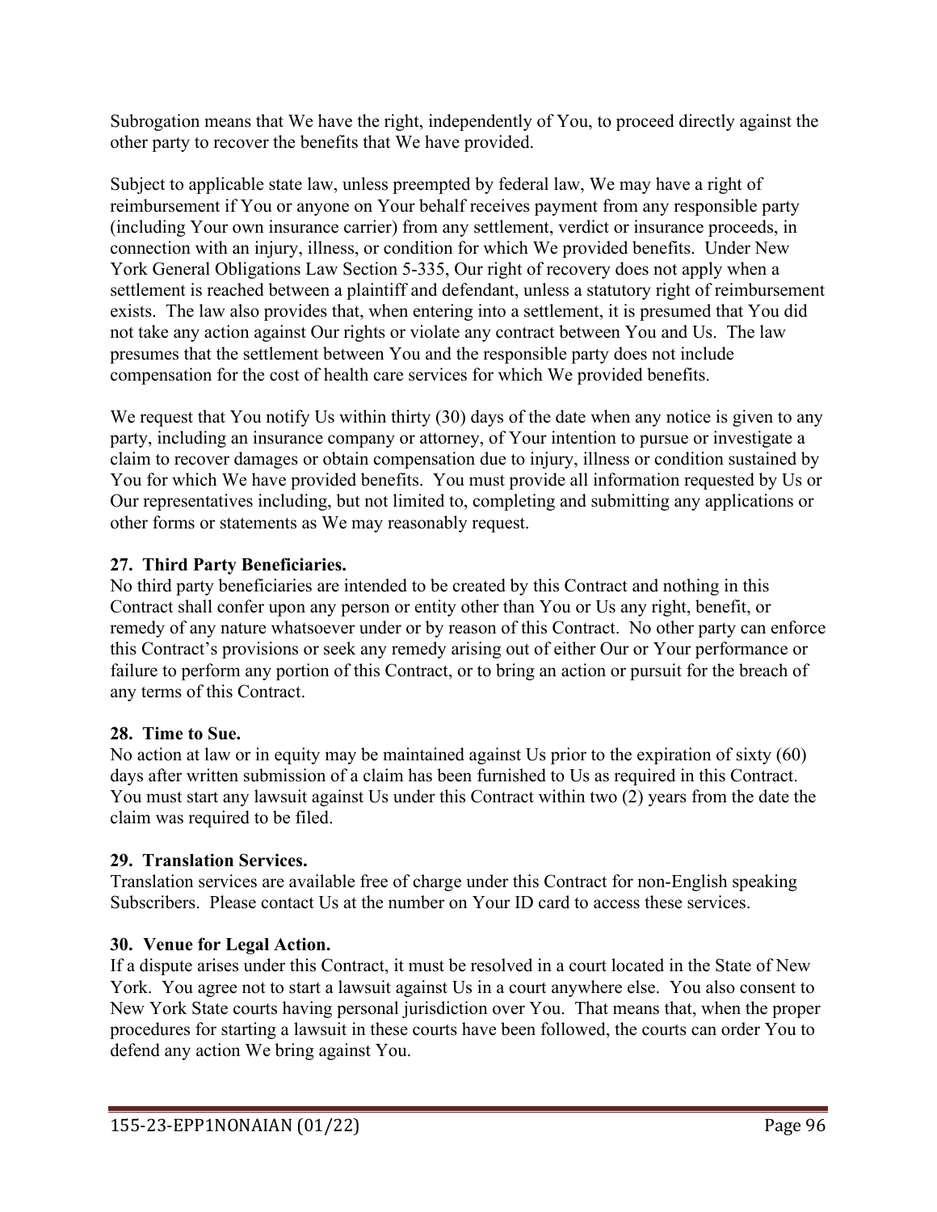Subrogation means that We have the right, independently of You, to proceed directly against the other party to recover the benefits that We have provided.

Subject to applicable state law, unless preempted by federal law, We may have a right of reimbursement if You or anyone on Your behalf receives payment from any responsible party (including Your own insurance carrier) from any settlement, verdict or insurance proceeds, in connection with an injury, illness, or condition for which We provided benefits. Under New York General Obligations Law Section 5-335, Our right of recovery does not apply when a settlement is reached between a plaintiff and defendant, unless a statutory right of reimbursement exists. The law also provides that, when entering into a settlement, it is presumed that You did not take any action against Our rights or violate any contract between You and Us. The law presumes that the settlement between You and the responsible party does not include compensation for the cost of health care services for which We provided benefits.

We request that You notify Us within thirty (30) days of the date when any notice is given to any party, including an insurance company or attorney, of Your intention to pursue or investigate a claim to recover damages or obtain compensation due to injury, illness or condition sustained by You for which We have provided benefits. You must provide all information requested by Us or Our representatives including, but not limited to, completing and submitting any applications or other forms or statements as We may reasonably request.

**27. Third Party Beneficiaries.**
No third party beneficiaries are intended to be created by this Contract and nothing in this Contract shall confer upon any person or entity other than You or Us any right, benefit, or remedy of any nature whatsoever under or by reason of this Contract. No other party can enforce this Contract's provisions or seek any remedy arising out of either Our or Your performance or failure to perform any portion of this Contract, or to bring an action or pursuit for the breach of any terms of this Contract.

**28. Time to Sue.**
No action at law or in equity may be maintained against Us prior to the expiration of sixty (60) days after written submission of a claim has been furnished to Us as required in this Contract. You must start any lawsuit against Us under this Contract within two (2) years from the date the claim was required to be filed.

**29. Translation Services.**
Translation services are available free of charge under this Contract for non-English speaking Subscribers. Please contact Us at the number on Your ID card to access these services.

**30. Venue for Legal Action.**
If a dispute arises under this Contract, it must be resolved in a court located in the State of New York. You agree not to start a lawsuit against Us in a court anywhere else. You also consent to New York State courts having personal jurisdiction over You. That means that, when the proper procedures for starting a lawsuit in these courts have been followed, the courts can order You to defend any action We bring against You.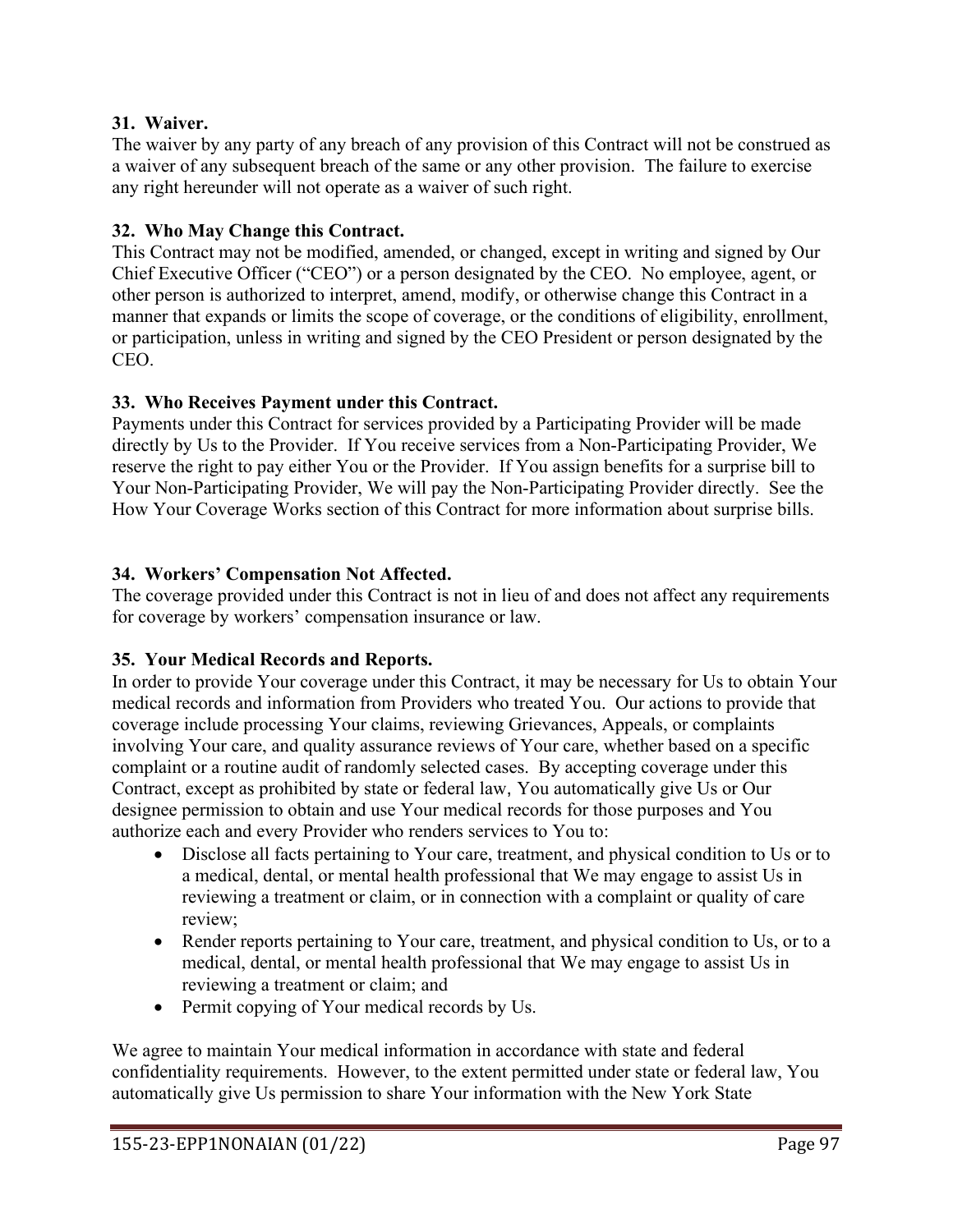**31. Waiver.**
The waiver by any party of any breach of any provision of this Contract will not be construed as a waiver of any subsequent breach of the same or any other provision. The failure to exercise any right hereunder will not operate as a waiver of such right.

**32. Who May Change this Contract.**
This Contract may not be modified, amended, or changed, except in writing and signed by Our Chief Executive Officer ("CEO") or a person designated by the CEO. No employee, agent, or other person is authorized to interpret, amend, modify, or otherwise change this Contract in a manner that expands or limits the scope of coverage, or the conditions of eligibility, enrollment, or participation, unless in writing and signed by the CEO President or person designated by the CEO.

**33. Who Receives Payment under this Contract.**
Payments under this Contract for services provided by a Participating Provider will be made directly by Us to the Provider. If You receive services from a Non-Participating Provider, We reserve the right to pay either You or the Provider. If You assign benefits for a surprise bill to Your Non-Participating Provider, We will pay the Non-Participating Provider directly. See the How Your Coverage Works section of this Contract for more information about surprise bills.

**34. Workers' Compensation Not Affected.**
The coverage provided under this Contract is not in lieu of and does not affect any requirements for coverage by workers' compensation insurance or law.

**35. Your Medical Records and Reports.**
In order to provide Your coverage under this Contract, it may be necessary for Us to obtain Your medical records and information from Providers who treated You. Our actions to provide that coverage include processing Your claims, reviewing Grievances, Appeals, or complaints involving Your care, and quality assurance reviews of Your care, whether based on a specific complaint or a routine audit of randomly selected cases. By accepting coverage under this Contract, except as prohibited by state or federal law, You automatically give Us or Our designee permission to obtain and use Your medical records for those purposes and You authorize each and every Provider who renders services to You to:

- Disclose all facts pertaining to Your care, treatment, and physical condition to Us or to a medical, dental, or mental health professional that We may engage to assist Us in reviewing a treatment or claim, or in connection with a complaint or quality of care review;
- Render reports pertaining to Your care, treatment, and physical condition to Us, or to a medical, dental, or mental health professional that We may engage to assist Us in reviewing a treatment or claim; and
- Permit copying of Your medical records by Us.

We agree to maintain Your medical information in accordance with state and federal confidentiality requirements. However, to the extent permitted under state or federal law, You automatically give Us permission to share Your information with the New York State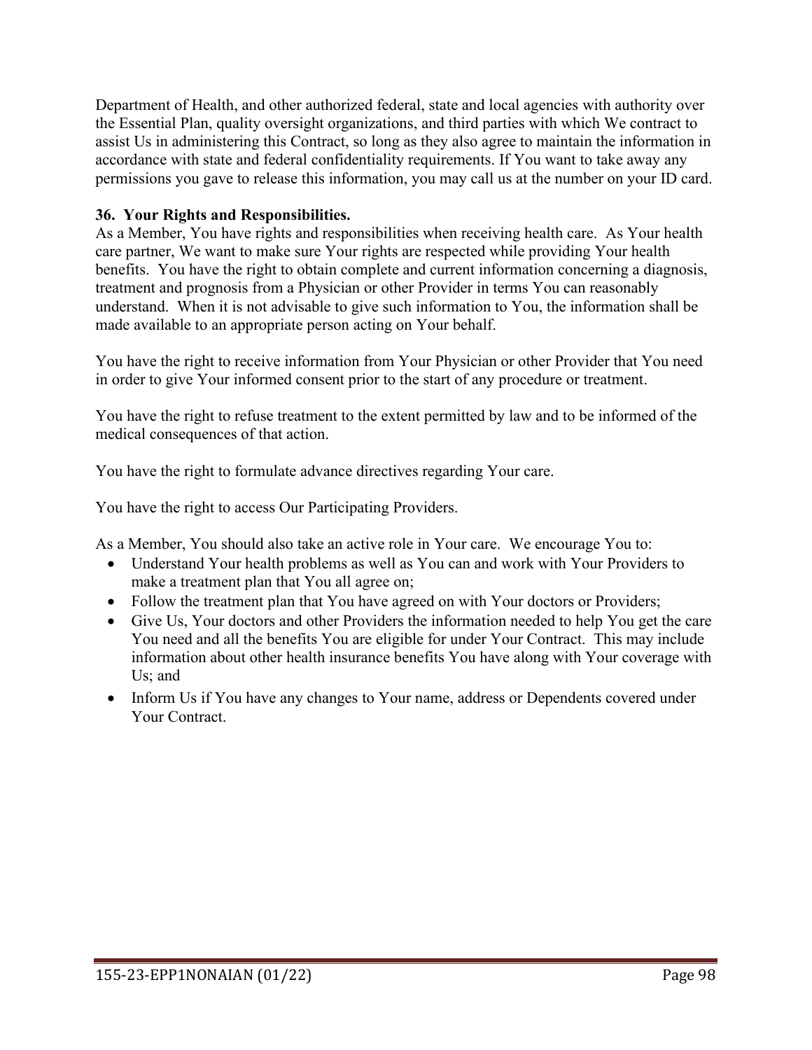Department of Health, and other authorized federal, state and local agencies with authority over the Essential Plan, quality oversight organizations, and third parties with which We contract to assist Us in administering this Contract, so long as they also agree to maintain the information in accordance with state and federal confidentiality requirements. If You want to take away any permissions you gave to release this information, you may call us at the number on your ID card.

**36. Your Rights and Responsibilities.**

As a Member, You have rights and responsibilities when receiving health care. As Your health care partner, We want to make sure Your rights are respected while providing Your health benefits. You have the right to obtain complete and current information concerning a diagnosis, treatment and prognosis from a Physician or other Provider in terms You can reasonably understand. When it is not advisable to give such information to You, the information shall be made available to an appropriate person acting on Your behalf.

You have the right to receive information from Your Physician or other Provider that You need in order to give Your informed consent prior to the start of any procedure or treatment.

You have the right to refuse treatment to the extent permitted by law and to be informed of the medical consequences of that action.

You have the right to formulate advance directives regarding Your care.

You have the right to access Our Participating Providers.

As a Member, You should also take an active role in Your care. We encourage You to:

- Understand Your health problems as well as You can and work with Your Providers to make a treatment plan that You all agree on;
- Follow the treatment plan that You have agreed on with Your doctors or Providers;
- Give Us, Your doctors and other Providers the information needed to help You get the care You need and all the benefits You are eligible for under Your Contract. This may include information about other health insurance benefits You have along with Your coverage with Us; and
- Inform Us if You have any changes to Your name, address or Dependents covered under Your Contract.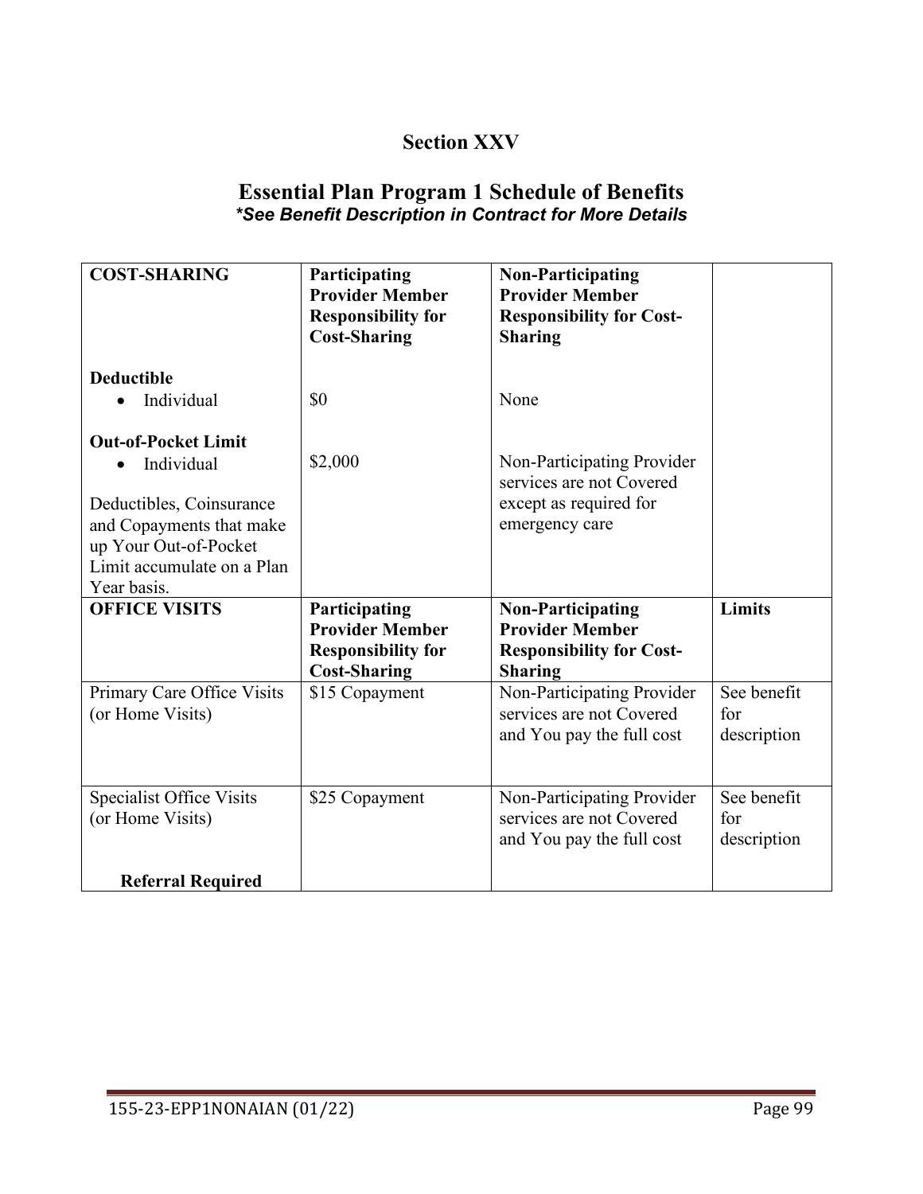## Section XXV

## Essential Plan Program 1 Schedule of Benefits

***See Benefit Description in Contract for More Details***

| **COST-SHARING** | **Participating Provider Member Responsibility for Cost-Sharing** | **Non-Participating Provider Member Responsibility for Cost-Sharing** | |
|---|---|---|---|
| **Deductible**<br>• Individual | $0 | None | |
| **Out-of-Pocket Limit**<br>• Individual<br><br>Deductibles, Coinsurance and Copayments that make up Your Out-of-Pocket Limit accumulate on a Plan Year basis. | $2,000 | Non-Participating Provider services are not Covered except as required for emergency care | |
| **OFFICE VISITS** | **Participating Provider Member Responsibility for Cost-Sharing** | **Non-Participating Provider Member Responsibility for Cost-Sharing** | **Limits** |
| Primary Care Office Visits (or Home Visits) | $15 Copayment | Non-Participating Provider services are not Covered and You pay the full cost | See benefit for description |
| Specialist Office Visits (or Home Visits)<br><br>**Referral Required** | $25 Copayment | Non-Participating Provider services are not Covered and You pay the full cost | See benefit for description |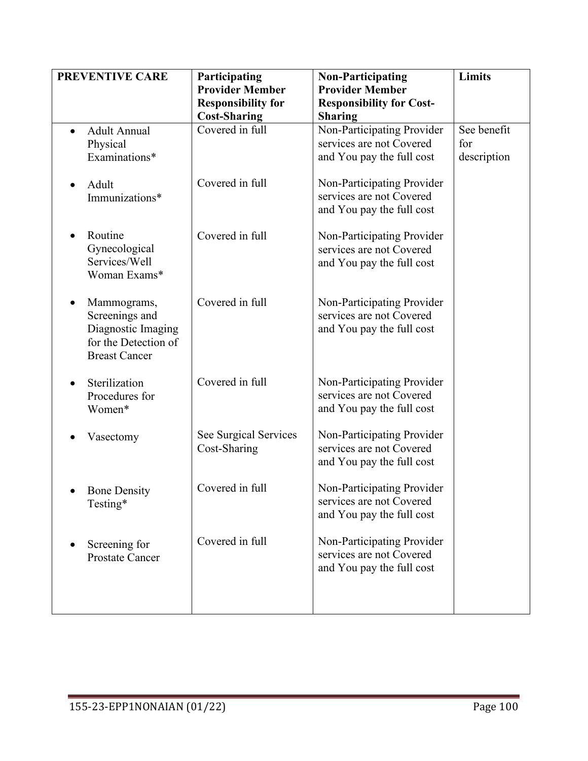| PREVENTIVE CARE | Participating Provider Member Responsibility for Cost-Sharing | Non-Participating Provider Member Responsibility for Cost-Sharing | Limits |
|---|---|---|---|
| • Adult Annual Physical Examinations* | Covered in full | Non-Participating Provider services are not Covered and You pay the full cost | See benefit for description |
| • Adult Immunizations* | Covered in full | Non-Participating Provider services are not Covered and You pay the full cost | |
| • Routine Gynecological Services/Well Woman Exams* | Covered in full | Non-Participating Provider services are not Covered and You pay the full cost | |
| • Mammograms, Screenings and Diagnostic Imaging for the Detection of Breast Cancer | Covered in full | Non-Participating Provider services are not Covered and You pay the full cost | |
| • Sterilization Procedures for Women* | Covered in full | Non-Participating Provider services are not Covered and You pay the full cost | |
| • Vasectomy | See Surgical Services Cost-Sharing | Non-Participating Provider services are not Covered and You pay the full cost | |
| • Bone Density Testing* | Covered in full | Non-Participating Provider services are not Covered and You pay the full cost | |
| • Screening for Prostate Cancer | Covered in full | Non-Participating Provider services are not Covered and You pay the full cost | |

155-23-EPP1NONAIAN (01/22)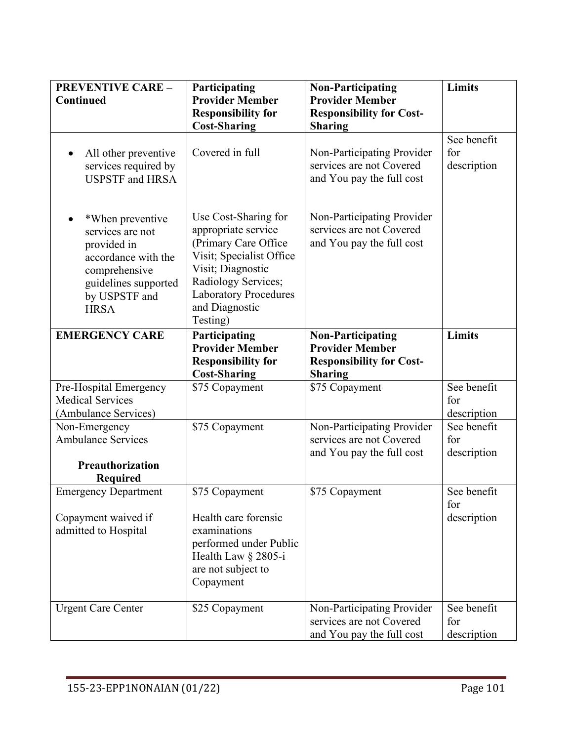| PREVENTIVE CARE – Continued | Participating Provider Member Responsibility for Cost-Sharing | Non-Participating Provider Member Responsibility for Cost-Sharing | Limits |
|---|---|---|---|
| • All other preventive services required by USPSTF and HRSA<br><br>• *When preventive services are not provided in accordance with the comprehensive guidelines supported by USPSTF and HRSA | Covered in full<br><br>Use Cost-Sharing for appropriate service (Primary Care Office Visit; Specialist Office Visit; Diagnostic Radiology Services; Laboratory Procedures and Diagnostic Testing) | Non-Participating Provider services are not Covered and You pay the full cost<br><br>Non-Participating Provider services are not Covered and You pay the full cost | See benefit for description |
| **EMERGENCY CARE** | **Participating Provider Member Responsibility for Cost-Sharing** | **Non-Participating Provider Member Responsibility for Cost-Sharing** | **Limits** |
| Pre-Hospital Emergency Medical Services (Ambulance Services) | $75 Copayment | $75 Copayment | See benefit for description |
| Non-Emergency Ambulance Services<br><br>**Preauthorization Required** | $75 Copayment | Non-Participating Provider services are not Covered and You pay the full cost | See benefit for description |
| Emergency Department<br><br>Copayment waived if admitted to Hospital | $75 Copayment<br><br>Health care forensic examinations performed under Public Health Law § 2805-i are not subject to Copayment | $75 Copayment | See benefit for description |
| Urgent Care Center | $25 Copayment | Non-Participating Provider services are not Covered and You pay the full cost | See benefit for description |

155-23-EPP1NONAIAN (01/22)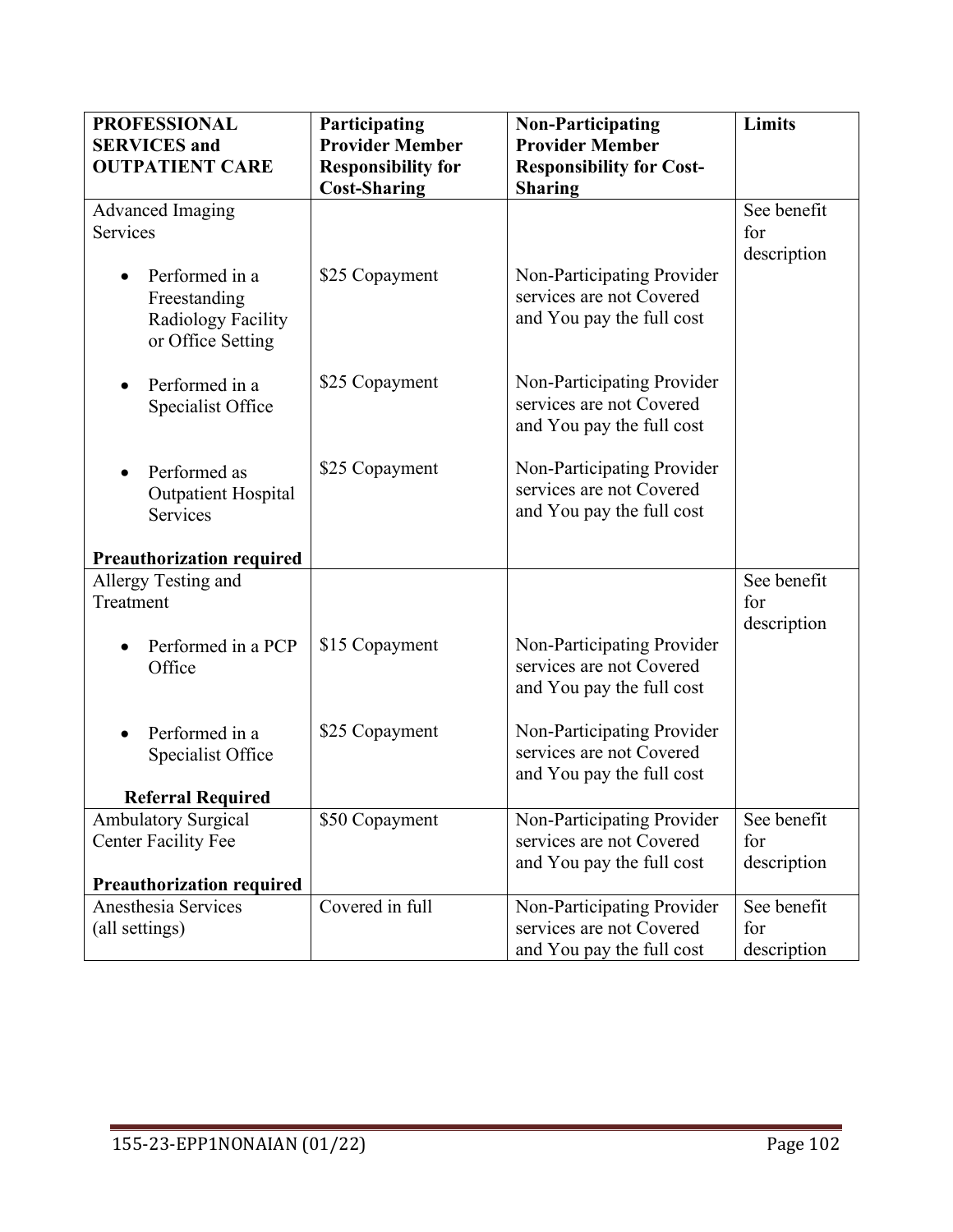| PROFESSIONAL SERVICES and OUTPATIENT CARE | Participating Provider Member Responsibility for Cost-Sharing | Non-Participating Provider Member Responsibility for Cost-Sharing | Limits |
|---|---|---|---|
| Advanced Imaging Services | | | See benefit for description |
| • Performed in a Freestanding Radiology Facility or Office Setting | $25 Copayment | Non-Participating Provider services are not Covered and You pay the full cost | |
| • Performed in a Specialist Office | $25 Copayment | Non-Participating Provider services are not Covered and You pay the full cost | |
| • Performed as Outpatient Hospital Services<br><br>**Preauthorization required** | $25 Copayment | Non-Participating Provider services are not Covered and You pay the full cost | |
| Allergy Testing and Treatment | | | See benefit for description |
| • Performed in a PCP Office | $15 Copayment | Non-Participating Provider services are not Covered and You pay the full cost | |
| • Performed in a Specialist Office<br><br>**Referral Required** | $25 Copayment | Non-Participating Provider services are not Covered and You pay the full cost | |
| Ambulatory Surgical Center Facility Fee<br><br>**Preauthorization required** | $50 Copayment | Non-Participating Provider services are not Covered and You pay the full cost | See benefit for description |
| Anesthesia Services (all settings) | Covered in full | Non-Participating Provider services are not Covered and You pay the full cost | See benefit for description |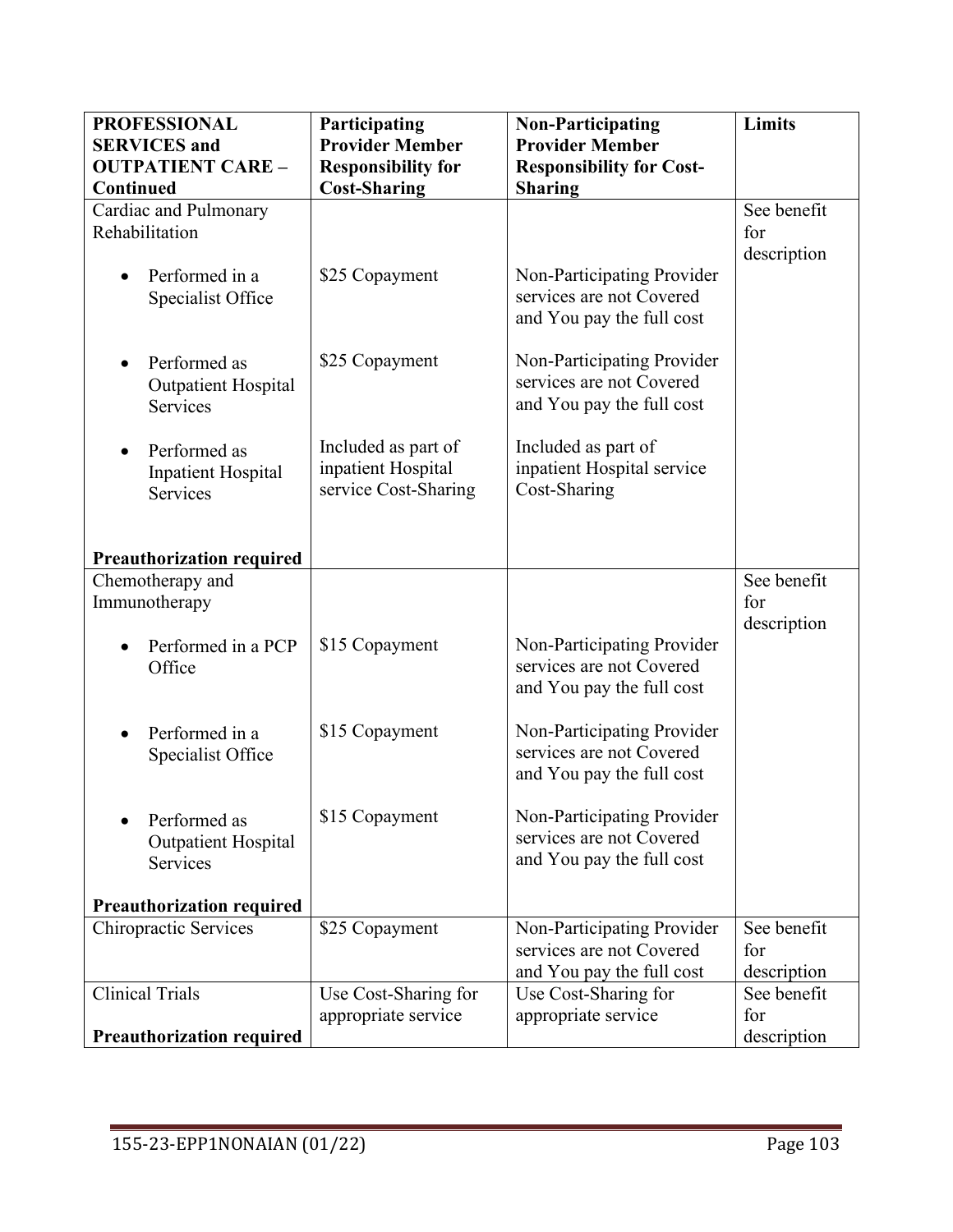| PROFESSIONAL SERVICES and OUTPATIENT CARE – Continued | Participating Provider Member Responsibility for Cost-Sharing | Non-Participating Provider Member Responsibility for Cost-Sharing | Limits |
|---|---|---|---|
| Cardiac and Pulmonary Rehabilitation | | | See benefit for description |
| • Performed in a Specialist Office | $25 Copayment | Non-Participating Provider services are not Covered and You pay the full cost | |
| • Performed as Outpatient Hospital Services | $25 Copayment | Non-Participating Provider services are not Covered and You pay the full cost | |
| • Performed as Inpatient Hospital Services | Included as part of inpatient Hospital service Cost-Sharing | Included as part of inpatient Hospital service Cost-Sharing | |
| **Preauthorization required** | | | |
| Chemotherapy and Immunotherapy | | | See benefit for description |
| • Performed in a PCP Office | $15 Copayment | Non-Participating Provider services are not Covered and You pay the full cost | |
| • Performed in a Specialist Office | $15 Copayment | Non-Participating Provider services are not Covered and You pay the full cost | |
| • Performed as Outpatient Hospital Services | $15 Copayment | Non-Participating Provider services are not Covered and You pay the full cost | |
| **Preauthorization required** | | | |
| Chiropractic Services | $25 Copayment | Non-Participating Provider services are not Covered and You pay the full cost | See benefit for description |
| Clinical Trials<br><br>**Preauthorization required** | Use Cost-Sharing for appropriate service | Use Cost-Sharing for appropriate service | See benefit for description |

155-23-EPP1NONAIAN (01/22)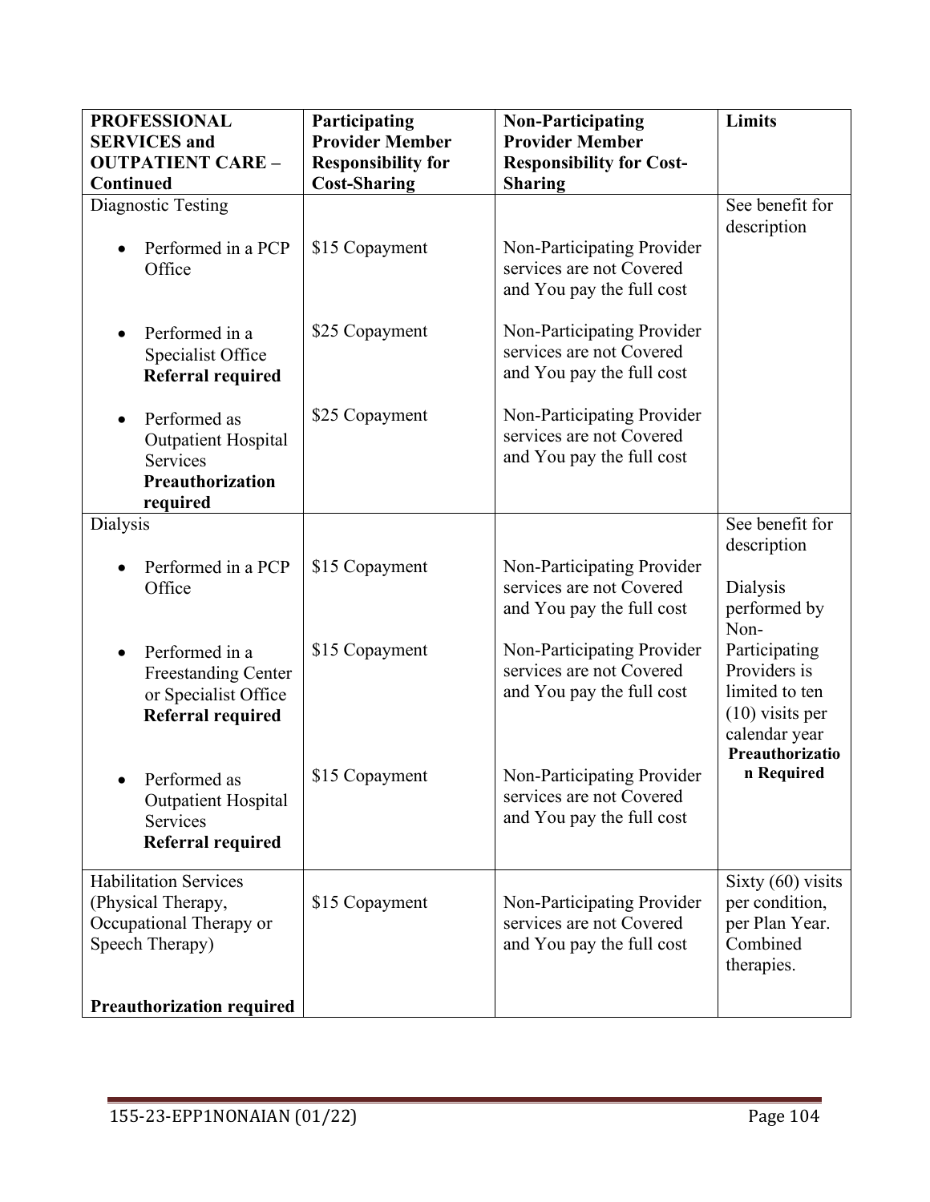| PROFESSIONAL SERVICES and OUTPATIENT CARE – Continued | Participating Provider Member Responsibility for Cost-Sharing | Non-Participating Provider Member Responsibility for Cost-Sharing | Limits |
|---|---|---|---|
| Diagnostic Testing | | | See benefit for description |
| • Performed in a PCP Office | $15 Copayment | Non-Participating Provider services are not Covered and You pay the full cost | |
| • Performed in a Specialist Office **Referral required** | $25 Copayment | Non-Participating Provider services are not Covered and You pay the full cost | |
| • Performed as Outpatient Hospital Services **Preauthorization required** | $25 Copayment | Non-Participating Provider services are not Covered and You pay the full cost | |
| Dialysis | | | See benefit for description<br><br>Dialysis performed by Non-Participating Providers is limited to ten (10) visits per calendar year **Preauthorization Required** |
| • Performed in a PCP Office | $15 Copayment | Non-Participating Provider services are not Covered and You pay the full cost | |
| • Performed in a Freestanding Center or Specialist Office **Referral required** | $15 Copayment | Non-Participating Provider services are not Covered and You pay the full cost | |
| • Performed as Outpatient Hospital Services **Referral required** | $15 Copayment | Non-Participating Provider services are not Covered and You pay the full cost | |
| Habilitation Services (Physical Therapy, Occupational Therapy or Speech Therapy)<br><br>**Preauthorization required** | $15 Copayment | Non-Participating Provider services are not Covered and You pay the full cost | Sixty (60) visits per condition, per Plan Year. Combined therapies. |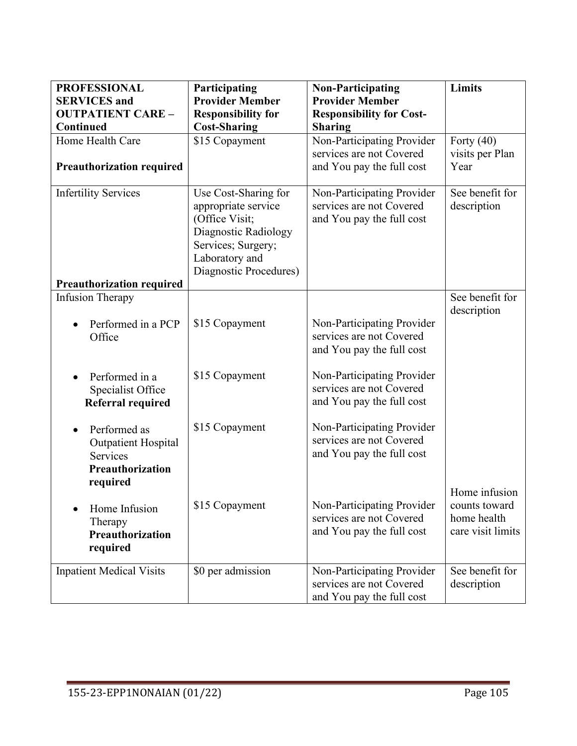| **PROFESSIONAL SERVICES and OUTPATIENT CARE – Continued** | **Participating Provider Member Responsibility for Cost-Sharing** | **Non-Participating Provider Member Responsibility for Cost-Sharing** | **Limits** |
|---|---|---|---|
| Home Health Care<br><br>**Preauthorization required** | $15 Copayment | Non-Participating Provider services are not Covered and You pay the full cost | Forty (40) visits per Plan Year |
| Infertility Services<br><br>**Preauthorization required** | Use Cost-Sharing for appropriate service (Office Visit; Diagnostic Radiology Services; Surgery; Laboratory and Diagnostic Procedures) | Non-Participating Provider services are not Covered and You pay the full cost | See benefit for description |
| Infusion Therapy | | | See benefit for description |
| • Performed in a PCP Office | $15 Copayment | Non-Participating Provider services are not Covered and You pay the full cost | |
| • Performed in a Specialist Office **Referral required** | $15 Copayment | Non-Participating Provider services are not Covered and You pay the full cost | |
| • Performed as Outpatient Hospital Services **Preauthorization required** | $15 Copayment | Non-Participating Provider services are not Covered and You pay the full cost | |
| • Home Infusion Therapy **Preauthorization required** | $15 Copayment | Non-Participating Provider services are not Covered and You pay the full cost | Home infusion counts toward home health care visit limits |
| Inpatient Medical Visits | $0 per admission | Non-Participating Provider services are not Covered and You pay the full cost | See benefit for description |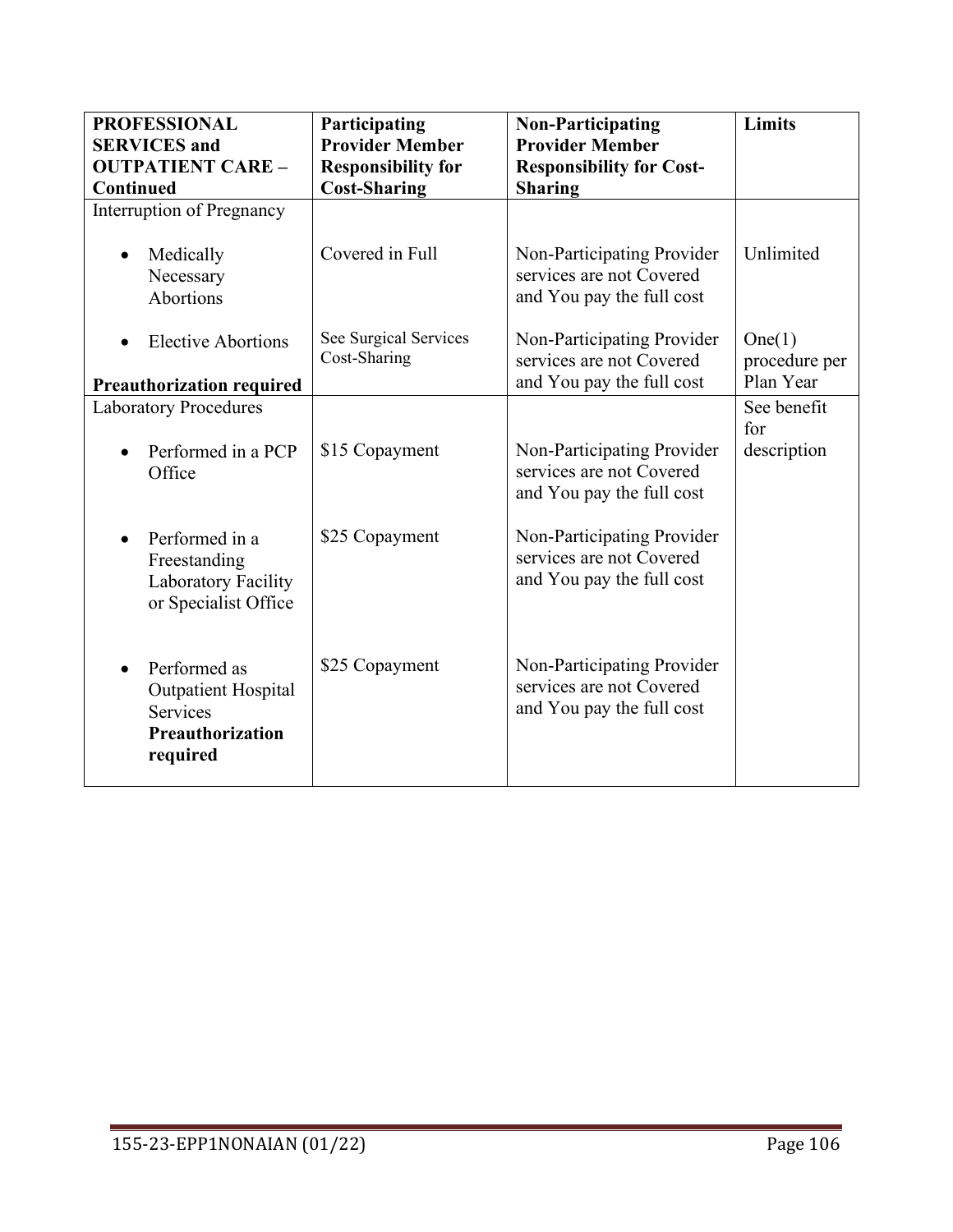| PROFESSIONAL SERVICES and OUTPATIENT CARE – Continued | Participating Provider Member Responsibility for Cost-Sharing | Non-Participating Provider Member Responsibility for Cost-Sharing | Limits |
|---|---|---|---|
| Interruption of Pregnancy | | | |
| • Medically Necessary Abortions | Covered in Full | Non-Participating Provider services are not Covered and You pay the full cost | Unlimited |
| • Elective Abortions<br><br>**Preauthorization required** | See Surgical Services Cost-Sharing | Non-Participating Provider services are not Covered and You pay the full cost | One(1) procedure per Plan Year |
| Laboratory Procedures | | | See benefit for description |
| • Performed in a PCP Office | $15 Copayment | Non-Participating Provider services are not Covered and You pay the full cost | |
| • Performed in a Freestanding Laboratory Facility or Specialist Office | $25 Copayment | Non-Participating Provider services are not Covered and You pay the full cost | |
| • Performed as Outpatient Hospital Services **Preauthorization required** | $25 Copayment | Non-Participating Provider services are not Covered and You pay the full cost | |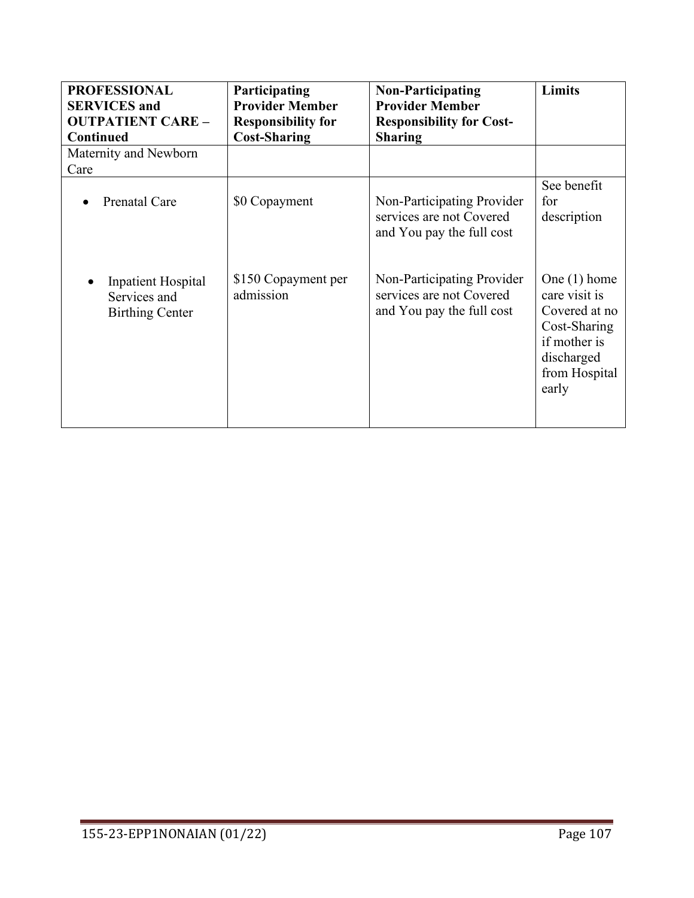| PROFESSIONAL SERVICES and OUTPATIENT CARE – Continued | Participating Provider Member Responsibility for Cost-Sharing | Non-Participating Provider Member Responsibility for Cost-Sharing | Limits |
|---|---|---|---|
| Maternity and Newborn Care | | | |
| • Prenatal Care | $0 Copayment | Non-Participating Provider services are not Covered and You pay the full cost | See benefit for description |
| • Inpatient Hospital Services and Birthing Center | $150 Copayment per admission | Non-Participating Provider services are not Covered and You pay the full cost | One (1) home care visit is Covered at no Cost-Sharing if mother is discharged from Hospital early |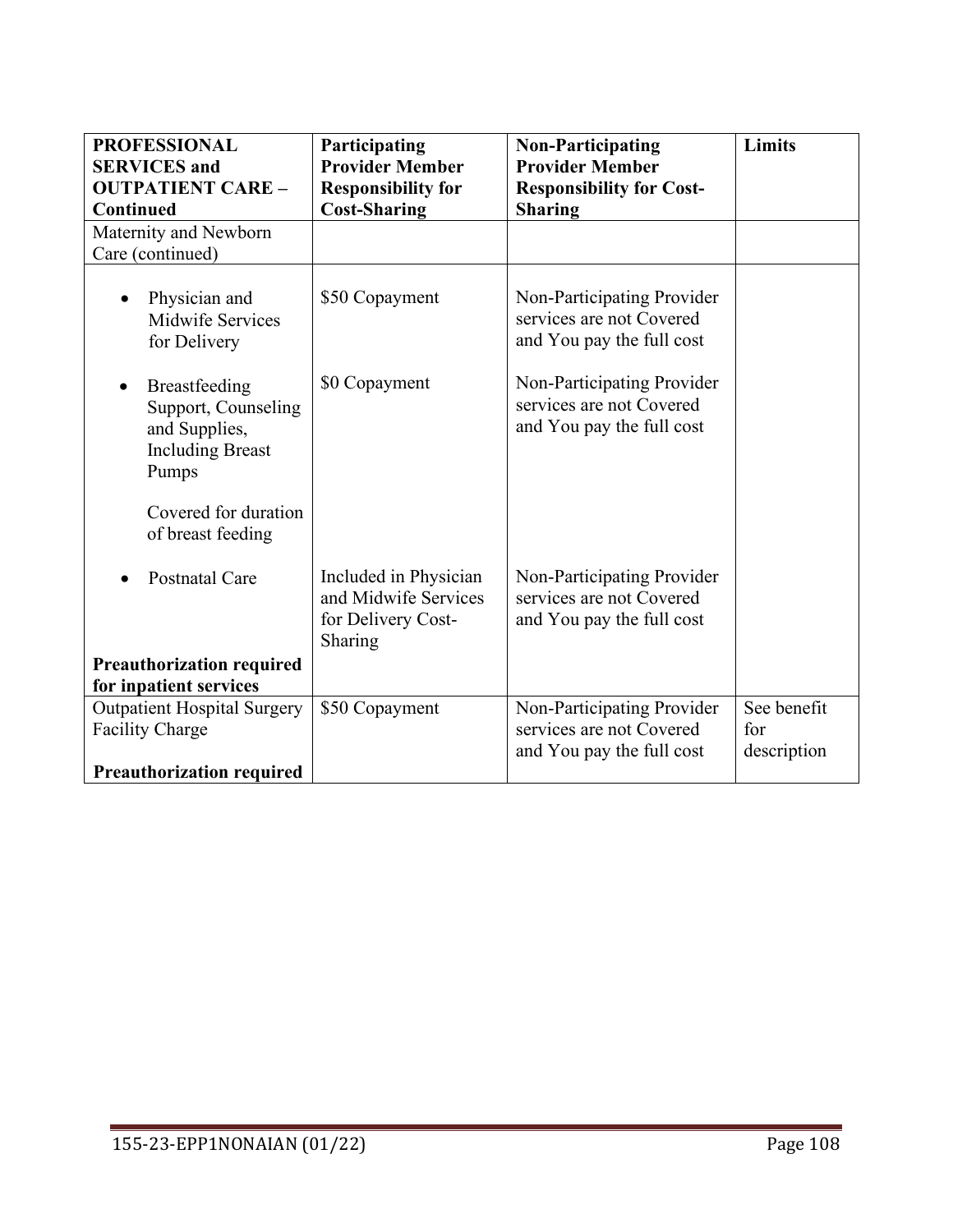| PROFESSIONAL SERVICES and OUTPATIENT CARE – Continued | Participating Provider Member Responsibility for Cost-Sharing | Non-Participating Provider Member Responsibility for Cost-Sharing | Limits |
|---|---|---|---|
| Maternity and Newborn Care (continued) | | | |
| • Physician and Midwife Services for Delivery | $50 Copayment | Non-Participating Provider services are not Covered and You pay the full cost | |
| • Breastfeeding Support, Counseling and Supplies, Including Breast Pumps<br><br>Covered for duration of breast feeding | $0 Copayment | Non-Participating Provider services are not Covered and You pay the full cost | |
| • Postnatal Care<br><br>**Preauthorization required for inpatient services** | Included in Physician and Midwife Services for Delivery Cost-Sharing | Non-Participating Provider services are not Covered and You pay the full cost | |
| Outpatient Hospital Surgery Facility Charge<br><br>**Preauthorization required** | $50 Copayment | Non-Participating Provider services are not Covered and You pay the full cost | See benefit for description |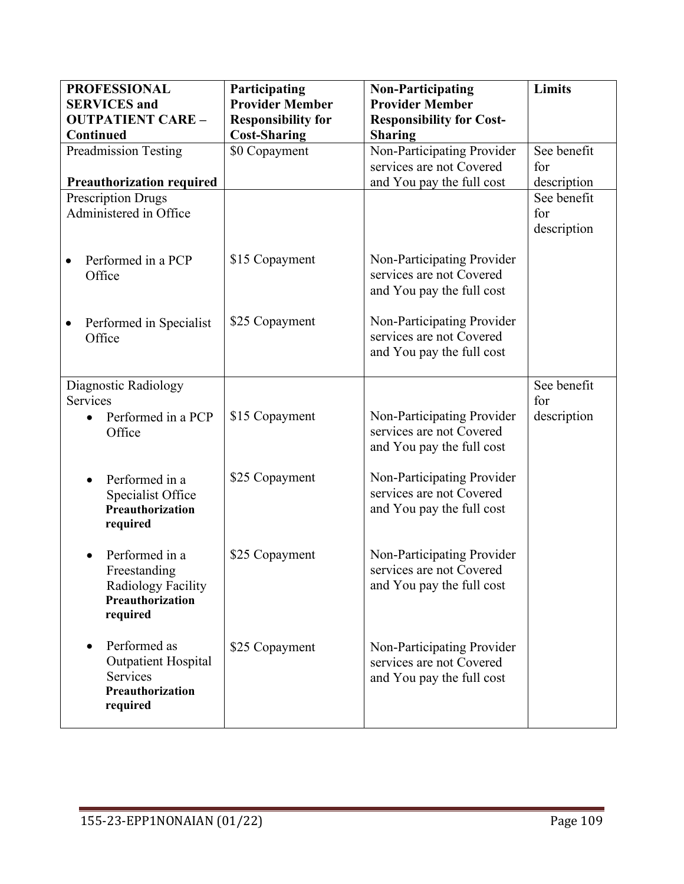| PROFESSIONAL SERVICES and OUTPATIENT CARE – Continued | Participating Provider Member Responsibility for Cost-Sharing | Non-Participating Provider Member Responsibility for Cost-Sharing | Limits |
|---|---|---|---|
| Preadmission Testing<br><br>**Preauthorization required** | $0 Copayment | Non-Participating Provider services are not Covered and You pay the full cost | See benefit for description |
| Prescription Drugs Administered in Office | | | See benefit for description |
| • Performed in a PCP Office | $15 Copayment | Non-Participating Provider services are not Covered and You pay the full cost | |
| • Performed in Specialist Office | $25 Copayment | Non-Participating Provider services are not Covered and You pay the full cost | |
| Diagnostic Radiology Services | | | See benefit for description |
| • Performed in a PCP Office | $15 Copayment | Non-Participating Provider services are not Covered and You pay the full cost | |
| • Performed in a Specialist Office **Preauthorization required** | $25 Copayment | Non-Participating Provider services are not Covered and You pay the full cost | |
| • Performed in a Freestanding Radiology Facility **Preauthorization required** | $25 Copayment | Non-Participating Provider services are not Covered and You pay the full cost | |
| • Performed as Outpatient Hospital Services **Preauthorization required** | $25 Copayment | Non-Participating Provider services are not Covered and You pay the full cost | |

155-23-EPP1NONAIAN (01/22)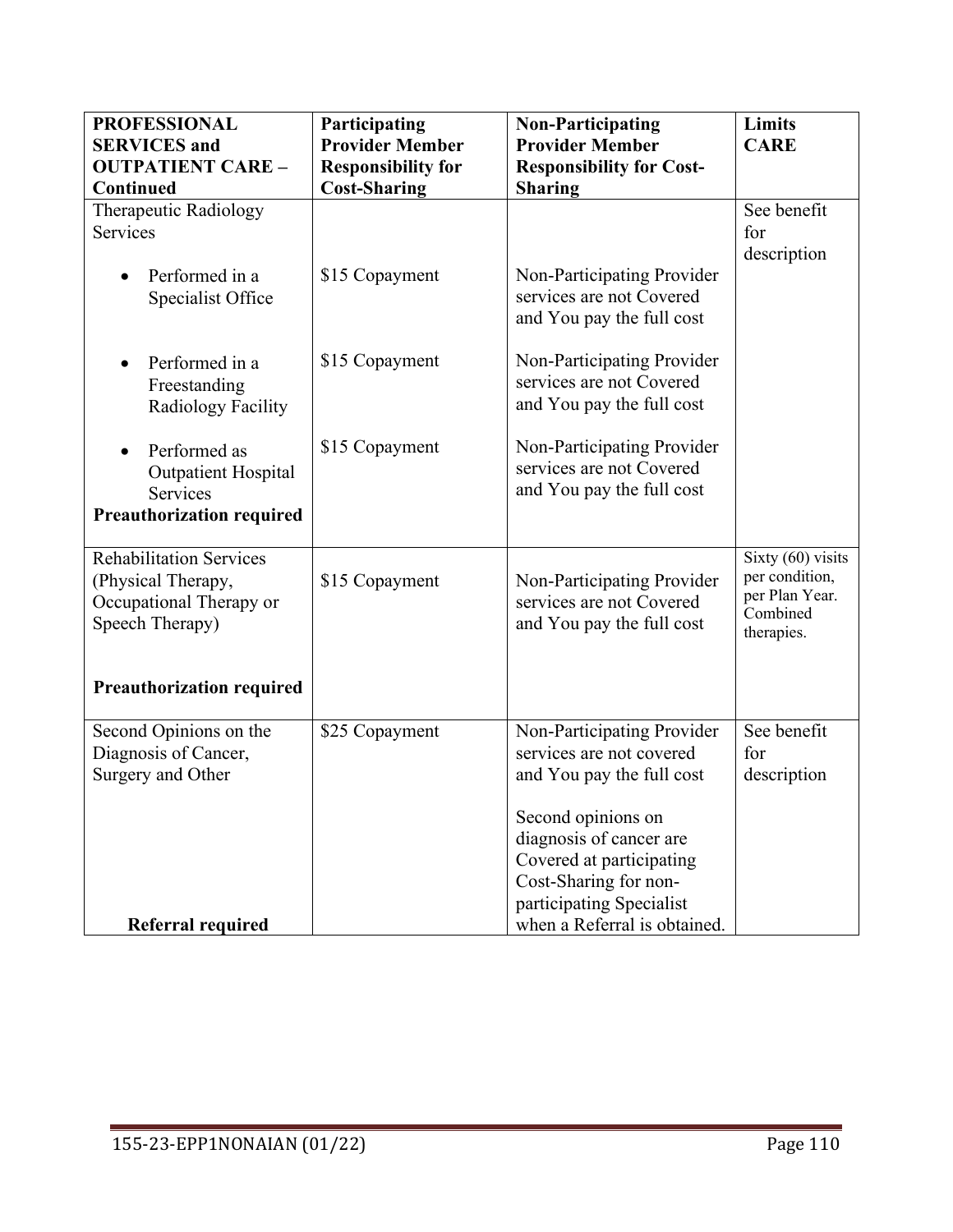| PROFESSIONAL SERVICES and OUTPATIENT CARE – Continued | Participating Provider Member Responsibility for Cost-Sharing | Non-Participating Provider Member Responsibility for Cost-Sharing | Limits CARE |
|---|---|---|---|
| Therapeutic Radiology Services | | | See benefit for description |
| • Performed in a Specialist Office | $15 Copayment | Non-Participating Provider services are not Covered and You pay the full cost | |
| • Performed in a Freestanding Radiology Facility | $15 Copayment | Non-Participating Provider services are not Covered and You pay the full cost | |
| • Performed as Outpatient Hospital Services<br>**Preauthorization required** | $15 Copayment | Non-Participating Provider services are not Covered and You pay the full cost | |
| Rehabilitation Services (Physical Therapy, Occupational Therapy or Speech Therapy)<br><br>**Preauthorization required** | $15 Copayment | Non-Participating Provider services are not Covered and You pay the full cost | Sixty (60) visits per condition, per Plan Year. Combined therapies. |
| Second Opinions on the Diagnosis of Cancer, Surgery and Other<br><br>**Referral required** | $25 Copayment | Non-Participating Provider services are not covered and You pay the full cost<br><br>Second opinions on diagnosis of cancer are Covered at participating Cost-Sharing for non-participating Specialist when a Referral is obtained. | See benefit for description |

155-23-EPP1NONAIAN (01/22)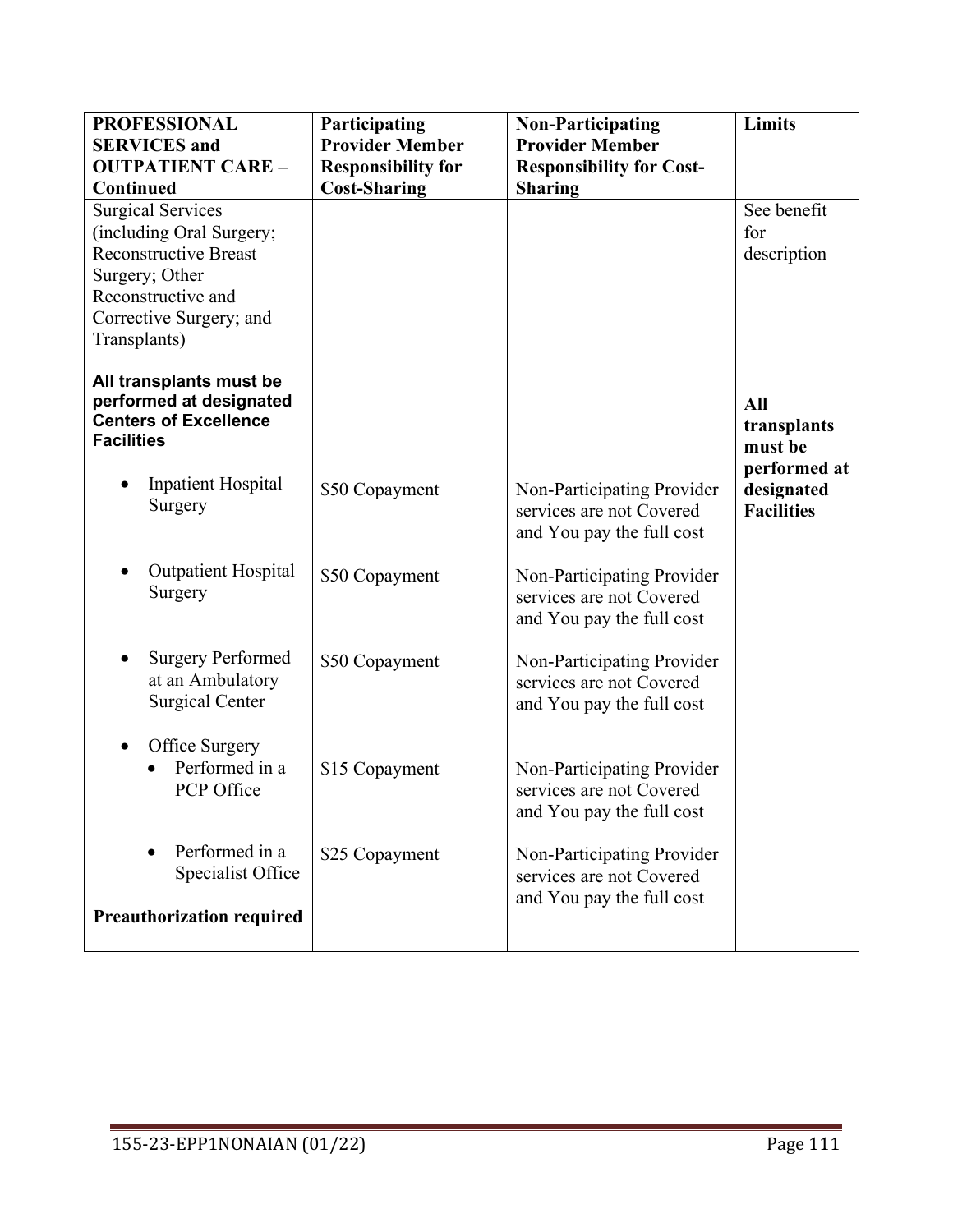| PROFESSIONAL SERVICES and OUTPATIENT CARE – Continued | Participating Provider Member Responsibility for Cost-Sharing | Non-Participating Provider Member Responsibility for Cost-Sharing | Limits |
|---|---|---|---|
| Surgical Services (including Oral Surgery; Reconstructive Breast Surgery; Other Reconstructive and Corrective Surgery; and Transplants)<br><br>**All transplants must be performed at designated Centers of Excellence Facilities** | | | See benefit for description<br><br>**All transplants must be performed at designated Facilities** |
| • Inpatient Hospital Surgery | $50 Copayment | Non-Participating Provider services are not Covered and You pay the full cost | |
| • Outpatient Hospital Surgery | $50 Copayment | Non-Participating Provider services are not Covered and You pay the full cost | |
| • Surgery Performed at an Ambulatory Surgical Center | $50 Copayment | Non-Participating Provider services are not Covered and You pay the full cost | |
| • Office Surgery<br>  • Performed in a PCP Office | $15 Copayment | Non-Participating Provider services are not Covered and You pay the full cost | |
|   • Performed in a Specialist Office<br><br>**Preauthorization required** | $25 Copayment | Non-Participating Provider services are not Covered and You pay the full cost | |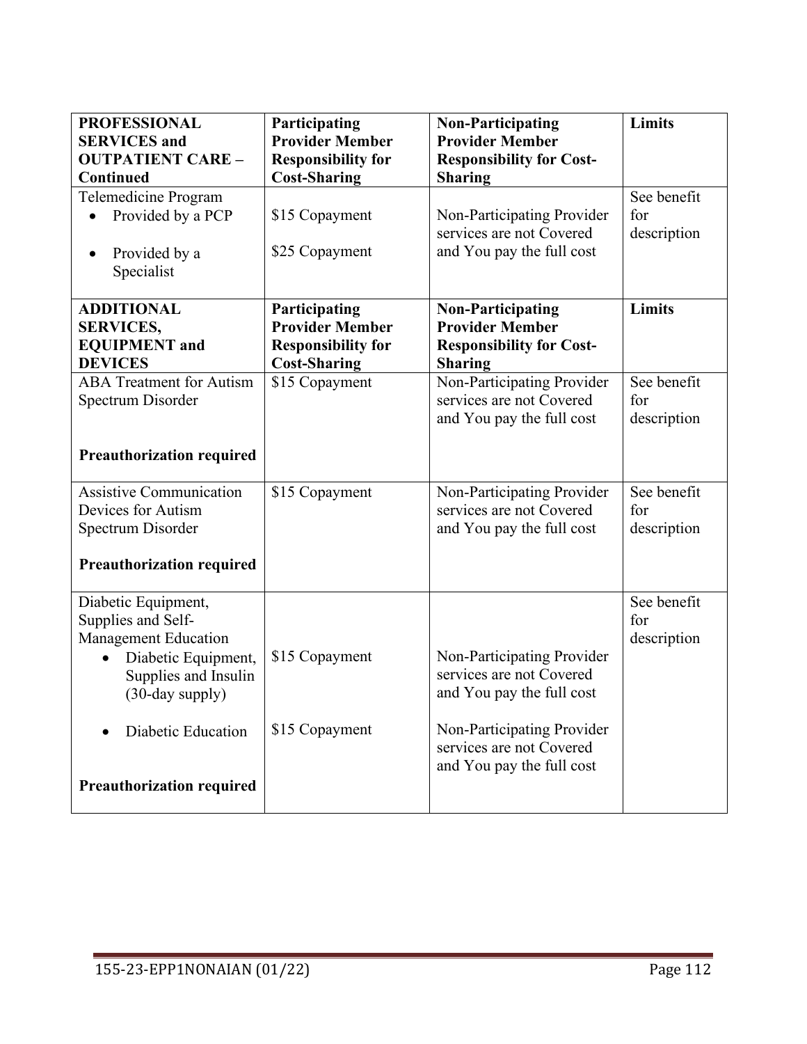| PROFESSIONAL SERVICES and OUTPATIENT CARE – Continued | Participating Provider Member Responsibility for Cost-Sharing | Non-Participating Provider Member Responsibility for Cost-Sharing | Limits |
|---|---|---|---|
| Telemedicine Program<br>• Provided by a PCP<br>• Provided by a Specialist | <br>$15 Copayment<br>$25 Copayment | Non-Participating Provider services are not Covered and You pay the full cost | See benefit for description |

| ADDITIONAL SERVICES, EQUIPMENT and DEVICES | Participating Provider Member Responsibility for Cost-Sharing | Non-Participating Provider Member Responsibility for Cost-Sharing | Limits |
|---|---|---|---|
| ABA Treatment for Autism Spectrum Disorder<br><br>**Preauthorization required** | $15 Copayment | Non-Participating Provider services are not Covered and You pay the full cost | See benefit for description |
| Assistive Communication Devices for Autism Spectrum Disorder<br><br>**Preauthorization required** | $15 Copayment | Non-Participating Provider services are not Covered and You pay the full cost | See benefit for description |
| Diabetic Equipment, Supplies and Self-Management Education<br>• Diabetic Equipment, Supplies and Insulin (30-day supply)<br>• Diabetic Education<br><br>**Preauthorization required** | <br>$15 Copayment<br>$15 Copayment | <br>Non-Participating Provider services are not Covered and You pay the full cost<br>Non-Participating Provider services are not Covered and You pay the full cost | See benefit for description |

155-23-EPP1NONAIAN (01/22)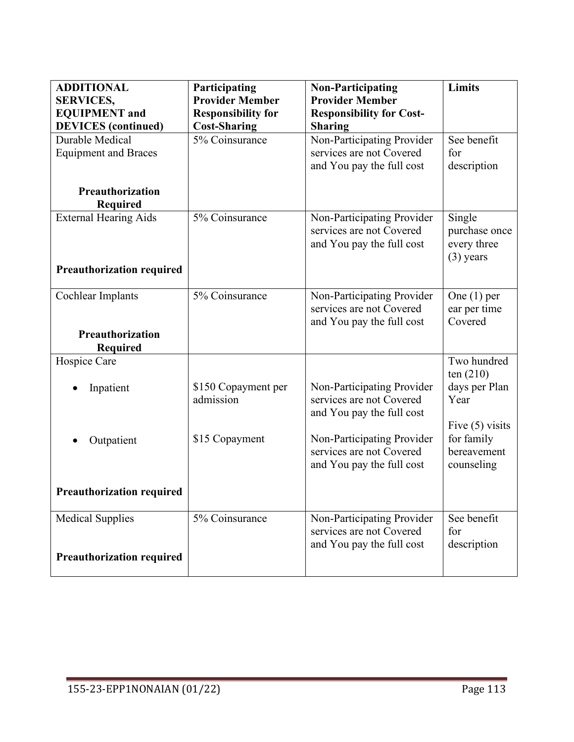| ADDITIONAL SERVICES, EQUIPMENT and DEVICES (continued) | Participating Provider Member Responsibility for Cost-Sharing | Non-Participating Provider Member Responsibility for Cost-Sharing | Limits |
|---|---|---|---|
| Durable Medical Equipment and Braces<br><br>**Preauthorization Required** | 5% Coinsurance | Non-Participating Provider services are not Covered and You pay the full cost | See benefit for description |
| External Hearing Aids<br><br>**Preauthorization required** | 5% Coinsurance | Non-Participating Provider services are not Covered and You pay the full cost | Single purchase once every three (3) years |
| Cochlear Implants<br><br>**Preauthorization Required** | 5% Coinsurance | Non-Participating Provider services are not Covered and You pay the full cost | One (1) per ear per time Covered |
| Hospice Care<br><br>• Inpatient<br><br>• Outpatient<br><br>**Preauthorization required** | <br><br>$150 Copayment per admission<br><br>$15 Copayment | <br><br>Non-Participating Provider services are not Covered and You pay the full cost<br><br>Non-Participating Provider services are not Covered and You pay the full cost | Two hundred ten (210) days per Plan Year<br><br>Five (5) visits for family bereavement counseling |
| Medical Supplies<br><br>**Preauthorization required** | 5% Coinsurance | Non-Participating Provider services are not Covered and You pay the full cost | See benefit for description |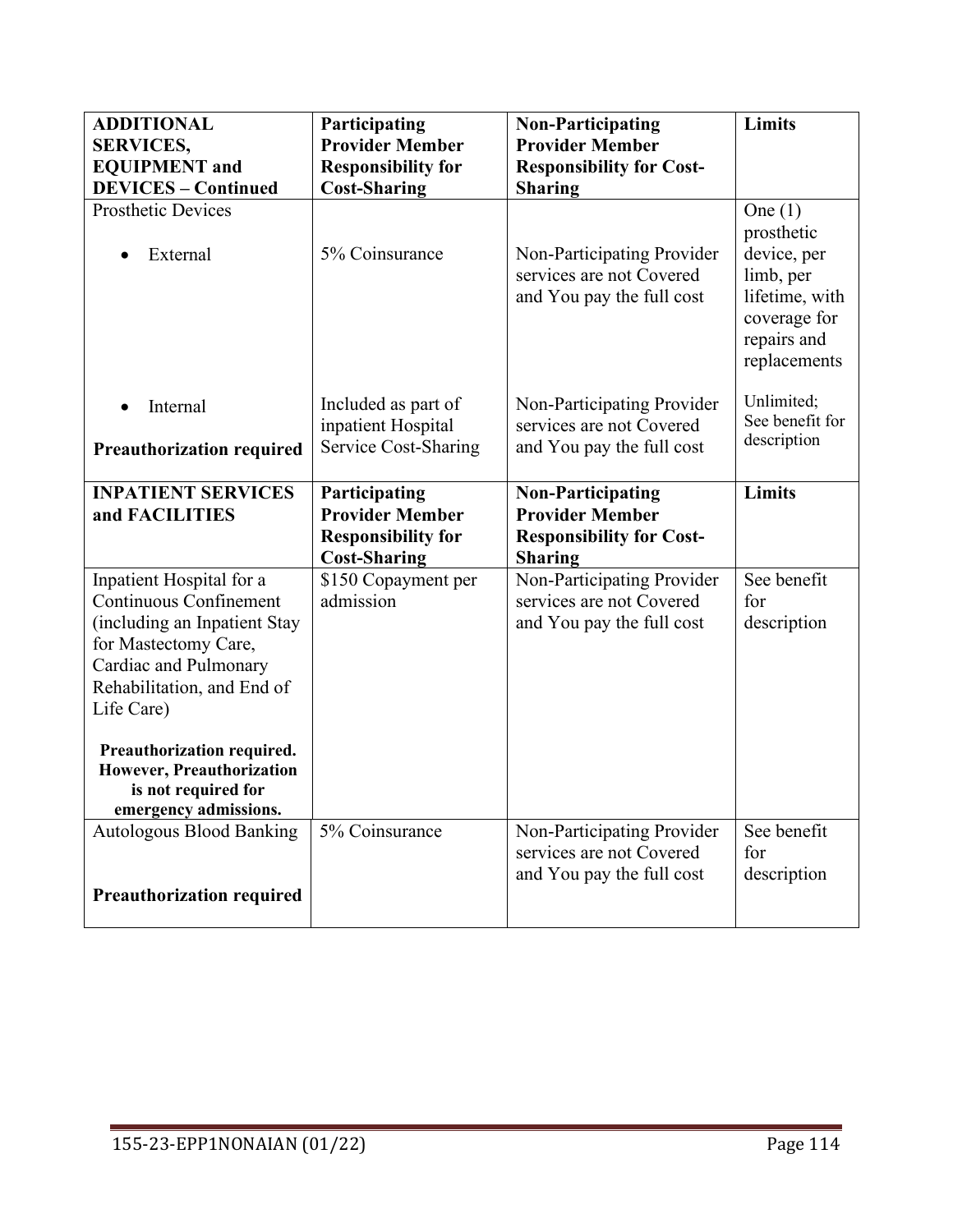| ADDITIONAL SERVICES, EQUIPMENT and DEVICES – Continued | Participating Provider Member Responsibility for Cost-Sharing | Non-Participating Provider Member Responsibility for Cost-Sharing | Limits |
|---|---|---|---|
| Prosthetic Devices | | | |
| • External | 5% Coinsurance | Non-Participating Provider services are not Covered and You pay the full cost | One (1) prosthetic device, per limb, per lifetime, with coverage for repairs and replacements |
| • Internal<br><br>**Preauthorization required** | Included as part of inpatient Hospital Service Cost-Sharing | Non-Participating Provider services are not Covered and You pay the full cost | Unlimited; See benefit for description |
| **INPATIENT SERVICES and FACILITIES** | **Participating Provider Member Responsibility for Cost-Sharing** | **Non-Participating Provider Member Responsibility for Cost-Sharing** | **Limits** |
| Inpatient Hospital for a Continuous Confinement (including an Inpatient Stay for Mastectomy Care, Cardiac and Pulmonary Rehabilitation, and End of Life Care)<br><br>**Preauthorization required. However, Preauthorization is not required for emergency admissions.** | $150 Copayment per admission | Non-Participating Provider services are not Covered and You pay the full cost | See benefit for description |
| Autologous Blood Banking<br><br>**Preauthorization required** | 5% Coinsurance | Non-Participating Provider services are not Covered and You pay the full cost | See benefit for description |

155-23-EPP1NONAIAN (01/22)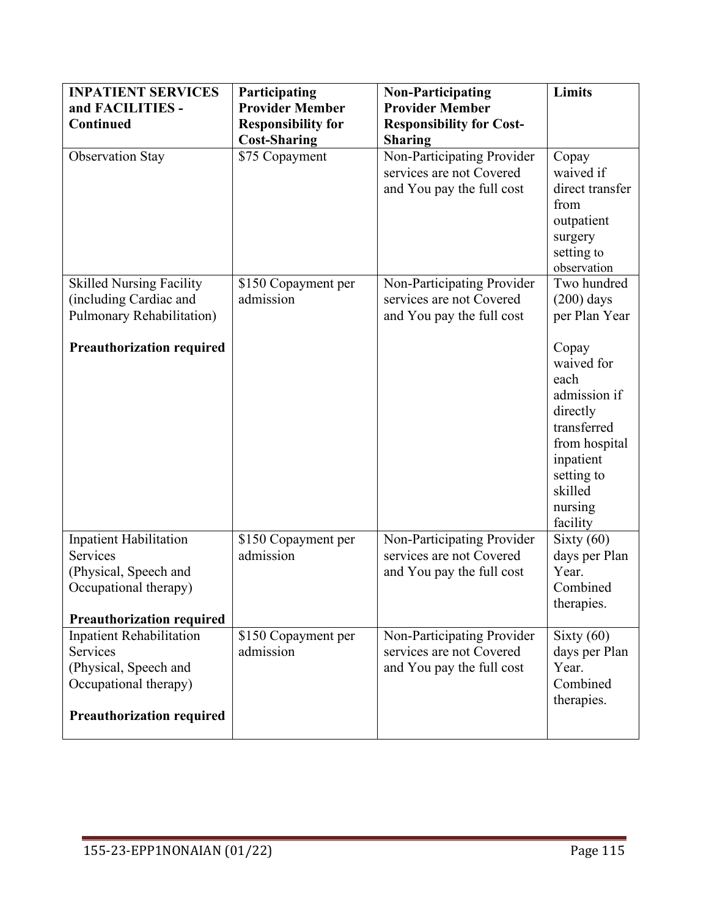| INPATIENT SERVICES and FACILITIES - Continued | Participating Provider Member Responsibility for Cost-Sharing | Non-Participating Provider Member Responsibility for Cost-Sharing | Limits |
|---|---|---|---|
| Observation Stay | $75 Copayment | Non-Participating Provider services are not Covered and You pay the full cost | Copay waived if direct transfer from outpatient surgery setting to observation |
| Skilled Nursing Facility (including Cardiac and Pulmonary Rehabilitation)<br><br>**Preauthorization required** | $150 Copayment per admission | Non-Participating Provider services are not Covered and You pay the full cost | Two hundred (200) days per Plan Year<br><br>Copay waived for each admission if directly transferred from hospital inpatient setting to skilled nursing facility |
| Inpatient Habilitation Services (Physical, Speech and Occupational therapy)<br><br>**Preauthorization required** | $150 Copayment per admission | Non-Participating Provider services are not Covered and You pay the full cost | Sixty (60) days per Plan Year. Combined therapies. |
| Inpatient Rehabilitation Services (Physical, Speech and Occupational therapy)<br><br>**Preauthorization required** | $150 Copayment per admission | Non-Participating Provider services are not Covered and You pay the full cost | Sixty (60) days per Plan Year. Combined therapies. |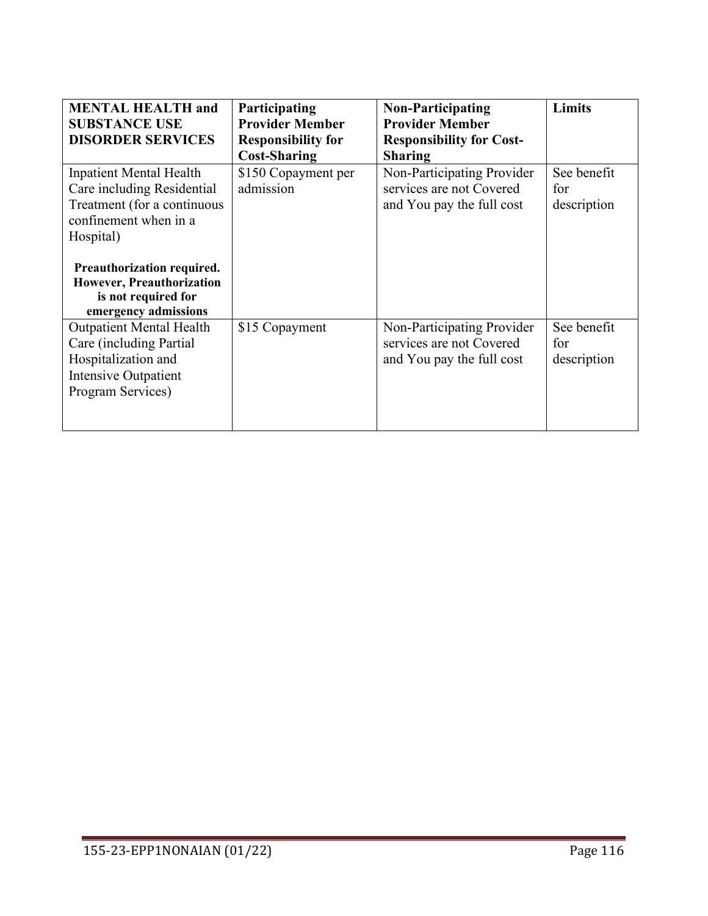| **MENTAL HEALTH and SUBSTANCE USE DISORDER SERVICES** | **Participating Provider Member Responsibility for Cost-Sharing** | **Non-Participating Provider Member Responsibility for Cost-Sharing** | **Limits** |
|---|---|---|---|
| Inpatient Mental Health Care including Residential Treatment (for a continuous confinement when in a Hospital)<br><br>**Preauthorization required. However, Preauthorization is not required for emergency admissions** | \$150 Copayment per admission | Non-Participating Provider services are not Covered and You pay the full cost | See benefit for description |
| Outpatient Mental Health Care (including Partial Hospitalization and Intensive Outpatient Program Services) | \$15 Copayment | Non-Participating Provider services are not Covered and You pay the full cost | See benefit for description |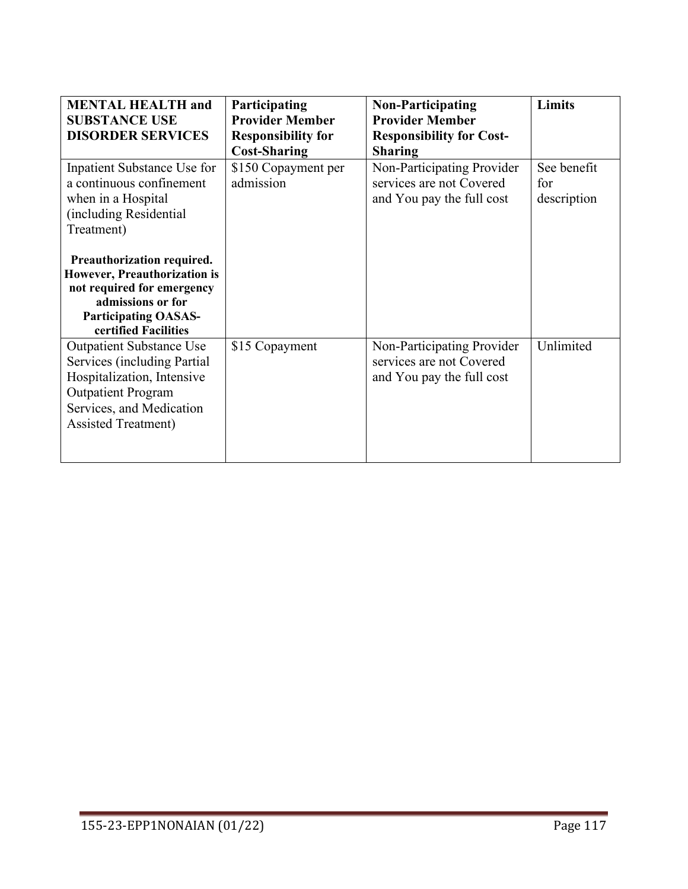| **MENTAL HEALTH and SUBSTANCE USE DISORDER SERVICES** | **Participating Provider Member Responsibility for Cost-Sharing** | **Non-Participating Provider Member Responsibility for Cost-Sharing** | **Limits** |
|---|---|---|---|
| Inpatient Substance Use for a continuous confinement when in a Hospital (including Residential Treatment)<br><br>**Preauthorization required. However, Preauthorization is not required for emergency admissions or for Participating OASAS-certified Facilities** | $150 Copayment per admission | Non-Participating Provider services are not Covered and You pay the full cost | See benefit for description |
| Outpatient Substance Use Services (including Partial Hospitalization, Intensive Outpatient Program Services, and Medication Assisted Treatment) | $15 Copayment | Non-Participating Provider services are not Covered and You pay the full cost | Unlimited |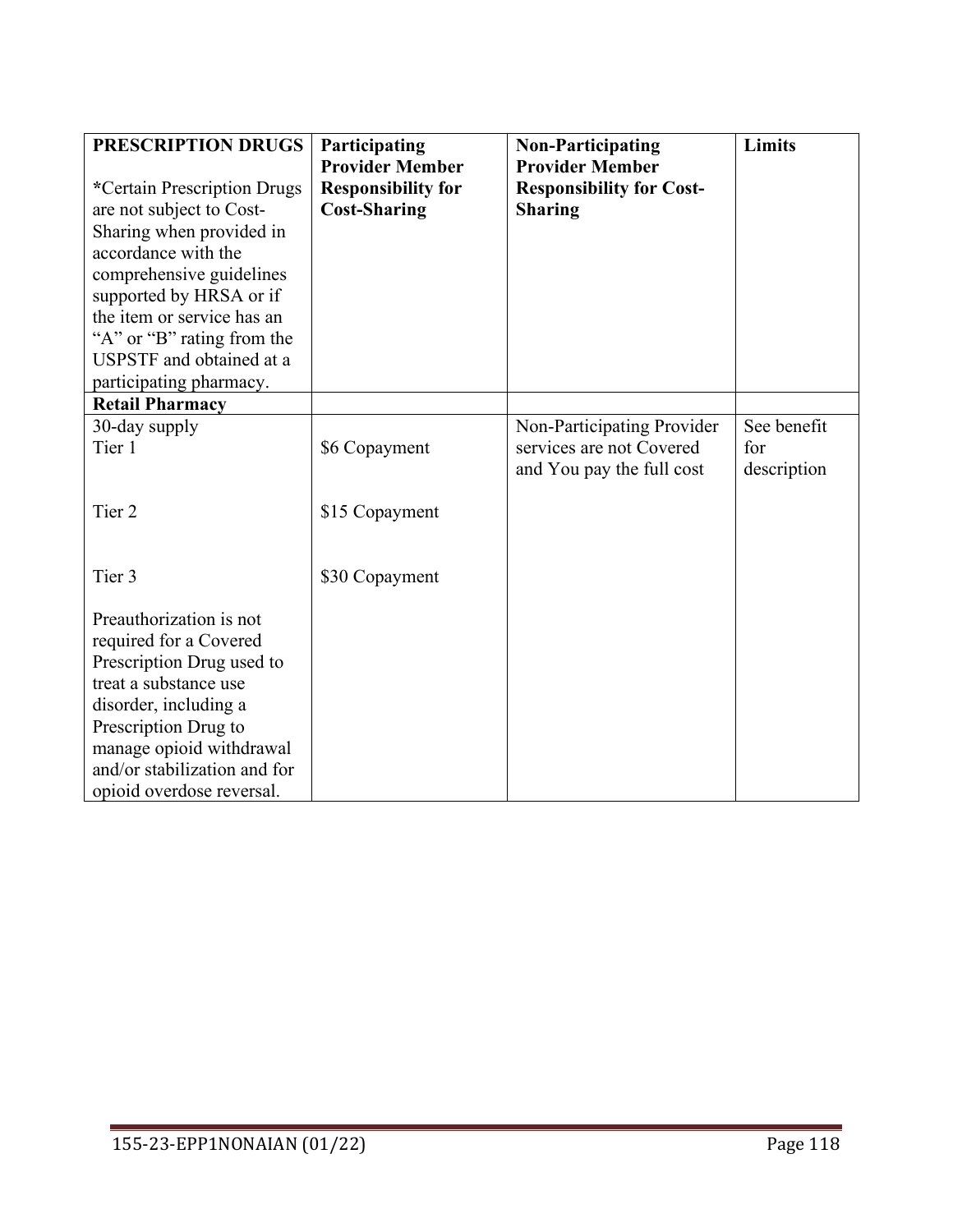| **PRESCRIPTION DRUGS**<br><br>***Certain Prescription Drugs are not subject to Cost-Sharing when provided in accordance with the comprehensive guidelines supported by HRSA or if the item or service has an "A" or "B" rating from the USPSTF and obtained at a participating pharmacy.** | **Participating Provider Member Responsibility for Cost-Sharing** | **Non-Participating Provider Member Responsibility for Cost-Sharing** | **Limits** |
|---|---|---|---|
| **Retail Pharmacy** | | | |
| 30-day supply<br>Tier 1<br><br>Tier 2<br><br>Tier 3<br><br>Preauthorization is not required for a Covered Prescription Drug used to treat a substance use disorder, including a Prescription Drug to manage opioid withdrawal and/or stabilization and for opioid overdose reversal. | <br>$6 Copayment<br><br>$15 Copayment<br><br>$30 Copayment | Non-Participating Provider services are not Covered and You pay the full cost | See benefit for description |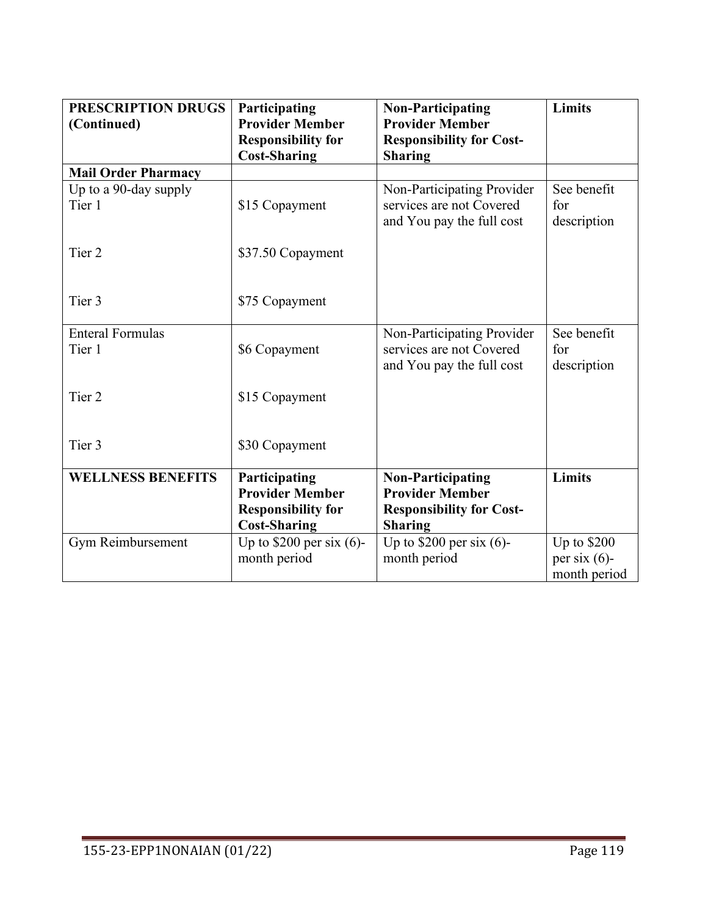| PRESCRIPTION DRUGS (Continued) | Participating Provider Member Responsibility for Cost-Sharing | Non-Participating Provider Member Responsibility for Cost-Sharing | Limits |
|---|---|---|---|
| **Mail Order Pharmacy** | | | |
| Up to a 90-day supply<br>Tier 1<br><br>Tier 2<br><br>Tier 3 | <br>$15 Copayment<br><br>$37.50 Copayment<br><br>$75 Copayment | Non-Participating Provider services are not Covered and You pay the full cost | See benefit for description |
| Enteral Formulas<br>Tier 1<br><br>Tier 2<br><br>Tier 3 | <br>$6 Copayment<br><br>$15 Copayment<br><br>$30 Copayment | Non-Participating Provider services are not Covered and You pay the full cost | See benefit for description |
| **WELLNESS BENEFITS** | **Participating Provider Member Responsibility for Cost-Sharing** | **Non-Participating Provider Member Responsibility for Cost-Sharing** | **Limits** |
| Gym Reimbursement | Up to $200 per six (6)-month period | Up to $200 per six (6)-month period | Up to $200 per six (6)-month period |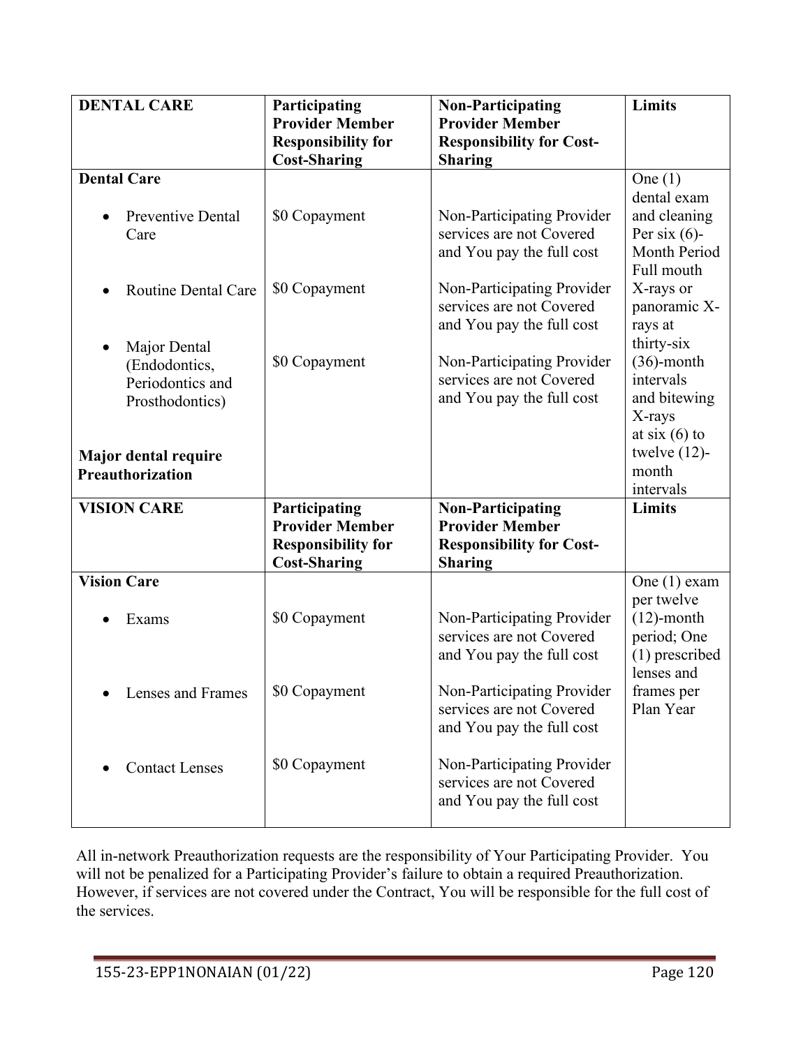| DENTAL CARE | Participating Provider Member Responsibility for Cost-Sharing | Non-Participating Provider Member Responsibility for Cost-Sharing | Limits |
|---|---|---|---|
| **Dental Care**<br><br>• Preventive Dental Care<br><br>• Routine Dental Care<br><br>• Major Dental (Endodontics, Periodontics and Prosthodontics)<br><br>**Major dental require Preauthorization** | <br><br>$0 Copayment<br><br>$0 Copayment<br><br>$0 Copayment | <br><br>Non-Participating Provider services are not Covered and You pay the full cost<br><br>Non-Participating Provider services are not Covered and You pay the full cost<br><br>Non-Participating Provider services are not Covered and You pay the full cost | One (1) dental exam and cleaning Per six (6)-Month Period Full mouth X-rays or panoramic X-rays at thirty-six (36)-month intervals and bitewing X-rays at six (6) to twelve (12)-month intervals |
| **VISION CARE** | **Participating Provider Member Responsibility for Cost-Sharing** | **Non-Participating Provider Member Responsibility for Cost-Sharing** | **Limits** |
| **Vision Care**<br><br>• Exams<br><br>• Lenses and Frames<br><br>• Contact Lenses | <br><br>$0 Copayment<br><br>$0 Copayment<br><br>$0 Copayment | <br><br>Non-Participating Provider services are not Covered and You pay the full cost<br><br>Non-Participating Provider services are not Covered and You pay the full cost<br><br>Non-Participating Provider services are not Covered and You pay the full cost | One (1) exam per twelve (12)-month period; One (1) prescribed lenses and frames per Plan Year |

All in-network Preauthorization requests are the responsibility of Your Participating Provider. You will not be penalized for a Participating Provider's failure to obtain a required Preauthorization. However, if services are not covered under the Contract, You will be responsible for the full cost of the services.

155-23-EPP1NONAIAN (01/22)